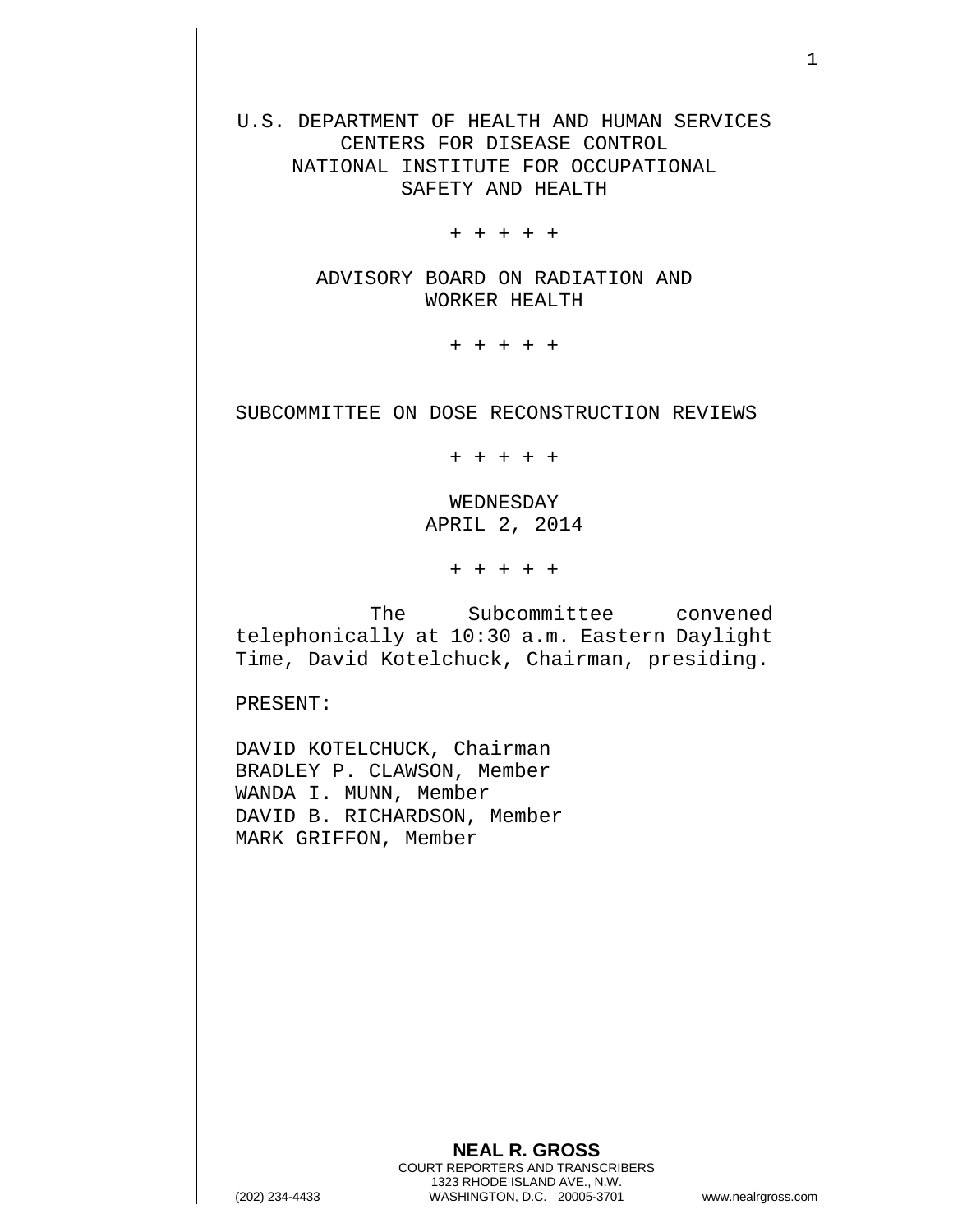U.S. DEPARTMENT OF HEALTH AND HUMAN SERVICES
CENTERS FOR DISEASE CONTROL
NATIONAL INSTITUTE FOR OCCUPATIONAL
SAFETY AND HEALTH

+ + + + +

ADVISORY BOARD ON RADIATION AND
WORKER HEALTH

+ + + + +

SUBCOMMITTEE ON DOSE RECONSTRUCTION REVIEWS

+ + + + +

WEDNESDAY
APRIL 2, 2014

+ + + + +

The Subcommittee convened telephonically at 10:30 a.m. Eastern Daylight Time, David Kotelchuck, Chairman, presiding.

PRESENT:

DAVID KOTELCHUCK, Chairman
BRADLEY P. CLAWSON, Member
WANDA I. MUNN, Member
DAVID B. RICHARDSON, Member
MARK GRIFFON, Member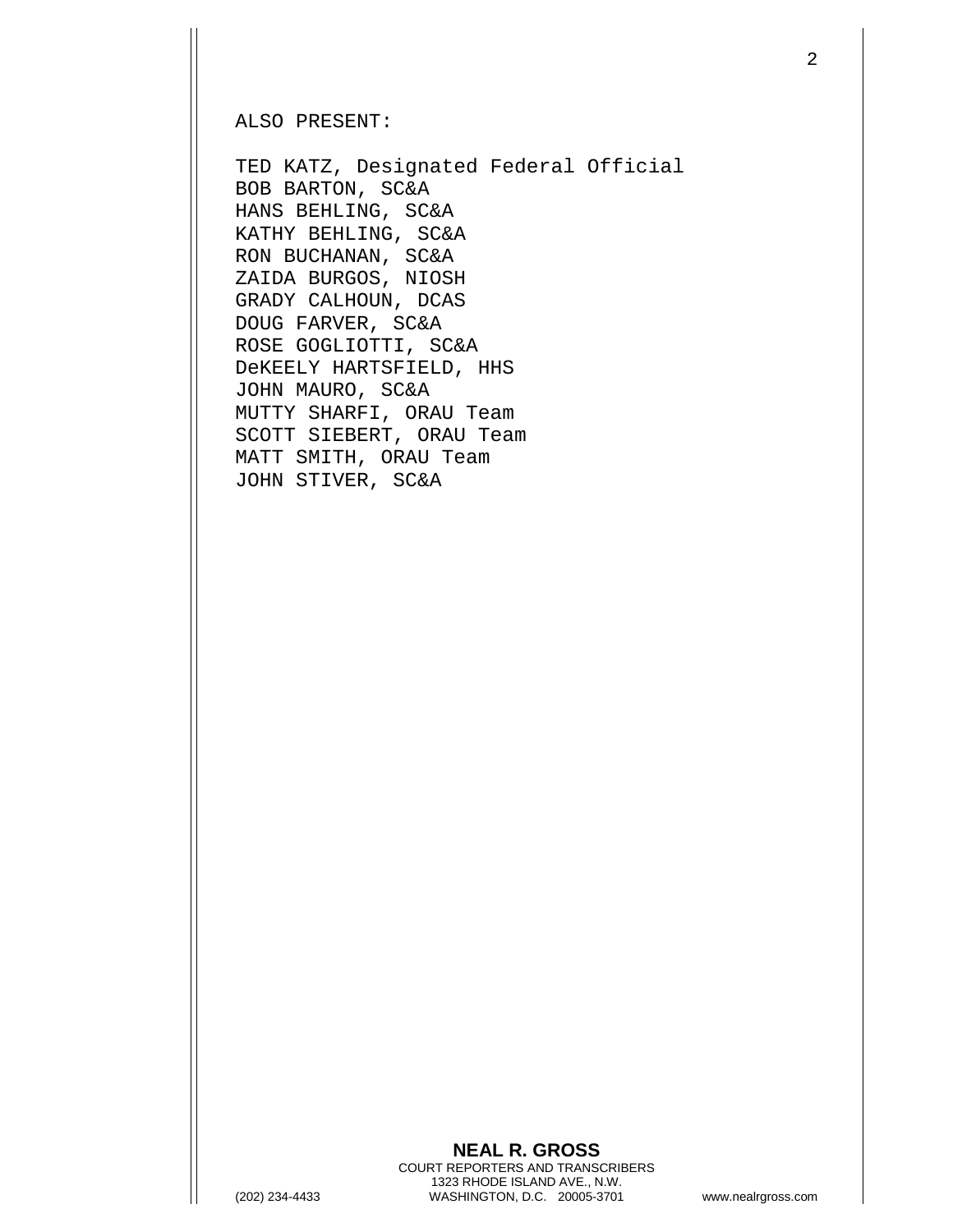ALSO PRESENT:

TED KATZ, Designated Federal Official
BOB BARTON, SC&A
HANS BEHLING, SC&A
KATHY BEHLING, SC&A
RON BUCHANAN, SC&A
ZAIDA BURGOS, NIOSH
GRADY CALHOUN, DCAS
DOUG FARVER, SC&A
ROSE GOGLIOTTI, SC&A
DeKEELY HARTSFIELD, HHS
JOHN MAURO, SC&A
MUTTY SHARFI, ORAU Team
SCOTT SIEBERT, ORAU Team
MATT SMITH, ORAU Team
JOHN STIVER, SC&A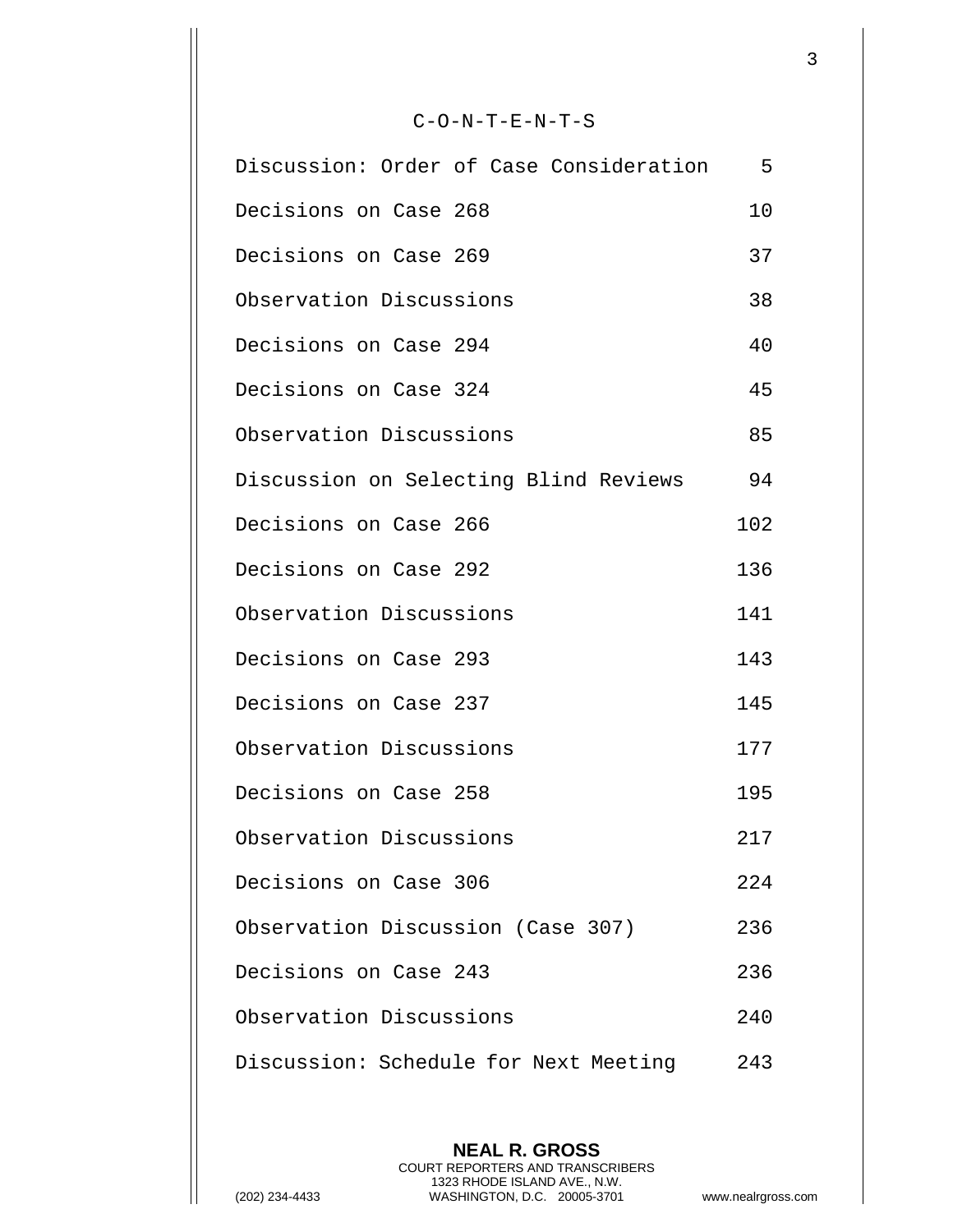# C-O-N-T-E-N-T-S

| | |
|---|---|
| Discussion: Order of Case Consideration | 5 |
| Decisions on Case 268 | 10 |
| Decisions on Case 269 | 37 |
| Observation Discussions | 38 |
| Decisions on Case 294 | 40 |
| Decisions on Case 324 | 45 |
| Observation Discussions | 85 |
| Discussion on Selecting Blind Reviews | 94 |
| Decisions on Case 266 | 102 |
| Decisions on Case 292 | 136 |
| Observation Discussions | 141 |
| Decisions on Case 293 | 143 |
| Decisions on Case 237 | 145 |
| Observation Discussions | 177 |
| Decisions on Case 258 | 195 |
| Observation Discussions | 217 |
| Decisions on Case 306 | 224 |
| Observation Discussion (Case 307) | 236 |
| Decisions on Case 243 | 236 |
| Observation Discussions | 240 |
| Discussion: Schedule for Next Meeting | 243 |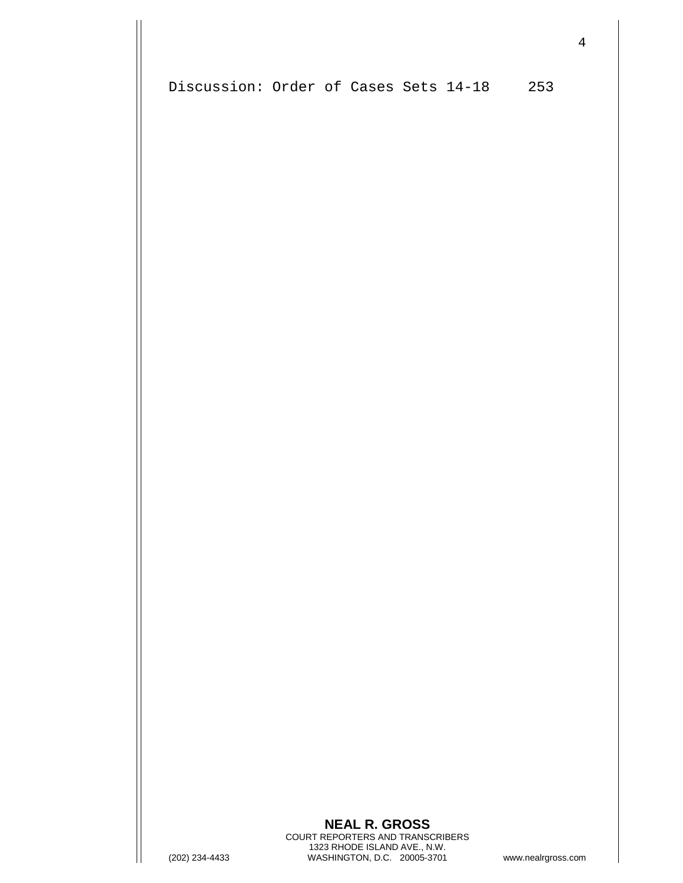Discussion: Order of Cases Sets 14-18     253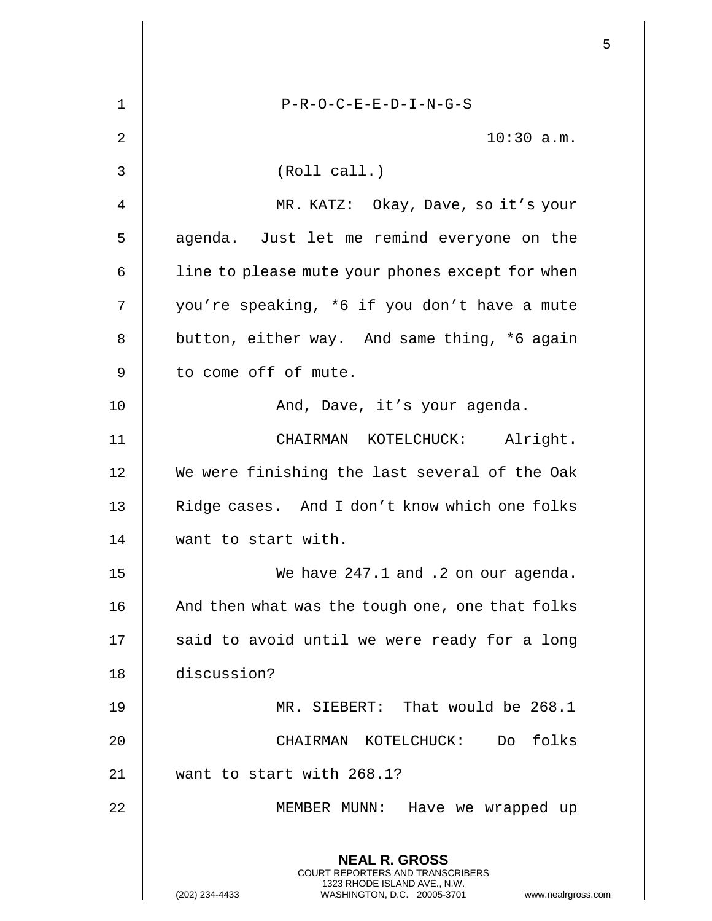P-R-O-C-E-E-D-I-N-G-S

10:30 a.m.

(Roll call.)

MR. KATZ: Okay, Dave, so it's your agenda. Just let me remind everyone on the line to please mute your phones except for when you're speaking, *6 if you don't have a mute button, either way. And same thing, *6 again to come off of mute.

And, Dave, it's your agenda.

CHAIRMAN KOTELCHUCK: Alright. We were finishing the last several of the Oak Ridge cases. And I don't know which one folks want to start with.

We have 247.1 and .2 on our agenda. And then what was the tough one, one that folks said to avoid until we were ready for a long discussion?

MR. SIEBERT: That would be 268.1

CHAIRMAN KOTELCHUCK: Do folks want to start with 268.1?

MEMBER MUNN: Have we wrapped up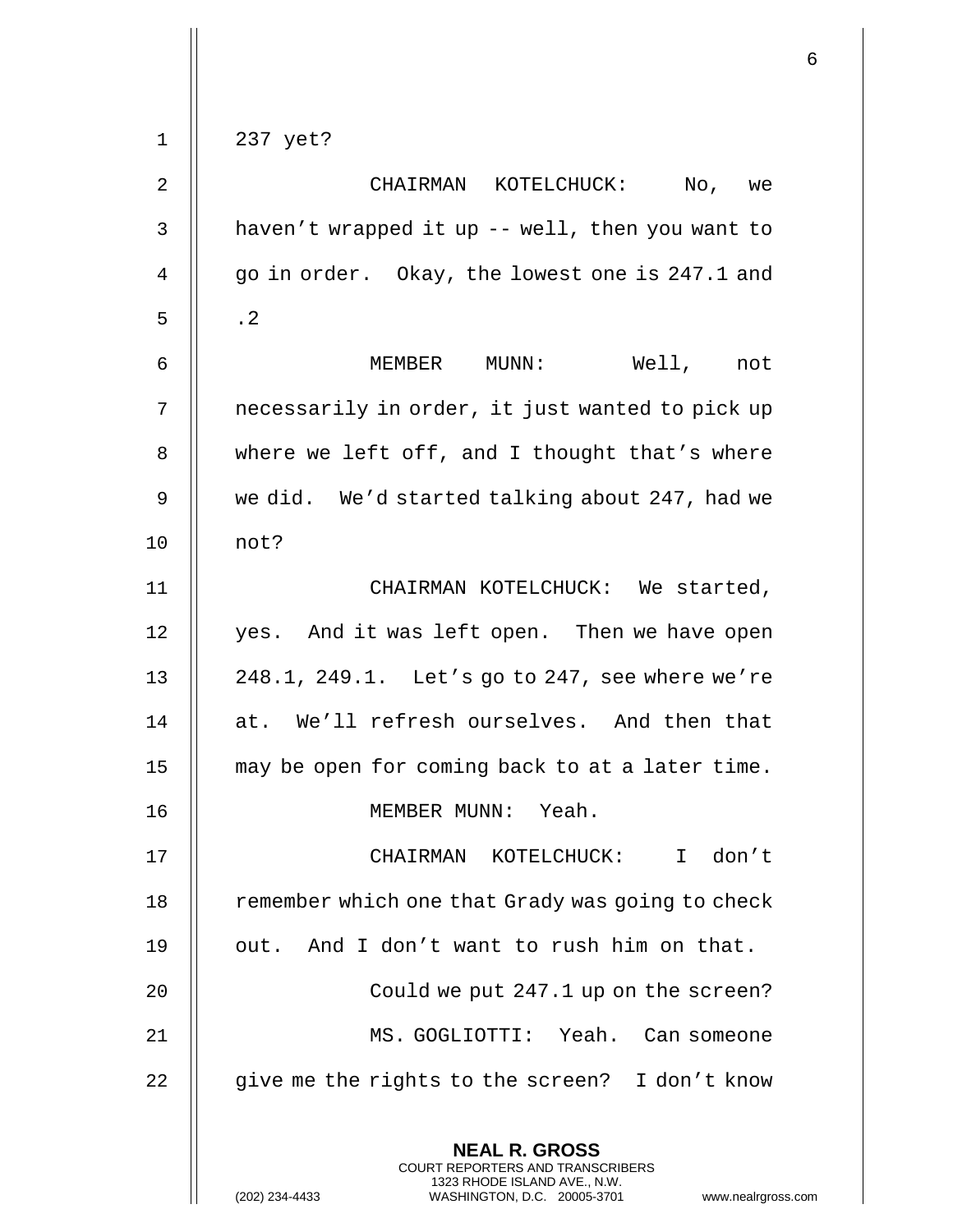237 yet?

CHAIRMAN KOTELCHUCK: No, we haven't wrapped it up -- well, then you want to go in order. Okay, the lowest one is 247.1 and .2

MEMBER MUNN: Well, not necessarily in order, it just wanted to pick up where we left off, and I thought that's where we did. We'd started talking about 247, had we not?

CHAIRMAN KOTELCHUCK: We started, yes. And it was left open. Then we have open 248.1, 249.1. Let's go to 247, see where we're at. We'll refresh ourselves. And then that may be open for coming back to at a later time.

MEMBER MUNN: Yeah.

CHAIRMAN KOTELCHUCK: I don't remember which one that Grady was going to check out. And I don't want to rush him on that.

Could we put 247.1 up on the screen?

MS. GOGLIOTTI: Yeah. Can someone give me the rights to the screen? I don't know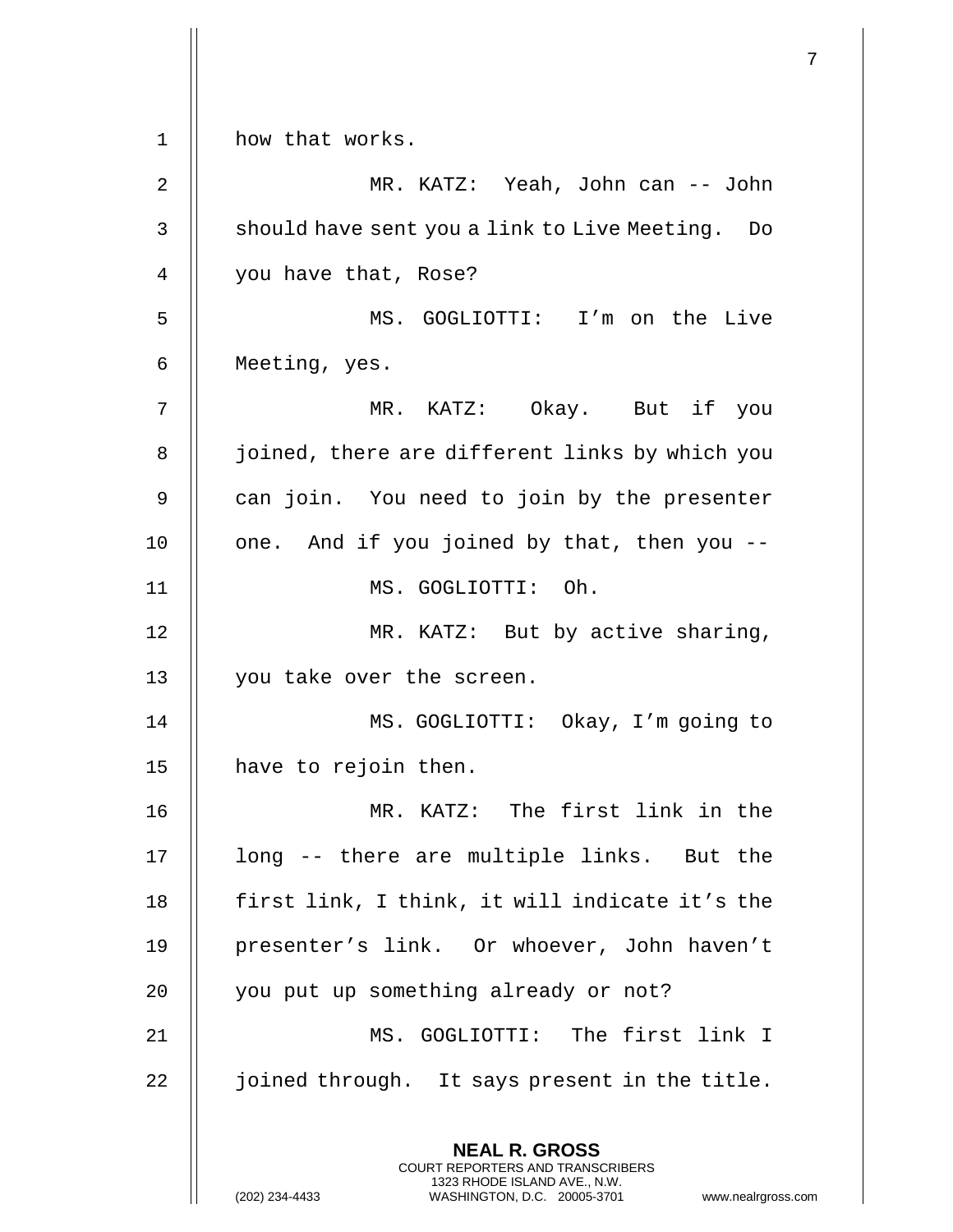how that works.

MR. KATZ: Yeah, John can -- John should have sent you a link to Live Meeting. Do you have that, Rose?

MS. GOGLIOTTI: I'm on the Live Meeting, yes.

MR. KATZ: Okay. But if you joined, there are different links by which you can join. You need to join by the presenter one. And if you joined by that, then you --

MS. GOGLIOTTI: Oh.

MR. KATZ: But by active sharing, you take over the screen.

MS. GOGLIOTTI: Okay, I'm going to have to rejoin then.

MR. KATZ: The first link in the long -- there are multiple links. But the first link, I think, it will indicate it's the presenter's link. Or whoever, John haven't you put up something already or not?

MS. GOGLIOTTI: The first link I joined through. It says present in the title.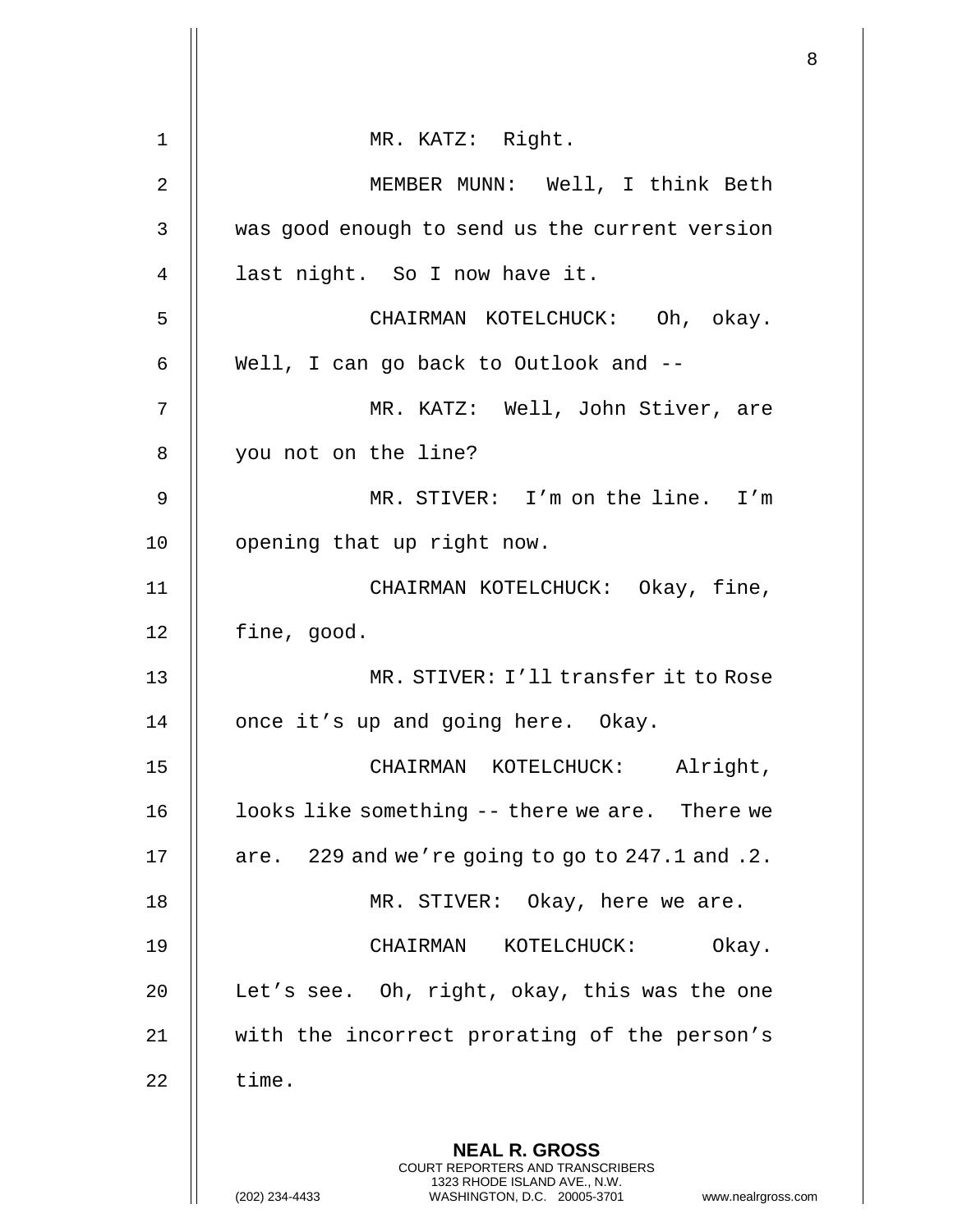MR. KATZ: Right.

MEMBER MUNN: Well, I think Beth was good enough to send us the current version last night. So I now have it.

CHAIRMAN KOTELCHUCK: Oh, okay. Well, I can go back to Outlook and --

MR. KATZ: Well, John Stiver, are you not on the line?

MR. STIVER: I'm on the line. I'm opening that up right now.

CHAIRMAN KOTELCHUCK: Okay, fine, fine, good.

MR. STIVER: I'll transfer it to Rose once it's up and going here. Okay.

CHAIRMAN KOTELCHUCK: Alright, looks like something -- there we are. There we are. 229 and we're going to go to 247.1 and .2.

MR. STIVER: Okay, here we are.

CHAIRMAN KOTELCHUCK: Okay. Let's see. Oh, right, okay, this was the one with the incorrect prorating of the person's time.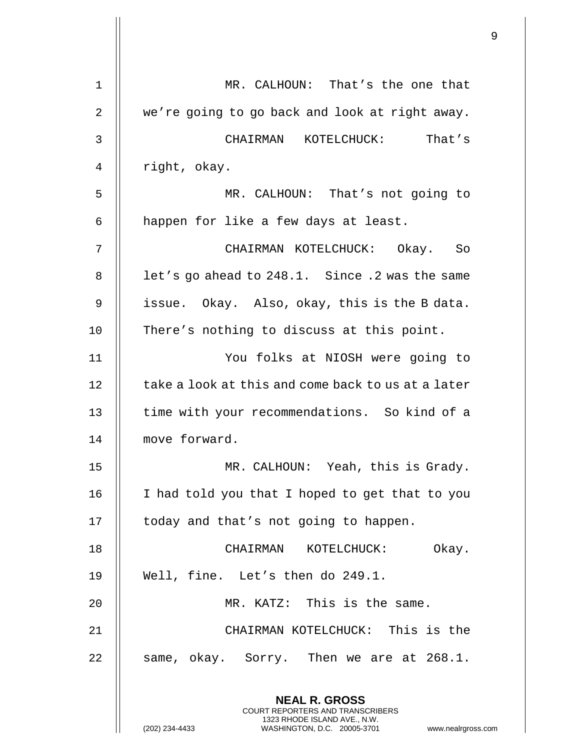MR. CALHOUN: That's the one that we're going to go back and look at right away.

CHAIRMAN KOTELCHUCK: That's right, okay.

MR. CALHOUN: That's not going to happen for like a few days at least.

CHAIRMAN KOTELCHUCK: Okay. So let's go ahead to 248.1. Since .2 was the same issue. Okay. Also, okay, this is the B data. There's nothing to discuss at this point.

You folks at NIOSH were going to take a look at this and come back to us at a later time with your recommendations. So kind of a move forward.

MR. CALHOUN: Yeah, this is Grady. I had told you that I hoped to get that to you today and that's not going to happen.

CHAIRMAN KOTELCHUCK: Okay. Well, fine. Let's then do 249.1.

MR. KATZ: This is the same.

CHAIRMAN KOTELCHUCK: This is the same, okay. Sorry. Then we are at 268.1.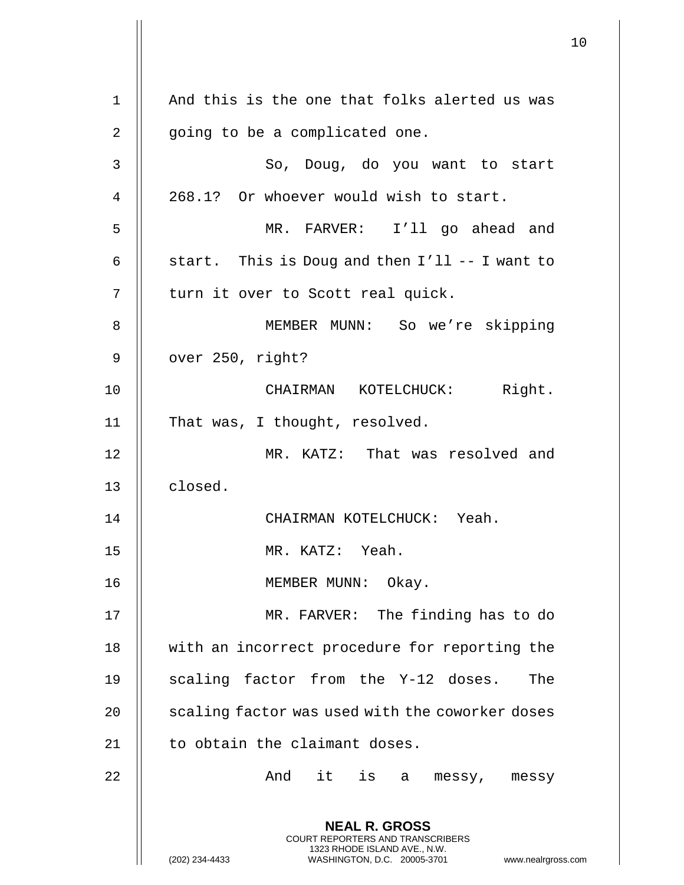And this is the one that folks alerted us was going to be a complicated one.

So, Doug, do you want to start 268.1? Or whoever would wish to start.

MR. FARVER: I'll go ahead and start. This is Doug and then I'll -- I want to turn it over to Scott real quick.

MEMBER MUNN: So we're skipping over 250, right?

CHAIRMAN KOTELCHUCK: Right. That was, I thought, resolved.

MR. KATZ: That was resolved and closed.

CHAIRMAN KOTELCHUCK: Yeah.

MR. KATZ: Yeah.

MEMBER MUNN: Okay.

MR. FARVER: The finding has to do with an incorrect procedure for reporting the scaling factor from the Y-12 doses. The scaling factor was used with the coworker doses to obtain the claimant doses.

And it is a messy, messy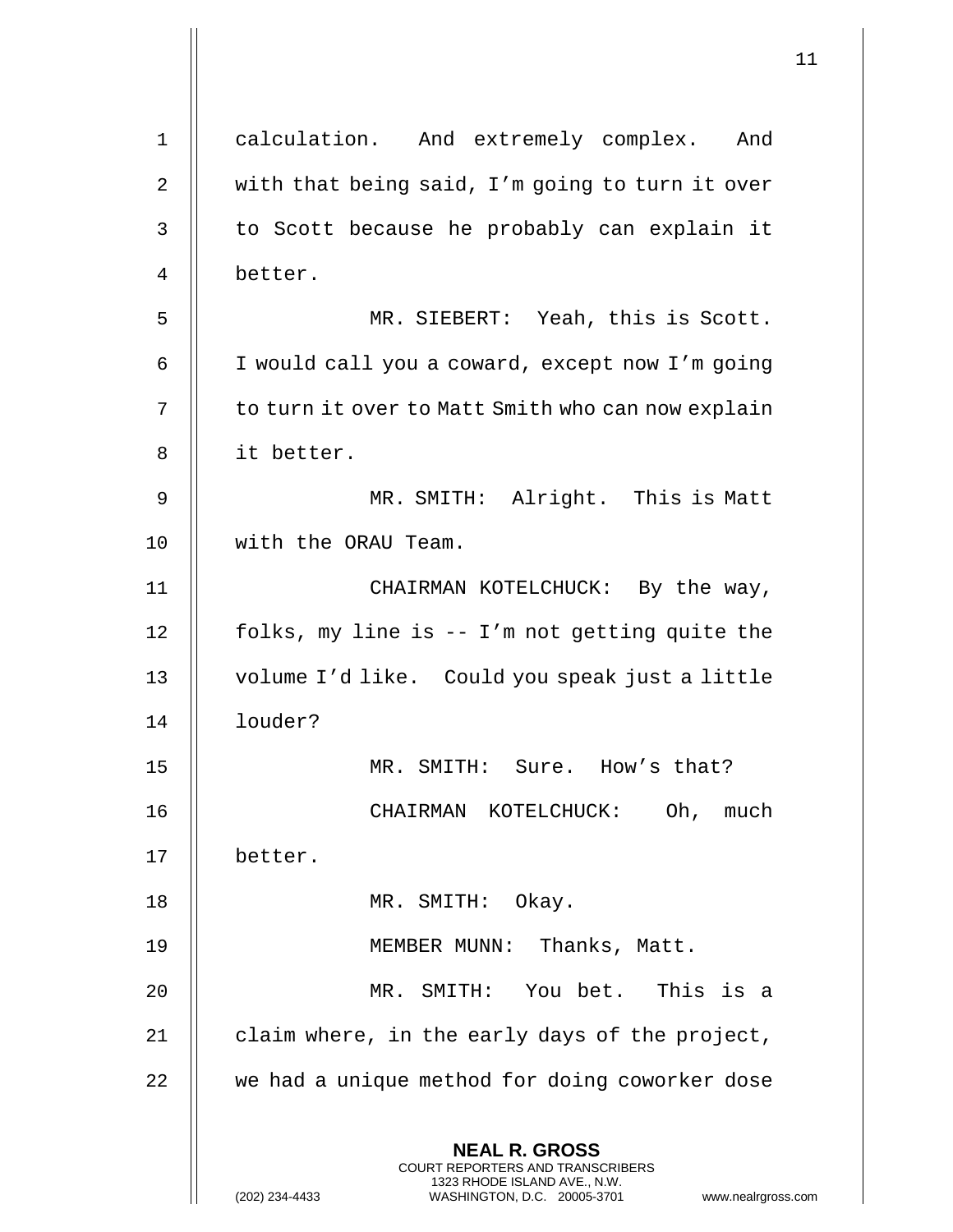calculation. And extremely complex. And with that being said, I'm going to turn it over to Scott because he probably can explain it better.

MR. SIEBERT: Yeah, this is Scott. I would call you a coward, except now I'm going to turn it over to Matt Smith who can now explain it better.

MR. SMITH: Alright. This is Matt with the ORAU Team.

CHAIRMAN KOTELCHUCK: By the way, folks, my line is -- I'm not getting quite the volume I'd like. Could you speak just a little louder?

MR. SMITH: Sure. How's that?

CHAIRMAN KOTELCHUCK: Oh, much better.

MR. SMITH: Okay.

MEMBER MUNN: Thanks, Matt.

MR. SMITH: You bet. This is a claim where, in the early days of the project, we had a unique method for doing coworker dose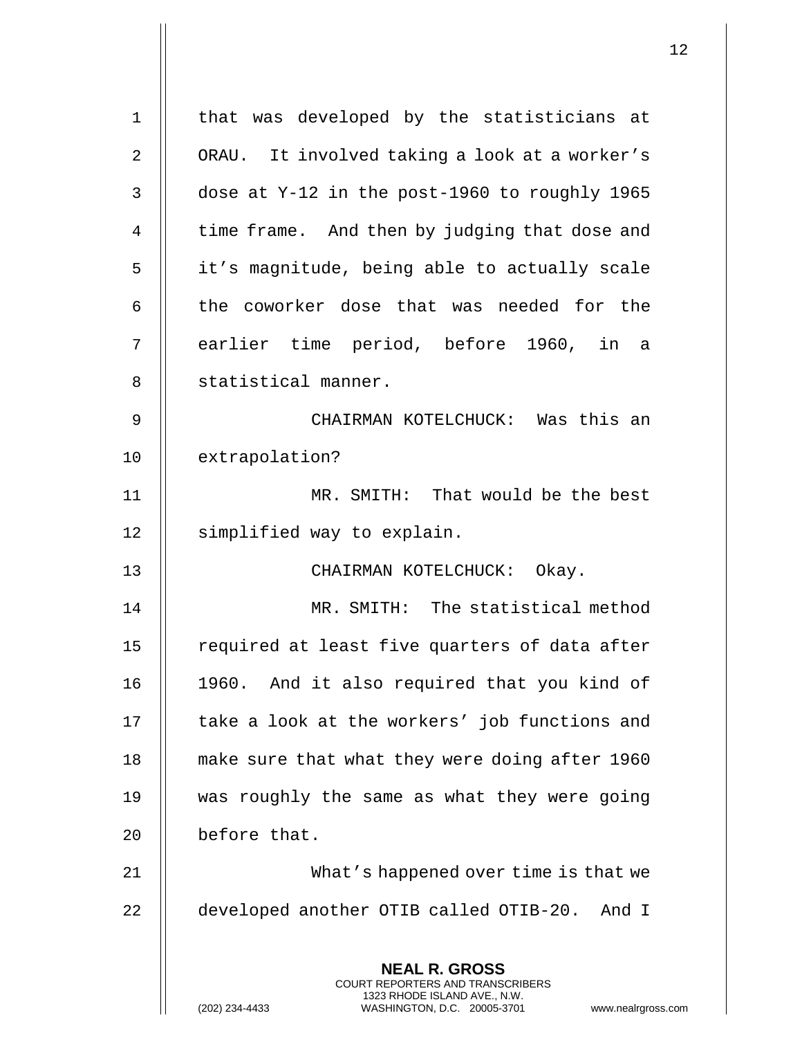that was developed by the statisticians at ORAU. It involved taking a look at a worker's dose at Y-12 in the post-1960 to roughly 1965 time frame. And then by judging that dose and it's magnitude, being able to actually scale the coworker dose that was needed for the earlier time period, before 1960, in a statistical manner.

CHAIRMAN KOTELCHUCK: Was this an extrapolation?

MR. SMITH: That would be the best simplified way to explain.

CHAIRMAN KOTELCHUCK: Okay.

MR. SMITH: The statistical method required at least five quarters of data after 1960. And it also required that you kind of take a look at the workers' job functions and make sure that what they were doing after 1960 was roughly the same as what they were going before that.

What's happened over time is that we developed another OTIB called OTIB-20. And I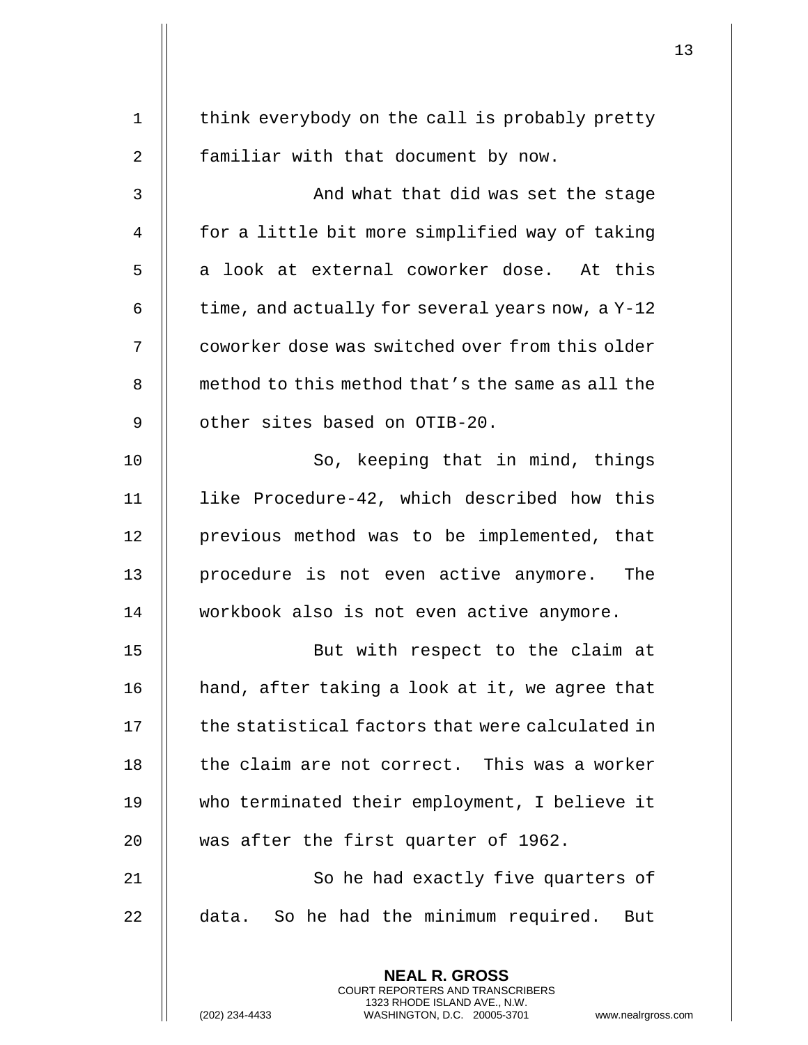think everybody on the call is probably pretty familiar with that document by now.

And what that did was set the stage for a little bit more simplified way of taking a look at external coworker dose. At this time, and actually for several years now, a Y-12 coworker dose was switched over from this older method to this method that's the same as all the other sites based on OTIB-20.

So, keeping that in mind, things like Procedure-42, which described how this previous method was to be implemented, that procedure is not even active anymore. The workbook also is not even active anymore.

But with respect to the claim at hand, after taking a look at it, we agree that the statistical factors that were calculated in the claim are not correct. This was a worker who terminated their employment, I believe it was after the first quarter of 1962.

So he had exactly five quarters of data. So he had the minimum required. But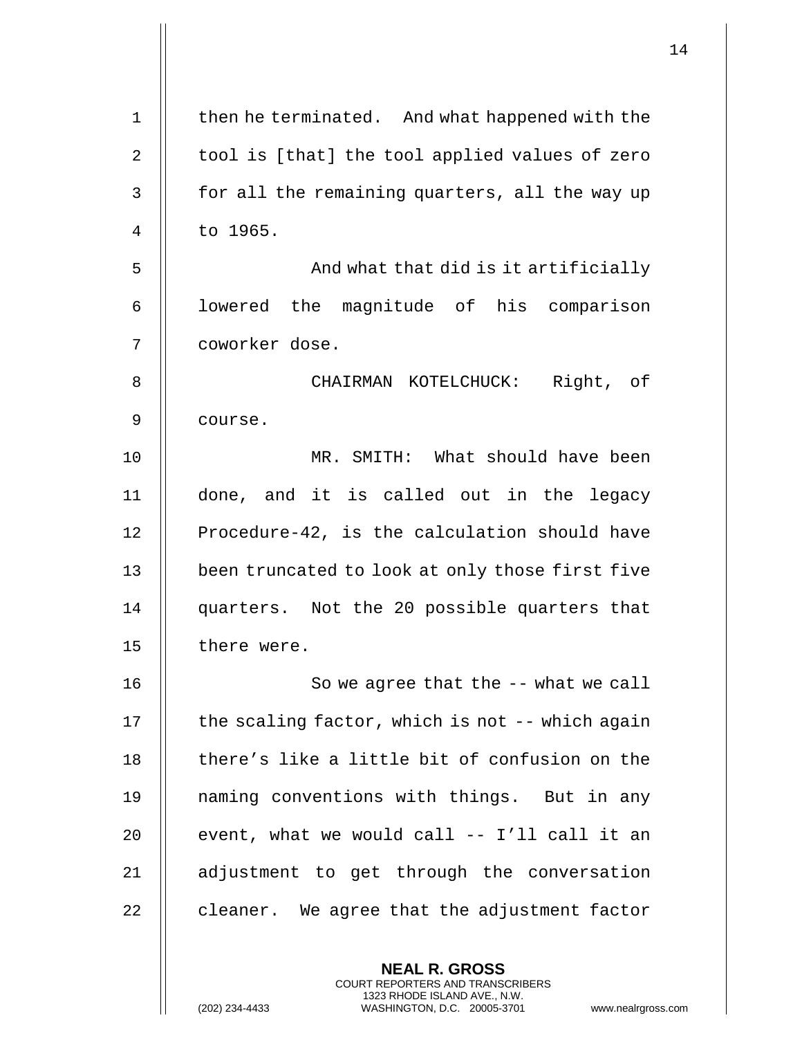then he terminated. And what happened with the tool is [that] the tool applied values of zero for all the remaining quarters, all the way up to 1965.

And what that did is it artificially lowered the magnitude of his comparison coworker dose.

CHAIRMAN KOTELCHUCK: Right, of course.

MR. SMITH: What should have been done, and it is called out in the legacy Procedure-42, is the calculation should have been truncated to look at only those first five quarters. Not the 20 possible quarters that there were.

So we agree that the -- what we call the scaling factor, which is not -- which again there's like a little bit of confusion on the naming conventions with things. But in any event, what we would call -- I'll call it an adjustment to get through the conversation cleaner. We agree that the adjustment factor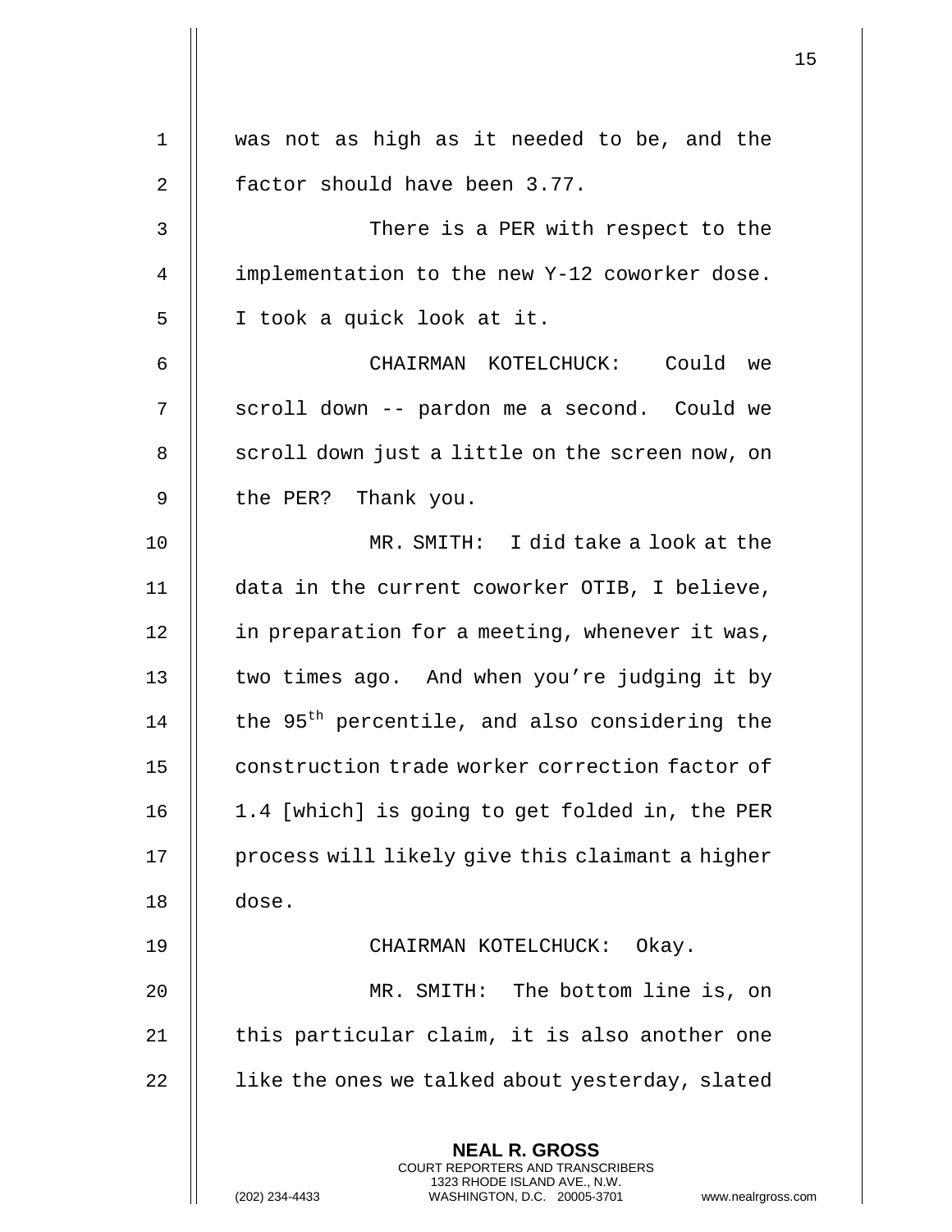was not as high as it needed to be, and the factor should have been 3.77.

There is a PER with respect to the implementation to the new Y-12 coworker dose. I took a quick look at it.

CHAIRMAN KOTELCHUCK: Could we scroll down -- pardon me a second. Could we scroll down just a little on the screen now, on the PER? Thank you.

MR. SMITH: I did take a look at the data in the current coworker OTIB, I believe, in preparation for a meeting, whenever it was, two times ago. And when you're judging it by the 95th percentile, and also considering the construction trade worker correction factor of 1.4 [which] is going to get folded in, the PER process will likely give this claimant a higher dose.

CHAIRMAN KOTELCHUCK: Okay.

MR. SMITH: The bottom line is, on this particular claim, it is also another one like the ones we talked about yesterday, slated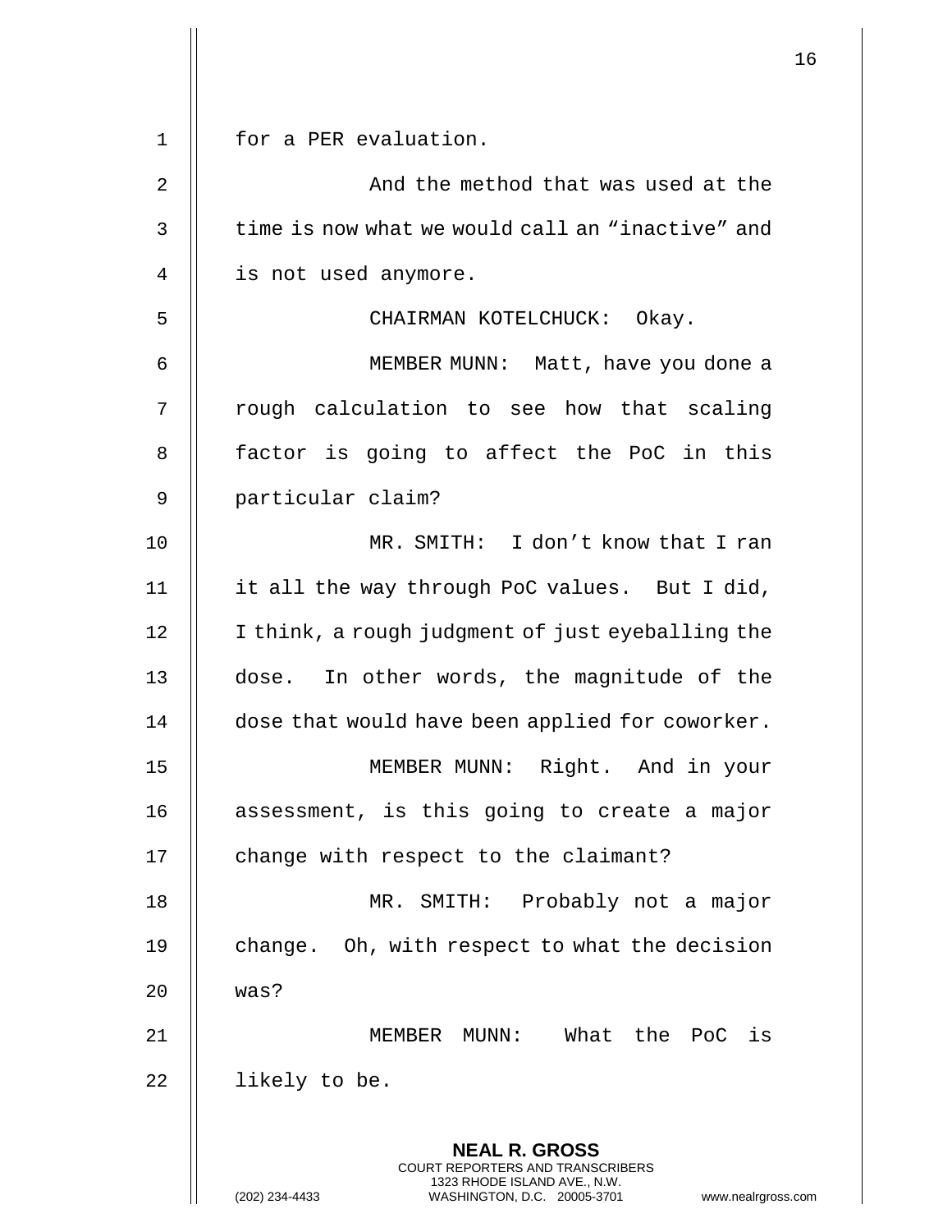for a PER evaluation.

And the method that was used at the time is now what we would call an "inactive" and is not used anymore.

CHAIRMAN KOTELCHUCK: Okay.

MEMBER MUNN: Matt, have you done a rough calculation to see how that scaling factor is going to affect the PoC in this particular claim?

MR. SMITH: I don't know that I ran it all the way through PoC values. But I did, I think, a rough judgment of just eyeballing the dose. In other words, the magnitude of the dose that would have been applied for coworker.

MEMBER MUNN: Right. And in your assessment, is this going to create a major change with respect to the claimant?

MR. SMITH: Probably not a major change. Oh, with respect to what the decision was?

MEMBER MUNN: What the PoC is likely to be.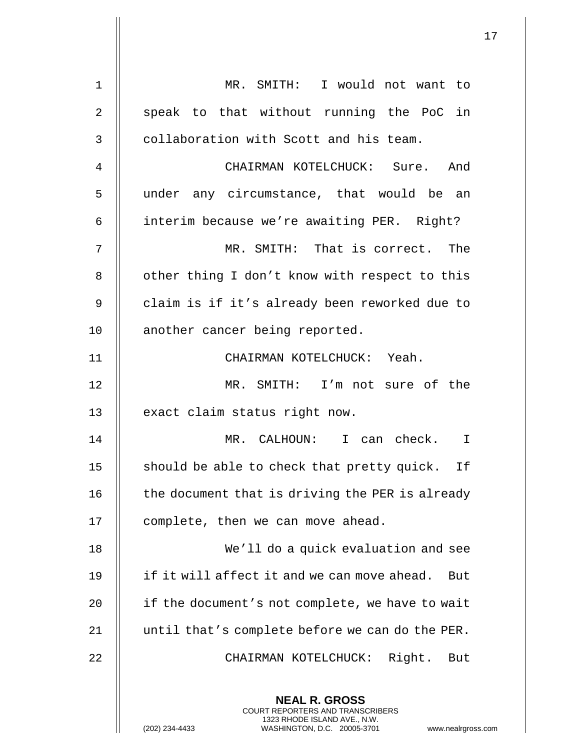MR. SMITH: I would not want to speak to that without running the PoC in collaboration with Scott and his team.

CHAIRMAN KOTELCHUCK: Sure. And under any circumstance, that would be an interim because we're awaiting PER. Right?

MR. SMITH: That is correct. The other thing I don't know with respect to this claim is if it's already been reworked due to another cancer being reported.

CHAIRMAN KOTELCHUCK: Yeah.

MR. SMITH: I'm not sure of the exact claim status right now.

MR. CALHOUN: I can check. I should be able to check that pretty quick. If the document that is driving the PER is already complete, then we can move ahead.

We'll do a quick evaluation and see if it will affect it and we can move ahead. But if the document's not complete, we have to wait until that's complete before we can do the PER.

CHAIRMAN KOTELCHUCK: Right. But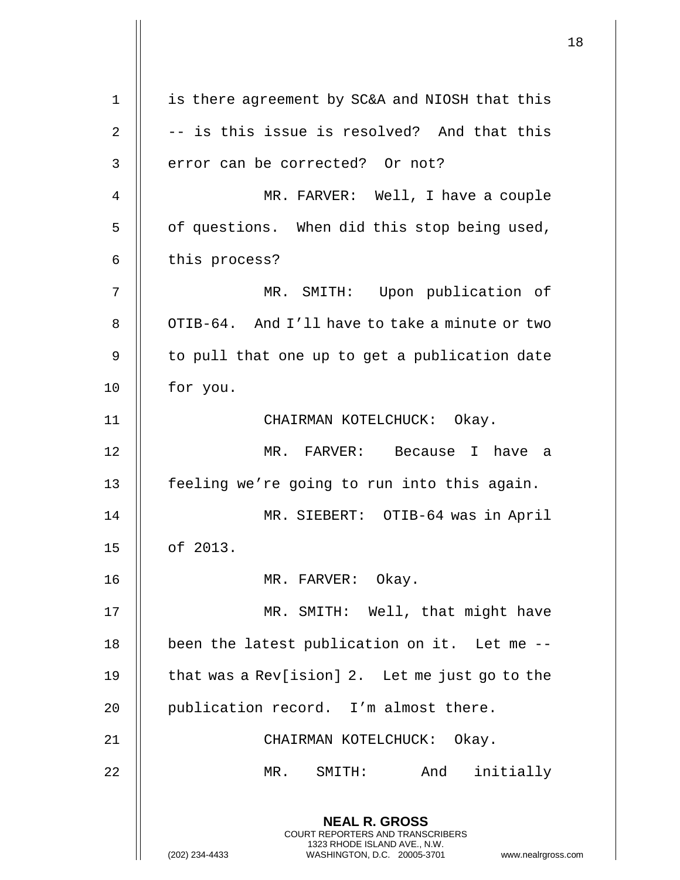is there agreement by SC&A and NIOSH that this -- is this issue is resolved? And that this error can be corrected? Or not?

MR. FARVER: Well, I have a couple of questions. When did this stop being used, this process?

MR. SMITH: Upon publication of OTIB-64. And I'll have to take a minute or two to pull that one up to get a publication date for you.

CHAIRMAN KOTELCHUCK: Okay.

MR. FARVER: Because I have a feeling we're going to run into this again.

MR. SIEBERT: OTIB-64 was in April of 2013.

MR. FARVER: Okay.

MR. SMITH: Well, that might have been the latest publication on it. Let me -- that was a Rev[ision] 2. Let me just go to the publication record. I'm almost there.

CHAIRMAN KOTELCHUCK: Okay.

MR. SMITH: And initially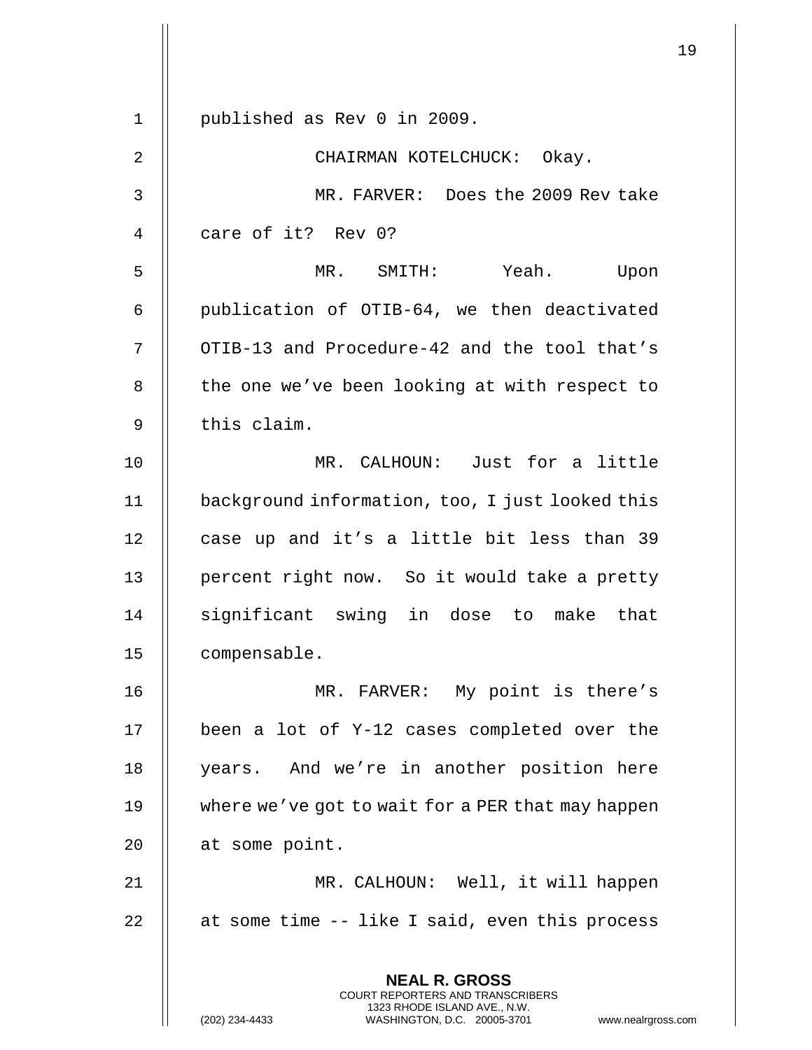published as Rev 0 in 2009.

CHAIRMAN KOTELCHUCK: Okay.

MR. FARVER: Does the 2009 Rev take care of it? Rev 0?

MR. SMITH: Yeah. Upon publication of OTIB-64, we then deactivated OTIB-13 and Procedure-42 and the tool that's the one we've been looking at with respect to this claim.

MR. CALHOUN: Just for a little background information, too, I just looked this case up and it's a little bit less than 39 percent right now. So it would take a pretty significant swing in dose to make that compensable.

MR. FARVER: My point is there's been a lot of Y-12 cases completed over the years. And we're in another position here where we've got to wait for a PER that may happen at some point.

MR. CALHOUN: Well, it will happen at some time -- like I said, even this process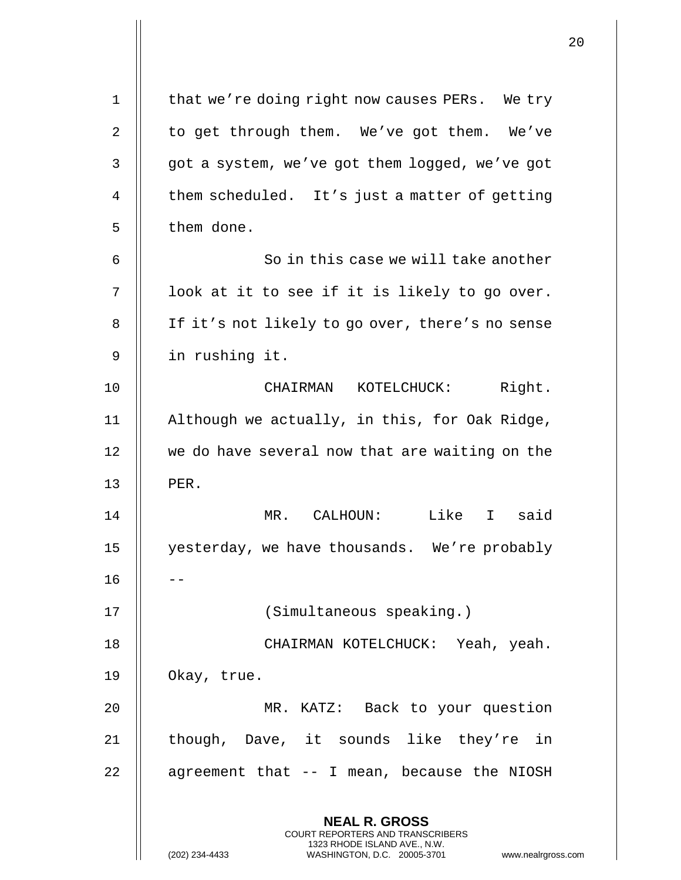that we're doing right now causes PERs. We try to get through them. We've got them. We've got a system, we've got them logged, we've got them scheduled. It's just a matter of getting them done.

So in this case we will take another look at it to see if it is likely to go over. If it's not likely to go over, there's no sense in rushing it.

CHAIRMAN KOTELCHUCK: Right. Although we actually, in this, for Oak Ridge, we do have several now that are waiting on the PER.

MR. CALHOUN: Like I said yesterday, we have thousands. We're probably --

(Simultaneous speaking.)

CHAIRMAN KOTELCHUCK: Yeah, yeah. Okay, true.

MR. KATZ: Back to your question though, Dave, it sounds like they're in agreement that -- I mean, because the NIOSH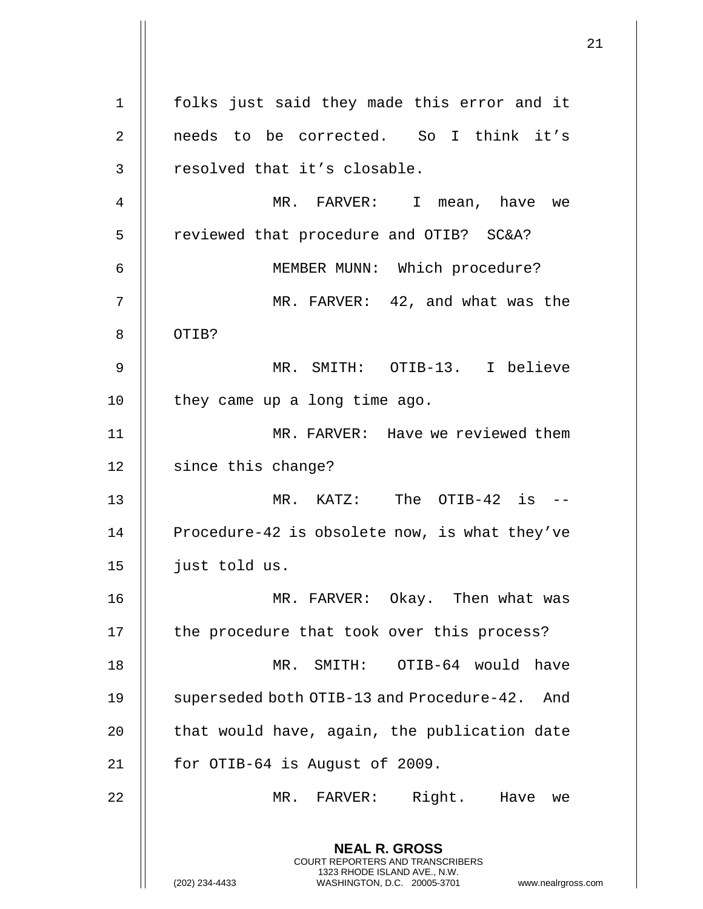folks just said they made this error and it needs to be corrected. So I think it's resolved that it's closable.

MR. FARVER: I mean, have we reviewed that procedure and OTIB? SC&A?

MEMBER MUNN: Which procedure?

MR. FARVER: 42, and what was the OTIB?

MR. SMITH: OTIB-13. I believe they came up a long time ago.

MR. FARVER: Have we reviewed them since this change?

MR. KATZ: The OTIB-42 is -- Procedure-42 is obsolete now, is what they've just told us.

MR. FARVER: Okay. Then what was the procedure that took over this process?

MR. SMITH: OTIB-64 would have superseded both OTIB-13 and Procedure-42. And that would have, again, the publication date for OTIB-64 is August of 2009.

MR. FARVER: Right. Have we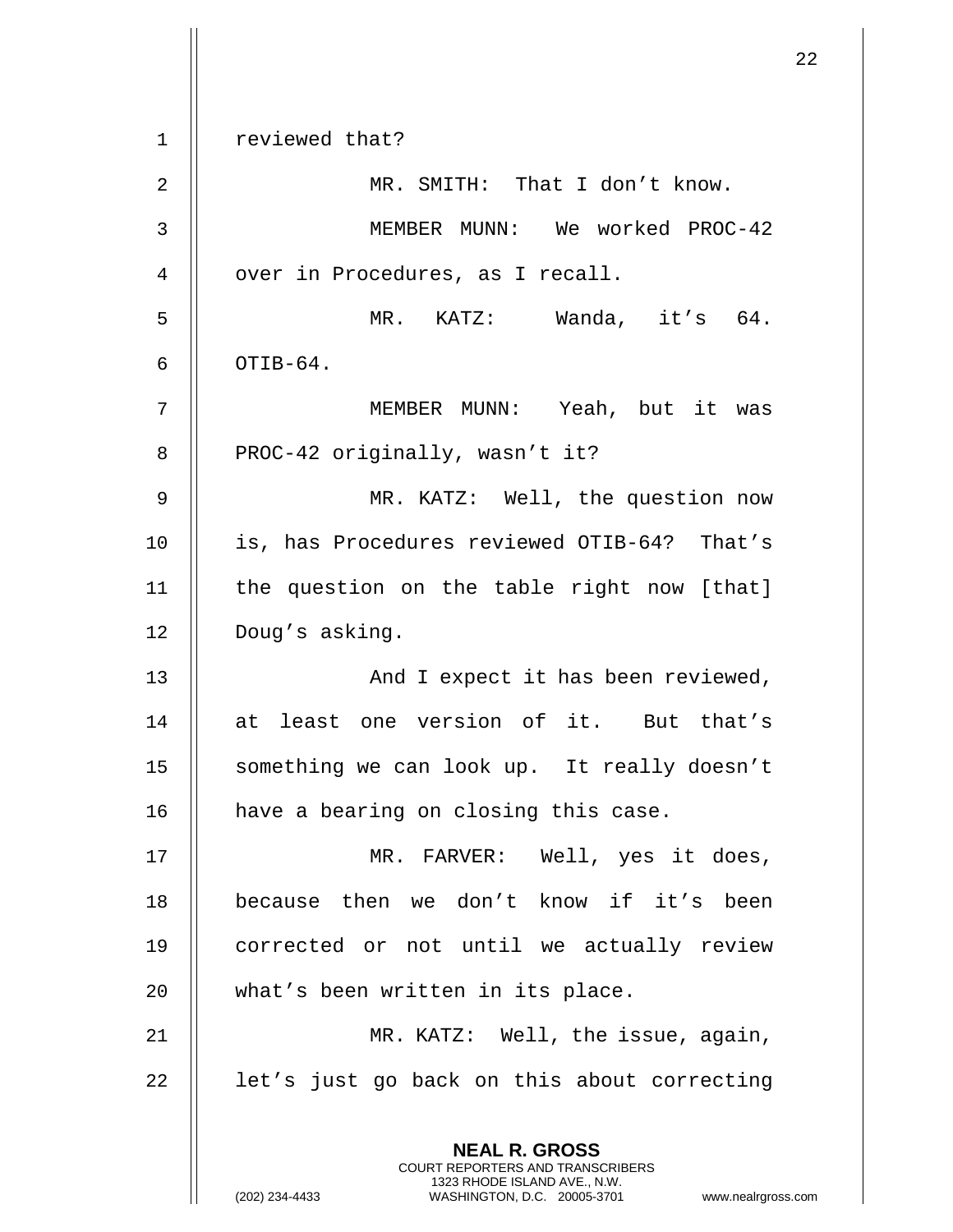reviewed that?

MR. SMITH: That I don't know.

MEMBER MUNN: We worked PROC-42 over in Procedures, as I recall.

MR. KATZ: Wanda, it's 64. OTIB-64.

MEMBER MUNN: Yeah, but it was PROC-42 originally, wasn't it?

MR. KATZ: Well, the question now is, has Procedures reviewed OTIB-64? That's the question on the table right now [that] Doug's asking.

And I expect it has been reviewed, at least one version of it. But that's something we can look up. It really doesn't have a bearing on closing this case.

MR. FARVER: Well, yes it does, because then we don't know if it's been corrected or not until we actually review what's been written in its place.

MR. KATZ: Well, the issue, again, let's just go back on this about correcting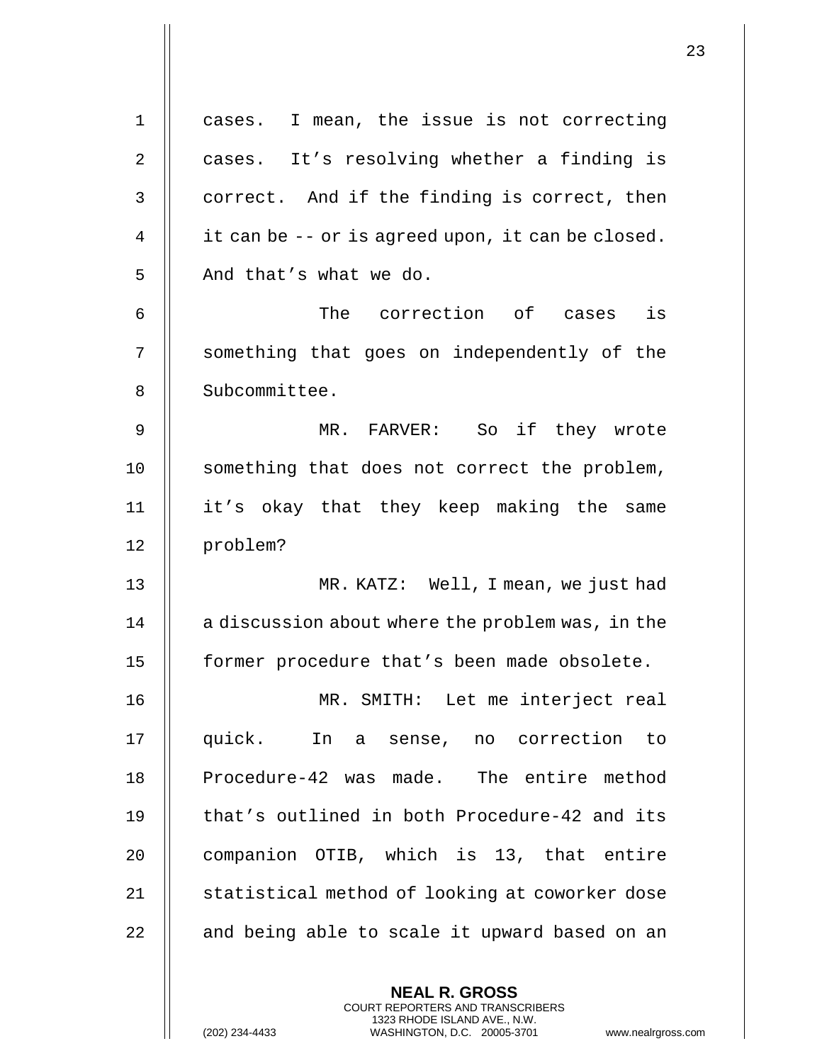cases. I mean, the issue is not correcting cases. It's resolving whether a finding is correct. And if the finding is correct, then it can be -- or is agreed upon, it can be closed. And that's what we do.

The correction of cases is something that goes on independently of the Subcommittee.

MR. FARVER: So if they wrote something that does not correct the problem, it's okay that they keep making the same problem?

MR. KATZ: Well, I mean, we just had a discussion about where the problem was, in the former procedure that's been made obsolete.

MR. SMITH: Let me interject real quick. In a sense, no correction to Procedure-42 was made. The entire method that's outlined in both Procedure-42 and its companion OTIB, which is 13, that entire statistical method of looking at coworker dose and being able to scale it upward based on an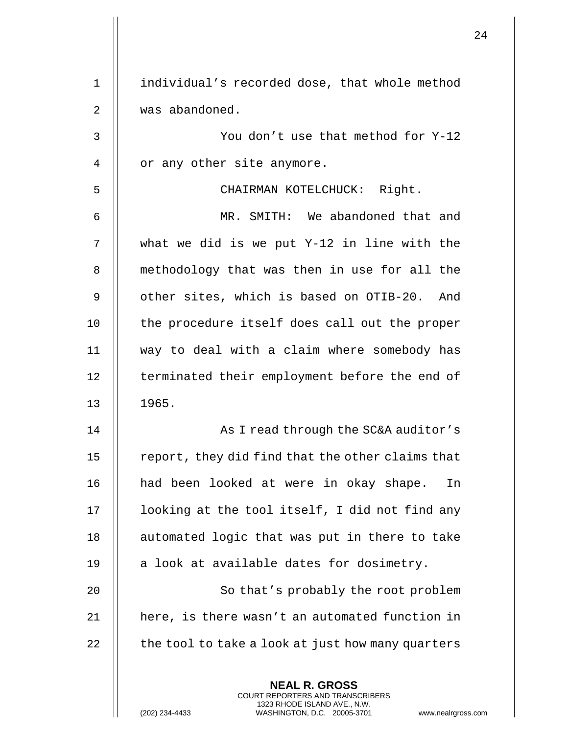individual's recorded dose, that whole method was abandoned.

You don't use that method for Y-12 or any other site anymore.

CHAIRMAN KOTELCHUCK: Right.

MR. SMITH: We abandoned that and what we did is we put Y-12 in line with the methodology that was then in use for all the other sites, which is based on OTIB-20. And the procedure itself does call out the proper way to deal with a claim where somebody has terminated their employment before the end of 1965.

As I read through the SC&A auditor's report, they did find that the other claims that had been looked at were in okay shape. In looking at the tool itself, I did not find any automated logic that was put in there to take a look at available dates for dosimetry.

So that's probably the root problem here, is there wasn't an automated function in the tool to take a look at just how many quarters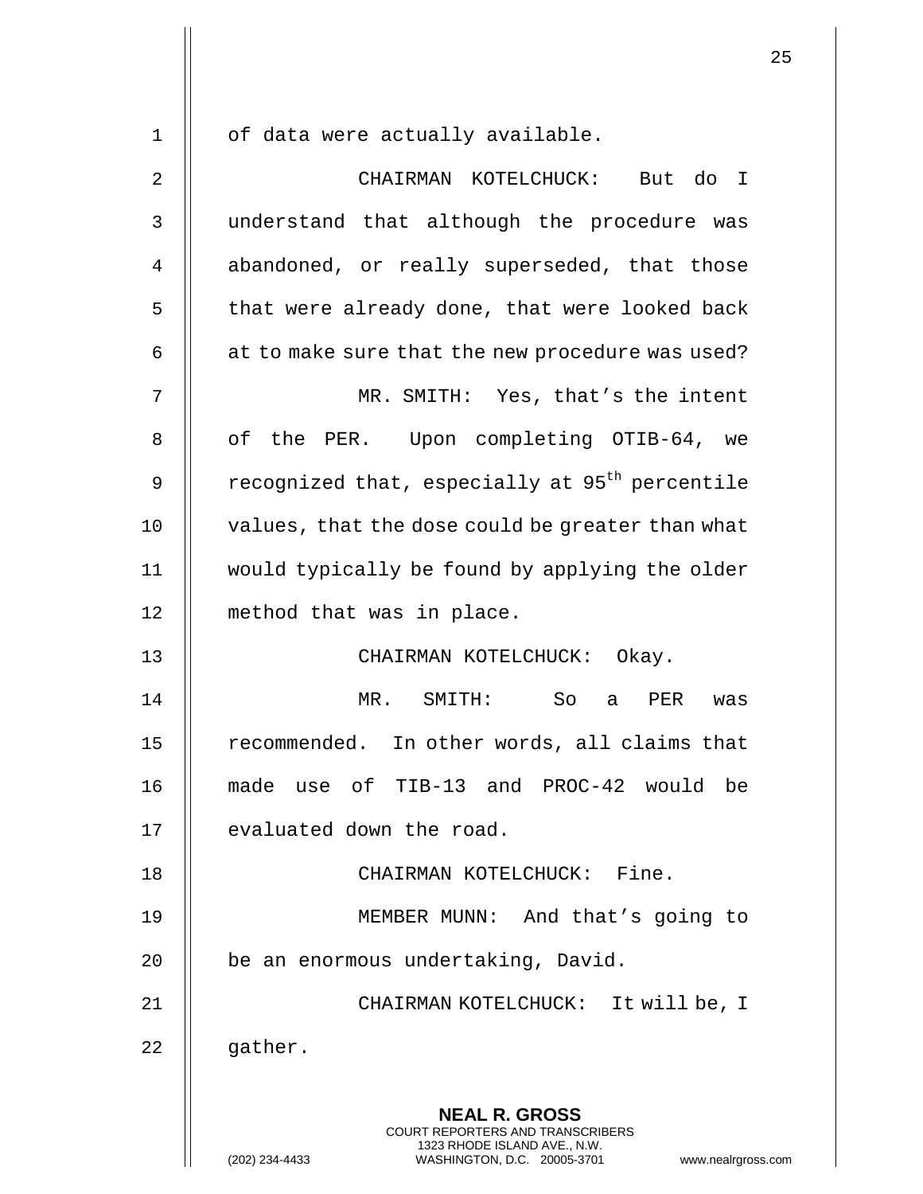of data were actually available.

CHAIRMAN KOTELCHUCK: But do I understand that although the procedure was abandoned, or really superseded, that those that were already done, that were looked back at to make sure that the new procedure was used?

MR. SMITH: Yes, that's the intent of the PER. Upon completing OTIB-64, we recognized that, especially at $95^{th}$ percentile values, that the dose could be greater than what would typically be found by applying the older method that was in place.

CHAIRMAN KOTELCHUCK: Okay.

MR. SMITH: So a PER was recommended. In other words, all claims that made use of TIB-13 and PROC-42 would be evaluated down the road.

CHAIRMAN KOTELCHUCK: Fine.

MEMBER MUNN: And that's going to be an enormous undertaking, David.

CHAIRMAN KOTELCHUCK: It will be, I gather.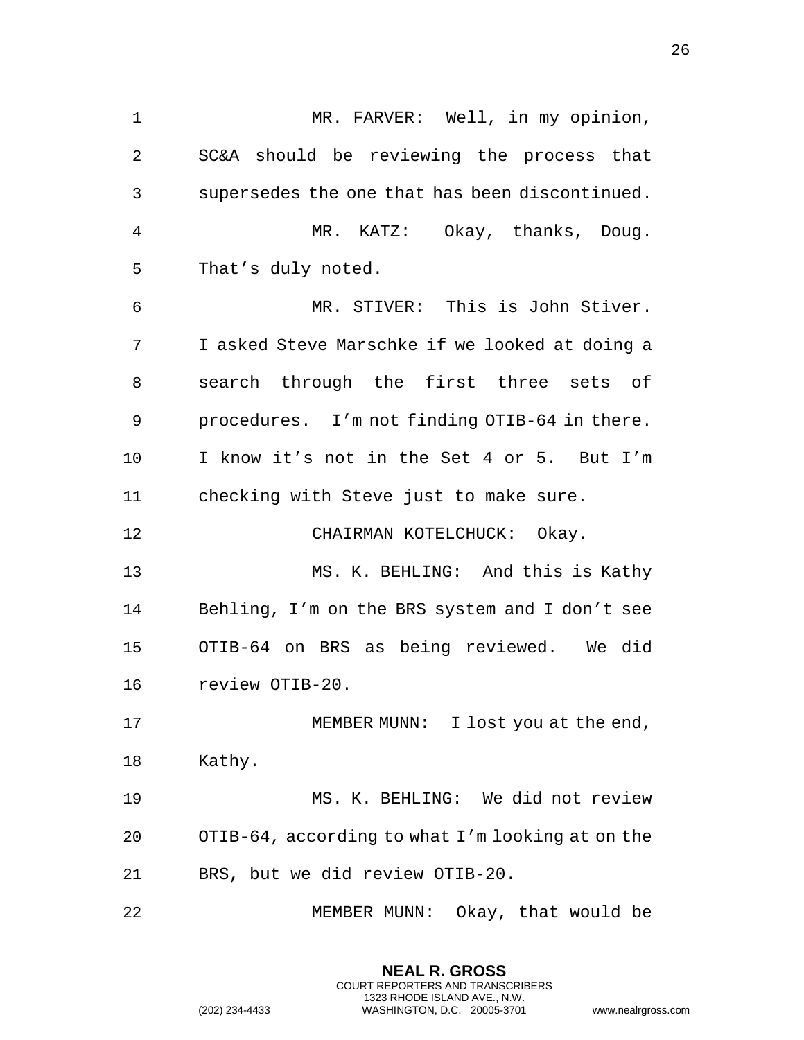MR. FARVER: Well, in my opinion, SC&A should be reviewing the process that supersedes the one that has been discontinued.

MR. KATZ: Okay, thanks, Doug. That's duly noted.

MR. STIVER: This is John Stiver. I asked Steve Marschke if we looked at doing a search through the first three sets of procedures. I'm not finding OTIB-64 in there. I know it's not in the Set 4 or 5. But I'm checking with Steve just to make sure.

CHAIRMAN KOTELCHUCK: Okay.

MS. K. BEHLING: And this is Kathy Behling, I'm on the BRS system and I don't see OTIB-64 on BRS as being reviewed. We did review OTIB-20.

MEMBER MUNN: I lost you at the end, Kathy.

MS. K. BEHLING: We did not review OTIB-64, according to what I'm looking at on the BRS, but we did review OTIB-20.

MEMBER MUNN: Okay, that would be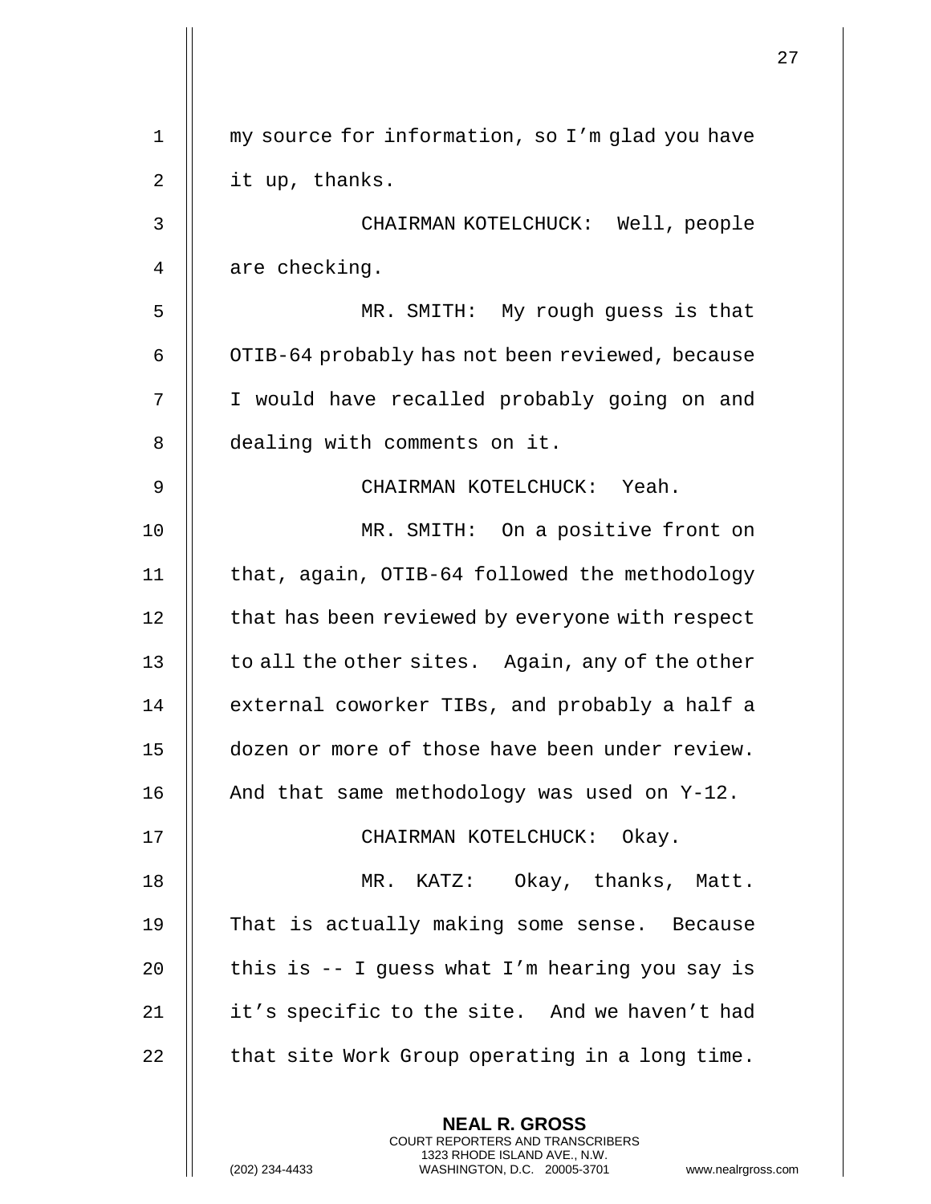my source for information, so I'm glad you have it up, thanks.

CHAIRMAN KOTELCHUCK: Well, people are checking.

MR. SMITH: My rough guess is that OTIB-64 probably has not been reviewed, because I would have recalled probably going on and dealing with comments on it.

CHAIRMAN KOTELCHUCK: Yeah.

MR. SMITH: On a positive front on that, again, OTIB-64 followed the methodology that has been reviewed by everyone with respect to all the other sites. Again, any of the other external coworker TIBs, and probably a half a dozen or more of those have been under review. And that same methodology was used on Y-12.

CHAIRMAN KOTELCHUCK: Okay.

MR. KATZ: Okay, thanks, Matt. That is actually making some sense. Because this is -- I guess what I'm hearing you say is it's specific to the site. And we haven't had that site Work Group operating in a long time.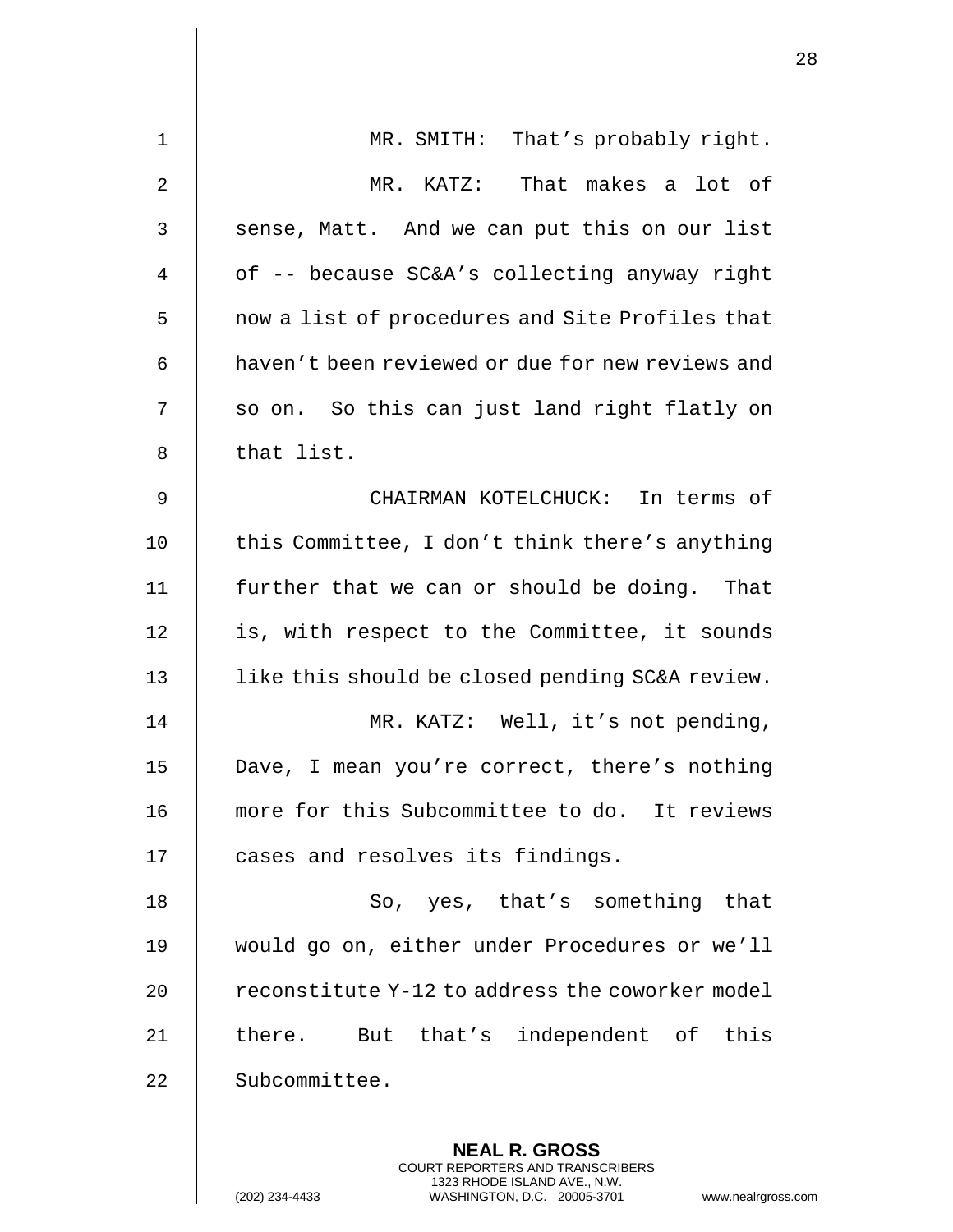MR. SMITH: That's probably right.

MR. KATZ: That makes a lot of sense, Matt. And we can put this on our list of -- because SC&A's collecting anyway right now a list of procedures and Site Profiles that haven't been reviewed or due for new reviews and so on. So this can just land right flatly on that list.

CHAIRMAN KOTELCHUCK: In terms of this Committee, I don't think there's anything further that we can or should be doing. That is, with respect to the Committee, it sounds like this should be closed pending SC&A review.

MR. KATZ: Well, it's not pending, Dave, I mean you're correct, there's nothing more for this Subcommittee to do. It reviews cases and resolves its findings.

So, yes, that's something that would go on, either under Procedures or we'll reconstitute Y-12 to address the coworker model there. But that's independent of this Subcommittee.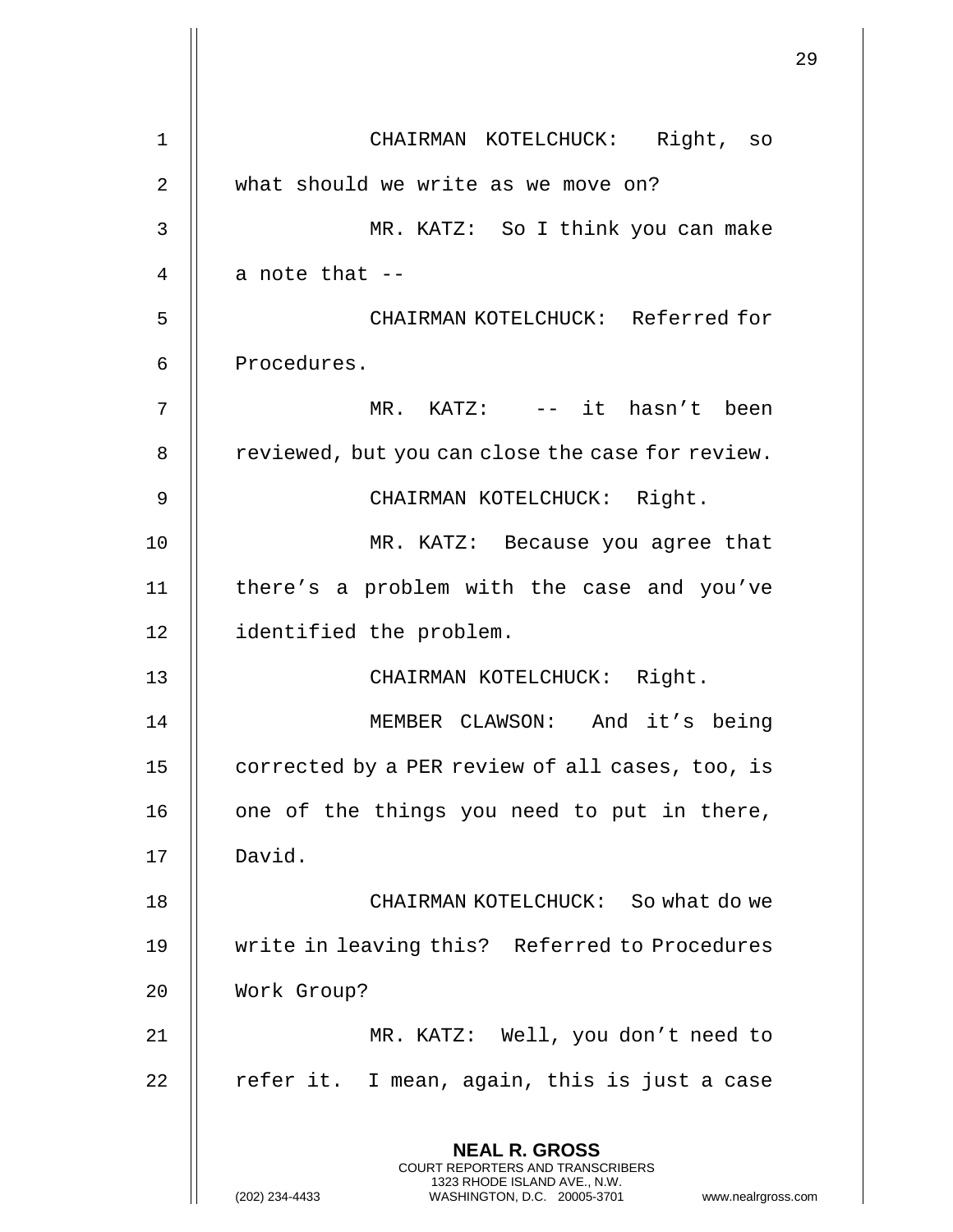CHAIRMAN KOTELCHUCK: Right, so what should we write as we move on?

MR. KATZ: So I think you can make a note that --

CHAIRMAN KOTELCHUCK: Referred for Procedures.

MR. KATZ: -- it hasn't been reviewed, but you can close the case for review.

CHAIRMAN KOTELCHUCK: Right.

MR. KATZ: Because you agree that there's a problem with the case and you've identified the problem.

CHAIRMAN KOTELCHUCK: Right.

MEMBER CLAWSON: And it's being corrected by a PER review of all cases, too, is one of the things you need to put in there, David.

CHAIRMAN KOTELCHUCK: So what do we write in leaving this? Referred to Procedures Work Group?

MR. KATZ: Well, you don't need to refer it. I mean, again, this is just a case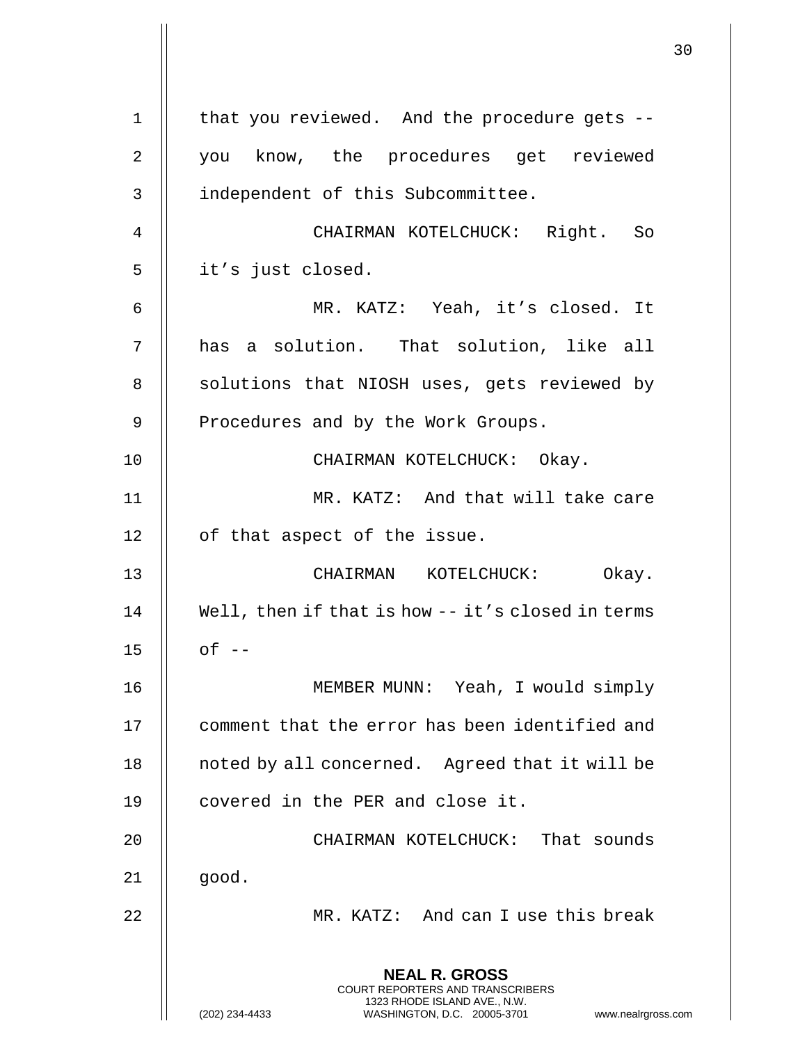that you reviewed. And the procedure gets -- you know, the procedures get reviewed independent of this Subcommittee.

CHAIRMAN KOTELCHUCK: Right. So it's just closed.

MR. KATZ: Yeah, it's closed. It has a solution. That solution, like all solutions that NIOSH uses, gets reviewed by Procedures and by the Work Groups.

CHAIRMAN KOTELCHUCK: Okay.

MR. KATZ: And that will take care of that aspect of the issue.

CHAIRMAN KOTELCHUCK: Okay. Well, then if that is how -- it's closed in terms of --

MEMBER MUNN: Yeah, I would simply comment that the error has been identified and noted by all concerned. Agreed that it will be covered in the PER and close it.

CHAIRMAN KOTELCHUCK: That sounds good.

MR. KATZ: And can I use this break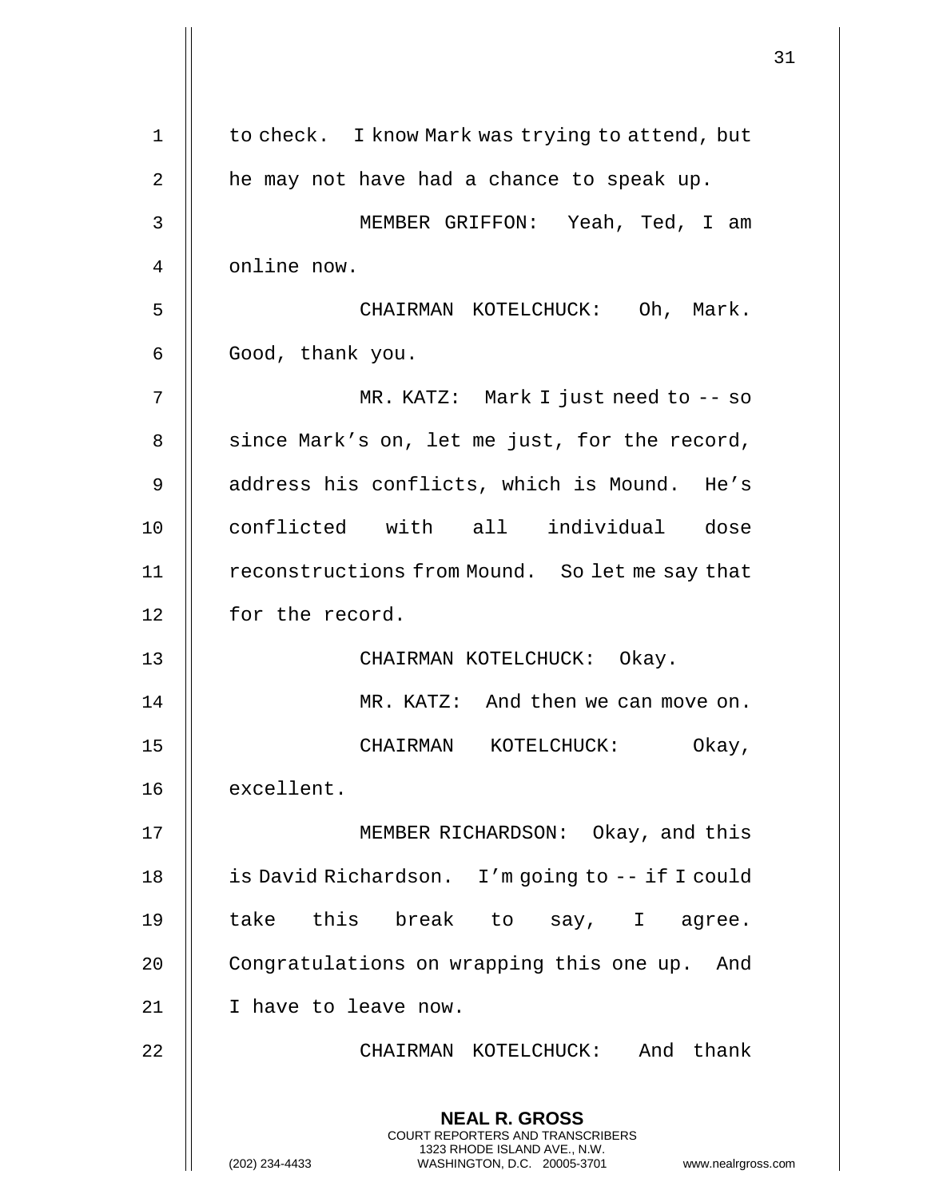to check. I know Mark was trying to attend, but he may not have had a chance to speak up.

MEMBER GRIFFON: Yeah, Ted, I am online now.

CHAIRMAN KOTELCHUCK: Oh, Mark. Good, thank you.

MR. KATZ: Mark I just need to -- so since Mark's on, let me just, for the record, address his conflicts, which is Mound. He's conflicted with all individual dose reconstructions from Mound. So let me say that for the record.

CHAIRMAN KOTELCHUCK: Okay.

MR. KATZ: And then we can move on.

CHAIRMAN KOTELCHUCK: Okay, excellent.

MEMBER RICHARDSON: Okay, and this is David Richardson. I'm going to -- if I could take this break to say, I agree. Congratulations on wrapping this one up. And I have to leave now.

CHAIRMAN KOTELCHUCK: And thank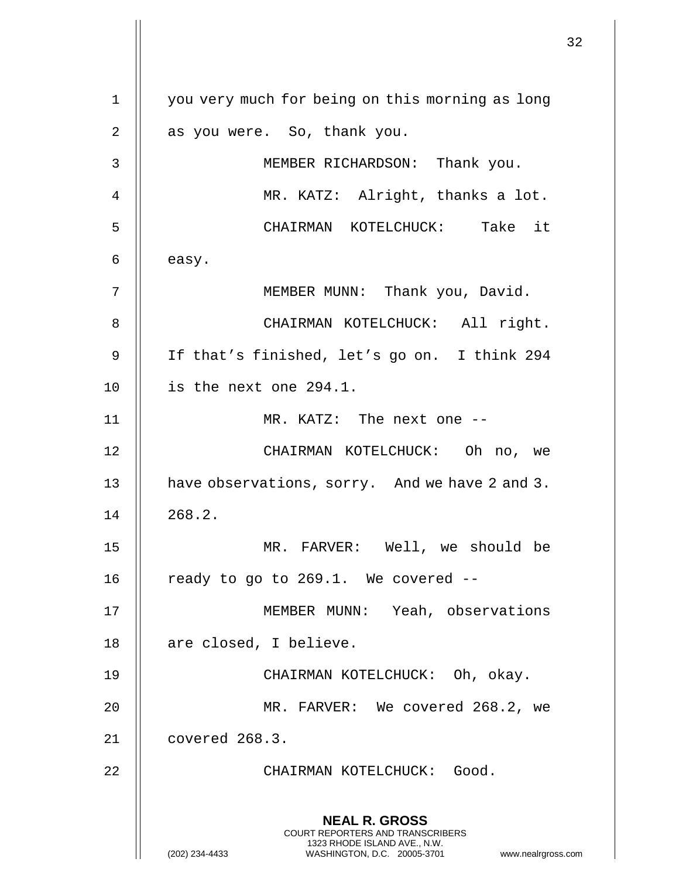you very much for being on this morning as long as you were. So, thank you.

MEMBER RICHARDSON: Thank you.

MR. KATZ: Alright, thanks a lot.

CHAIRMAN KOTELCHUCK: Take it easy.

MEMBER MUNN: Thank you, David.

CHAIRMAN KOTELCHUCK: All right. If that's finished, let's go on. I think 294 is the next one 294.1.

MR. KATZ: The next one --

CHAIRMAN KOTELCHUCK: Oh no, we have observations, sorry. And we have 2 and 3. 268.2.

MR. FARVER: Well, we should be ready to go to 269.1. We covered --

MEMBER MUNN: Yeah, observations are closed, I believe.

CHAIRMAN KOTELCHUCK: Oh, okay.

MR. FARVER: We covered 268.2, we covered 268.3.

CHAIRMAN KOTELCHUCK: Good.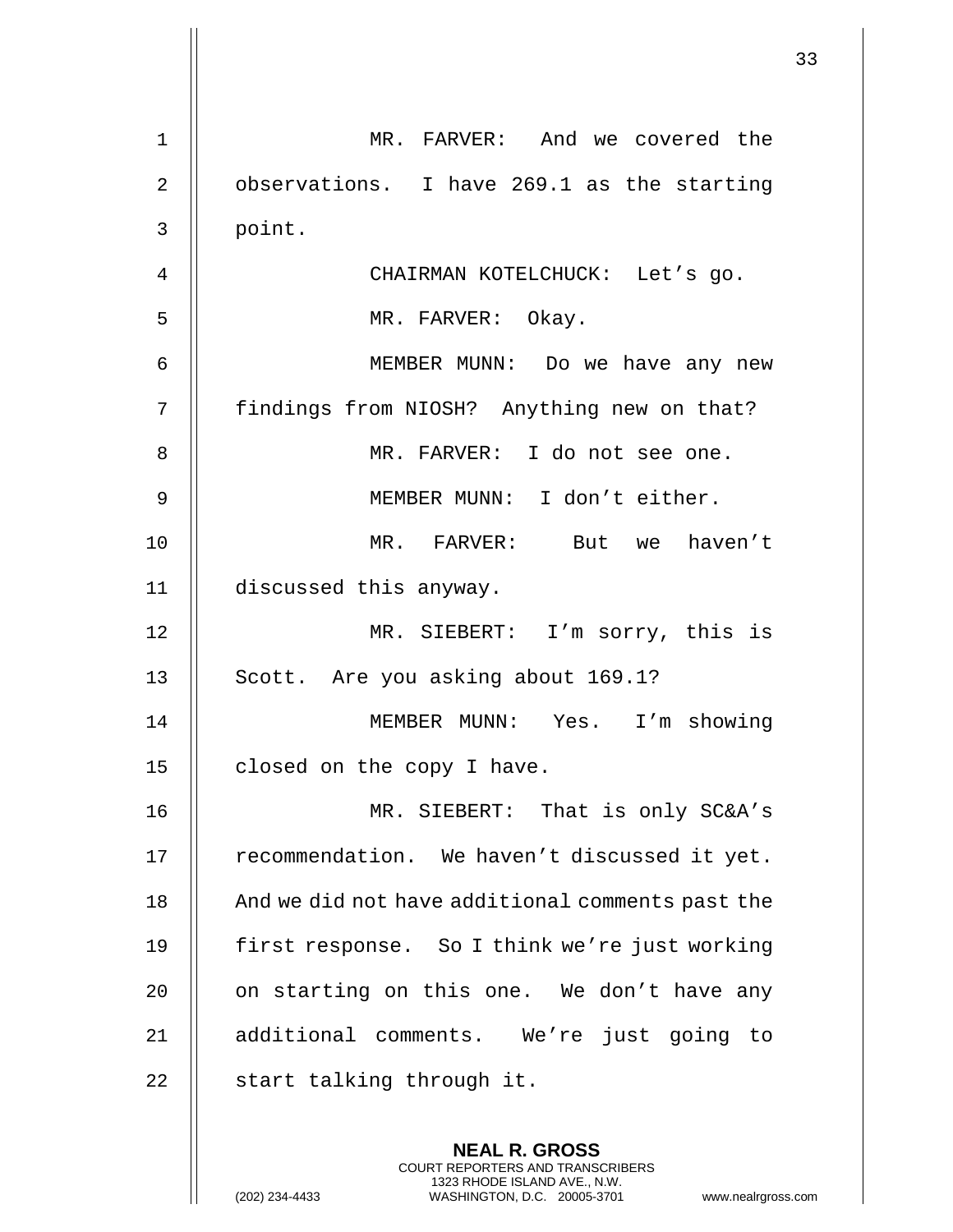MR. FARVER: And we covered the observations. I have 269.1 as the starting point.

CHAIRMAN KOTELCHUCK: Let's go.

MR. FARVER: Okay.

MEMBER MUNN: Do we have any new findings from NIOSH? Anything new on that?

MR. FARVER: I do not see one.

MEMBER MUNN: I don't either.

MR. FARVER: But we haven't discussed this anyway.

MR. SIEBERT: I'm sorry, this is Scott. Are you asking about 169.1?

MEMBER MUNN: Yes. I'm showing closed on the copy I have.

MR. SIEBERT: That is only SC&A's recommendation. We haven't discussed it yet. And we did not have additional comments past the first response. So I think we're just working on starting on this one. We don't have any additional comments. We're just going to start talking through it.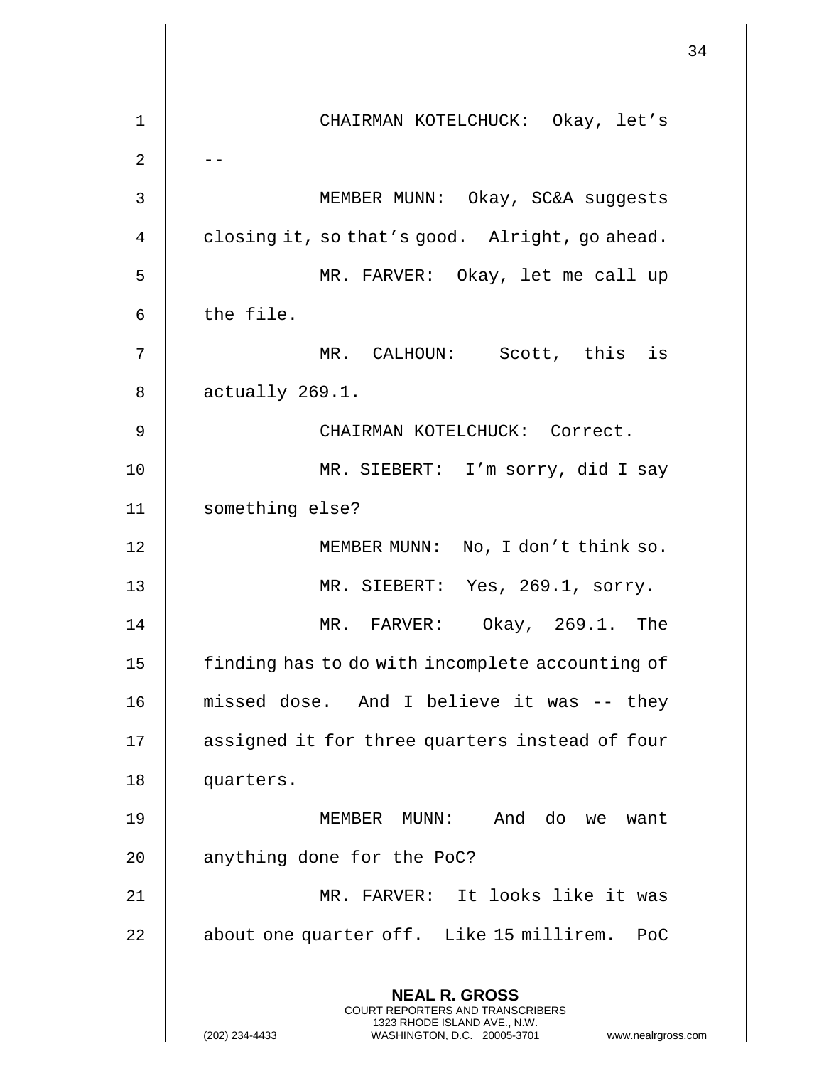CHAIRMAN KOTELCHUCK: Okay, let's --

MEMBER MUNN: Okay, SC&A suggests closing it, so that's good. Alright, go ahead.

MR. FARVER: Okay, let me call up the file.

MR. CALHOUN: Scott, this is actually 269.1.

CHAIRMAN KOTELCHUCK: Correct.

MR. SIEBERT: I'm sorry, did I say something else?

MEMBER MUNN: No, I don't think so.

MR. SIEBERT: Yes, 269.1, sorry.

MR. FARVER: Okay, 269.1. The finding has to do with incomplete accounting of missed dose. And I believe it was -- they assigned it for three quarters instead of four quarters.

MEMBER MUNN: And do we want anything done for the PoC?

MR. FARVER: It looks like it was about one quarter off. Like 15 millirem. PoC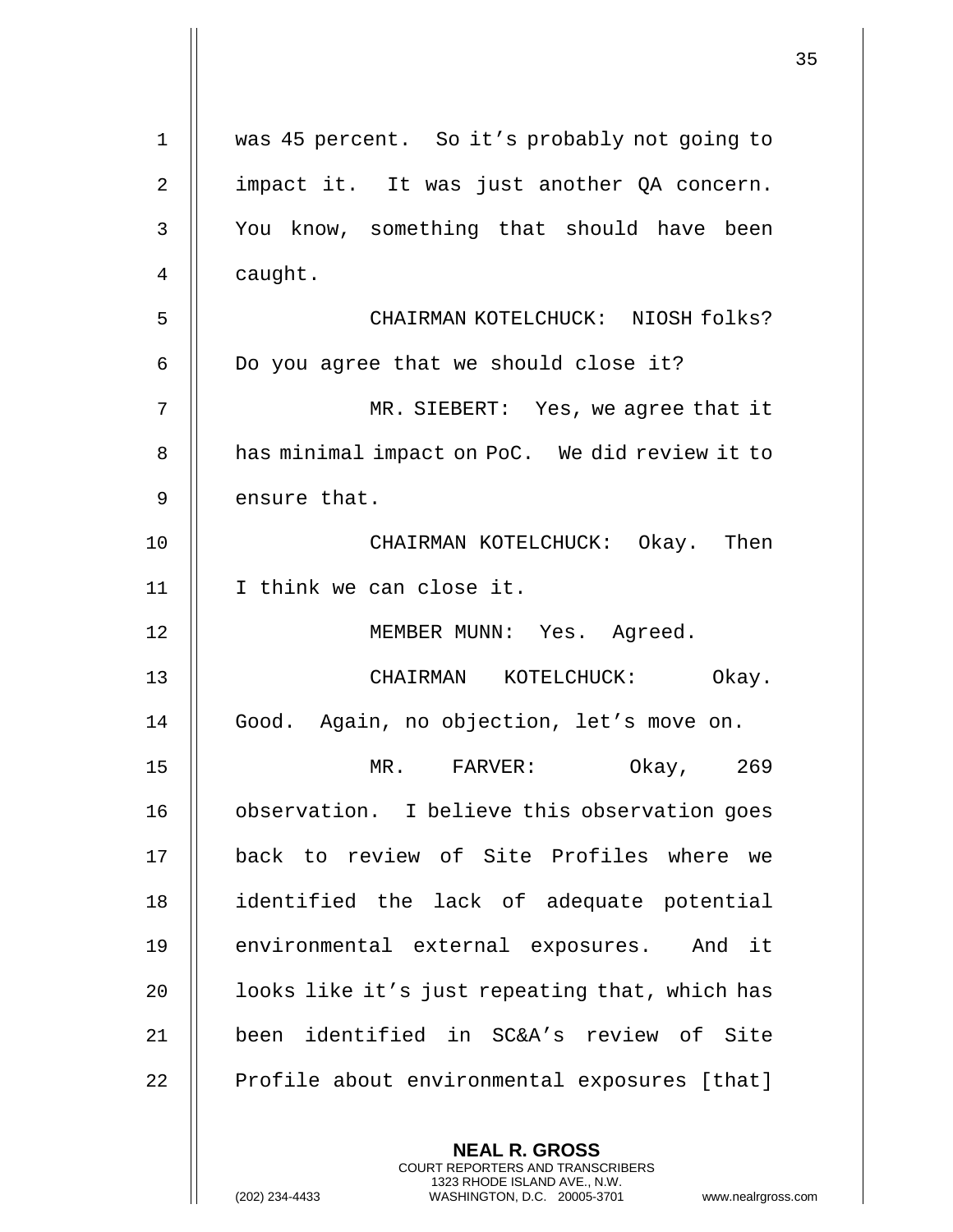was 45 percent. So it's probably not going to impact it. It was just another QA concern. You know, something that should have been caught.

CHAIRMAN KOTELCHUCK: NIOSH folks? Do you agree that we should close it?

MR. SIEBERT: Yes, we agree that it has minimal impact on PoC. We did review it to ensure that.

CHAIRMAN KOTELCHUCK: Okay. Then I think we can close it.

MEMBER MUNN: Yes. Agreed.

CHAIRMAN KOTELCHUCK: Okay. Good. Again, no objection, let's move on.

MR. FARVER: Okay, 269 observation. I believe this observation goes back to review of Site Profiles where we identified the lack of adequate potential environmental external exposures. And it looks like it's just repeating that, which has been identified in SC&A's review of Site Profile about environmental exposures [that]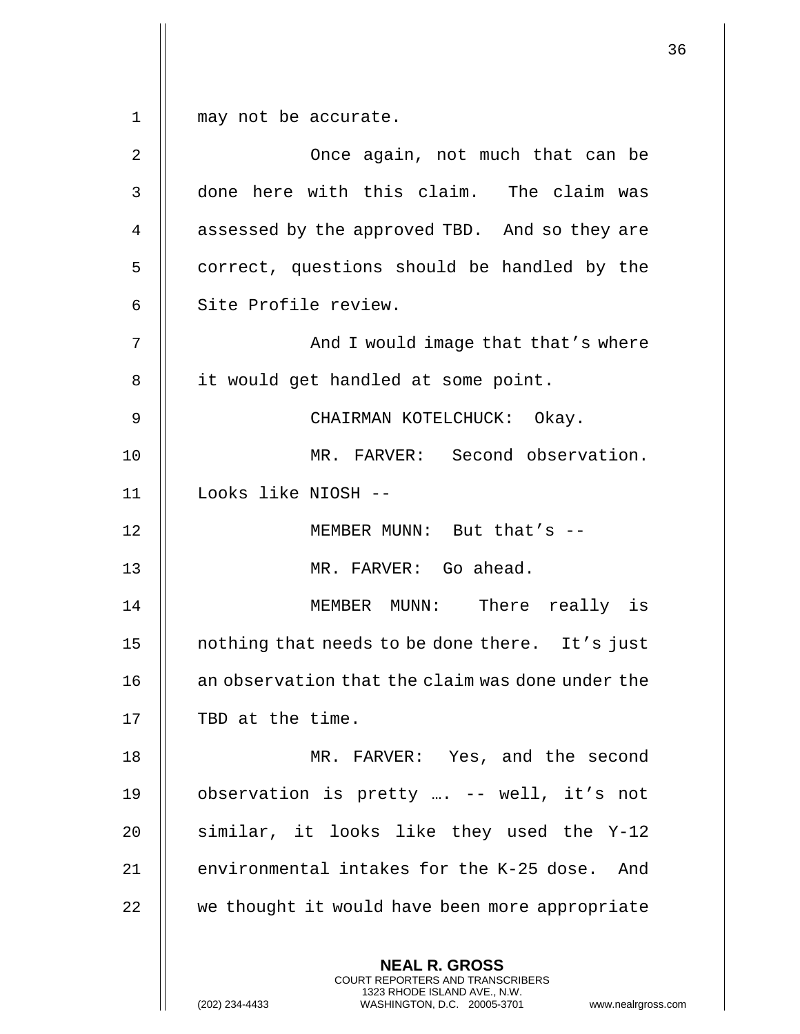may not be accurate.

Once again, not much that can be done here with this claim. The claim was assessed by the approved TBD. And so they are correct, questions should be handled by the Site Profile review.

And I would image that that's where it would get handled at some point.

CHAIRMAN KOTELCHUCK: Okay.

MR. FARVER: Second observation. Looks like NIOSH --

MEMBER MUNN: But that's --

MR. FARVER: Go ahead.

MEMBER MUNN: There really is nothing that needs to be done there. It's just an observation that the claim was done under the TBD at the time.

MR. FARVER: Yes, and the second observation is pretty …. -- well, it's not similar, it looks like they used the Y-12 environmental intakes for the K-25 dose. And we thought it would have been more appropriate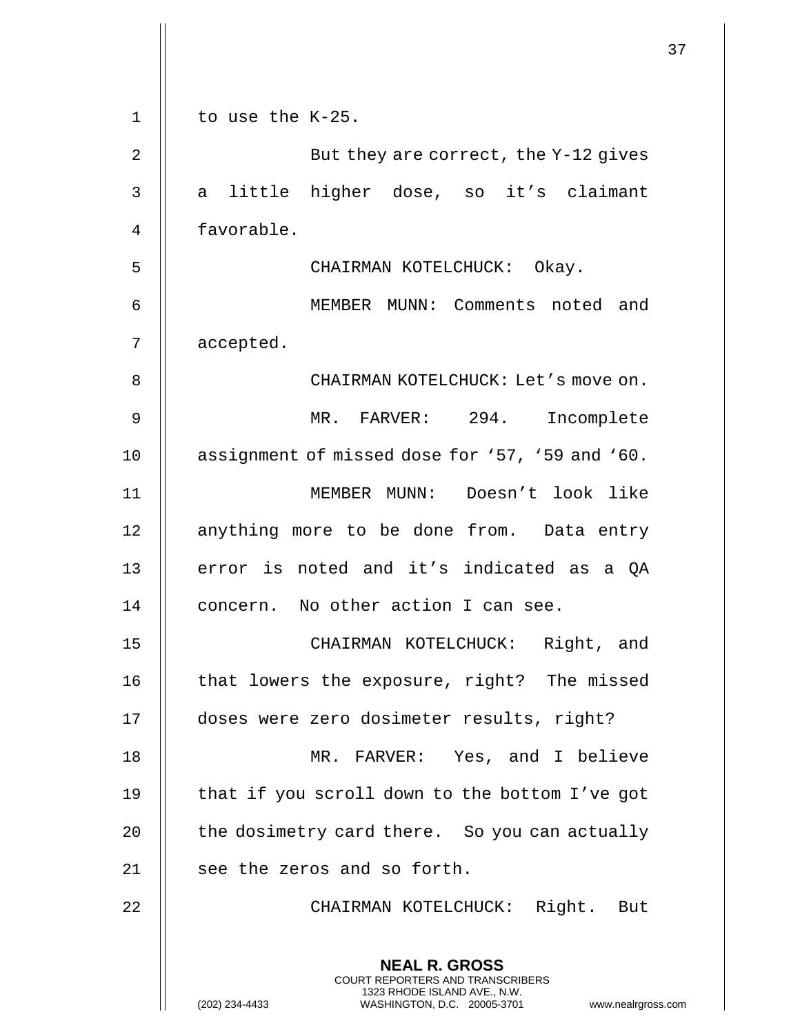to use the K-25.

But they are correct, the Y-12 gives a little higher dose, so it's claimant favorable.

CHAIRMAN KOTELCHUCK: Okay.

MEMBER MUNN: Comments noted and accepted.

CHAIRMAN KOTELCHUCK: Let's move on.

MR. FARVER: 294. Incomplete assignment of missed dose for '57, '59 and '60.

MEMBER MUNN: Doesn't look like anything more to be done from. Data entry error is noted and it's indicated as a QA concern. No other action I can see.

CHAIRMAN KOTELCHUCK: Right, and that lowers the exposure, right? The missed doses were zero dosimeter results, right?

MR. FARVER: Yes, and I believe that if you scroll down to the bottom I've got the dosimetry card there. So you can actually see the zeros and so forth.

CHAIRMAN KOTELCHUCK: Right. But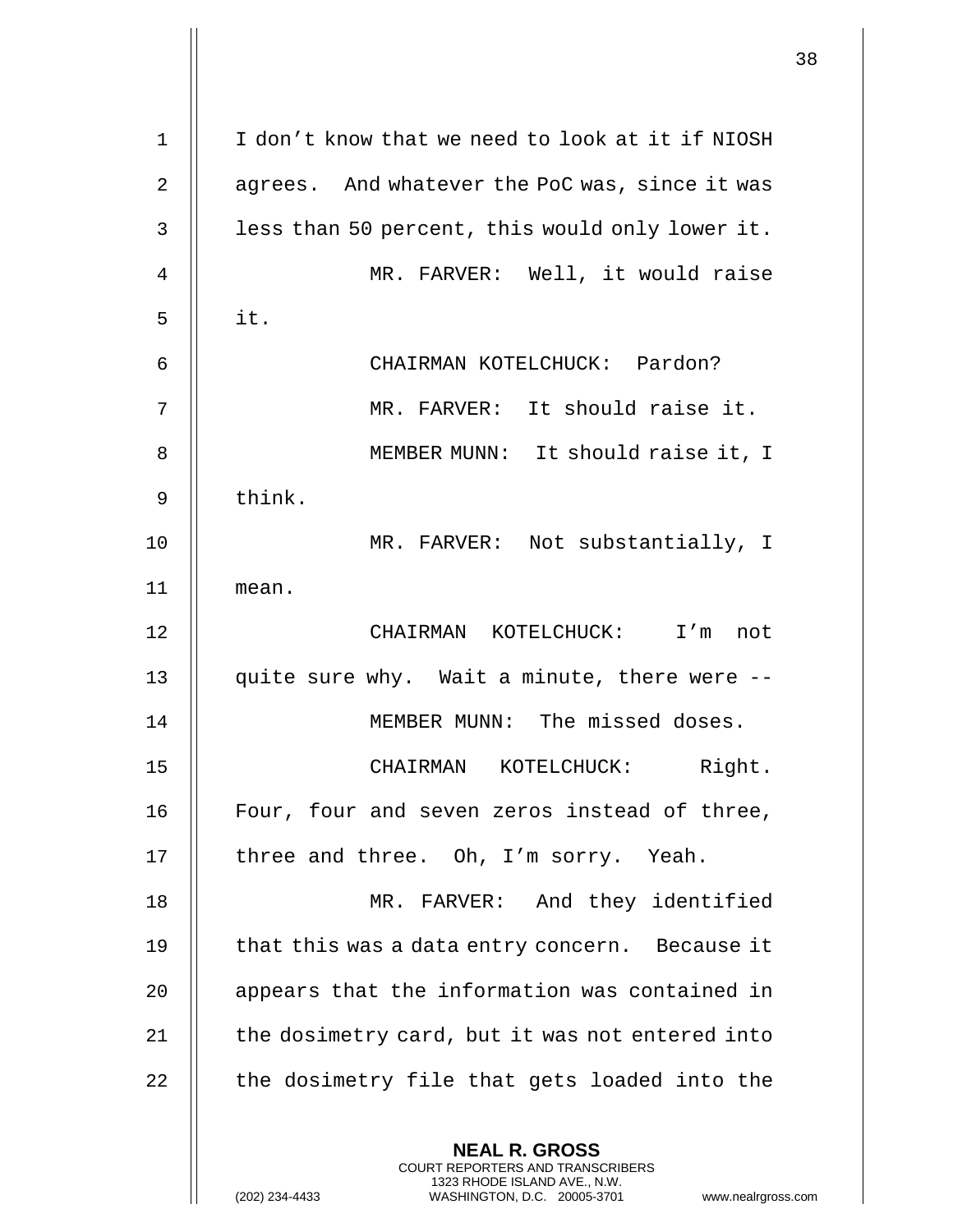I don't know that we need to look at it if NIOSH agrees. And whatever the PoC was, since it was less than 50 percent, this would only lower it.

MR. FARVER: Well, it would raise it.

CHAIRMAN KOTELCHUCK: Pardon?

MR. FARVER: It should raise it.

MEMBER MUNN: It should raise it, I think.

MR. FARVER: Not substantially, I mean.

CHAIRMAN KOTELCHUCK: I'm not quite sure why. Wait a minute, there were --

MEMBER MUNN: The missed doses.

CHAIRMAN KOTELCHUCK: Right. Four, four and seven zeros instead of three, three and three. Oh, I'm sorry. Yeah.

MR. FARVER: And they identified that this was a data entry concern. Because it appears that the information was contained in the dosimetry card, but it was not entered into the dosimetry file that gets loaded into the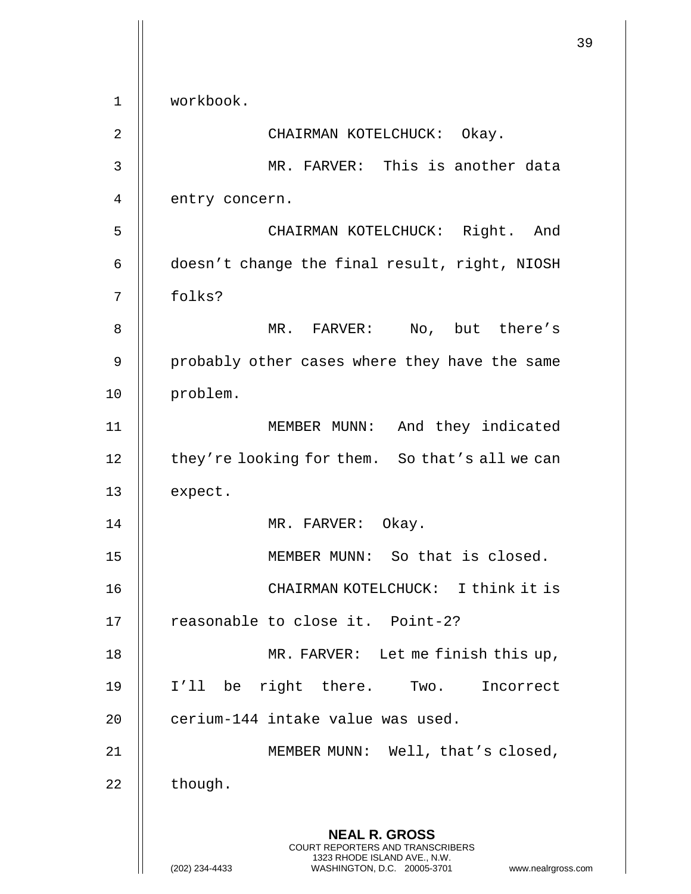workbook.

CHAIRMAN KOTELCHUCK: Okay.

MR. FARVER: This is another data entry concern.

CHAIRMAN KOTELCHUCK: Right. And doesn't change the final result, right, NIOSH folks?

MR. FARVER: No, but there's probably other cases where they have the same problem.

MEMBER MUNN: And they indicated they're looking for them. So that's all we can expect.

MR. FARVER: Okay.

MEMBER MUNN: So that is closed.

CHAIRMAN KOTELCHUCK: I think it is reasonable to close it. Point-2?

MR. FARVER: Let me finish this up, I'll be right there. Two. Incorrect cerium-144 intake value was used.

MEMBER MUNN: Well, that's closed, though.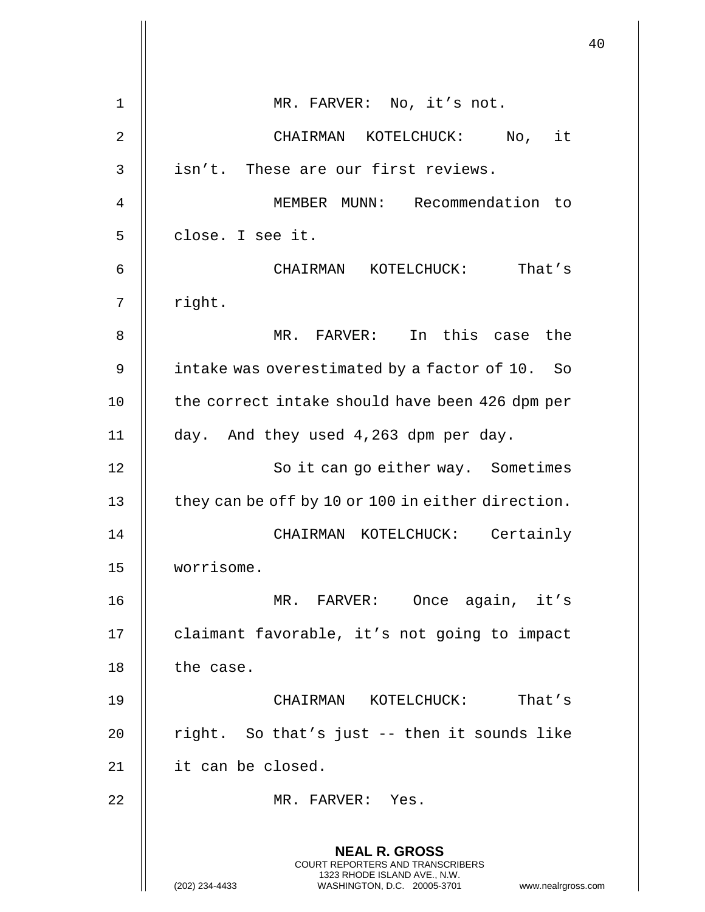MR. FARVER: No, it's not.

CHAIRMAN KOTELCHUCK: No, it isn't. These are our first reviews.

MEMBER MUNN: Recommendation to close. I see it.

CHAIRMAN KOTELCHUCK: That's right.

MR. FARVER: In this case the intake was overestimated by a factor of 10. So the correct intake should have been 426 dpm per day. And they used 4,263 dpm per day.

So it can go either way. Sometimes they can be off by 10 or 100 in either direction.

CHAIRMAN KOTELCHUCK: Certainly worrisome.

MR. FARVER: Once again, it's claimant favorable, it's not going to impact the case.

CHAIRMAN KOTELCHUCK: That's right. So that's just -- then it sounds like it can be closed.

MR. FARVER: Yes.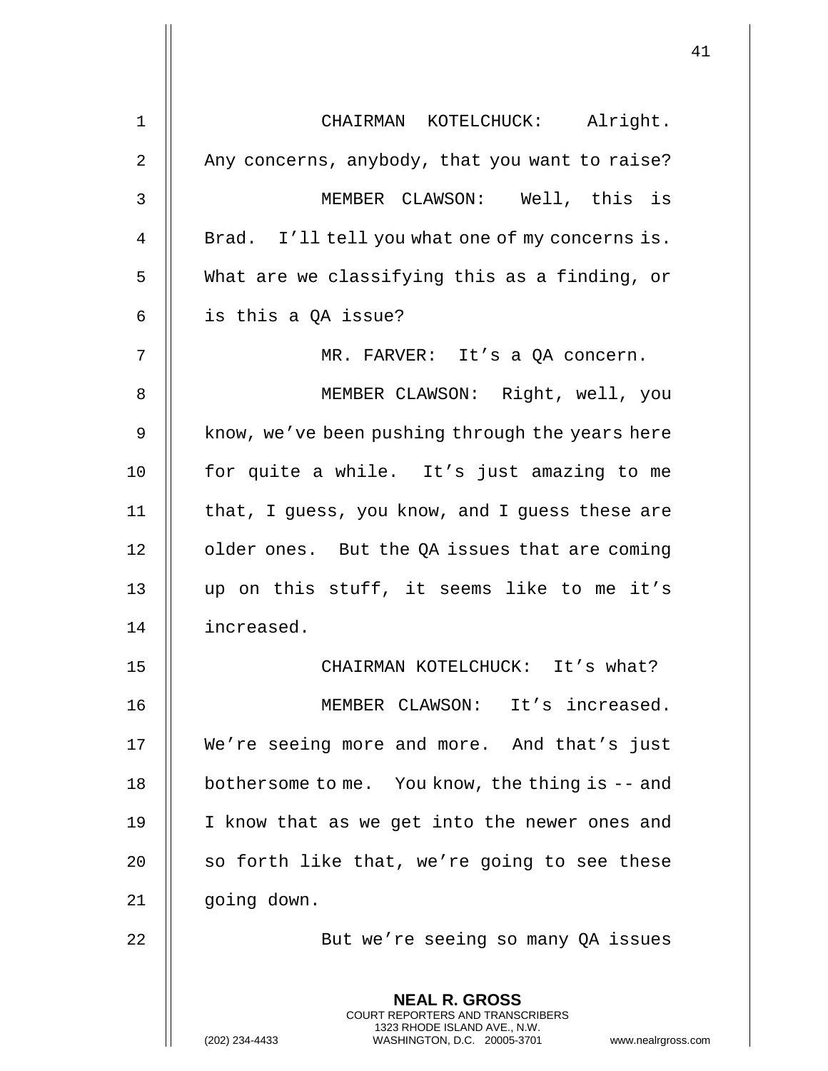CHAIRMAN KOTELCHUCK: Alright. Any concerns, anybody, that you want to raise?

MEMBER CLAWSON: Well, this is Brad. I'll tell you what one of my concerns is. What are we classifying this as a finding, or is this a QA issue?

MR. FARVER: It's a QA concern.

MEMBER CLAWSON: Right, well, you know, we've been pushing through the years here for quite a while. It's just amazing to me that, I guess, you know, and I guess these are older ones. But the QA issues that are coming up on this stuff, it seems like to me it's increased.

CHAIRMAN KOTELCHUCK: It's what?

MEMBER CLAWSON: It's increased. We're seeing more and more. And that's just bothersome to me. You know, the thing is -- and I know that as we get into the newer ones and so forth like that, we're going to see these going down.

But we're seeing so many QA issues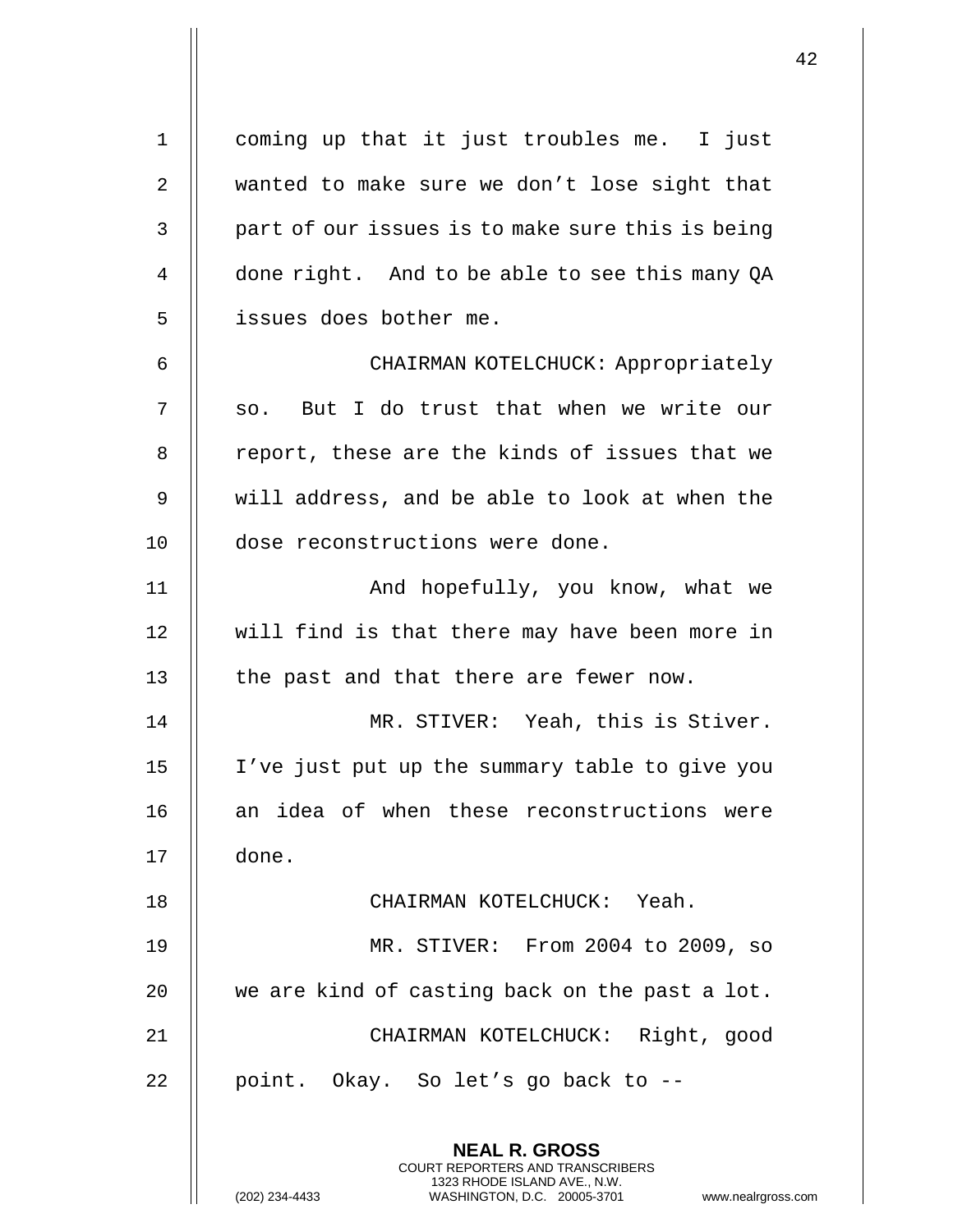coming up that it just troubles me. I just wanted to make sure we don't lose sight that part of our issues is to make sure this is being done right. And to be able to see this many QA issues does bother me.

CHAIRMAN KOTELCHUCK: Appropriately so. But I do trust that when we write our report, these are the kinds of issues that we will address, and be able to look at when the dose reconstructions were done.

And hopefully, you know, what we will find is that there may have been more in the past and that there are fewer now.

MR. STIVER: Yeah, this is Stiver. I've just put up the summary table to give you an idea of when these reconstructions were done.

CHAIRMAN KOTELCHUCK: Yeah.

MR. STIVER: From 2004 to 2009, so we are kind of casting back on the past a lot.

CHAIRMAN KOTELCHUCK: Right, good point. Okay. So let's go back to --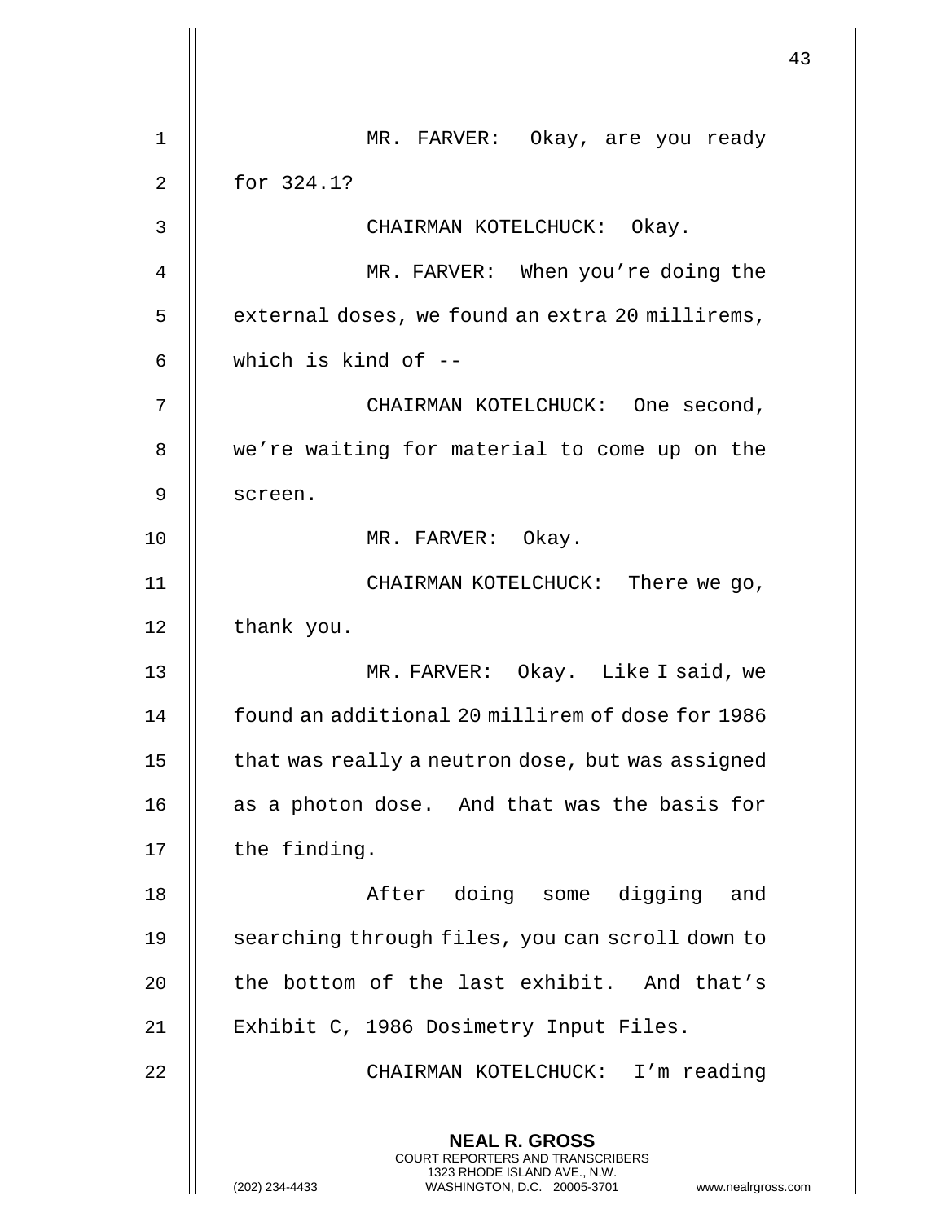MR. FARVER: Okay, are you ready for 324.1?

CHAIRMAN KOTELCHUCK: Okay.

MR. FARVER: When you're doing the external doses, we found an extra 20 millirems, which is kind of --

CHAIRMAN KOTELCHUCK: One second, we're waiting for material to come up on the screen.

MR. FARVER: Okay.

CHAIRMAN KOTELCHUCK: There we go, thank you.

MR. FARVER: Okay. Like I said, we found an additional 20 millirem of dose for 1986 that was really a neutron dose, but was assigned as a photon dose. And that was the basis for the finding.

After doing some digging and searching through files, you can scroll down to the bottom of the last exhibit. And that's Exhibit C, 1986 Dosimetry Input Files.

CHAIRMAN KOTELCHUCK: I'm reading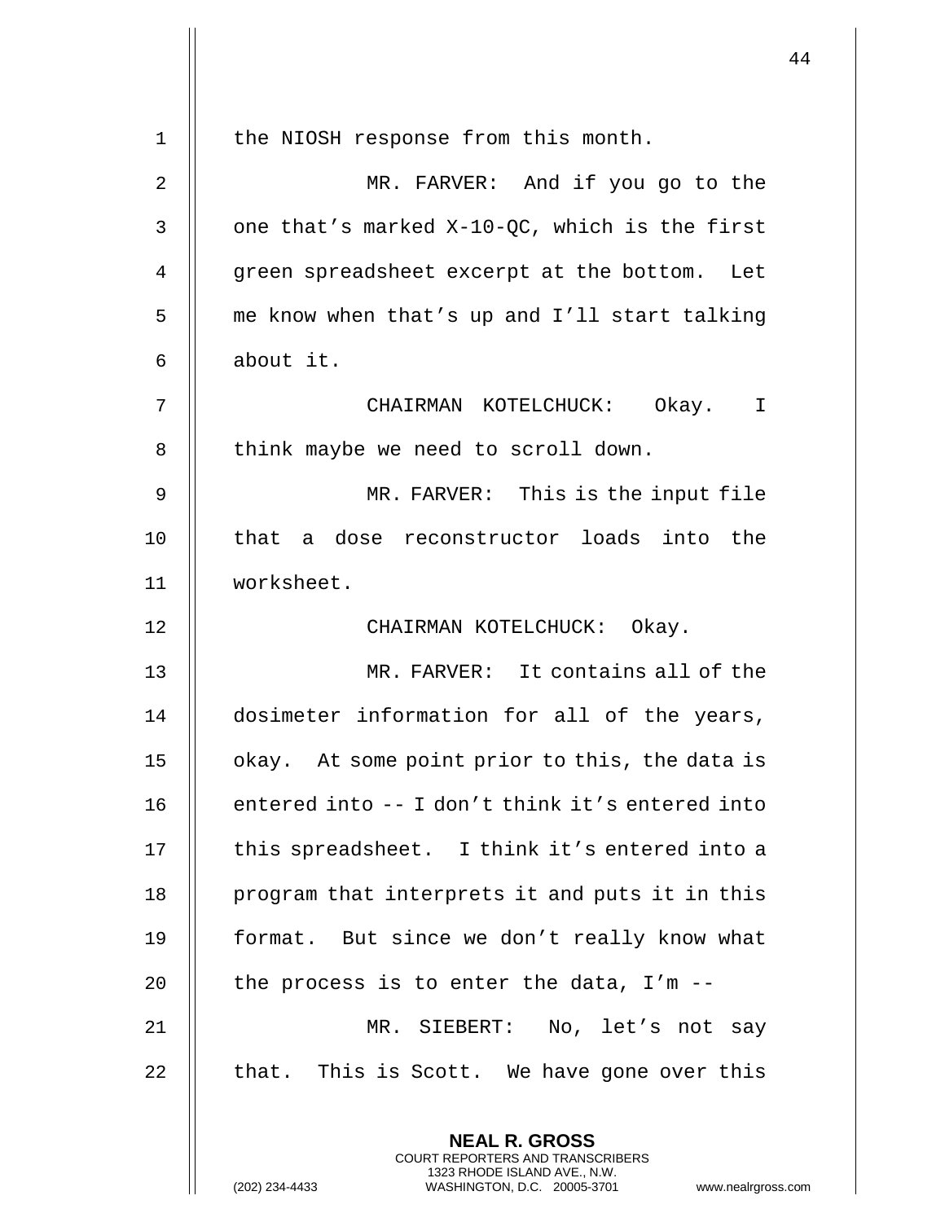the NIOSH response from this month.

MR. FARVER: And if you go to the one that's marked X-10-QC, which is the first green spreadsheet excerpt at the bottom. Let me know when that's up and I'll start talking about it.

CHAIRMAN KOTELCHUCK: Okay. I think maybe we need to scroll down.

MR. FARVER: This is the input file that a dose reconstructor loads into the worksheet.

CHAIRMAN KOTELCHUCK: Okay.

MR. FARVER: It contains all of the dosimeter information for all of the years, okay. At some point prior to this, the data is entered into -- I don't think it's entered into this spreadsheet. I think it's entered into a program that interprets it and puts it in this format. But since we don't really know what the process is to enter the data, I'm --

MR. SIEBERT: No, let's not say that. This is Scott. We have gone over this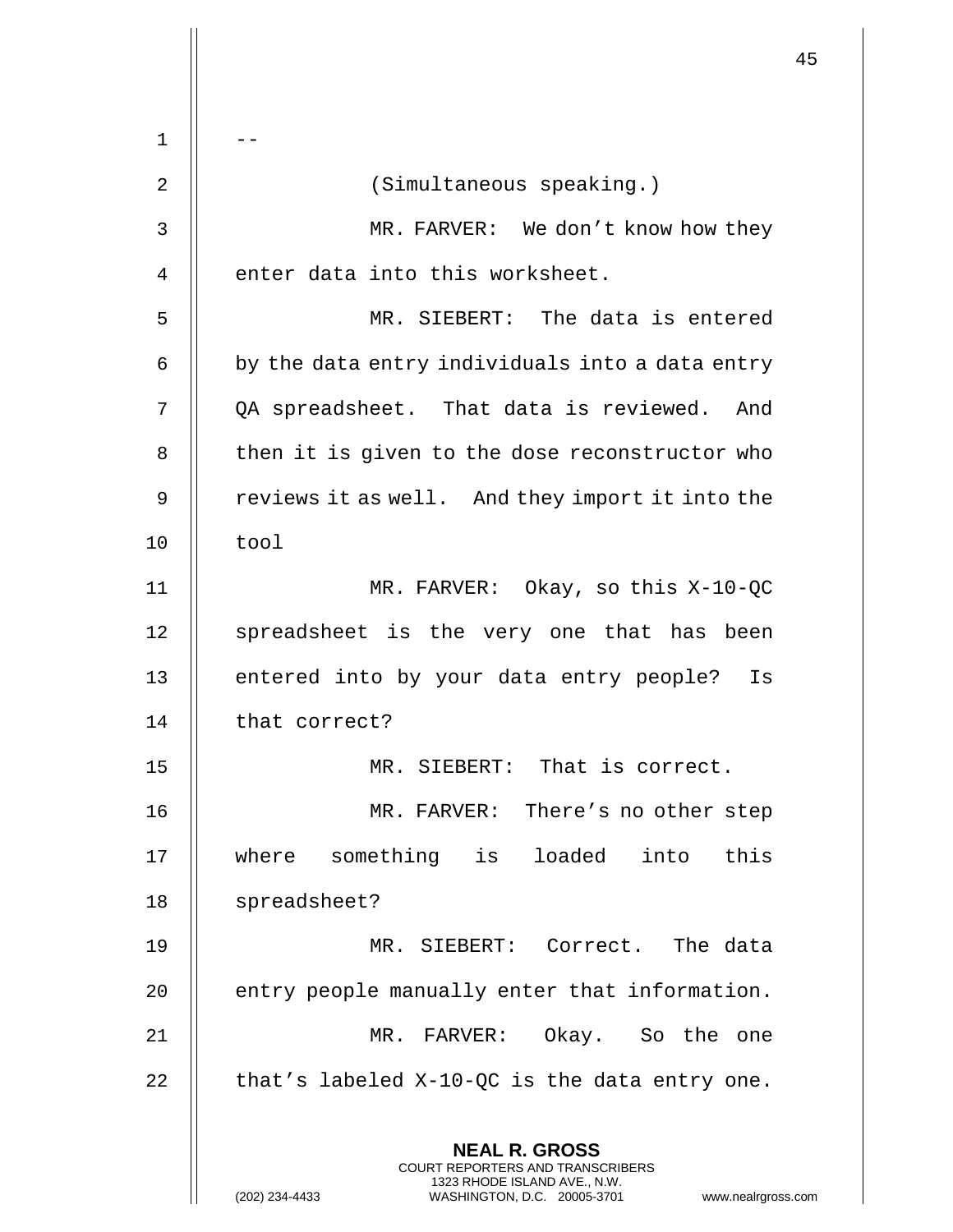--

(Simultaneous speaking.)

MR. FARVER: We don't know how they enter data into this worksheet.

MR. SIEBERT: The data is entered by the data entry individuals into a data entry QA spreadsheet. That data is reviewed. And then it is given to the dose reconstructor who reviews it as well. And they import it into the tool

MR. FARVER: Okay, so this X-10-QC spreadsheet is the very one that has been entered into by your data entry people? Is that correct?

MR. SIEBERT: That is correct.

MR. FARVER: There's no other step where something is loaded into this spreadsheet?

MR. SIEBERT: Correct. The data entry people manually enter that information.

MR. FARVER: Okay. So the one that's labeled X-10-QC is the data entry one.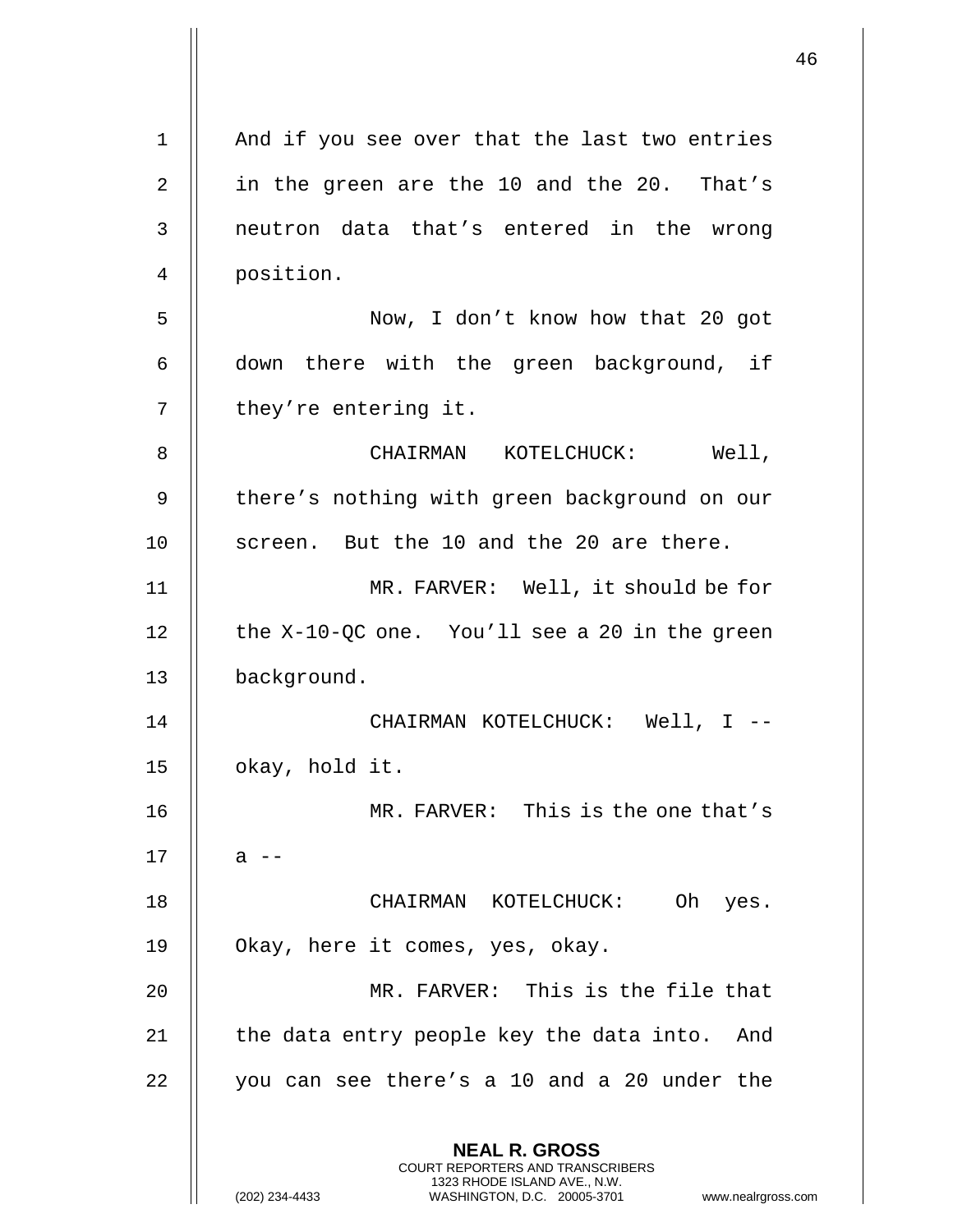And if you see over that the last two entries in the green are the 10 and the 20. That's neutron data that's entered in the wrong position.

Now, I don't know how that 20 got down there with the green background, if they're entering it.

CHAIRMAN KOTELCHUCK: Well, there's nothing with green background on our screen. But the 10 and the 20 are there.

MR. FARVER: Well, it should be for the X-10-QC one. You'll see a 20 in the green background.

CHAIRMAN KOTELCHUCK: Well, I -- okay, hold it.

MR. FARVER: This is the one that's a --

CHAIRMAN KOTELCHUCK: Oh yes. Okay, here it comes, yes, okay.

MR. FARVER: This is the file that the data entry people key the data into. And you can see there's a 10 and a 20 under the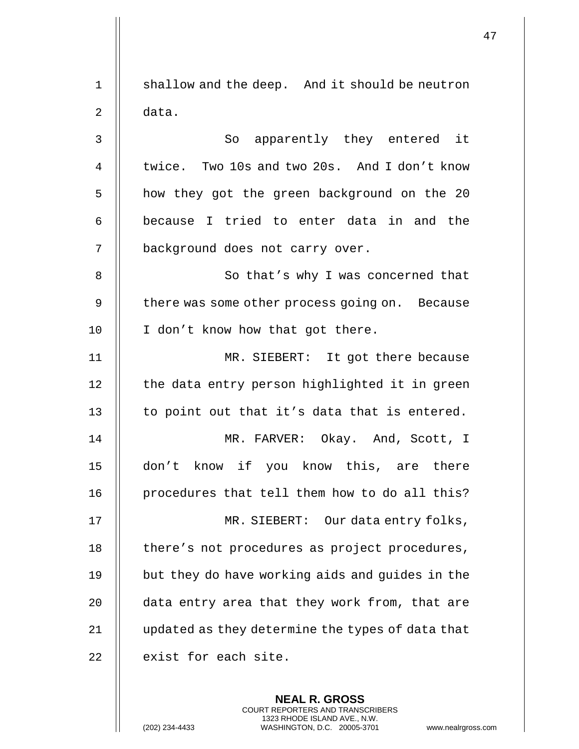shallow and the deep. And it should be neutron data.

So apparently they entered it twice. Two 10s and two 20s. And I don't know how they got the green background on the 20 because I tried to enter data in and the background does not carry over.

So that's why I was concerned that there was some other process going on. Because I don't know how that got there.

MR. SIEBERT: It got there because the data entry person highlighted it in green to point out that it's data that is entered.

MR. FARVER: Okay. And, Scott, I don't know if you know this, are there procedures that tell them how to do all this?

MR. SIEBERT: Our data entry folks, there's not procedures as project procedures, but they do have working aids and guides in the data entry area that they work from, that are updated as they determine the types of data that exist for each site.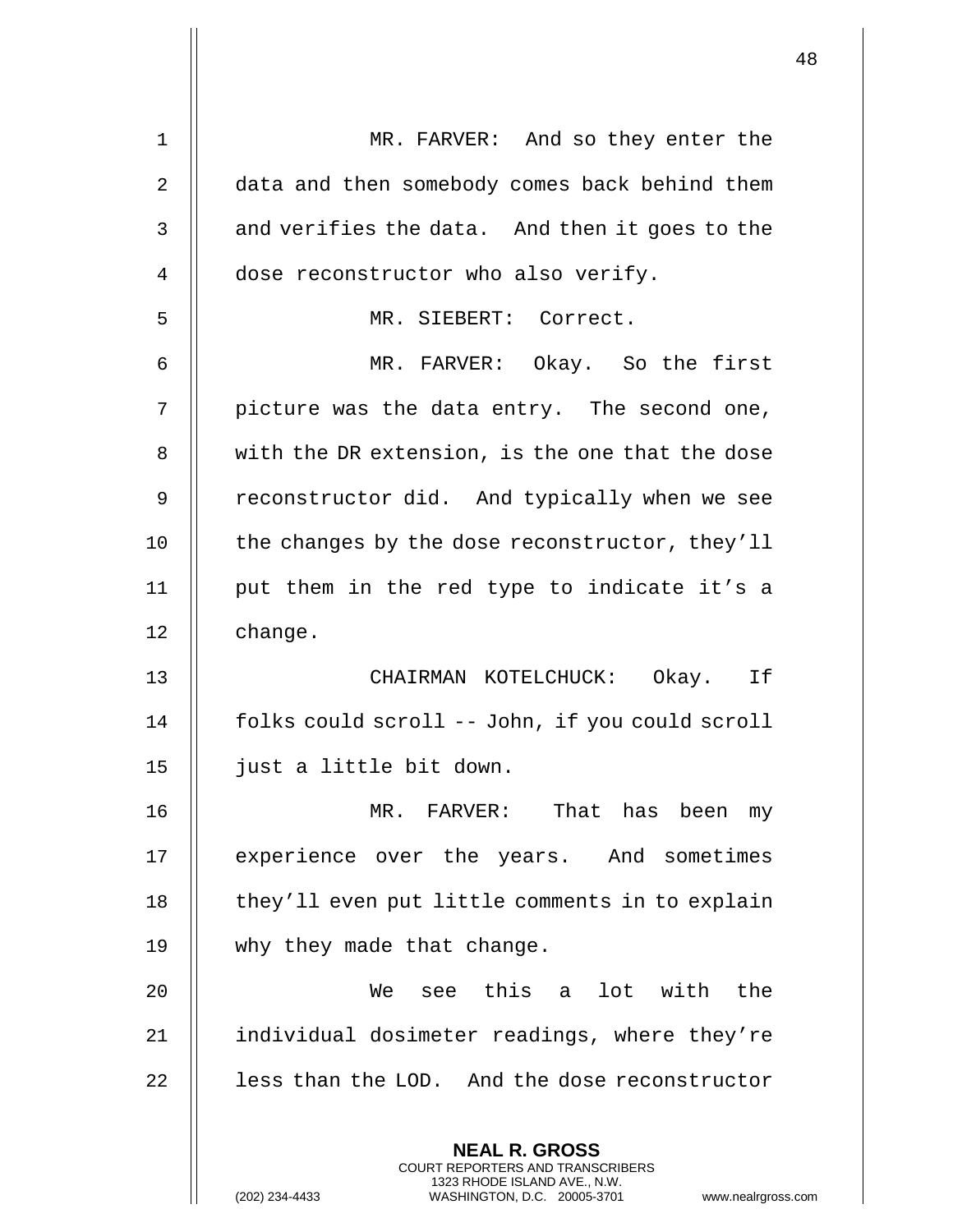MR. FARVER: And so they enter the data and then somebody comes back behind them and verifies the data. And then it goes to the dose reconstructor who also verify.

MR. SIEBERT: Correct.

MR. FARVER: Okay. So the first picture was the data entry. The second one, with the DR extension, is the one that the dose reconstructor did. And typically when we see the changes by the dose reconstructor, they'll put them in the red type to indicate it's a change.

CHAIRMAN KOTELCHUCK: Okay. If folks could scroll -- John, if you could scroll just a little bit down.

MR. FARVER: That has been my experience over the years. And sometimes they'll even put little comments in to explain why they made that change.

We see this a lot with the individual dosimeter readings, where they're less than the LOD. And the dose reconstructor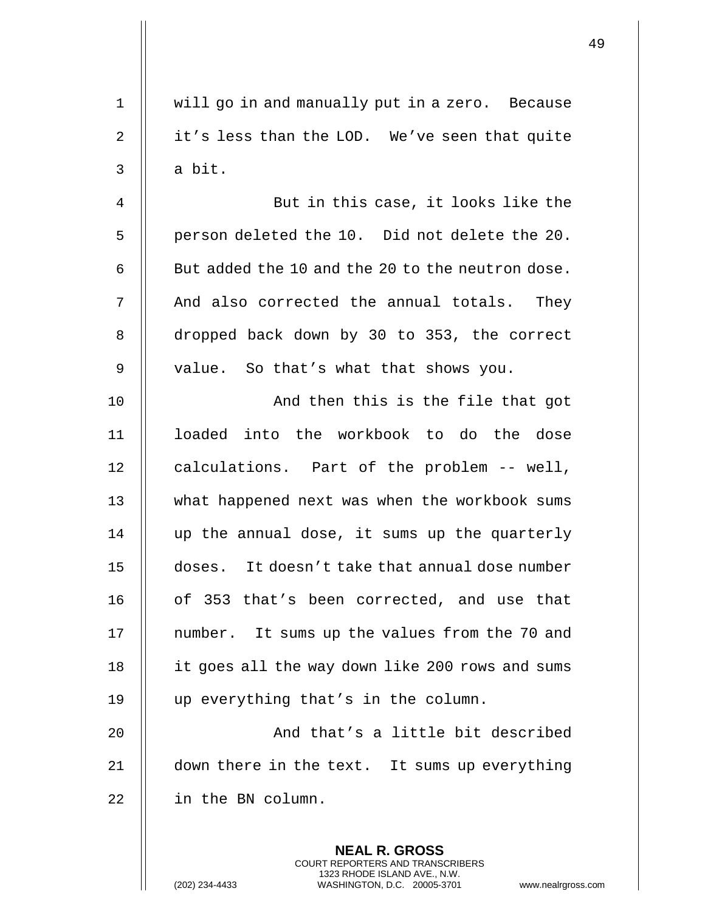will go in and manually put in a zero. Because it's less than the LOD. We've seen that quite a bit.

But in this case, it looks like the person deleted the 10. Did not delete the 20. But added the 10 and the 20 to the neutron dose. And also corrected the annual totals. They dropped back down by 30 to 353, the correct value. So that's what that shows you.

And then this is the file that got loaded into the workbook to do the dose calculations. Part of the problem -- well, what happened next was when the workbook sums up the annual dose, it sums up the quarterly doses. It doesn't take that annual dose number of 353 that's been corrected, and use that number. It sums up the values from the 70 and it goes all the way down like 200 rows and sums up everything that's in the column.

And that's a little bit described down there in the text. It sums up everything in the BN column.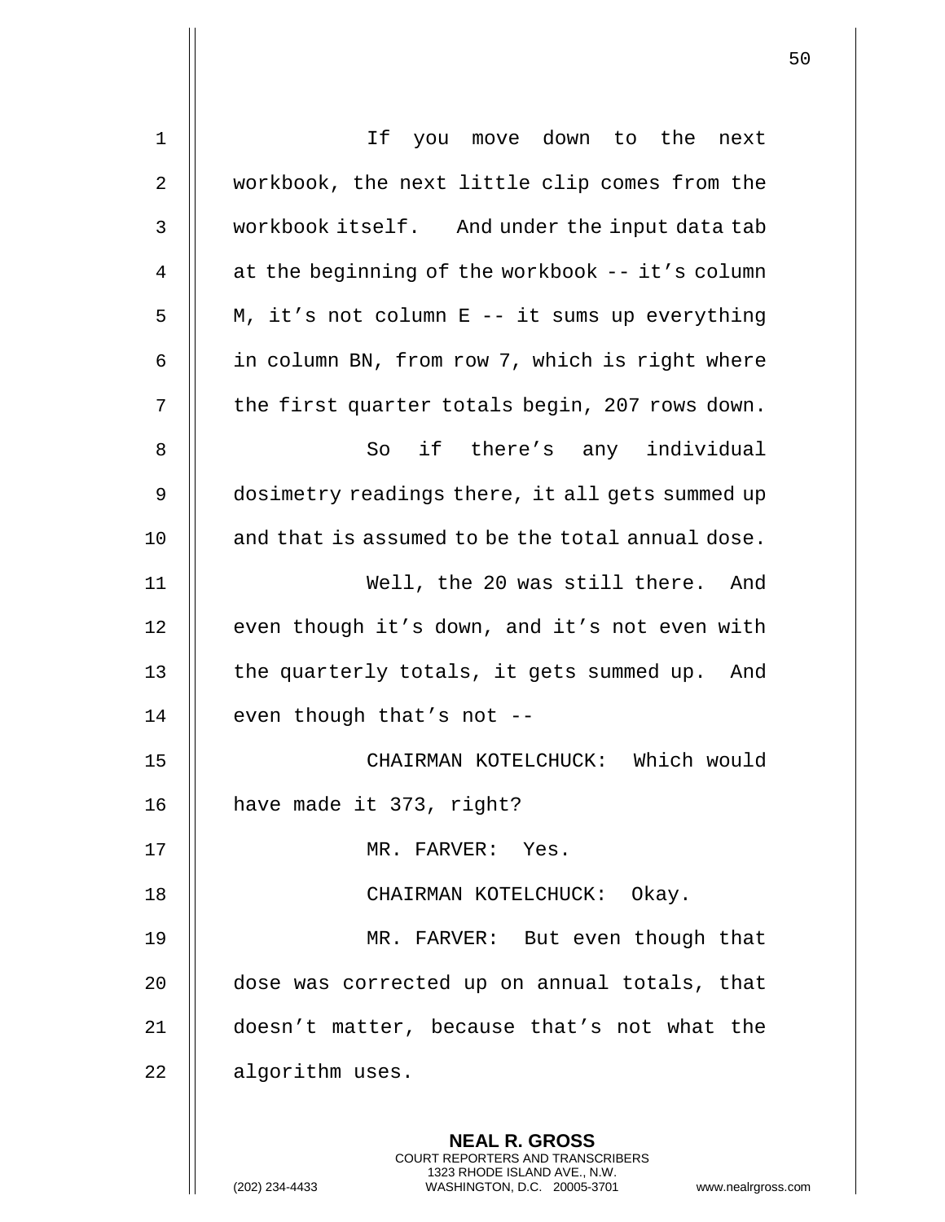If you move down to the next workbook, the next little clip comes from the workbook itself. And under the input data tab at the beginning of the workbook -- it's column M, it's not column E -- it sums up everything in column BN, from row 7, which is right where the first quarter totals begin, 207 rows down.

So if there's any individual dosimetry readings there, it all gets summed up and that is assumed to be the total annual dose.

Well, the 20 was still there. And even though it's down, and it's not even with the quarterly totals, it gets summed up. And even though that's not --

CHAIRMAN KOTELCHUCK: Which would have made it 373, right?

MR. FARVER: Yes.

CHAIRMAN KOTELCHUCK: Okay.

MR. FARVER: But even though that dose was corrected up on annual totals, that doesn't matter, because that's not what the algorithm uses.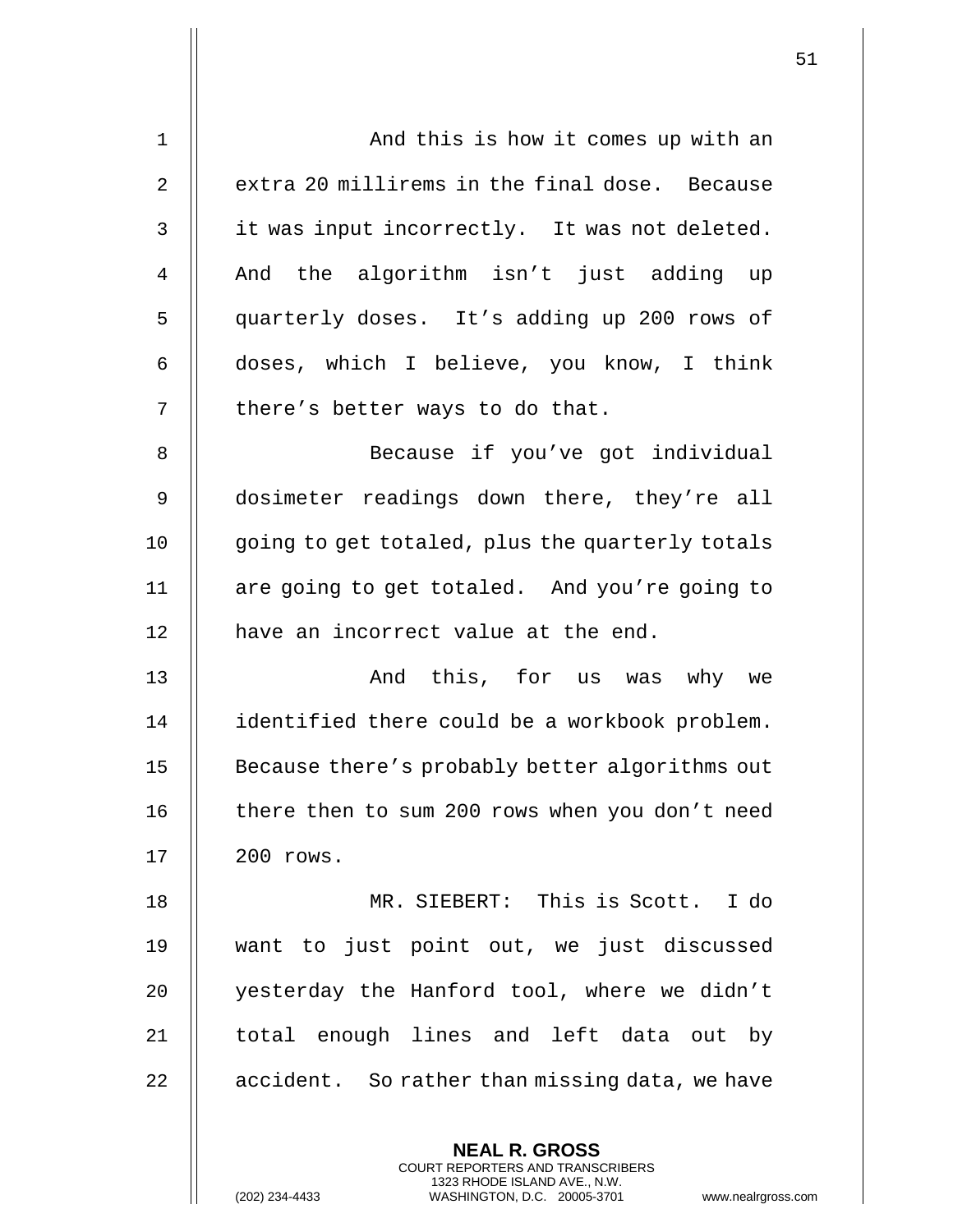And this is how it comes up with an extra 20 millirems in the final dose. Because it was input incorrectly. It was not deleted. And the algorithm isn't just adding up quarterly doses. It's adding up 200 rows of doses, which I believe, you know, I think there's better ways to do that.

Because if you've got individual dosimeter readings down there, they're all going to get totaled, plus the quarterly totals are going to get totaled. And you're going to have an incorrect value at the end.

And this, for us was why we identified there could be a workbook problem. Because there's probably better algorithms out there then to sum 200 rows when you don't need 200 rows.

MR. SIEBERT: This is Scott. I do want to just point out, we just discussed yesterday the Hanford tool, where we didn't total enough lines and left data out by accident. So rather than missing data, we have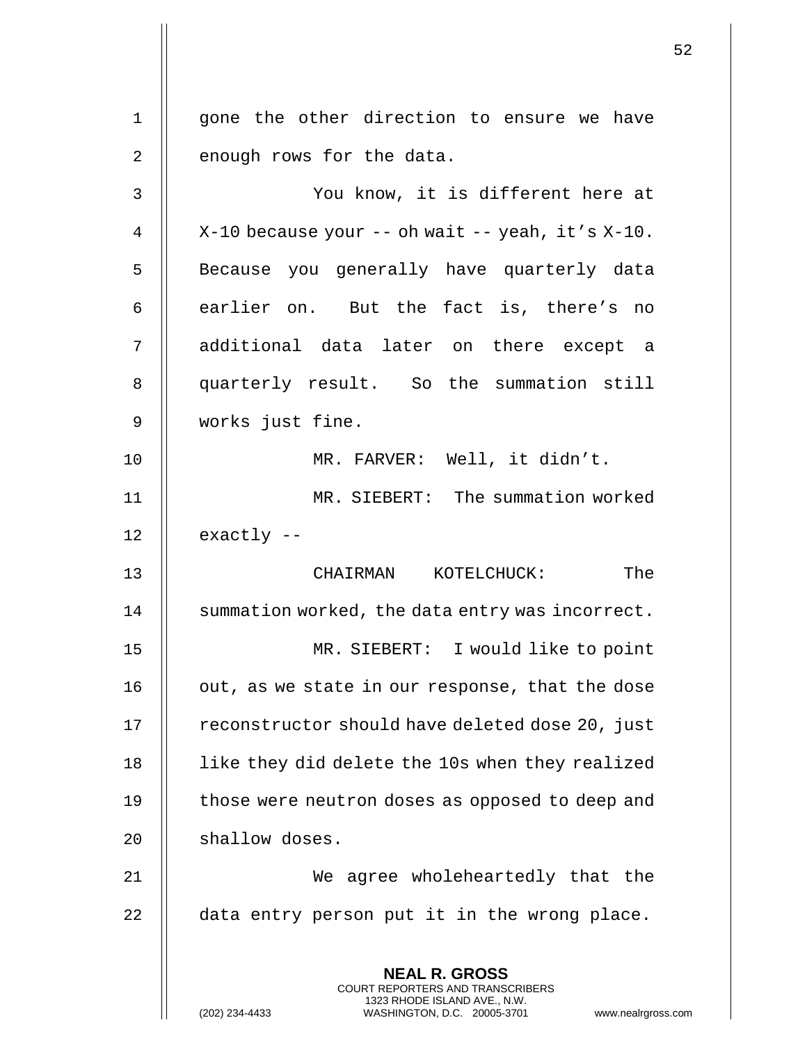gone the other direction to ensure we have enough rows for the data.

You know, it is different here at X-10 because your -- oh wait -- yeah, it's X-10. Because you generally have quarterly data earlier on. But the fact is, there's no additional data later on there except a quarterly result. So the summation still works just fine.

MR. FARVER: Well, it didn't.

MR. SIEBERT: The summation worked exactly --

CHAIRMAN KOTELCHUCK: The summation worked, the data entry was incorrect.

MR. SIEBERT: I would like to point out, as we state in our response, that the dose reconstructor should have deleted dose 20, just like they did delete the 10s when they realized those were neutron doses as opposed to deep and shallow doses.

We agree wholeheartedly that the data entry person put it in the wrong place.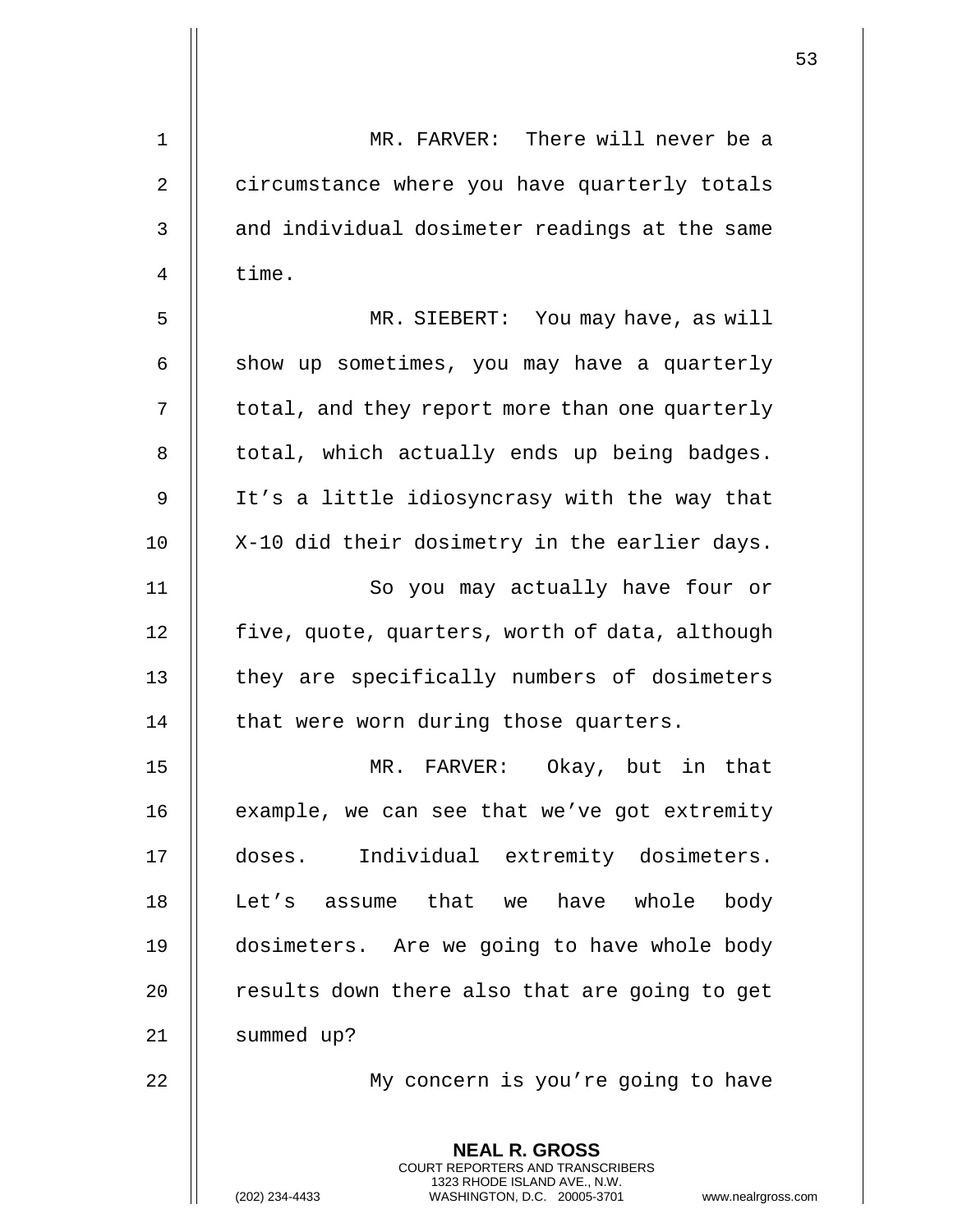MR. FARVER: There will never be a circumstance where you have quarterly totals and individual dosimeter readings at the same time.

MR. SIEBERT: You may have, as will show up sometimes, you may have a quarterly total, and they report more than one quarterly total, which actually ends up being badges. It's a little idiosyncrasy with the way that X-10 did their dosimetry in the earlier days.

So you may actually have four or five, quote, quarters, worth of data, although they are specifically numbers of dosimeters that were worn during those quarters.

MR. FARVER: Okay, but in that example, we can see that we've got extremity doses. Individual extremity dosimeters. Let's assume that we have whole body dosimeters. Are we going to have whole body results down there also that are going to get summed up?

My concern is you're going to have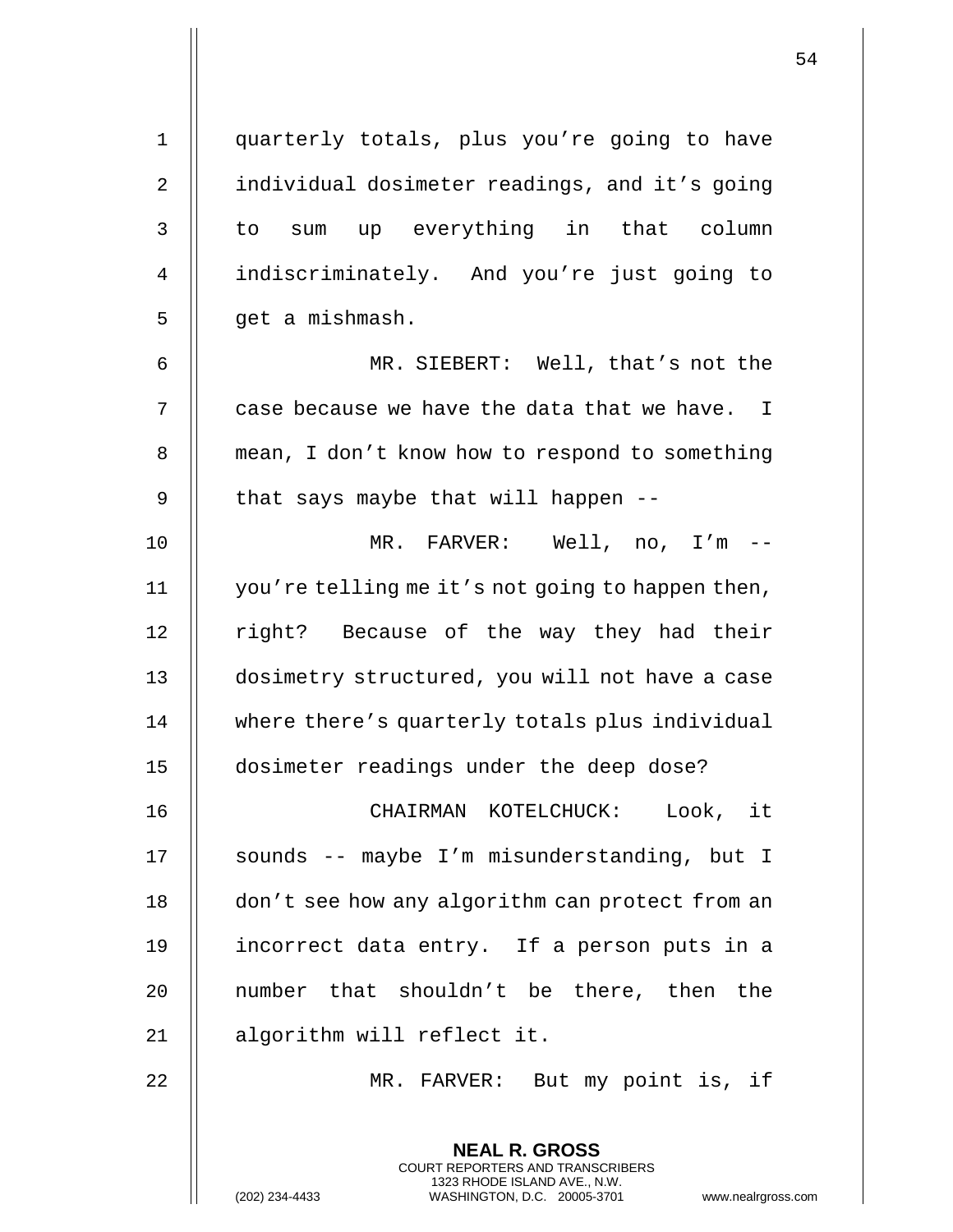quarterly totals, plus you're going to have individual dosimeter readings, and it's going to sum up everything in that column indiscriminately. And you're just going to get a mishmash.

MR. SIEBERT: Well, that's not the case because we have the data that we have. I mean, I don't know how to respond to something that says maybe that will happen --

MR. FARVER: Well, no, I'm -- you're telling me it's not going to happen then, right? Because of the way they had their dosimetry structured, you will not have a case where there's quarterly totals plus individual dosimeter readings under the deep dose?

CHAIRMAN KOTELCHUCK: Look, it sounds -- maybe I'm misunderstanding, but I don't see how any algorithm can protect from an incorrect data entry. If a person puts in a number that shouldn't be there, then the algorithm will reflect it.

MR. FARVER: But my point is, if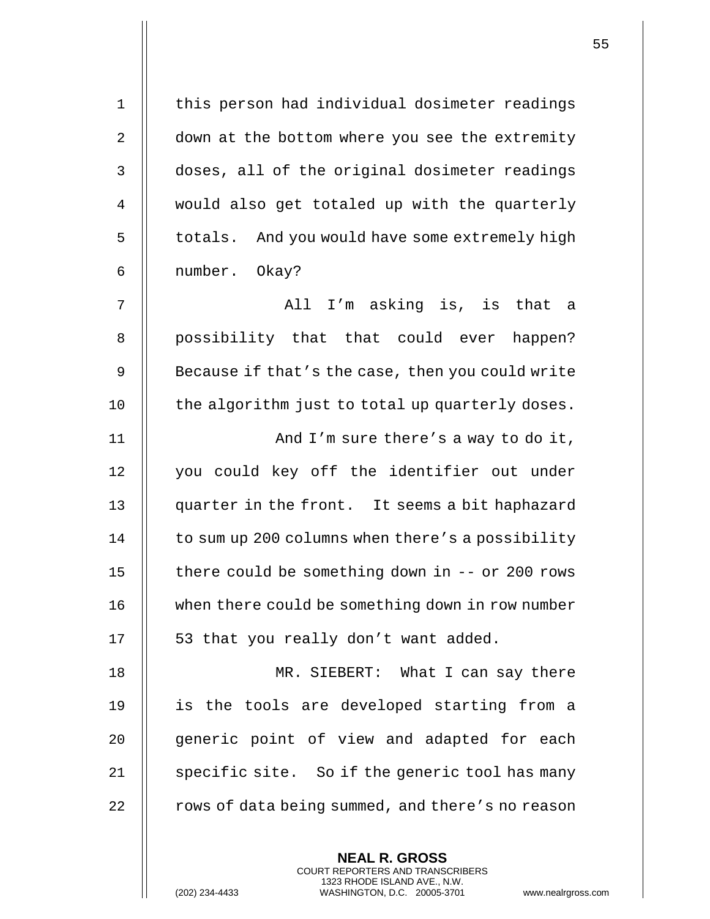this person had individual dosimeter readings down at the bottom where you see the extremity doses, all of the original dosimeter readings would also get totaled up with the quarterly totals. And you would have some extremely high number. Okay?

All I'm asking is, is that a possibility that that could ever happen? Because if that's the case, then you could write the algorithm just to total up quarterly doses.

And I'm sure there's a way to do it, you could key off the identifier out under quarter in the front. It seems a bit haphazard to sum up 200 columns when there's a possibility there could be something down in -- or 200 rows when there could be something down in row number 53 that you really don't want added.

MR. SIEBERT: What I can say there is the tools are developed starting from a generic point of view and adapted for each specific site. So if the generic tool has many rows of data being summed, and there's no reason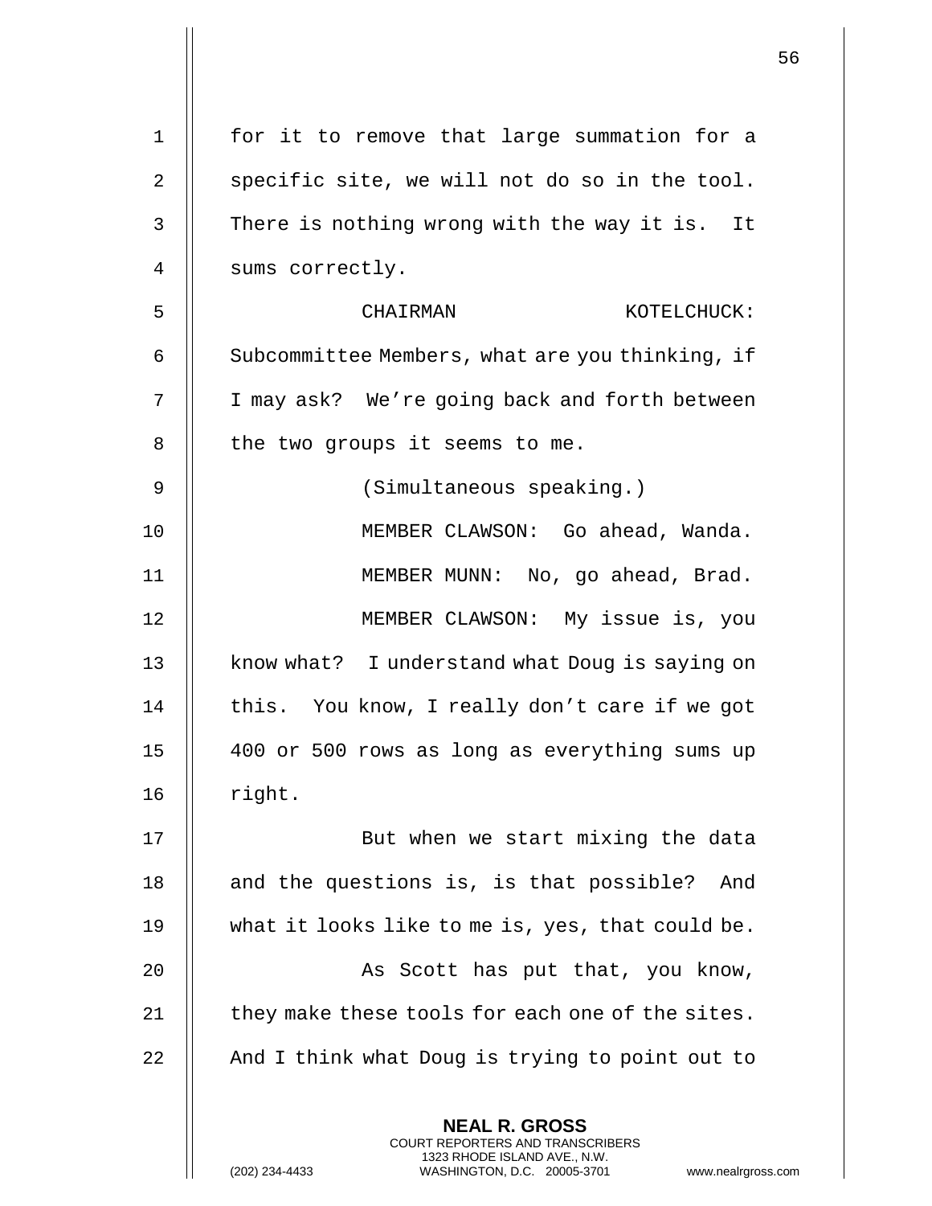for it to remove that large summation for a specific site, we will not do so in the tool. There is nothing wrong with the way it is. It sums correctly.

CHAIRMAN KOTELCHUCK: Subcommittee Members, what are you thinking, if I may ask? We're going back and forth between the two groups it seems to me.

(Simultaneous speaking.)

MEMBER CLAWSON: Go ahead, Wanda.

MEMBER MUNN: No, go ahead, Brad.

MEMBER CLAWSON: My issue is, you know what? I understand what Doug is saying on this. You know, I really don't care if we got 400 or 500 rows as long as everything sums up right.

But when we start mixing the data and the questions is, is that possible? And what it looks like to me is, yes, that could be.

As Scott has put that, you know, they make these tools for each one of the sites. And I think what Doug is trying to point out to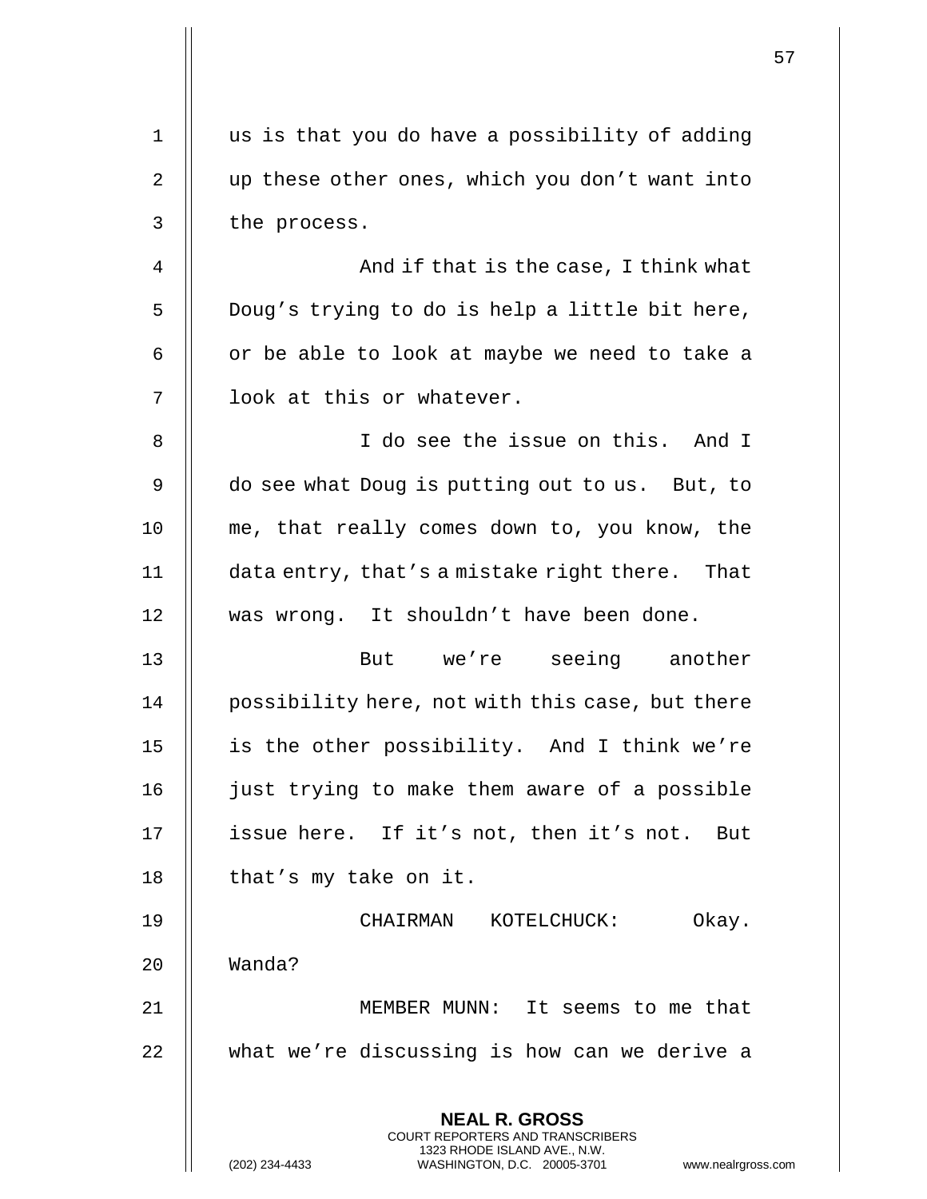us is that you do have a possibility of adding up these other ones, which you don't want into the process.

And if that is the case, I think what Doug's trying to do is help a little bit here, or be able to look at maybe we need to take a look at this or whatever.

I do see the issue on this. And I do see what Doug is putting out to us. But, to me, that really comes down to, you know, the data entry, that's a mistake right there. That was wrong. It shouldn't have been done.

But we're seeing another possibility here, not with this case, but there is the other possibility. And I think we're just trying to make them aware of a possible issue here. If it's not, then it's not. But that's my take on it.

CHAIRMAN KOTELCHUCK: Okay. Wanda?

MEMBER MUNN: It seems to me that what we're discussing is how can we derive a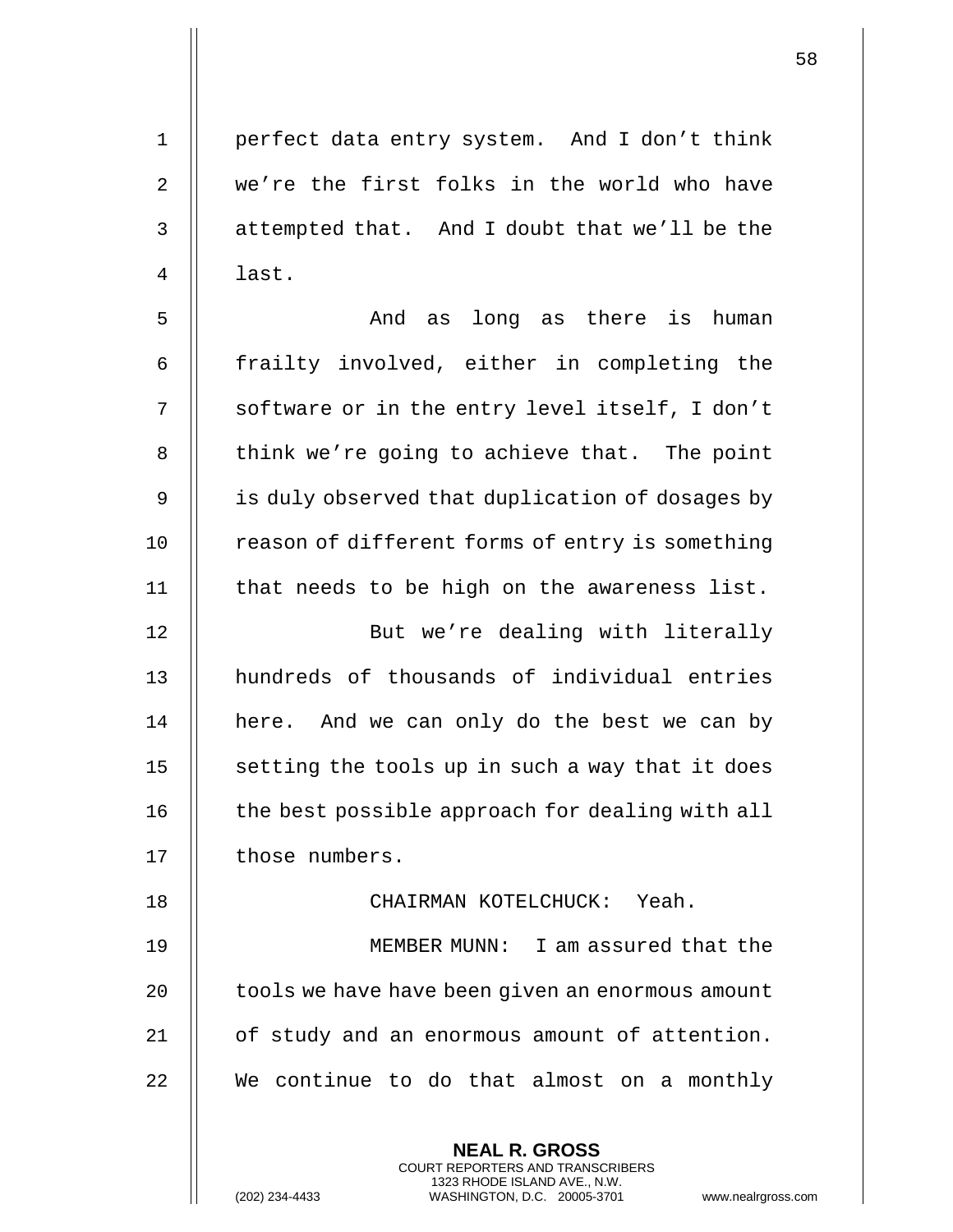perfect data entry system. And I don't think we're the first folks in the world who have attempted that. And I doubt that we'll be the last.

And as long as there is human frailty involved, either in completing the software or in the entry level itself, I don't think we're going to achieve that. The point is duly observed that duplication of dosages by reason of different forms of entry is something that needs to be high on the awareness list.

But we're dealing with literally hundreds of thousands of individual entries here. And we can only do the best we can by setting the tools up in such a way that it does the best possible approach for dealing with all those numbers.

CHAIRMAN KOTELCHUCK: Yeah.

MEMBER MUNN: I am assured that the tools we have have been given an enormous amount of study and an enormous amount of attention. We continue to do that almost on a monthly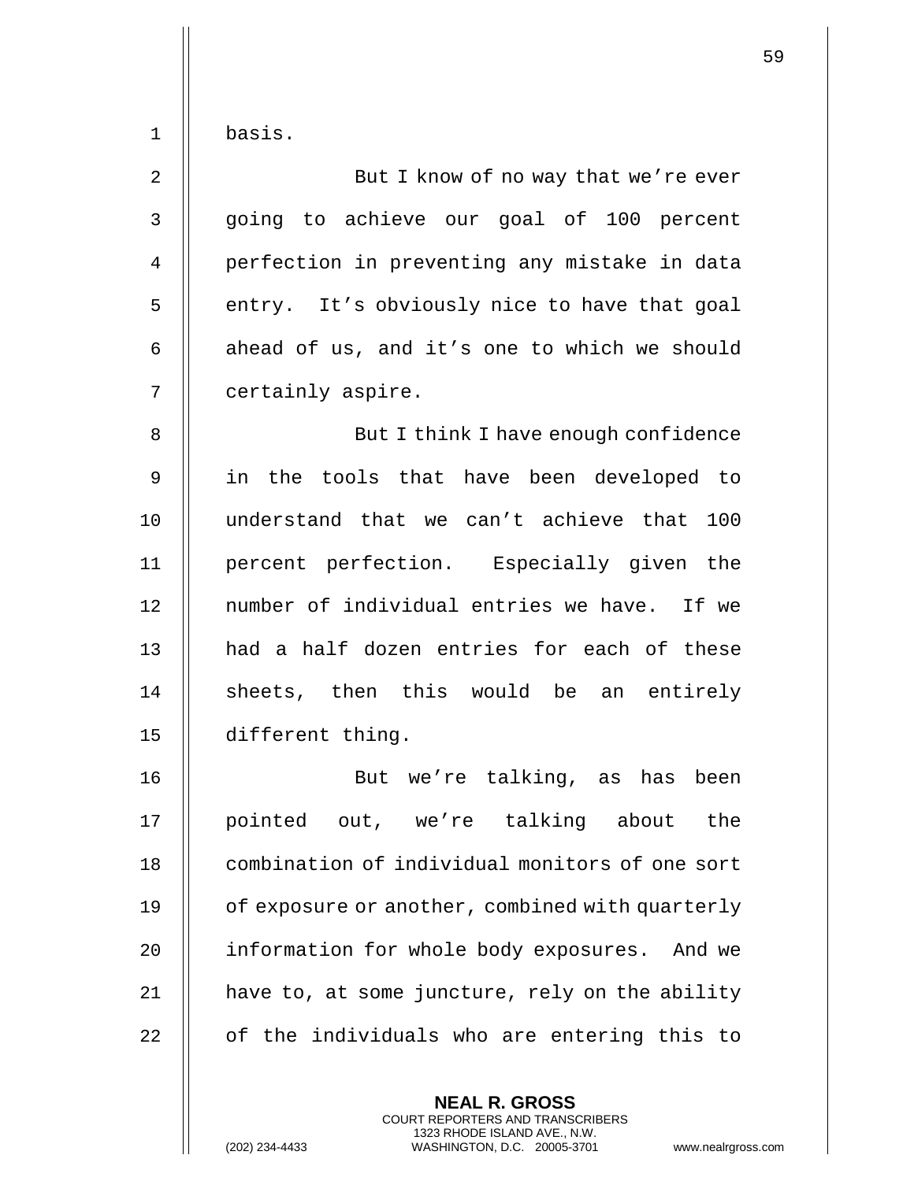basis.

But I know of no way that we're ever going to achieve our goal of 100 percent perfection in preventing any mistake in data entry. It's obviously nice to have that goal ahead of us, and it's one to which we should certainly aspire.

But I think I have enough confidence in the tools that have been developed to understand that we can't achieve that 100 percent perfection. Especially given the number of individual entries we have. If we had a half dozen entries for each of these sheets, then this would be an entirely different thing.

But we're talking, as has been pointed out, we're talking about the combination of individual monitors of one sort of exposure or another, combined with quarterly information for whole body exposures. And we have to, at some juncture, rely on the ability of the individuals who are entering this to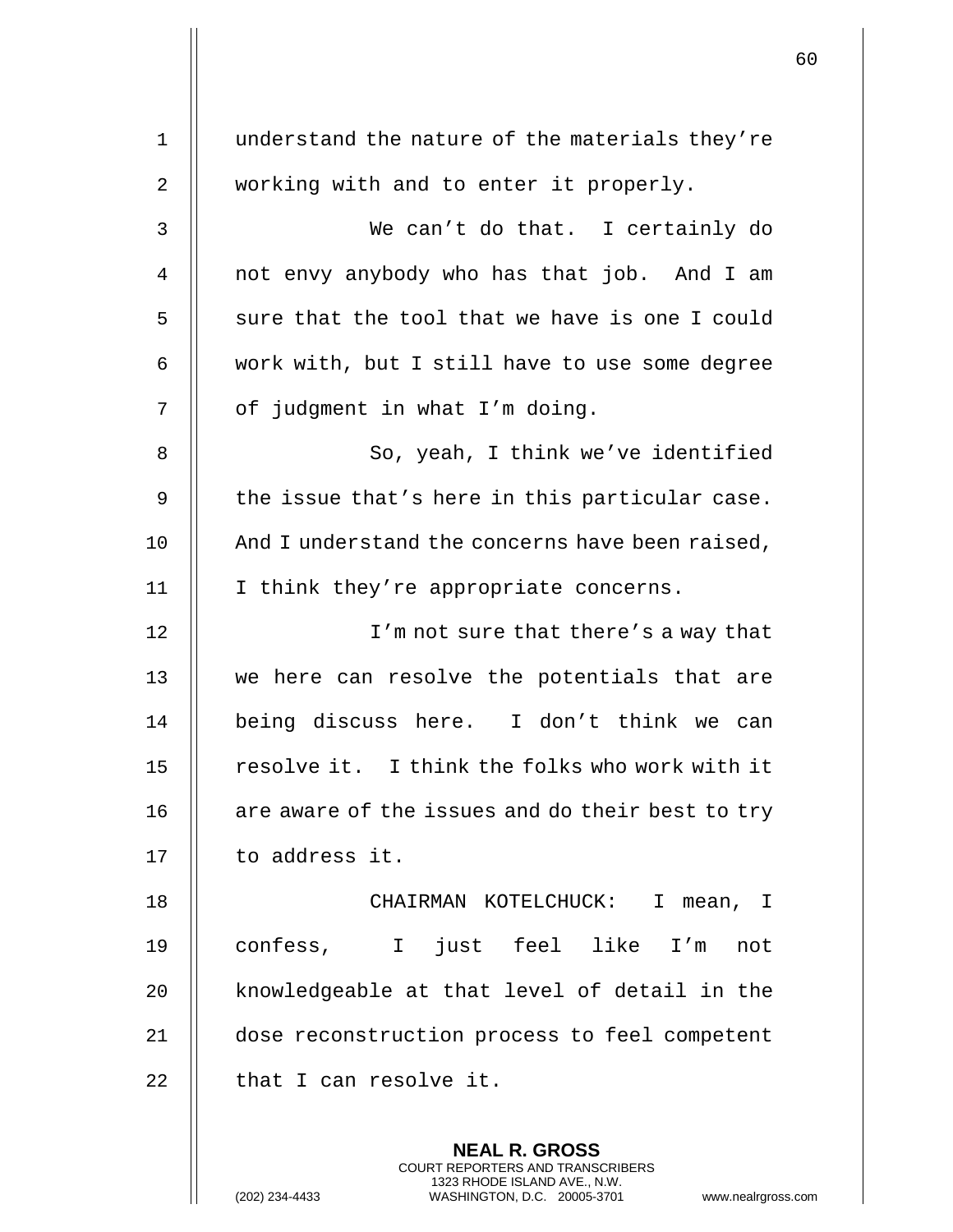understand the nature of the materials they're working with and to enter it properly.

We can't do that. I certainly do not envy anybody who has that job. And I am sure that the tool that we have is one I could work with, but I still have to use some degree of judgment in what I'm doing.

So, yeah, I think we've identified the issue that's here in this particular case. And I understand the concerns have been raised, I think they're appropriate concerns.

I'm not sure that there's a way that we here can resolve the potentials that are being discuss here. I don't think we can resolve it. I think the folks who work with it are aware of the issues and do their best to try to address it.

CHAIRMAN KOTELCHUCK: I mean, I confess, I just feel like I'm not knowledgeable at that level of detail in the dose reconstruction process to feel competent that I can resolve it.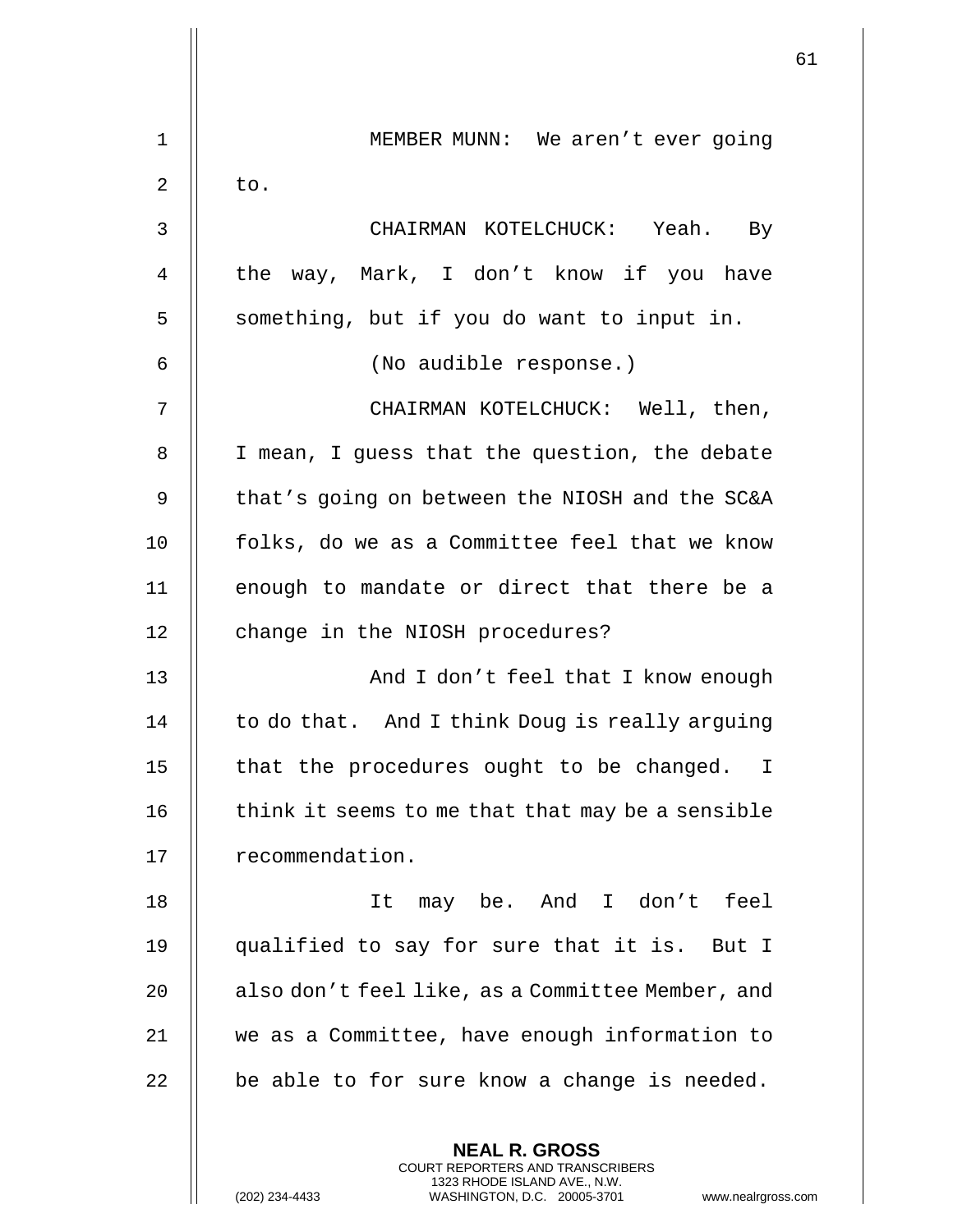MEMBER MUNN: We aren't ever going to.

CHAIRMAN KOTELCHUCK: Yeah. By the way, Mark, I don't know if you have something, but if you do want to input in.

(No audible response.)

CHAIRMAN KOTELCHUCK: Well, then, I mean, I guess that the question, the debate that's going on between the NIOSH and the SC&A folks, do we as a Committee feel that we know enough to mandate or direct that there be a change in the NIOSH procedures?

And I don't feel that I know enough to do that. And I think Doug is really arguing that the procedures ought to be changed. I think it seems to me that that may be a sensible recommendation.

It may be. And I don't feel qualified to say for sure that it is. But I also don't feel like, as a Committee Member, and we as a Committee, have enough information to be able to for sure know a change is needed.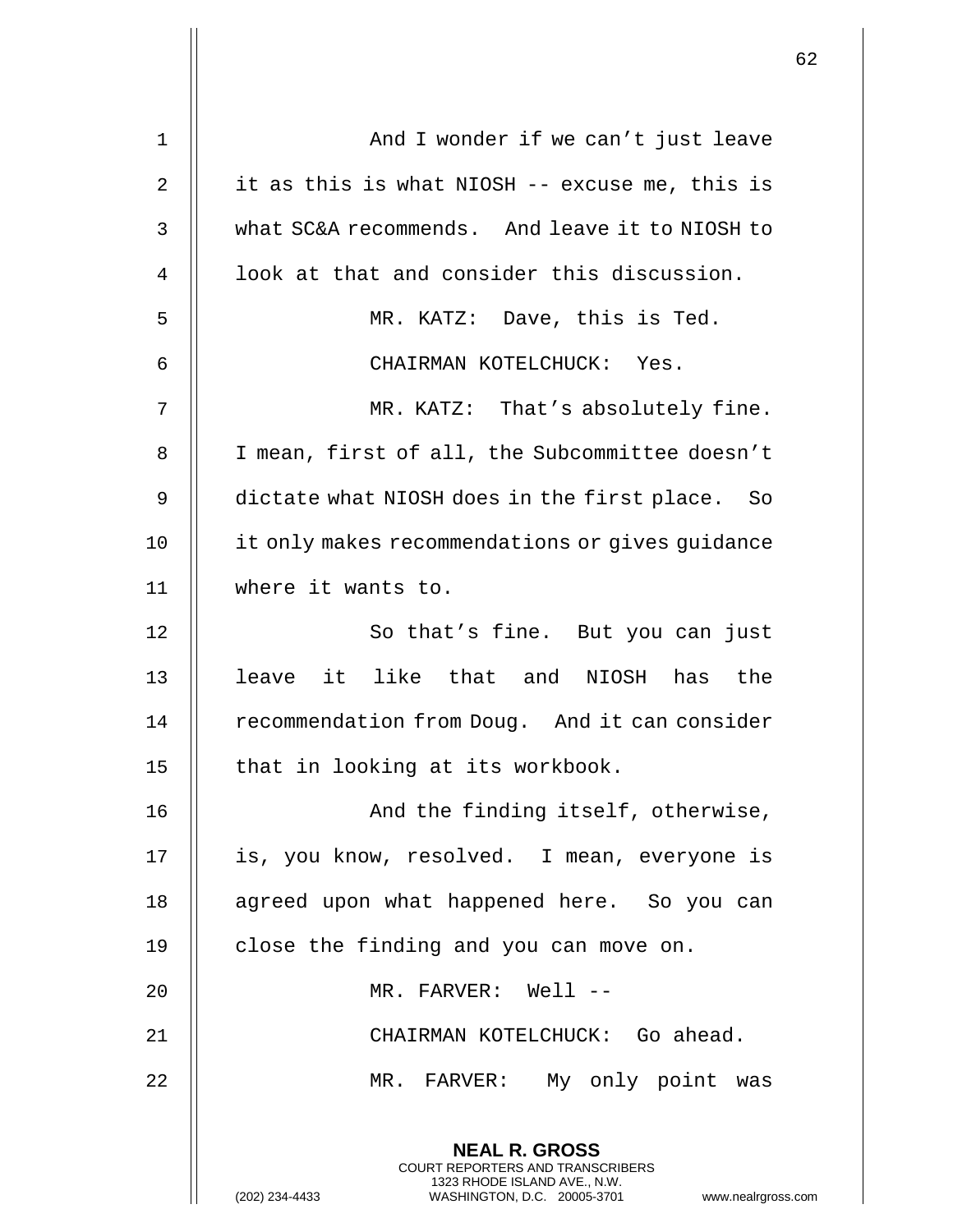And I wonder if we can't just leave it as this is what NIOSH -- excuse me, this is what SC&A recommends. And leave it to NIOSH to look at that and consider this discussion.

MR. KATZ: Dave, this is Ted.

CHAIRMAN KOTELCHUCK: Yes.

MR. KATZ: That's absolutely fine. I mean, first of all, the Subcommittee doesn't dictate what NIOSH does in the first place. So it only makes recommendations or gives guidance where it wants to.

So that's fine. But you can just leave it like that and NIOSH has the recommendation from Doug. And it can consider that in looking at its workbook.

And the finding itself, otherwise, is, you know, resolved. I mean, everyone is agreed upon what happened here. So you can close the finding and you can move on.

MR. FARVER: Well --

CHAIRMAN KOTELCHUCK: Go ahead.

MR. FARVER: My only point was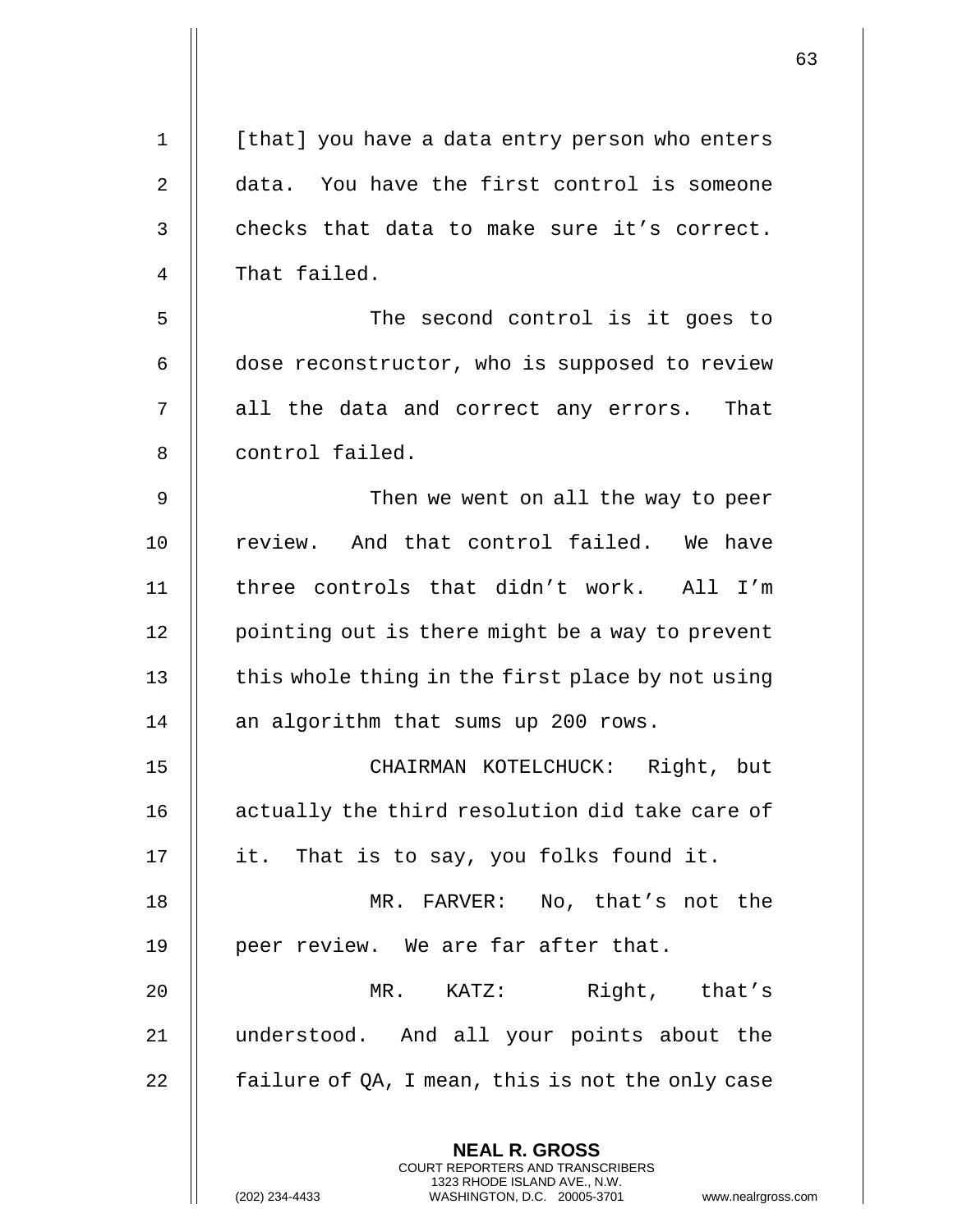[that] you have a data entry person who enters data. You have the first control is someone checks that data to make sure it's correct. That failed.

The second control is it goes to dose reconstructor, who is supposed to review all the data and correct any errors. That control failed.

Then we went on all the way to peer review. And that control failed. We have three controls that didn't work. All I'm pointing out is there might be a way to prevent this whole thing in the first place by not using an algorithm that sums up 200 rows.

CHAIRMAN KOTELCHUCK: Right, but actually the third resolution did take care of it. That is to say, you folks found it.

MR. FARVER: No, that's not the peer review. We are far after that.

MR. KATZ: Right, that's understood. And all your points about the failure of QA, I mean, this is not the only case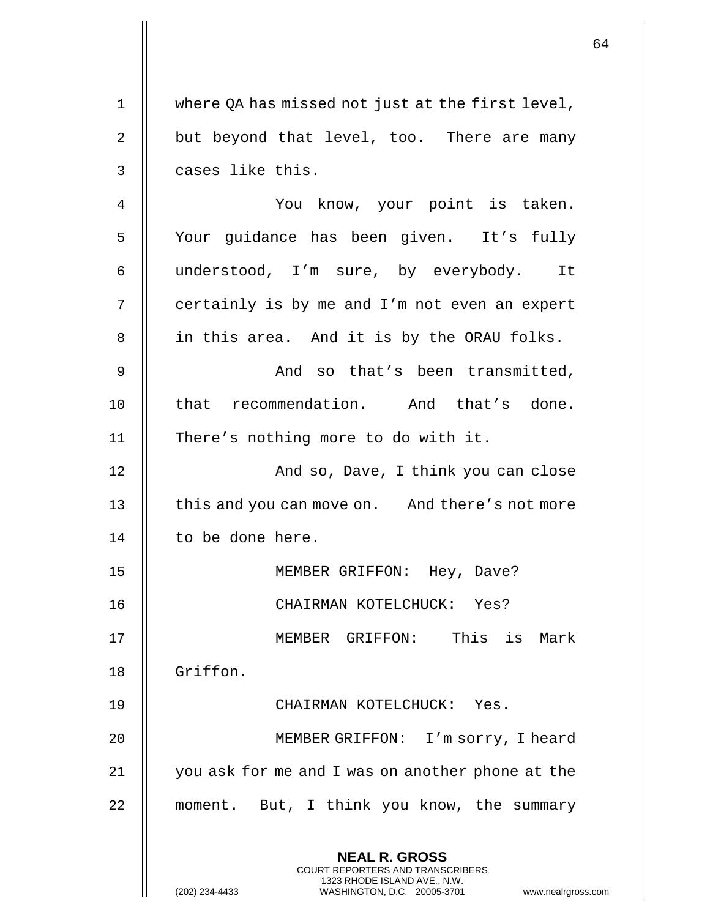where QA has missed not just at the first level, but beyond that level, too. There are many cases like this.

You know, your point is taken. Your guidance has been given. It's fully understood, I'm sure, by everybody. It certainly is by me and I'm not even an expert in this area. And it is by the ORAU folks.

And so that's been transmitted, that recommendation. And that's done. There's nothing more to do with it.

And so, Dave, I think you can close this and you can move on. And there's not more to be done here.

MEMBER GRIFFON: Hey, Dave?

CHAIRMAN KOTELCHUCK: Yes?

MEMBER GRIFFON: This is Mark Griffon.

CHAIRMAN KOTELCHUCK: Yes.

MEMBER GRIFFON: I'm sorry, I heard you ask for me and I was on another phone at the moment. But, I think you know, the summary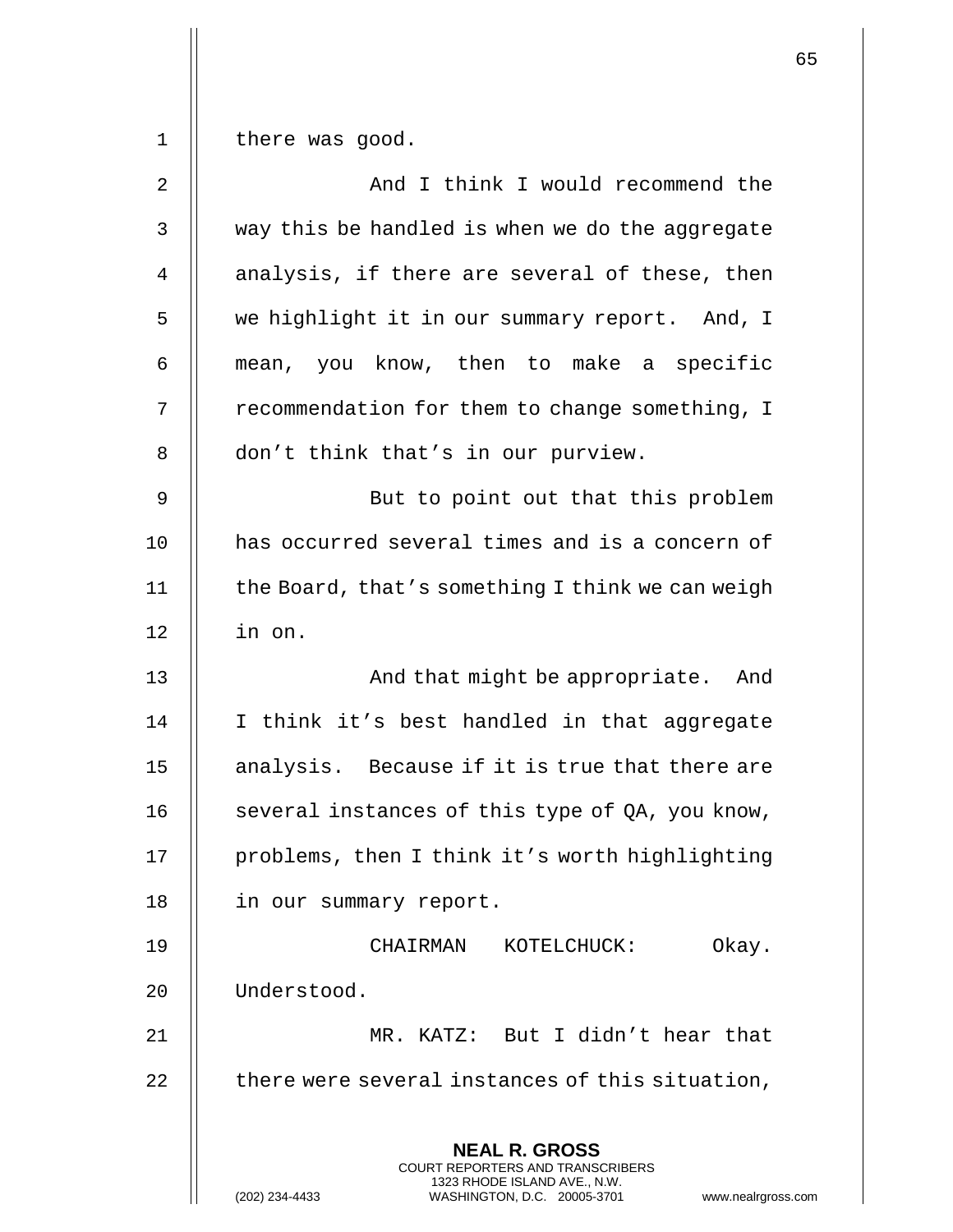there was good.

And I think I would recommend the way this be handled is when we do the aggregate analysis, if there are several of these, then we highlight it in our summary report. And, I mean, you know, then to make a specific recommendation for them to change something, I don't think that's in our purview.

But to point out that this problem has occurred several times and is a concern of the Board, that's something I think we can weigh in on.

And that might be appropriate. And I think it's best handled in that aggregate analysis. Because if it is true that there are several instances of this type of QA, you know, problems, then I think it's worth highlighting in our summary report.

CHAIRMAN KOTELCHUCK: Okay. Understood.

MR. KATZ: But I didn't hear that there were several instances of this situation,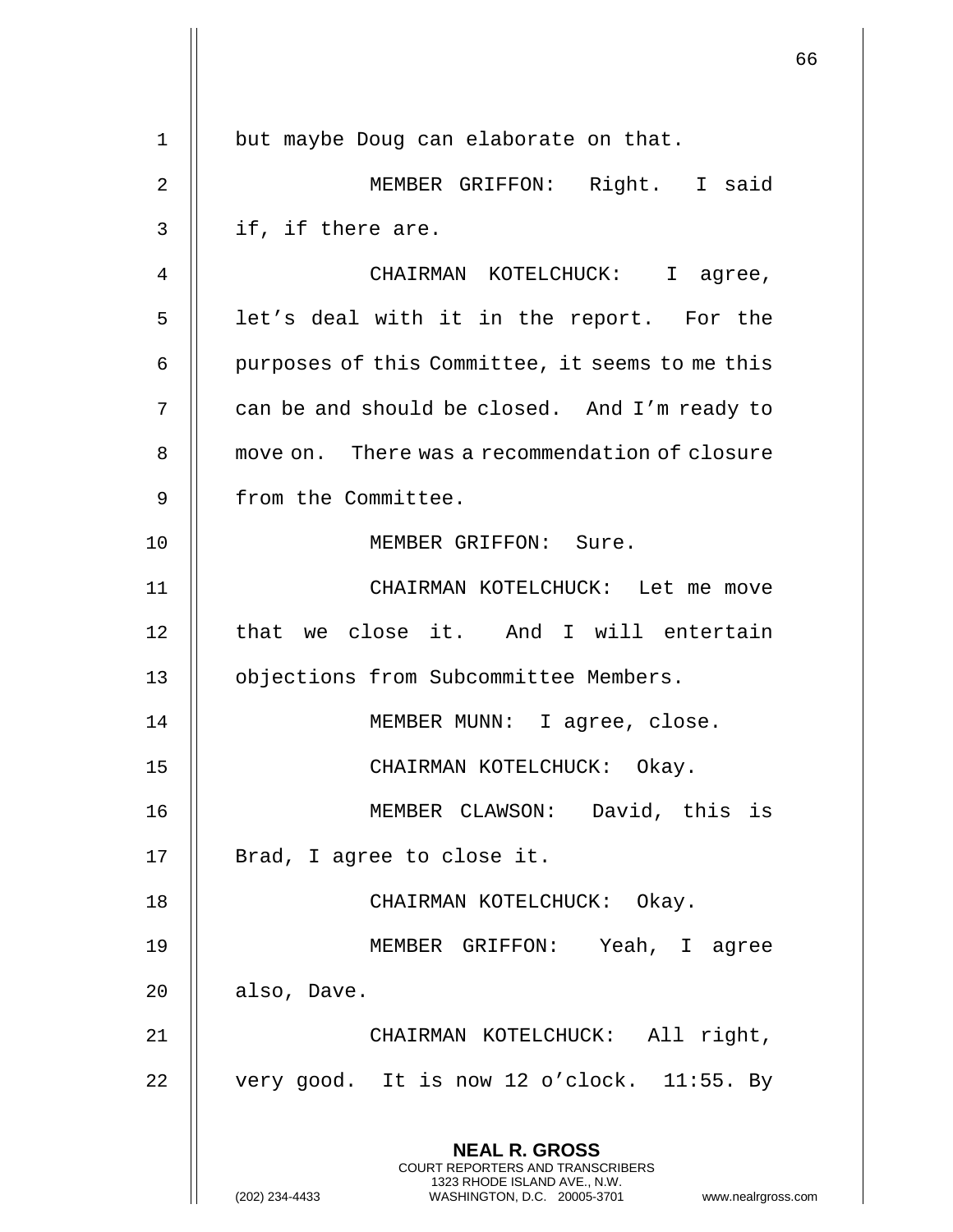but maybe Doug can elaborate on that.

MEMBER GRIFFON: Right. I said if, if there are.

CHAIRMAN KOTELCHUCK: I agree, let's deal with it in the report. For the purposes of this Committee, it seems to me this can be and should be closed. And I'm ready to move on. There was a recommendation of closure from the Committee.

MEMBER GRIFFON: Sure.

CHAIRMAN KOTELCHUCK: Let me move that we close it. And I will entertain objections from Subcommittee Members.

MEMBER MUNN: I agree, close.

CHAIRMAN KOTELCHUCK: Okay.

MEMBER CLAWSON: David, this is Brad, I agree to close it.

CHAIRMAN KOTELCHUCK: Okay.

MEMBER GRIFFON: Yeah, I agree also, Dave.

CHAIRMAN KOTELCHUCK: All right, very good. It is now 12 o'clock. 11:55. By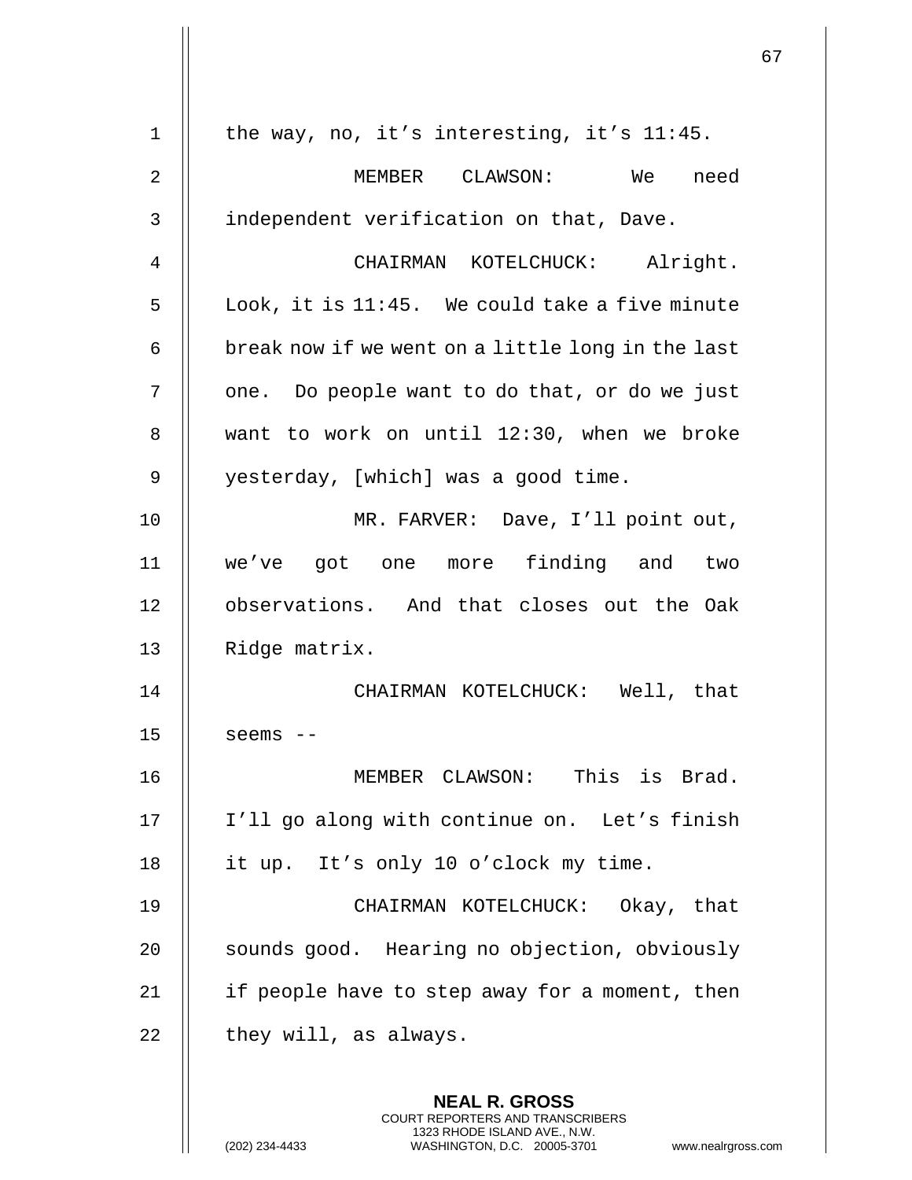the way, no, it's interesting, it's 11:45.

MEMBER CLAWSON: We need independent verification on that, Dave.

CHAIRMAN KOTELCHUCK: Alright. Look, it is 11:45. We could take a five minute break now if we went on a little long in the last one. Do people want to do that, or do we just want to work on until 12:30, when we broke yesterday, [which] was a good time.

MR. FARVER: Dave, I'll point out, we've got one more finding and two observations. And that closes out the Oak Ridge matrix.

CHAIRMAN KOTELCHUCK: Well, that seems --

MEMBER CLAWSON: This is Brad. I'll go along with continue on. Let's finish it up. It's only 10 o'clock my time.

CHAIRMAN KOTELCHUCK: Okay, that sounds good. Hearing no objection, obviously if people have to step away for a moment, then they will, as always.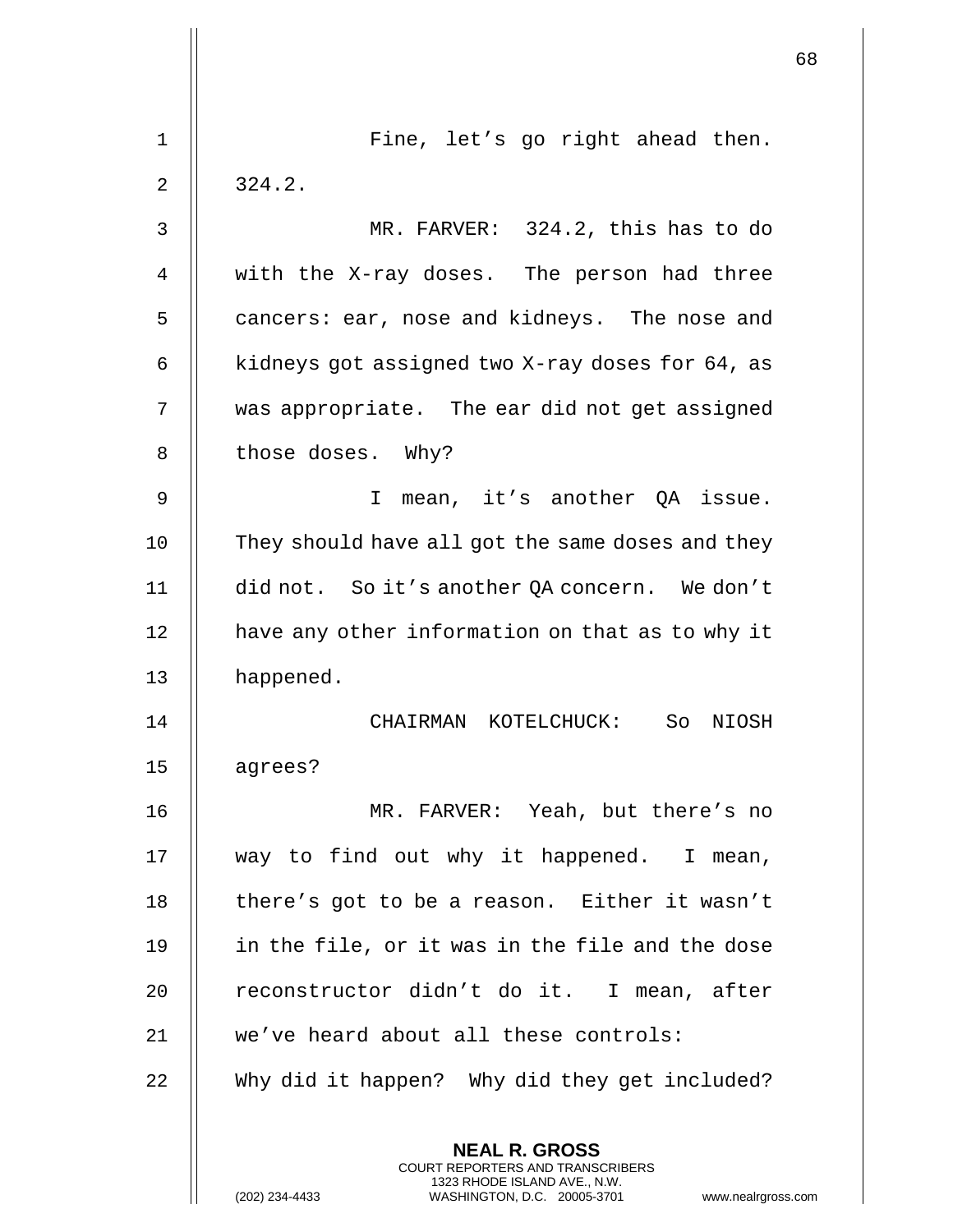Fine, let's go right ahead then. 324.2.

MR. FARVER: 324.2, this has to do with the X-ray doses. The person had three cancers: ear, nose and kidneys. The nose and kidneys got assigned two X-ray doses for 64, as was appropriate. The ear did not get assigned those doses. Why?

I mean, it's another QA issue. They should have all got the same doses and they did not. So it's another QA concern. We don't have any other information on that as to why it happened.

CHAIRMAN KOTELCHUCK: So NIOSH agrees?

MR. FARVER: Yeah, but there's no way to find out why it happened. I mean, there's got to be a reason. Either it wasn't in the file, or it was in the file and the dose reconstructor didn't do it. I mean, after we've heard about all these controls: Why did it happen? Why did they get included?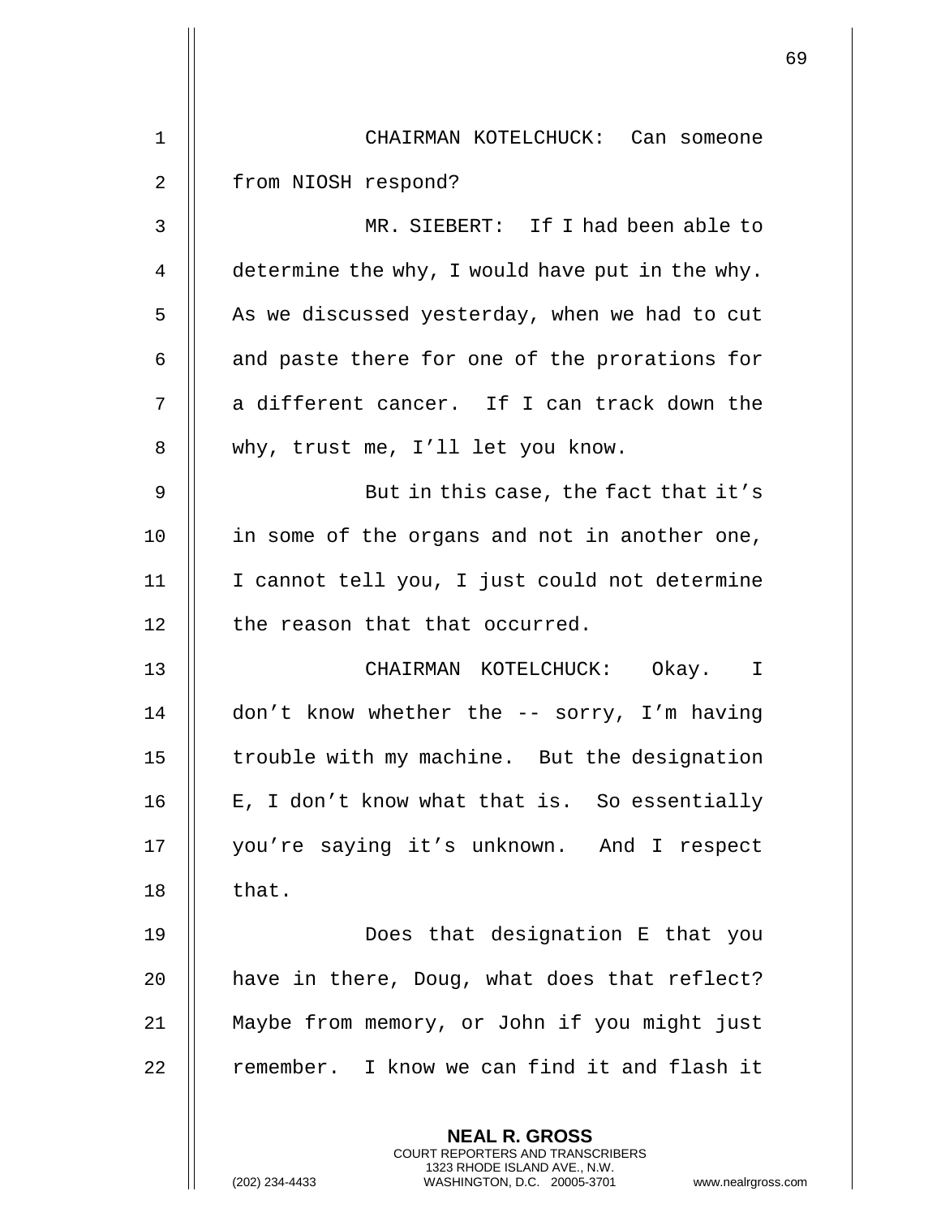CHAIRMAN KOTELCHUCK: Can someone from NIOSH respond?

MR. SIEBERT: If I had been able to determine the why, I would have put in the why. As we discussed yesterday, when we had to cut and paste there for one of the prorations for a different cancer. If I can track down the why, trust me, I'll let you know.

But in this case, the fact that it's in some of the organs and not in another one, I cannot tell you, I just could not determine the reason that that occurred.

CHAIRMAN KOTELCHUCK: Okay. I don't know whether the -- sorry, I'm having trouble with my machine. But the designation E, I don't know what that is. So essentially you're saying it's unknown. And I respect that.

Does that designation E that you have in there, Doug, what does that reflect? Maybe from memory, or John if you might just remember. I know we can find it and flash it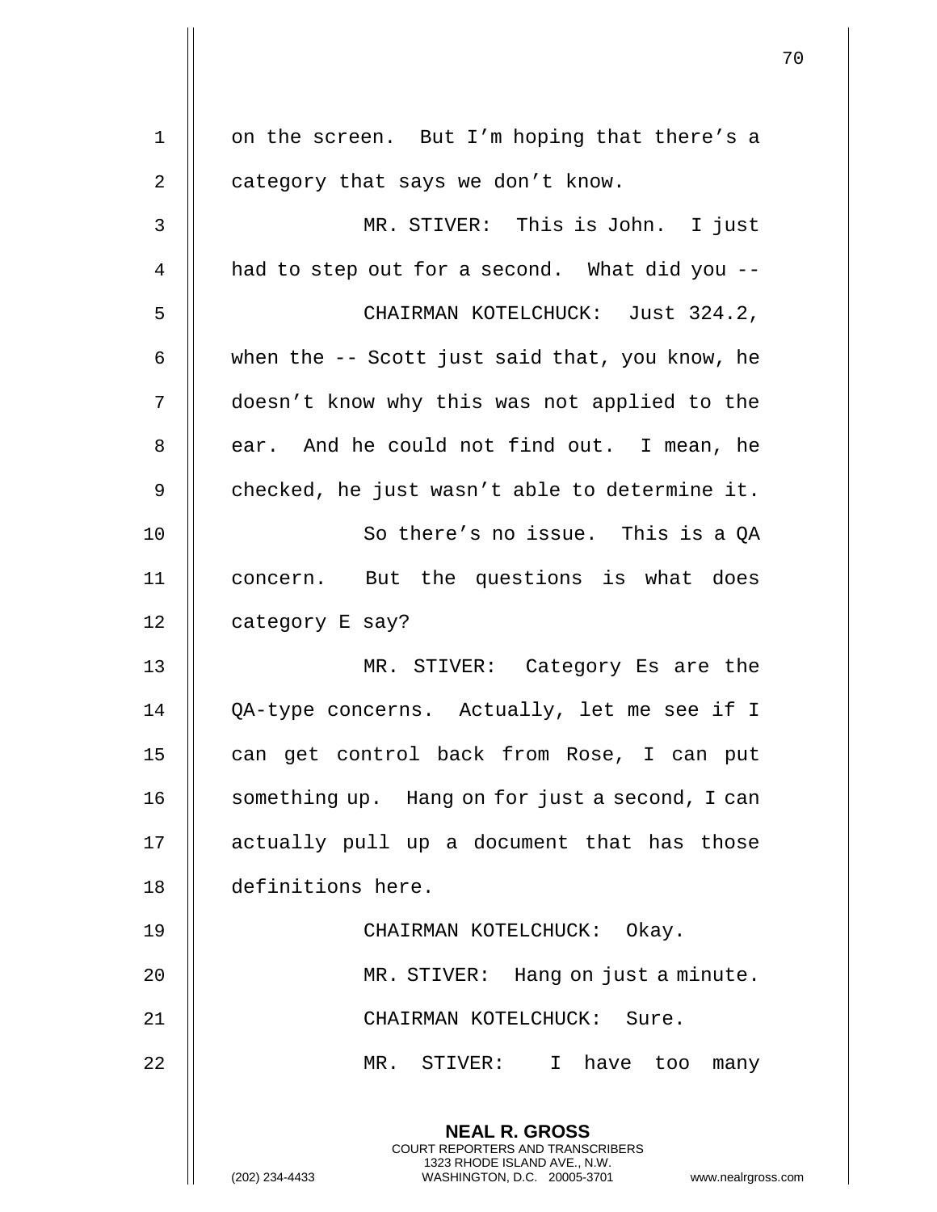on the screen. But I'm hoping that there's a category that says we don't know.

MR. STIVER: This is John. I just had to step out for a second. What did you --

CHAIRMAN KOTELCHUCK: Just 324.2, when the -- Scott just said that, you know, he doesn't know why this was not applied to the ear. And he could not find out. I mean, he checked, he just wasn't able to determine it.

So there's no issue. This is a QA concern. But the questions is what does category E say?

MR. STIVER: Category Es are the QA-type concerns. Actually, let me see if I can get control back from Rose, I can put something up. Hang on for just a second, I can actually pull up a document that has those definitions here.

CHAIRMAN KOTELCHUCK: Okay.

MR. STIVER: Hang on just a minute.

CHAIRMAN KOTELCHUCK: Sure.

MR. STIVER: I have too many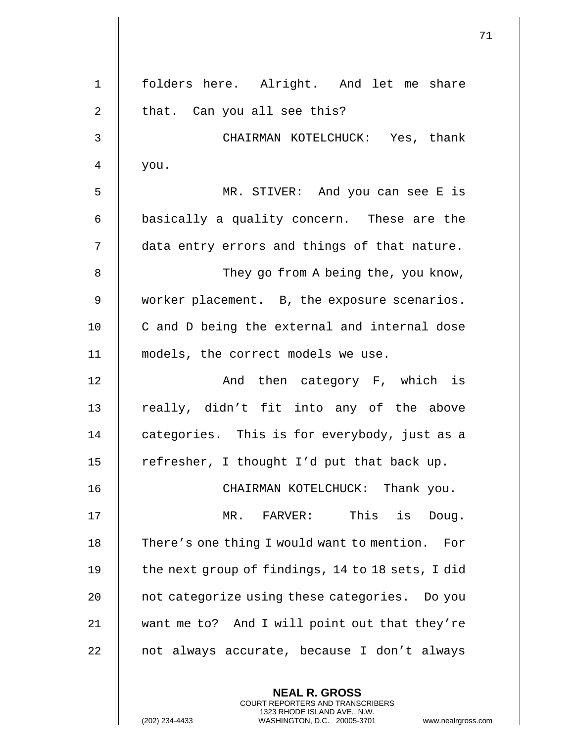folders here. Alright. And let me share that. Can you all see this?

CHAIRMAN KOTELCHUCK: Yes, thank you.

MR. STIVER: And you can see E is basically a quality concern. These are the data entry errors and things of that nature.

They go from A being the, you know, worker placement. B, the exposure scenarios. C and D being the external and internal dose models, the correct models we use.

And then category F, which is really, didn't fit into any of the above categories. This is for everybody, just as a refresher, I thought I'd put that back up.

CHAIRMAN KOTELCHUCK: Thank you.

MR. FARVER: This is Doug. There's one thing I would want to mention. For the next group of findings, 14 to 18 sets, I did not categorize using these categories. Do you want me to? And I will point out that they're not always accurate, because I don't always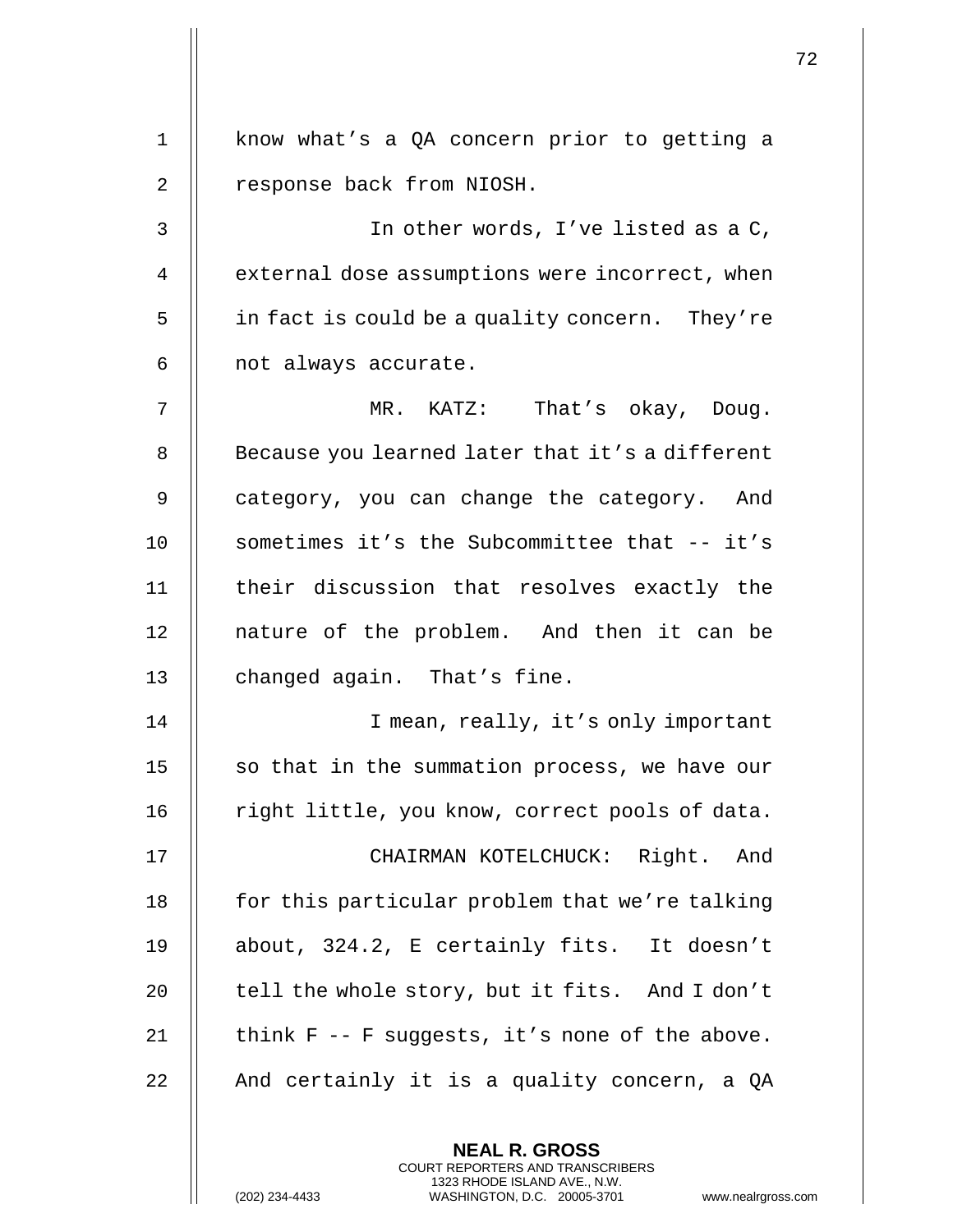know what's a QA concern prior to getting a response back from NIOSH.

In other words, I've listed as a C, external dose assumptions were incorrect, when in fact is could be a quality concern. They're not always accurate.

MR. KATZ: That's okay, Doug. Because you learned later that it's a different category, you can change the category. And sometimes it's the Subcommittee that -- it's their discussion that resolves exactly the nature of the problem. And then it can be changed again. That's fine.

I mean, really, it's only important so that in the summation process, we have our right little, you know, correct pools of data.

CHAIRMAN KOTELCHUCK: Right. And for this particular problem that we're talking about, 324.2, E certainly fits. It doesn't tell the whole story, but it fits. And I don't think F -- F suggests, it's none of the above. And certainly it is a quality concern, a QA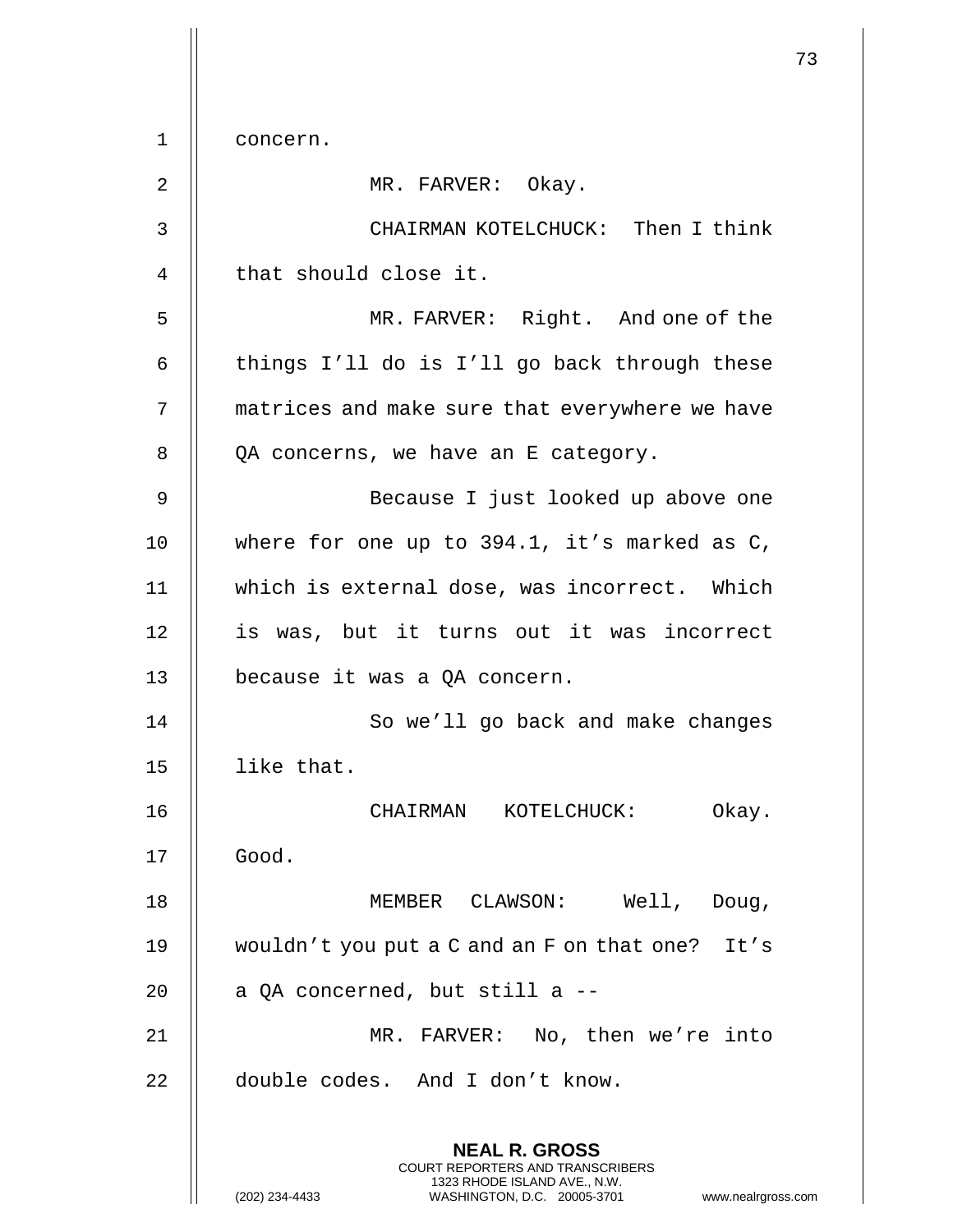concern.

MR. FARVER: Okay.

CHAIRMAN KOTELCHUCK: Then I think that should close it.

MR. FARVER: Right. And one of the things I'll do is I'll go back through these matrices and make sure that everywhere we have QA concerns, we have an E category.

Because I just looked up above one where for one up to 394.1, it's marked as C, which is external dose, was incorrect. Which is was, but it turns out it was incorrect because it was a QA concern.

So we'll go back and make changes like that.

CHAIRMAN KOTELCHUCK: Okay. Good.

MEMBER CLAWSON: Well, Doug, wouldn't you put a C and an F on that one? It's a QA concerned, but still a --

MR. FARVER: No, then we're into double codes. And I don't know.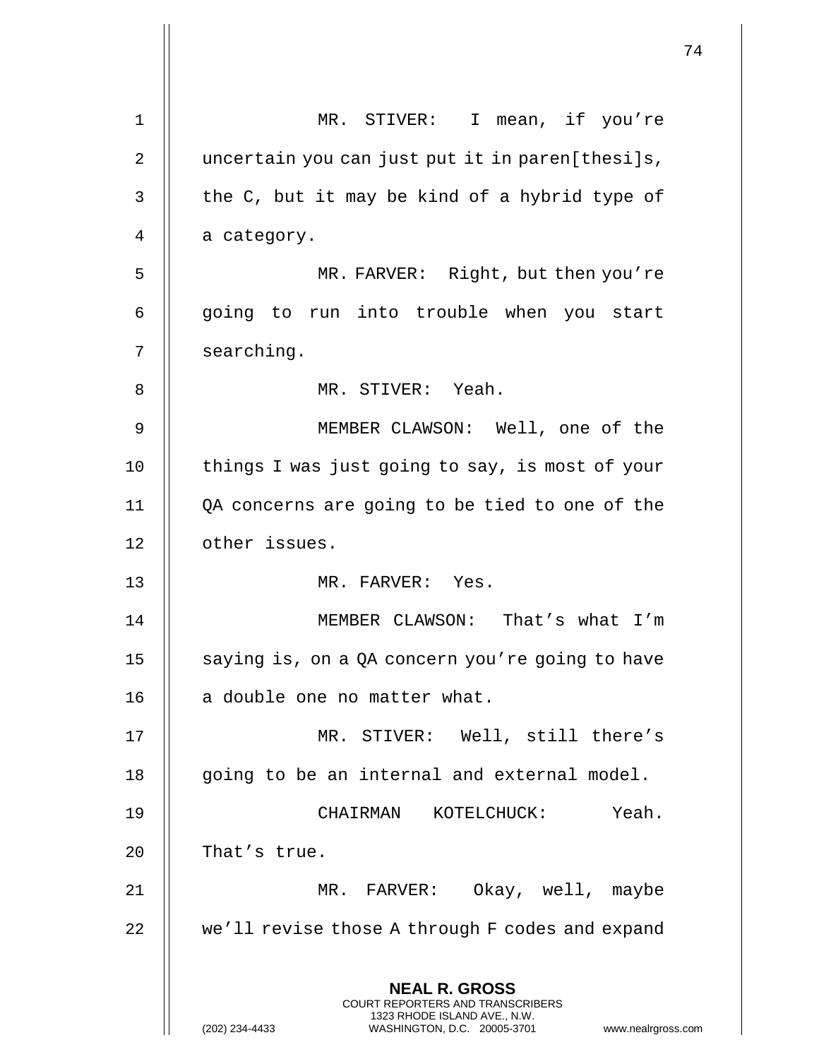MR. STIVER: I mean, if you're uncertain you can just put it in paren[thesi]s, the C, but it may be kind of a hybrid type of a category.

MR. FARVER: Right, but then you're going to run into trouble when you start searching.

MR. STIVER: Yeah.

MEMBER CLAWSON: Well, one of the things I was just going to say, is most of your QA concerns are going to be tied to one of the other issues.

MR. FARVER: Yes.

MEMBER CLAWSON: That's what I'm saying is, on a QA concern you're going to have a double one no matter what.

MR. STIVER: Well, still there's going to be an internal and external model.

CHAIRMAN KOTELCHUCK: Yeah. That's true.

MR. FARVER: Okay, well, maybe we'll revise those A through F codes and expand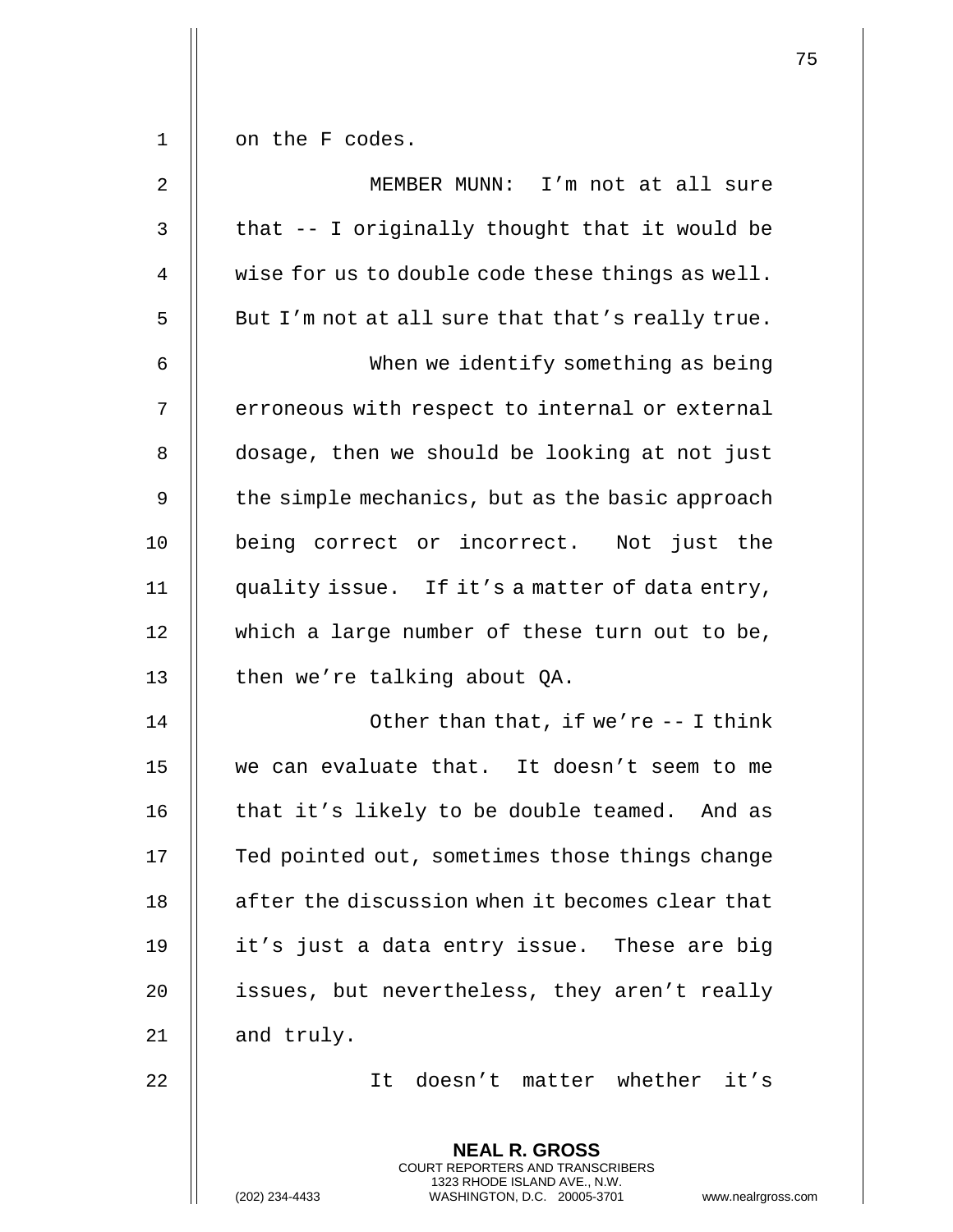on the F codes.

MEMBER MUNN: I'm not at all sure that -- I originally thought that it would be wise for us to double code these things as well. But I'm not at all sure that that's really true.

When we identify something as being erroneous with respect to internal or external dosage, then we should be looking at not just the simple mechanics, but as the basic approach being correct or incorrect. Not just the quality issue. If it's a matter of data entry, which a large number of these turn out to be, then we're talking about QA.

Other than that, if we're -- I think we can evaluate that. It doesn't seem to me that it's likely to be double teamed. And as Ted pointed out, sometimes those things change after the discussion when it becomes clear that it's just a data entry issue. These are big issues, but nevertheless, they aren't really and truly.

It doesn't matter whether it's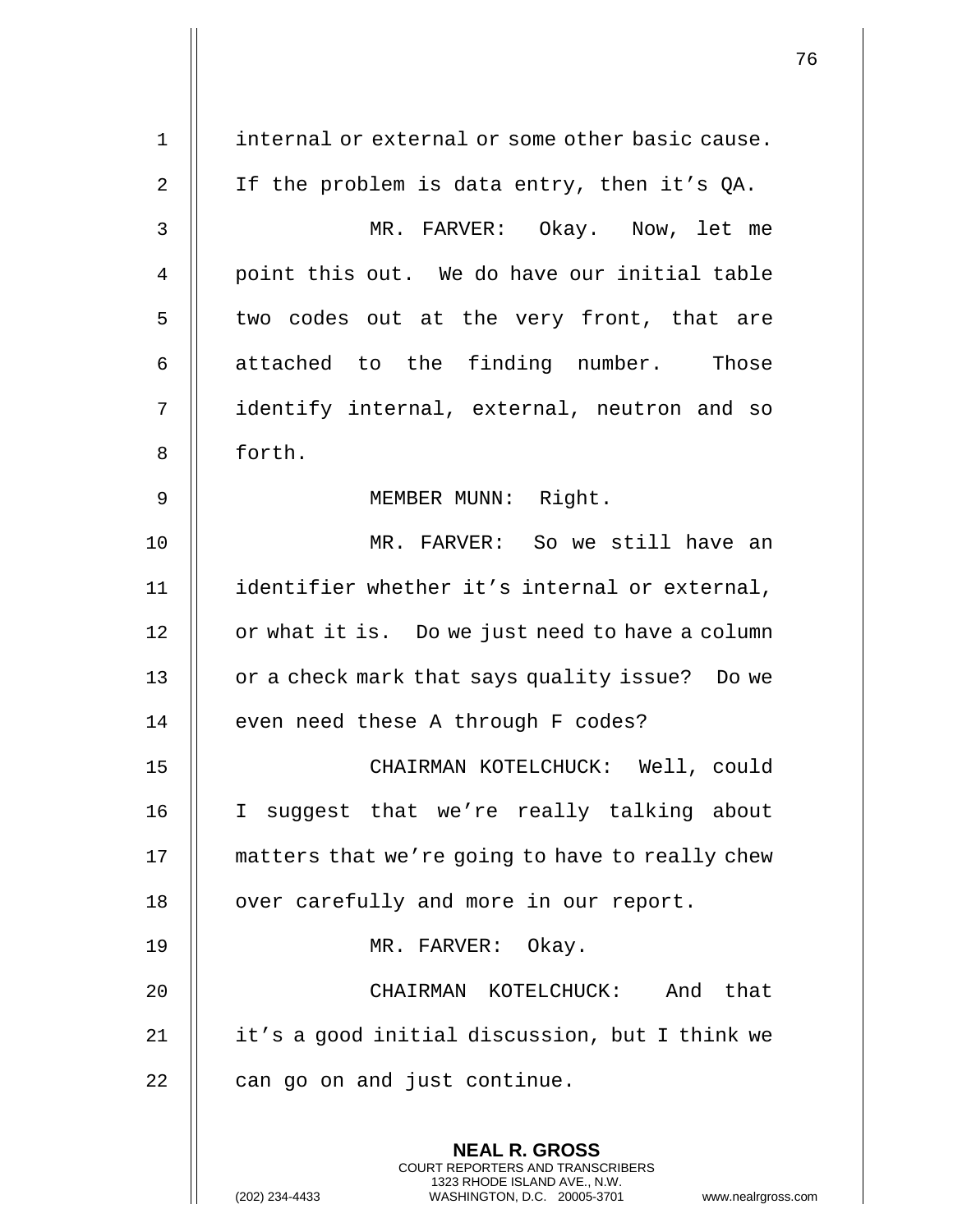internal or external or some other basic cause. If the problem is data entry, then it's QA.

MR. FARVER: Okay. Now, let me point this out. We do have our initial table two codes out at the very front, that are attached to the finding number. Those identify internal, external, neutron and so forth.

MEMBER MUNN: Right.

MR. FARVER: So we still have an identifier whether it's internal or external, or what it is. Do we just need to have a column or a check mark that says quality issue? Do we even need these A through F codes?

CHAIRMAN KOTELCHUCK: Well, could I suggest that we're really talking about matters that we're going to have to really chew over carefully and more in our report.

MR. FARVER: Okay.

CHAIRMAN KOTELCHUCK: And that it's a good initial discussion, but I think we can go on and just continue.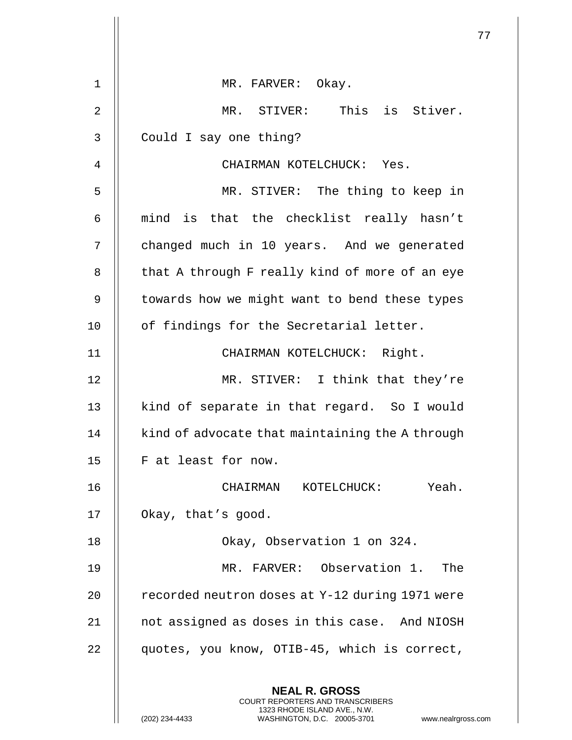MR. FARVER: Okay.

MR. STIVER: This is Stiver. Could I say one thing?

CHAIRMAN KOTELCHUCK: Yes.

MR. STIVER: The thing to keep in mind is that the checklist really hasn't changed much in 10 years. And we generated that A through F really kind of more of an eye towards how we might want to bend these types of findings for the Secretarial letter.

CHAIRMAN KOTELCHUCK: Right.

MR. STIVER: I think that they're kind of separate in that regard. So I would kind of advocate that maintaining the A through F at least for now.

CHAIRMAN KOTELCHUCK: Yeah. Okay, that's good.

Okay, Observation 1 on 324.

MR. FARVER: Observation 1. The recorded neutron doses at Y-12 during 1971 were not assigned as doses in this case. And NIOSH quotes, you know, OTIB-45, which is correct,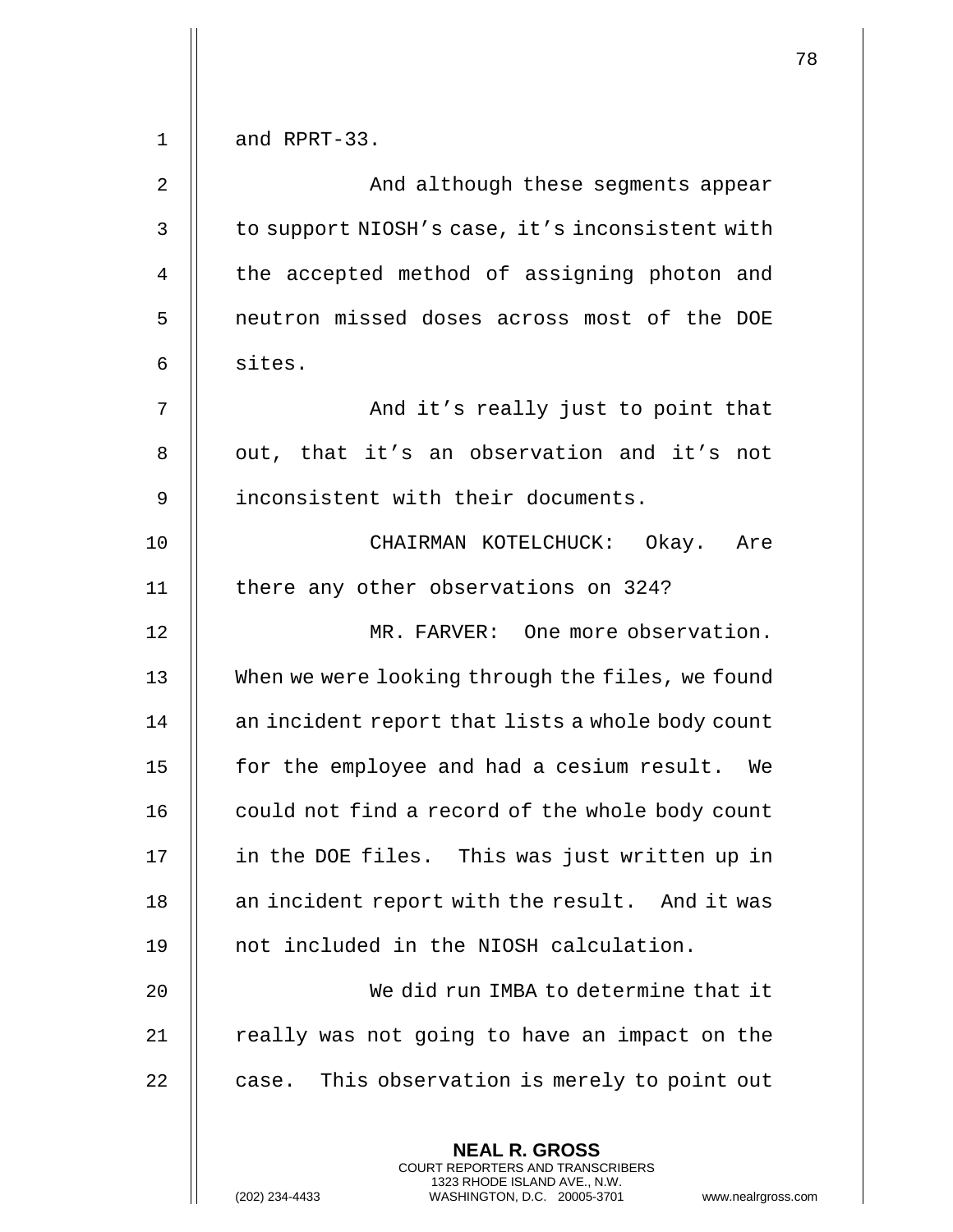and RPRT-33.

And although these segments appear to support NIOSH's case, it's inconsistent with the accepted method of assigning photon and neutron missed doses across most of the DOE sites.

And it's really just to point that out, that it's an observation and it's not inconsistent with their documents.

CHAIRMAN KOTELCHUCK: Okay. Are there any other observations on 324?

MR. FARVER: One more observation. When we were looking through the files, we found an incident report that lists a whole body count for the employee and had a cesium result. We could not find a record of the whole body count in the DOE files. This was just written up in an incident report with the result. And it was not included in the NIOSH calculation.

We did run IMBA to determine that it really was not going to have an impact on the case. This observation is merely to point out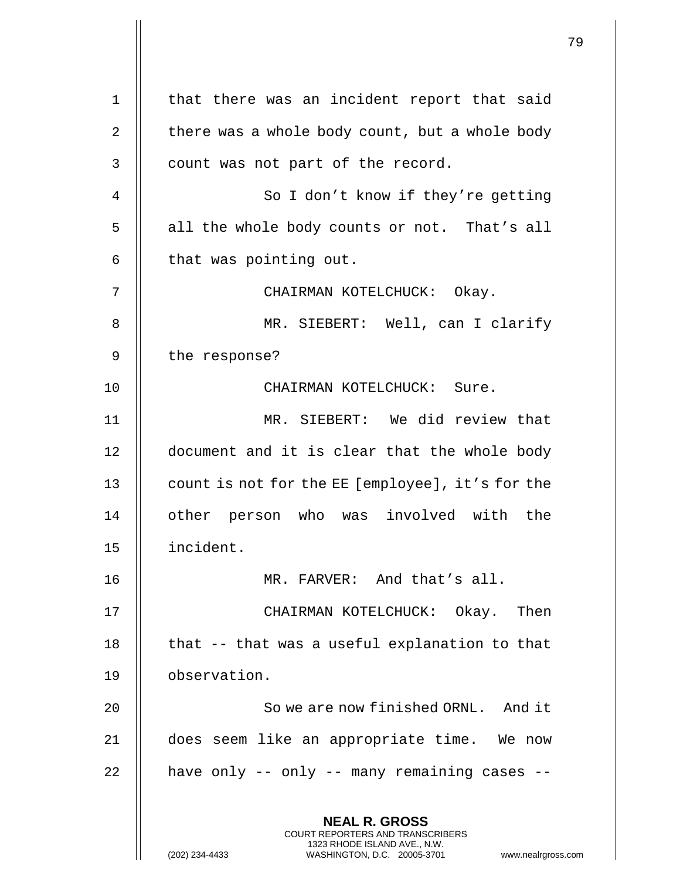that there was an incident report that said there was a whole body count, but a whole body count was not part of the record.

So I don't know if they're getting all the whole body counts or not. That's all that was pointing out.

CHAIRMAN KOTELCHUCK: Okay.

MR. SIEBERT: Well, can I clarify the response?

CHAIRMAN KOTELCHUCK: Sure.

MR. SIEBERT: We did review that document and it is clear that the whole body count is not for the EE [employee], it's for the other person who was involved with the incident.

MR. FARVER: And that's all.

CHAIRMAN KOTELCHUCK: Okay. Then that -- that was a useful explanation to that observation.

So we are now finished ORNL. And it does seem like an appropriate time. We now have only -- only -- many remaining cases --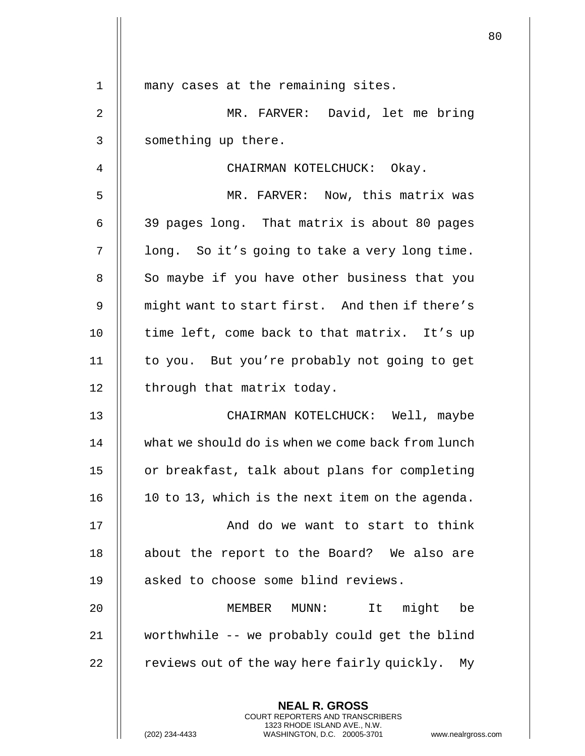many cases at the remaining sites.

MR. FARVER: David, let me bring something up there.

CHAIRMAN KOTELCHUCK: Okay.

MR. FARVER: Now, this matrix was 39 pages long. That matrix is about 80 pages long. So it's going to take a very long time. So maybe if you have other business that you might want to start first. And then if there's time left, come back to that matrix. It's up to you. But you're probably not going to get through that matrix today.

CHAIRMAN KOTELCHUCK: Well, maybe what we should do is when we come back from lunch or breakfast, talk about plans for completing 10 to 13, which is the next item on the agenda.

And do we want to start to think about the report to the Board? We also are asked to choose some blind reviews.

MEMBER MUNN: It might be worthwhile -- we probably could get the blind reviews out of the way here fairly quickly. My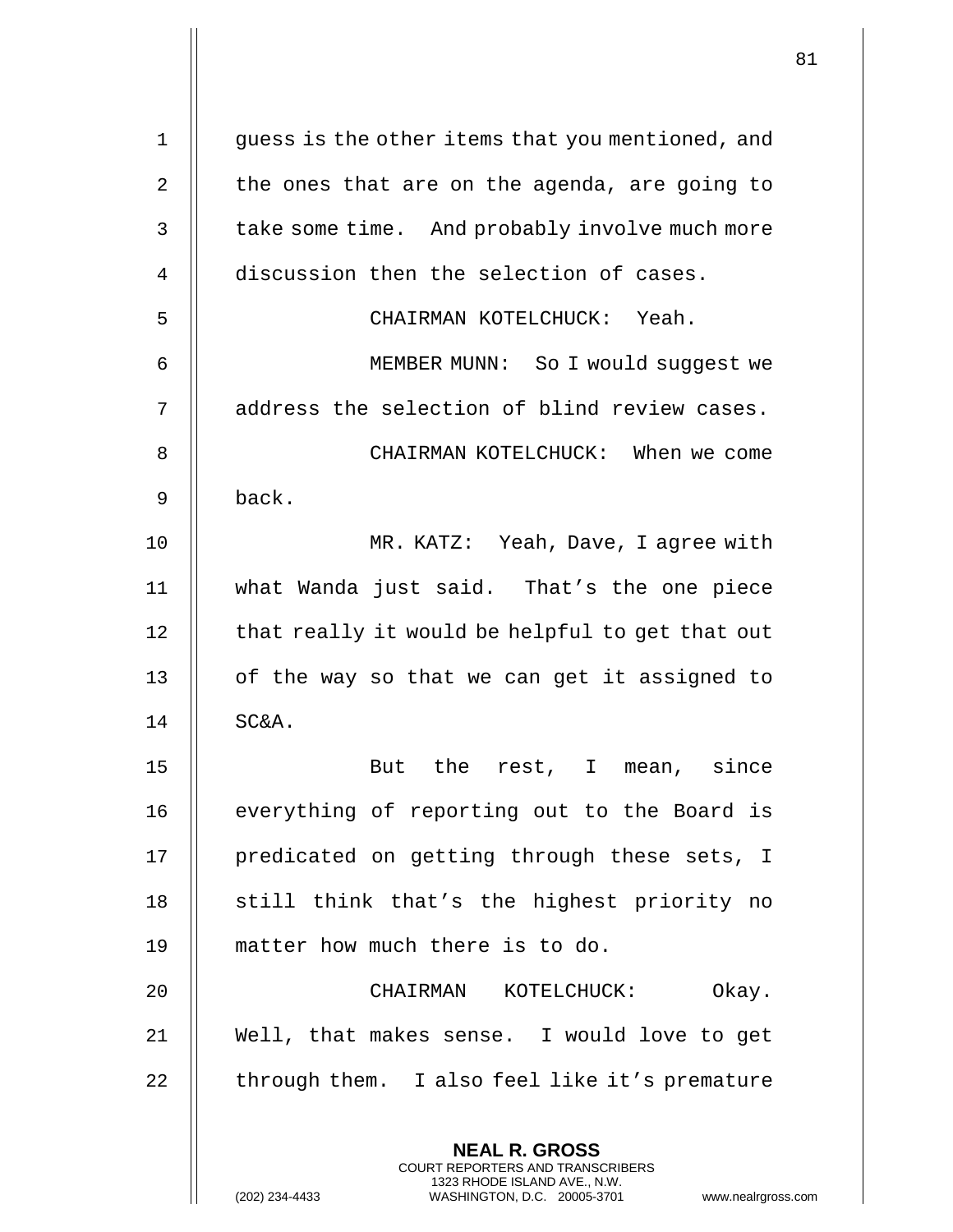guess is the other items that you mentioned, and the ones that are on the agenda, are going to take some time. And probably involve much more discussion then the selection of cases.

CHAIRMAN KOTELCHUCK: Yeah.

MEMBER MUNN: So I would suggest we address the selection of blind review cases.

CHAIRMAN KOTELCHUCK: When we come back.

MR. KATZ: Yeah, Dave, I agree with what Wanda just said. That's the one piece that really it would be helpful to get that out of the way so that we can get it assigned to SC&A.

But the rest, I mean, since everything of reporting out to the Board is predicated on getting through these sets, I still think that's the highest priority no matter how much there is to do.

CHAIRMAN KOTELCHUCK: Okay. Well, that makes sense. I would love to get through them. I also feel like it's premature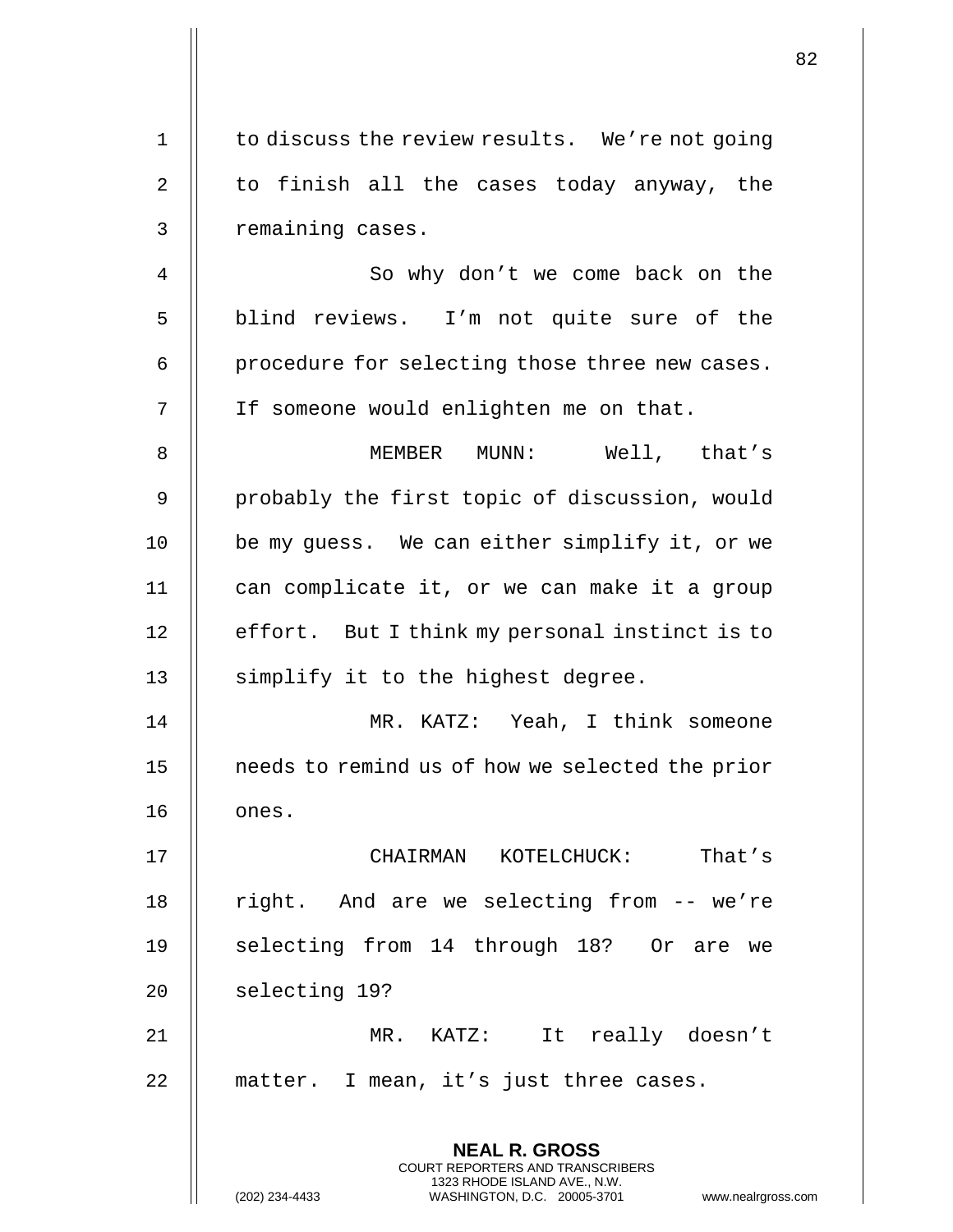to discuss the review results. We're not going to finish all the cases today anyway, the remaining cases.

So why don't we come back on the blind reviews. I'm not quite sure of the procedure for selecting those three new cases. If someone would enlighten me on that.

MEMBER MUNN: Well, that's probably the first topic of discussion, would be my guess. We can either simplify it, or we can complicate it, or we can make it a group effort. But I think my personal instinct is to simplify it to the highest degree.

MR. KATZ: Yeah, I think someone needs to remind us of how we selected the prior ones.

CHAIRMAN KOTELCHUCK: That's right. And are we selecting from -- we're selecting from 14 through 18? Or are we selecting 19?

MR. KATZ: It really doesn't matter. I mean, it's just three cases.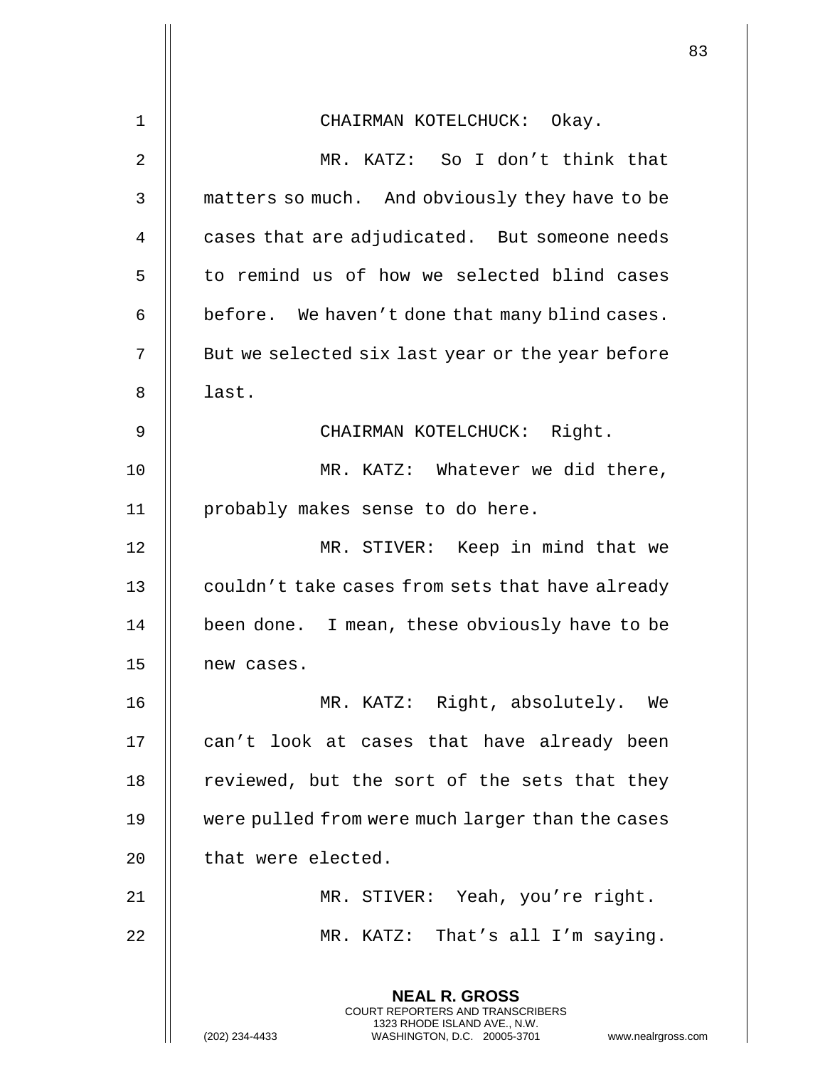CHAIRMAN KOTELCHUCK: Okay.

MR. KATZ: So I don't think that matters so much. And obviously they have to be cases that are adjudicated. But someone needs to remind us of how we selected blind cases before. We haven't done that many blind cases. But we selected six last year or the year before last.

CHAIRMAN KOTELCHUCK: Right.

MR. KATZ: Whatever we did there, probably makes sense to do here.

MR. STIVER: Keep in mind that we couldn't take cases from sets that have already been done. I mean, these obviously have to be new cases.

MR. KATZ: Right, absolutely. We can't look at cases that have already been reviewed, but the sort of the sets that they were pulled from were much larger than the cases that were elected.

MR. STIVER: Yeah, you're right.

MR. KATZ: That's all I'm saying.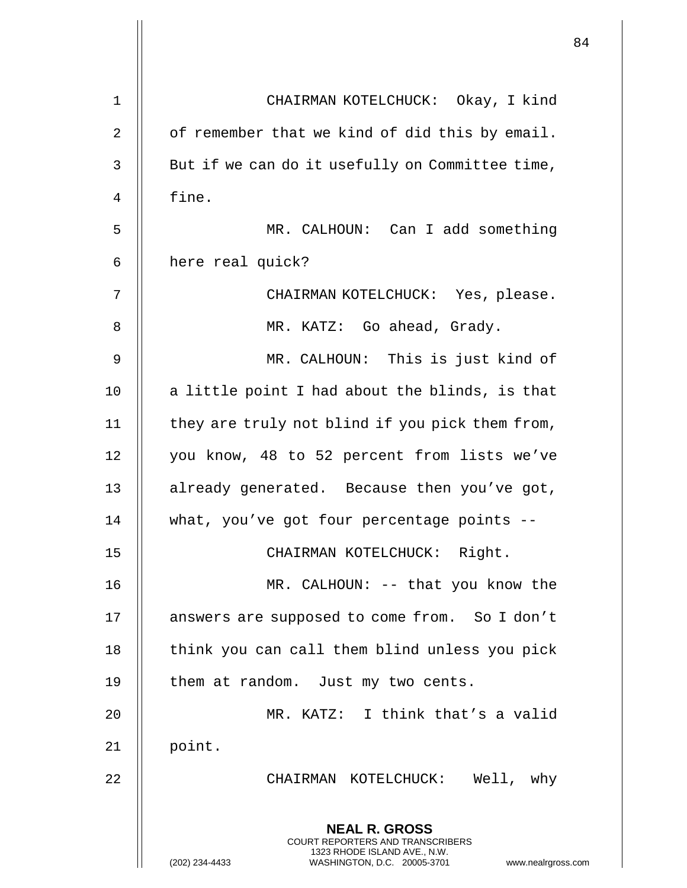CHAIRMAN KOTELCHUCK: Okay, I kind of remember that we kind of did this by email. But if we can do it usefully on Committee time, fine.

MR. CALHOUN: Can I add something here real quick?

CHAIRMAN KOTELCHUCK: Yes, please.

MR. KATZ: Go ahead, Grady.

MR. CALHOUN: This is just kind of a little point I had about the blinds, is that they are truly not blind if you pick them from, you know, 48 to 52 percent from lists we've already generated. Because then you've got, what, you've got four percentage points --

CHAIRMAN KOTELCHUCK: Right.

MR. CALHOUN: -- that you know the answers are supposed to come from. So I don't think you can call them blind unless you pick them at random. Just my two cents.

MR. KATZ: I think that's a valid point.

CHAIRMAN KOTELCHUCK: Well, why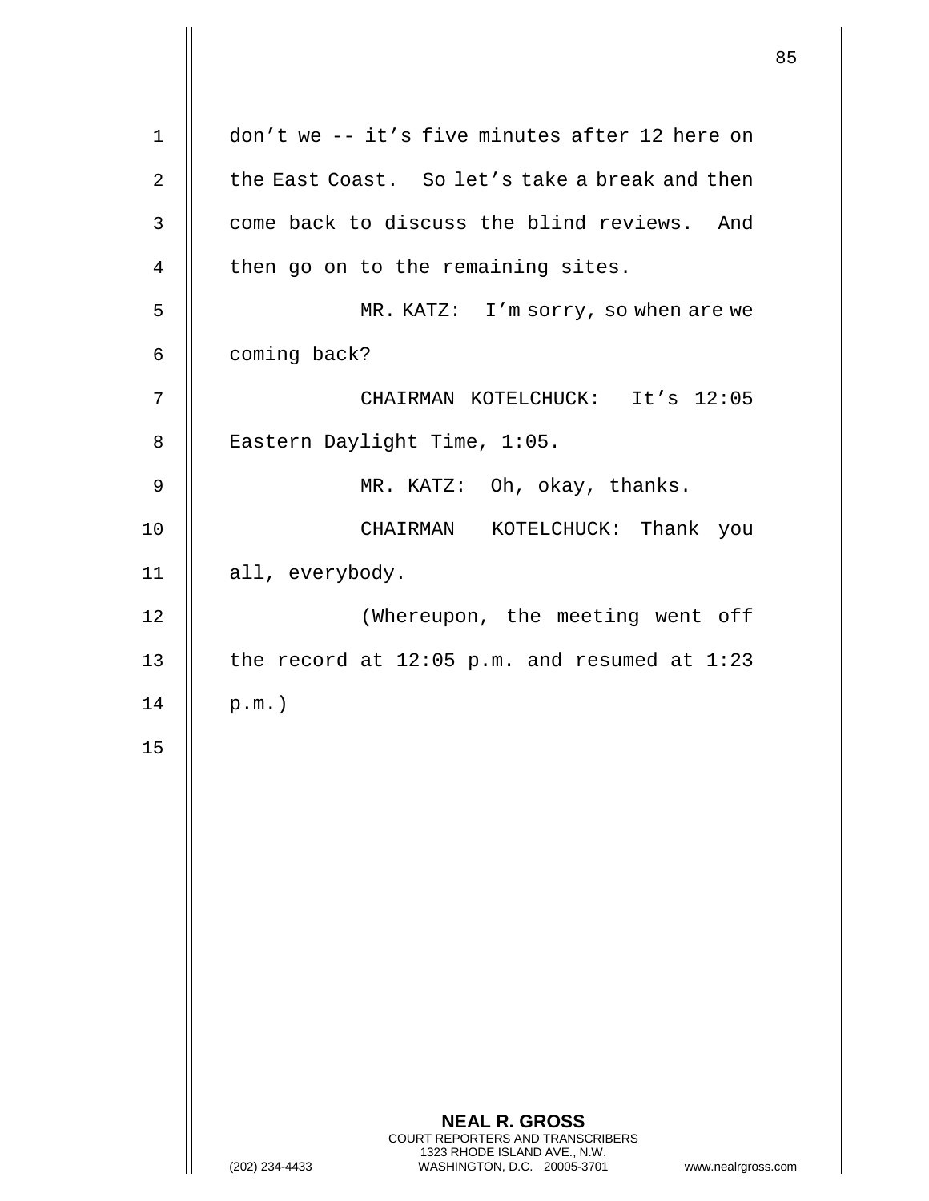don't we -- it's five minutes after 12 here on the East Coast. So let's take a break and then come back to discuss the blind reviews. And then go on to the remaining sites.

MR. KATZ: I'm sorry, so when are we coming back?

CHAIRMAN KOTELCHUCK: It's 12:05 Eastern Daylight Time, 1:05.

MR. KATZ: Oh, okay, thanks.

CHAIRMAN KOTELCHUCK: Thank you all, everybody.

(Whereupon, the meeting went off the record at 12:05 p.m. and resumed at 1:23 p.m.)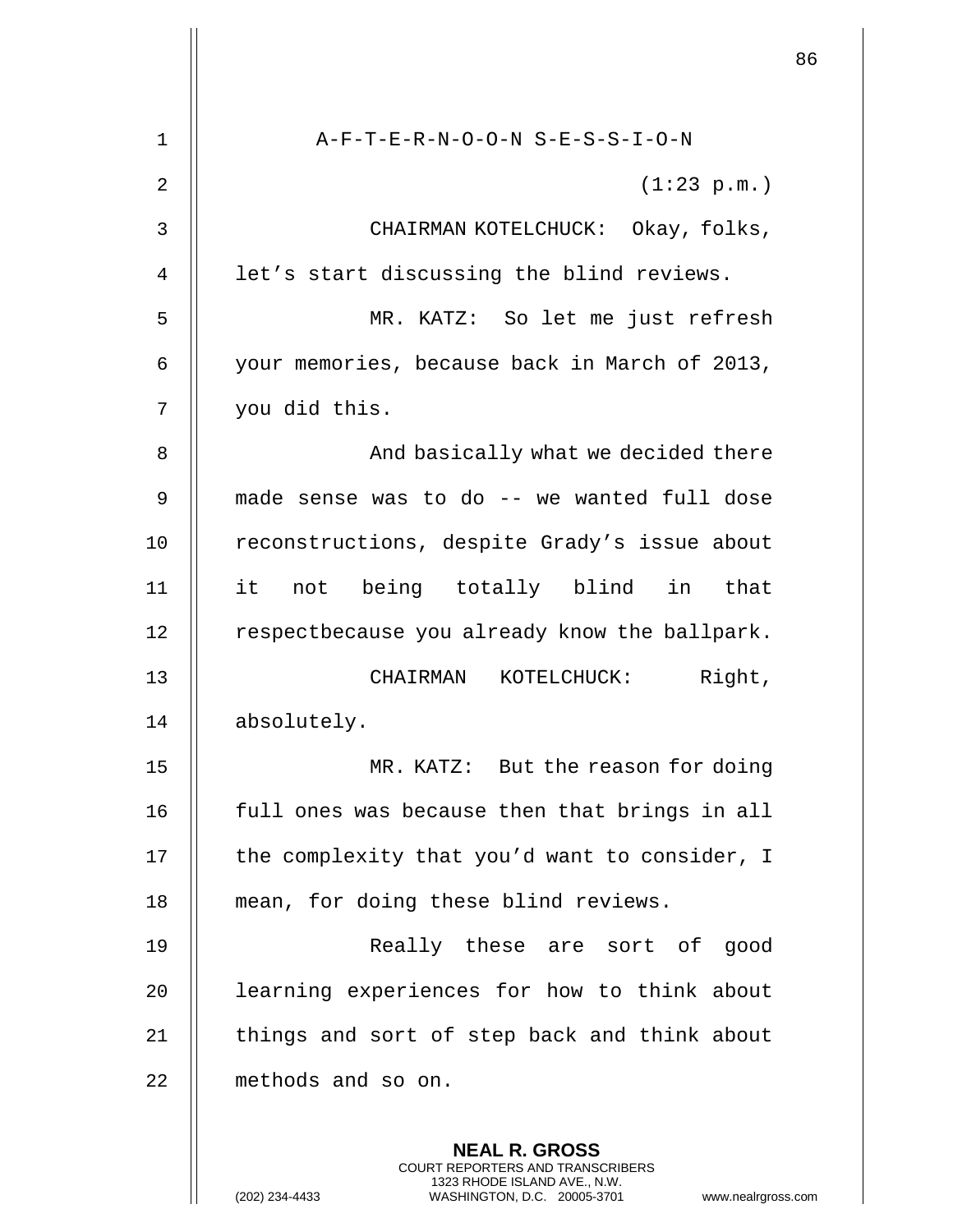A-F-T-E-R-N-O-O-N S-E-S-S-I-O-N

(1:23 p.m.)

CHAIRMAN KOTELCHUCK: Okay, folks, let's start discussing the blind reviews.

MR. KATZ: So let me just refresh your memories, because back in March of 2013, you did this.

And basically what we decided there made sense was to do -- we wanted full dose reconstructions, despite Grady's issue about it not being totally blind in that respectbecause you already know the ballpark.

CHAIRMAN KOTELCHUCK: Right, absolutely.

MR. KATZ: But the reason for doing full ones was because then that brings in all the complexity that you'd want to consider, I mean, for doing these blind reviews.

Really these are sort of good learning experiences for how to think about things and sort of step back and think about methods and so on.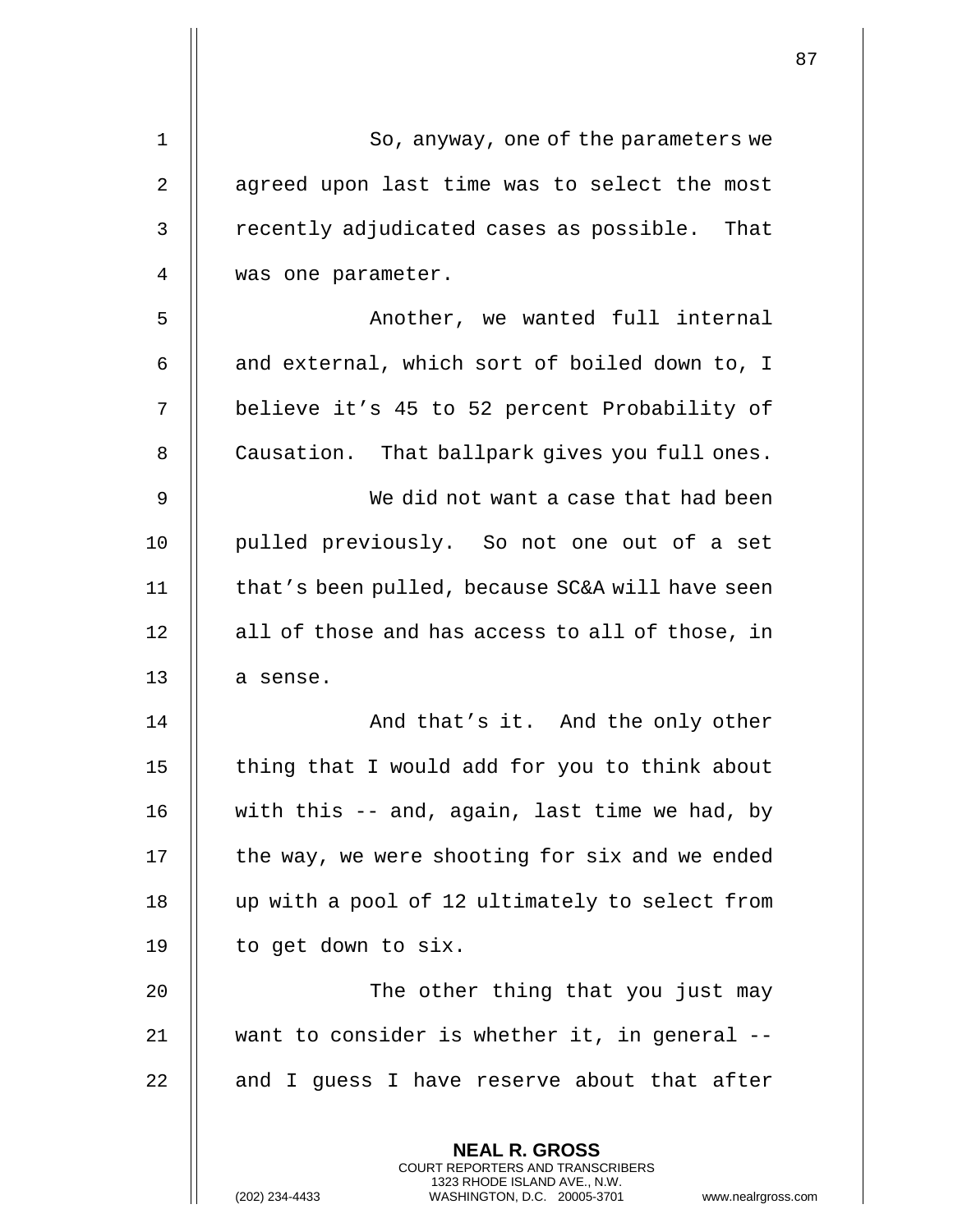So, anyway, one of the parameters we agreed upon last time was to select the most recently adjudicated cases as possible. That was one parameter.

Another, we wanted full internal and external, which sort of boiled down to, I believe it's 45 to 52 percent Probability of Causation. That ballpark gives you full ones.

We did not want a case that had been pulled previously. So not one out of a set that's been pulled, because SC&A will have seen all of those and has access to all of those, in a sense.

And that's it. And the only other thing that I would add for you to think about with this -- and, again, last time we had, by the way, we were shooting for six and we ended up with a pool of 12 ultimately to select from to get down to six.

The other thing that you just may want to consider is whether it, in general -- and I guess I have reserve about that after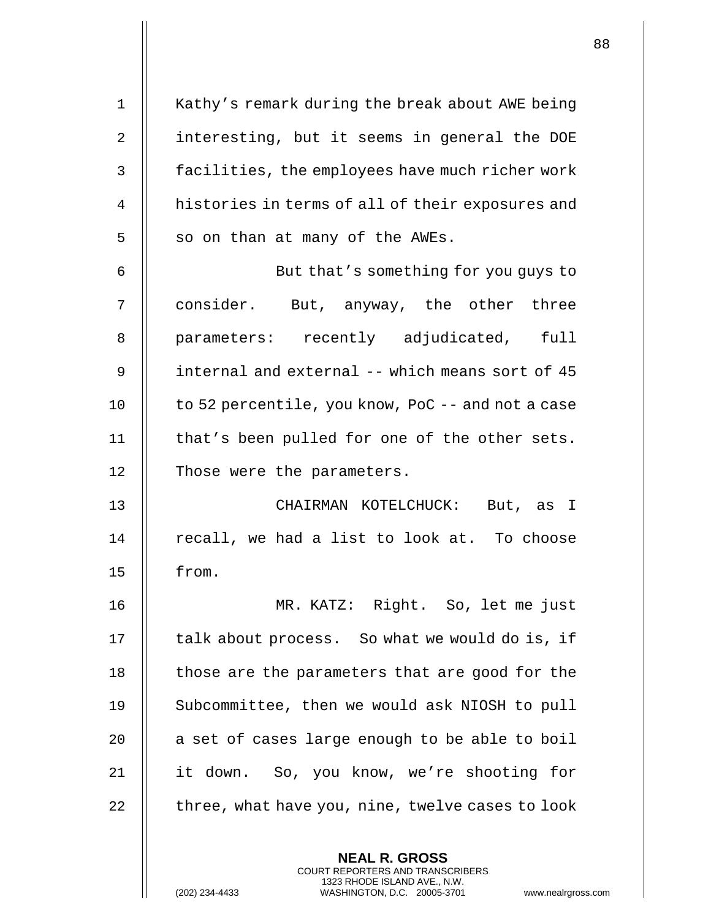Kathy's remark during the break about AWE being interesting, but it seems in general the DOE facilities, the employees have much richer work histories in terms of all of their exposures and so on than at many of the AWEs.

But that's something for you guys to consider. But, anyway, the other three parameters: recently adjudicated, full internal and external -- which means sort of 45 to 52 percentile, you know, PoC -- and not a case that's been pulled for one of the other sets. Those were the parameters.

CHAIRMAN KOTELCHUCK: But, as I recall, we had a list to look at. To choose from.

MR. KATZ: Right. So, let me just talk about process. So what we would do is, if those are the parameters that are good for the Subcommittee, then we would ask NIOSH to pull a set of cases large enough to be able to boil it down. So, you know, we're shooting for three, what have you, nine, twelve cases to look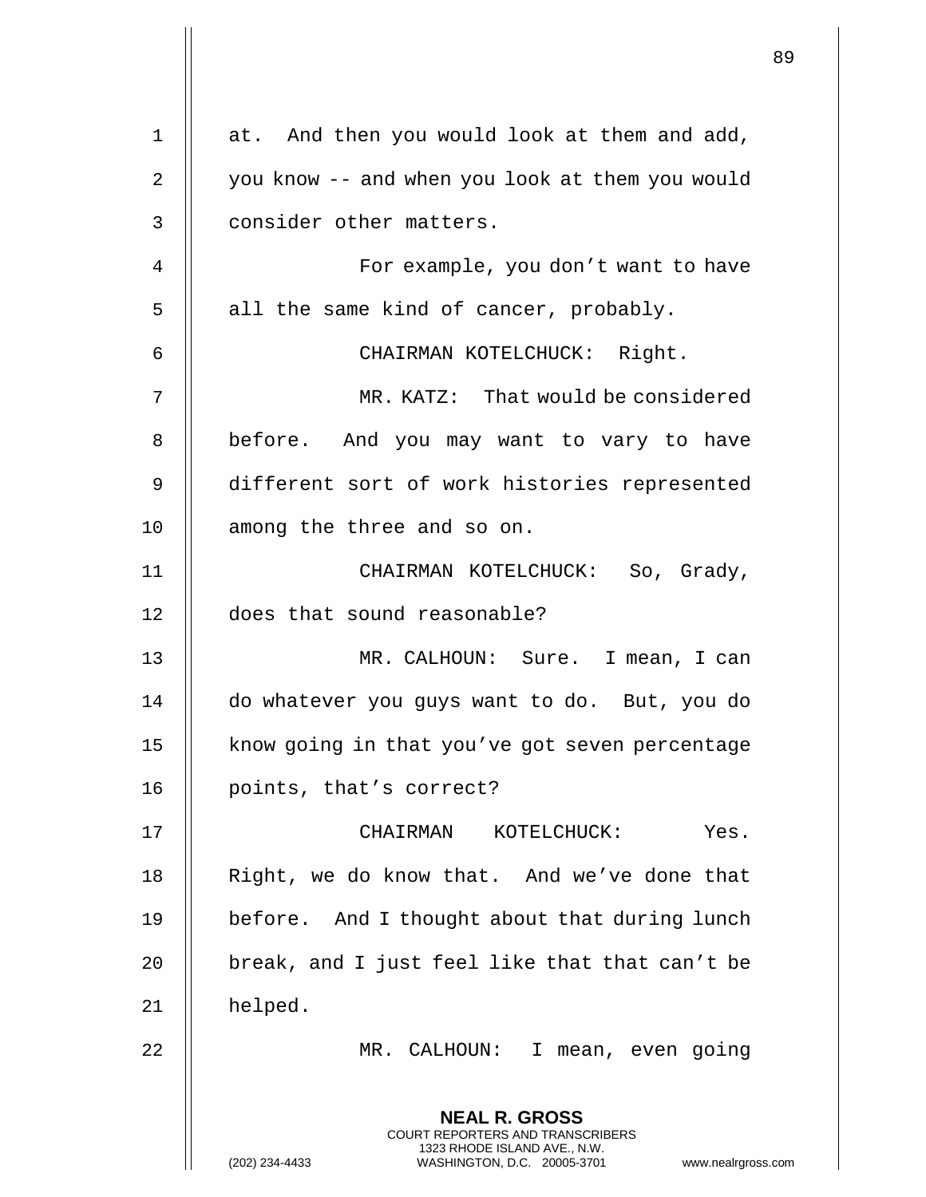at. And then you would look at them and add, you know -- and when you look at them you would consider other matters.

For example, you don't want to have all the same kind of cancer, probably.

CHAIRMAN KOTELCHUCK: Right.

MR. KATZ: That would be considered before. And you may want to vary to have different sort of work histories represented among the three and so on.

CHAIRMAN KOTELCHUCK: So, Grady, does that sound reasonable?

MR. CALHOUN: Sure. I mean, I can do whatever you guys want to do. But, you do know going in that you've got seven percentage points, that's correct?

CHAIRMAN KOTELCHUCK: Yes. Right, we do know that. And we've done that before. And I thought about that during lunch break, and I just feel like that that can't be helped.

MR. CALHOUN: I mean, even going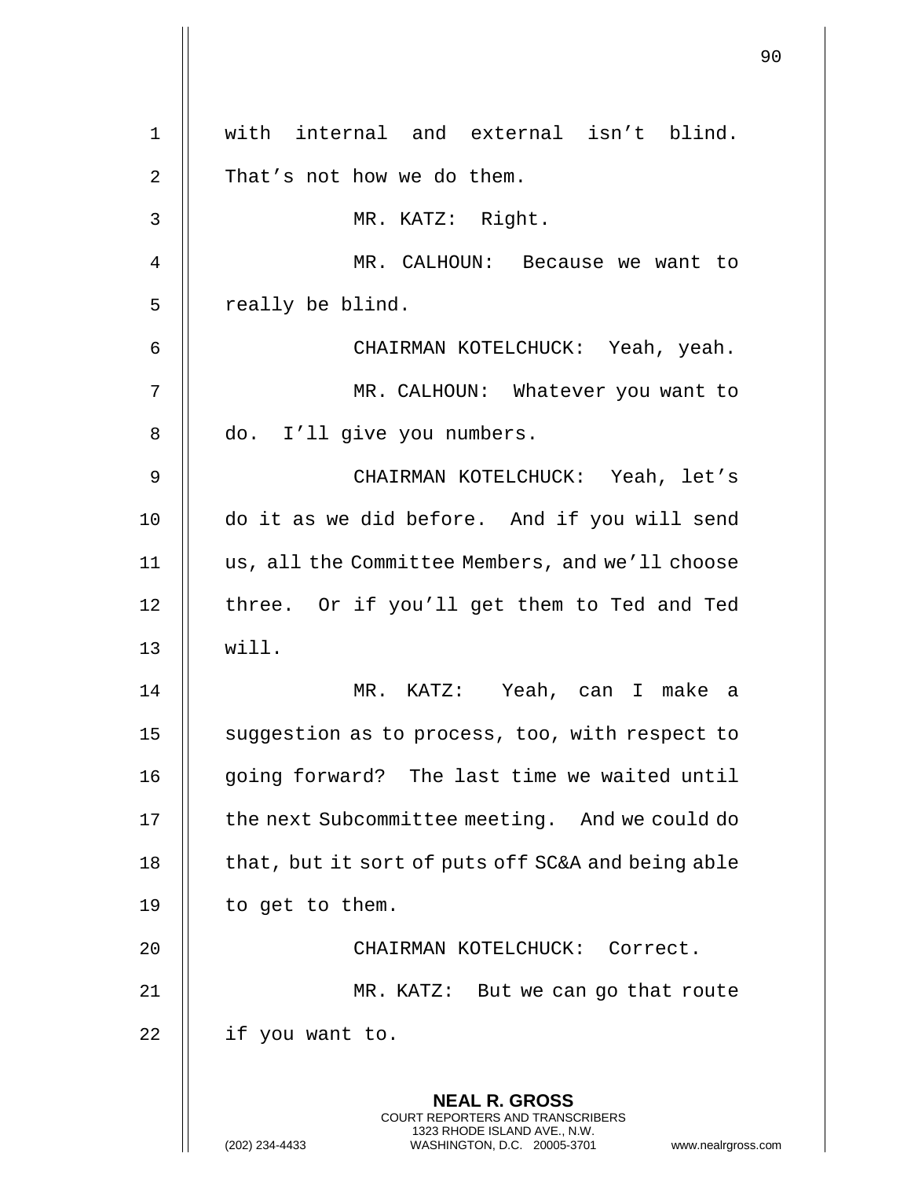with internal and external isn't blind. That's not how we do them.

MR. KATZ: Right.

MR. CALHOUN: Because we want to really be blind.

CHAIRMAN KOTELCHUCK: Yeah, yeah.

MR. CALHOUN: Whatever you want to do. I'll give you numbers.

CHAIRMAN KOTELCHUCK: Yeah, let's do it as we did before. And if you will send us, all the Committee Members, and we'll choose three. Or if you'll get them to Ted and Ted will.

MR. KATZ: Yeah, can I make a suggestion as to process, too, with respect to going forward? The last time we waited until the next Subcommittee meeting. And we could do that, but it sort of puts off SC&A and being able to get to them.

CHAIRMAN KOTELCHUCK: Correct.

MR. KATZ: But we can go that route if you want to.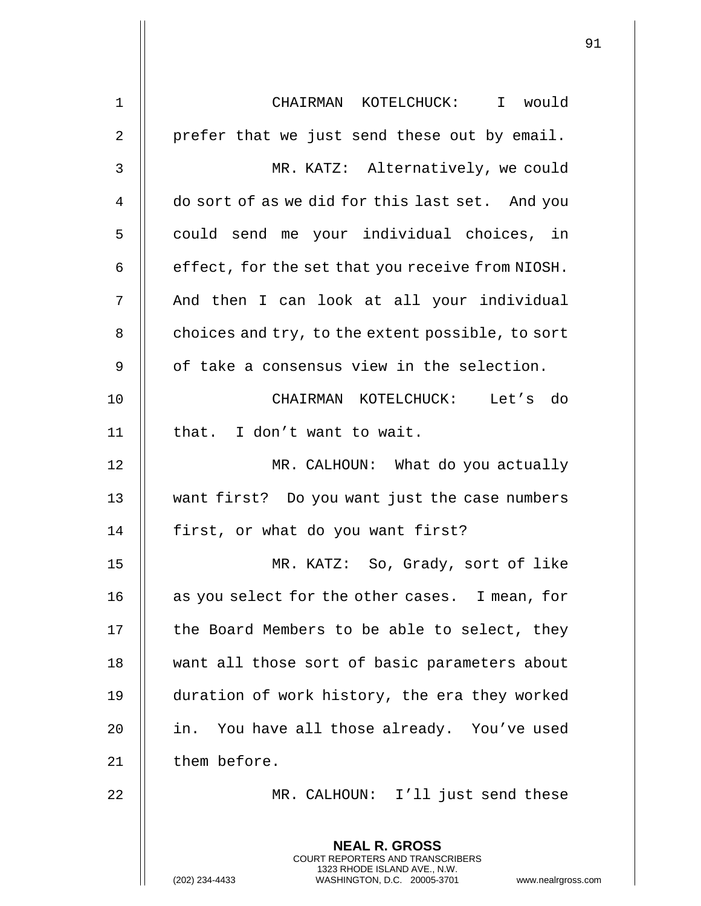CHAIRMAN KOTELCHUCK: I would prefer that we just send these out by email.

MR. KATZ: Alternatively, we could do sort of as we did for this last set. And you could send me your individual choices, in effect, for the set that you receive from NIOSH. And then I can look at all your individual choices and try, to the extent possible, to sort of take a consensus view in the selection.

CHAIRMAN KOTELCHUCK: Let's do that. I don't want to wait.

MR. CALHOUN: What do you actually want first? Do you want just the case numbers first, or what do you want first?

MR. KATZ: So, Grady, sort of like as you select for the other cases. I mean, for the Board Members to be able to select, they want all those sort of basic parameters about duration of work history, the era they worked in. You have all those already. You've used them before.

MR. CALHOUN: I'll just send these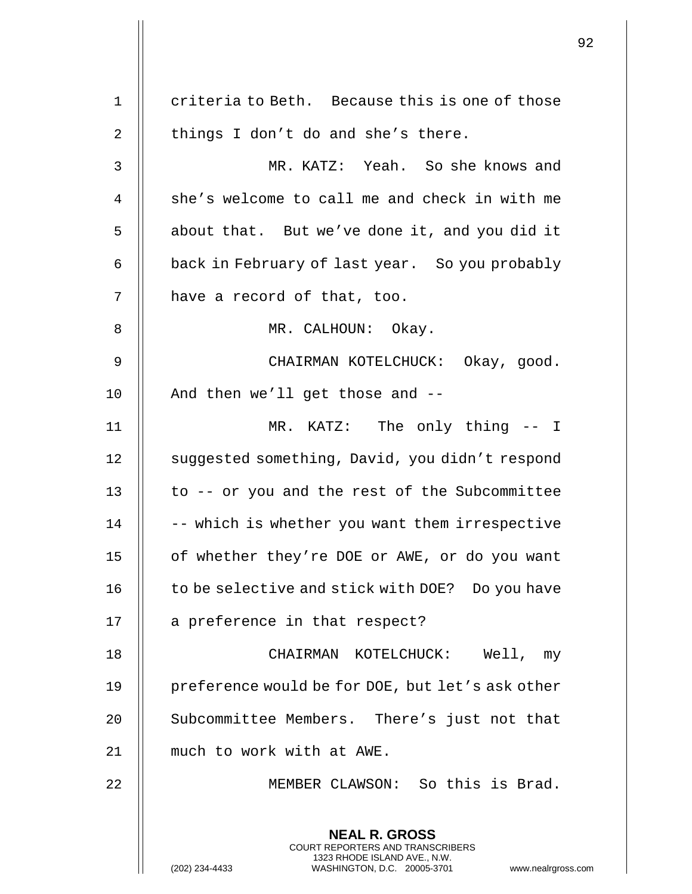criteria to Beth. Because this is one of those things I don't do and she's there.

MR. KATZ: Yeah. So she knows and she's welcome to call me and check in with me about that. But we've done it, and you did it back in February of last year. So you probably have a record of that, too.

MR. CALHOUN: Okay.

CHAIRMAN KOTELCHUCK: Okay, good. And then we'll get those and --

MR. KATZ: The only thing -- I suggested something, David, you didn't respond to -- or you and the rest of the Subcommittee -- which is whether you want them irrespective of whether they're DOE or AWE, or do you want to be selective and stick with DOE? Do you have a preference in that respect?

CHAIRMAN KOTELCHUCK: Well, my preference would be for DOE, but let's ask other Subcommittee Members. There's just not that much to work with at AWE.

MEMBER CLAWSON: So this is Brad.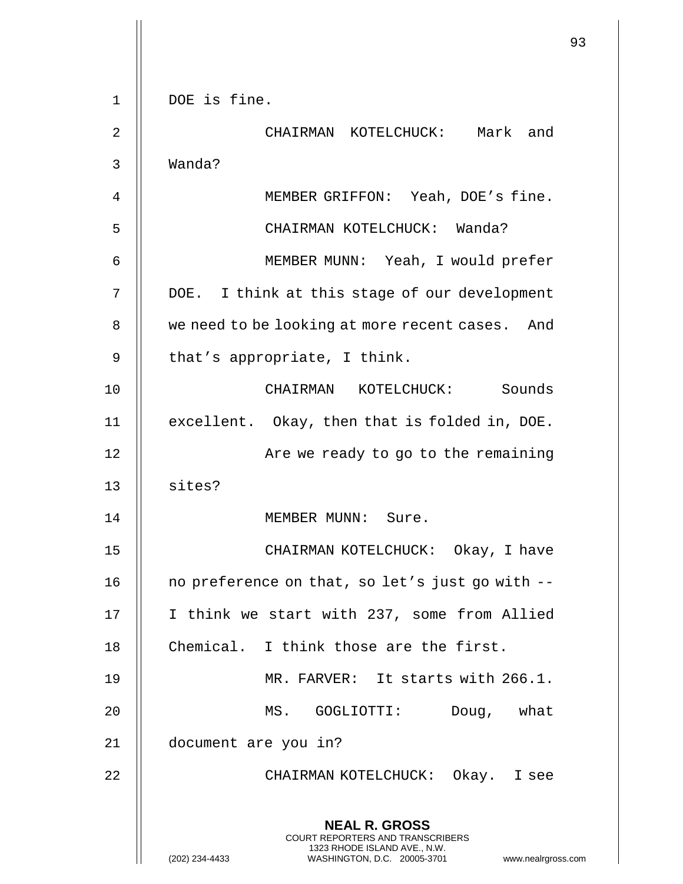DOE is fine.

CHAIRMAN KOTELCHUCK: Mark and Wanda?

MEMBER GRIFFON: Yeah, DOE's fine.

CHAIRMAN KOTELCHUCK: Wanda?

MEMBER MUNN: Yeah, I would prefer DOE. I think at this stage of our development we need to be looking at more recent cases. And that's appropriate, I think.

CHAIRMAN KOTELCHUCK: Sounds excellent. Okay, then that is folded in, DOE.

Are we ready to go to the remaining sites?

MEMBER MUNN: Sure.

CHAIRMAN KOTELCHUCK: Okay, I have no preference on that, so let's just go with -- I think we start with 237, some from Allied Chemical. I think those are the first.

MR. FARVER: It starts with 266.1.

MS. GOGLIOTTI: Doug, what document are you in?

CHAIRMAN KOTELCHUCK: Okay. I see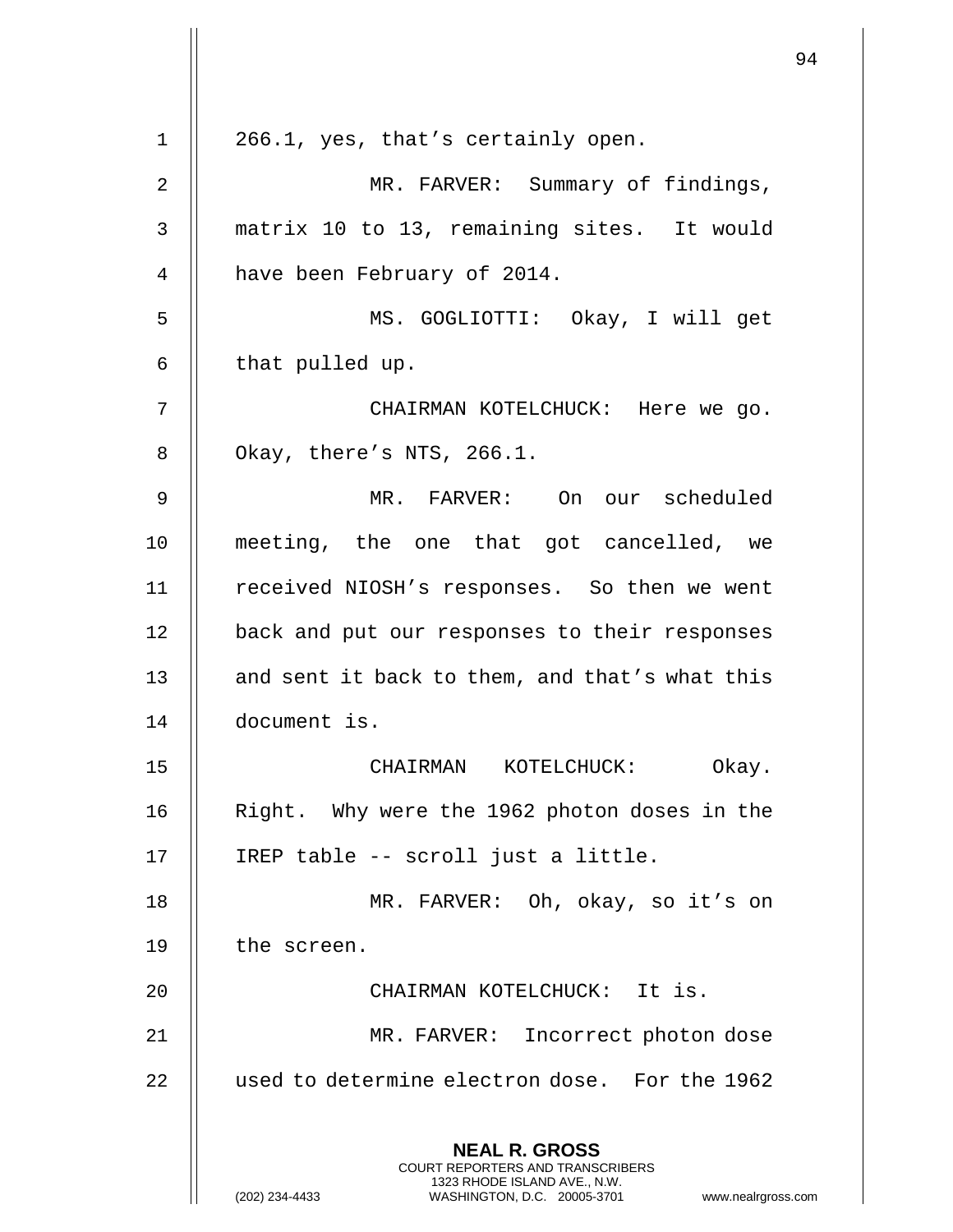266.1, yes, that's certainly open.

MR. FARVER: Summary of findings, matrix 10 to 13, remaining sites. It would have been February of 2014.

MS. GOGLIOTTI: Okay, I will get that pulled up.

CHAIRMAN KOTELCHUCK: Here we go. Okay, there's NTS, 266.1.

MR. FARVER: On our scheduled meeting, the one that got cancelled, we received NIOSH's responses. So then we went back and put our responses to their responses and sent it back to them, and that's what this document is.

CHAIRMAN KOTELCHUCK: Okay. Right. Why were the 1962 photon doses in the IREP table -- scroll just a little.

MR. FARVER: Oh, okay, so it's on the screen.

CHAIRMAN KOTELCHUCK: It is.

MR. FARVER: Incorrect photon dose used to determine electron dose. For the 1962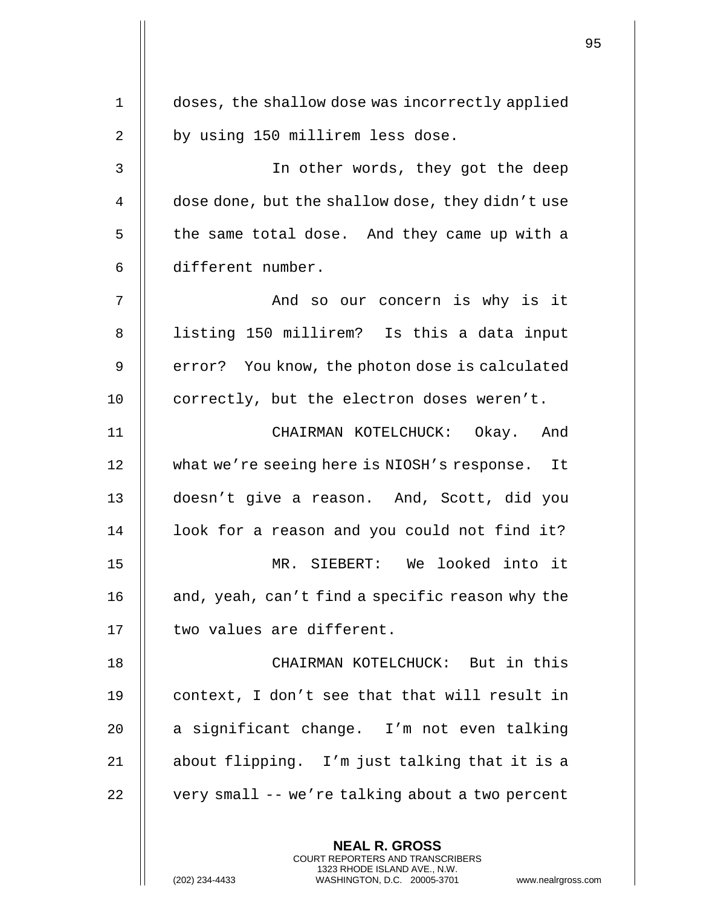doses, the shallow dose was incorrectly applied by using 150 millirem less dose.

In other words, they got the deep dose done, but the shallow dose, they didn't use the same total dose. And they came up with a different number.

And so our concern is why is it listing 150 millirem? Is this a data input error? You know, the photon dose is calculated correctly, but the electron doses weren't.

CHAIRMAN KOTELCHUCK: Okay. And what we're seeing here is NIOSH's response. It doesn't give a reason. And, Scott, did you look for a reason and you could not find it?

MR. SIEBERT: We looked into it and, yeah, can't find a specific reason why the two values are different.

CHAIRMAN KOTELCHUCK: But in this context, I don't see that that will result in a significant change. I'm not even talking about flipping. I'm just talking that it is a very small -- we're talking about a two percent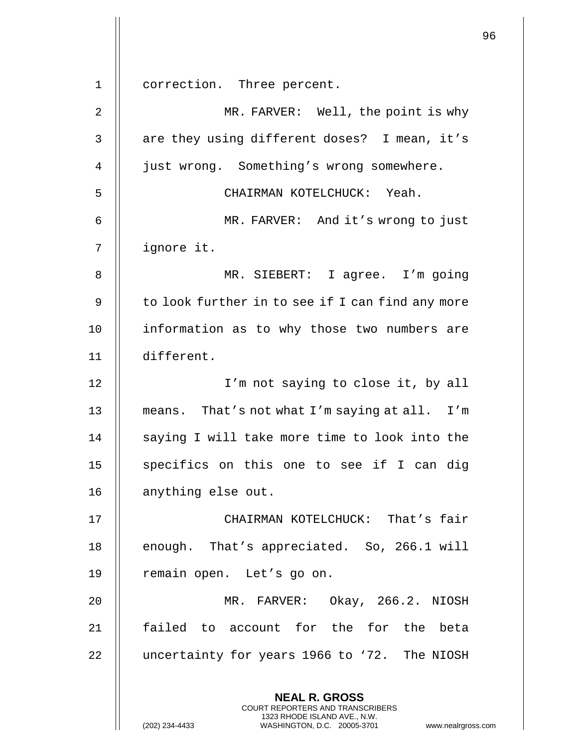correction. Three percent.

MR. FARVER: Well, the point is why are they using different doses? I mean, it's just wrong. Something's wrong somewhere.

CHAIRMAN KOTELCHUCK: Yeah.

MR. FARVER: And it's wrong to just ignore it.

MR. SIEBERT: I agree. I'm going to look further in to see if I can find any more information as to why those two numbers are different.

I'm not saying to close it, by all means. That's not what I'm saying at all. I'm saying I will take more time to look into the specifics on this one to see if I can dig anything else out.

CHAIRMAN KOTELCHUCK: That's fair enough. That's appreciated. So, 266.1 will remain open. Let's go on.

MR. FARVER: Okay, 266.2. NIOSH failed to account for the for the beta uncertainty for years 1966 to '72. The NIOSH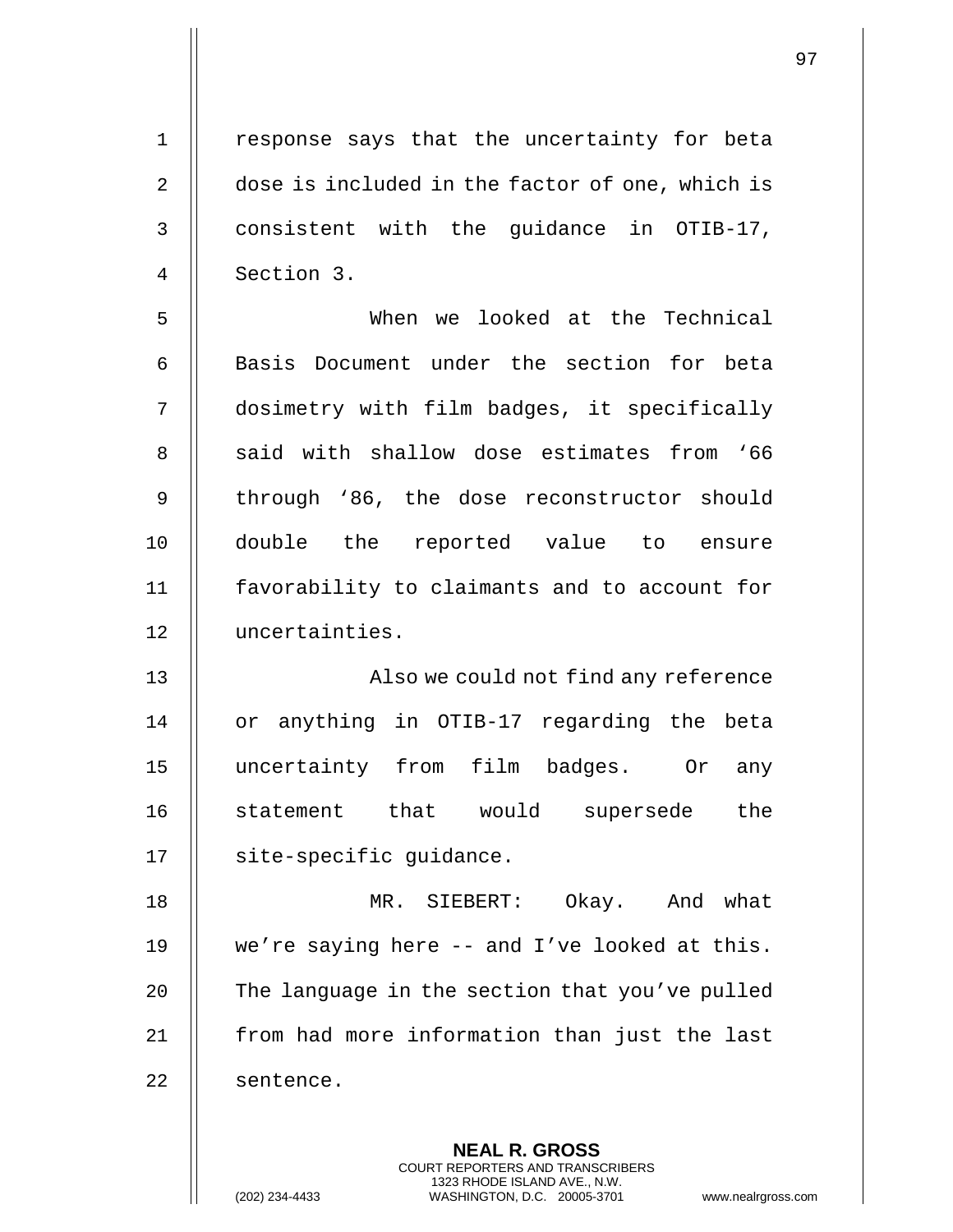response says that the uncertainty for beta dose is included in the factor of one, which is consistent with the guidance in OTIB-17, Section 3.

When we looked at the Technical Basis Document under the section for beta dosimetry with film badges, it specifically said with shallow dose estimates from '66 through '86, the dose reconstructor should double the reported value to ensure favorability to claimants and to account for uncertainties.

Also we could not find any reference or anything in OTIB-17 regarding the beta uncertainty from film badges. Or any statement that would supersede the site-specific guidance.

MR. SIEBERT: Okay. And what we're saying here -- and I've looked at this. The language in the section that you've pulled from had more information than just the last sentence.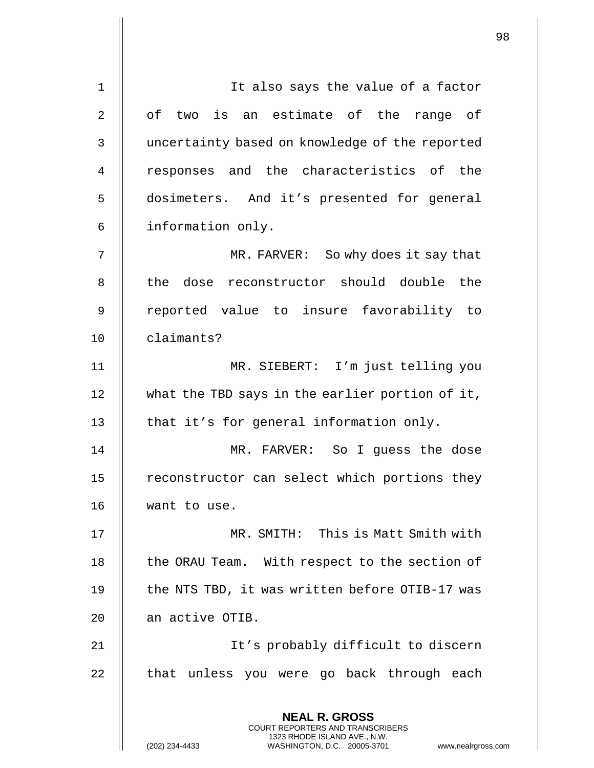It also says the value of a factor of two is an estimate of the range of uncertainty based on knowledge of the reported responses and the characteristics of the dosimeters. And it's presented for general information only.

MR. FARVER: So why does it say that the dose reconstructor should double the reported value to insure favorability to claimants?

MR. SIEBERT: I'm just telling you what the TBD says in the earlier portion of it, that it's for general information only.

MR. FARVER: So I guess the dose reconstructor can select which portions they want to use.

MR. SMITH: This is Matt Smith with the ORAU Team. With respect to the section of the NTS TBD, it was written before OTIB-17 was an active OTIB.

It's probably difficult to discern that unless you were go back through each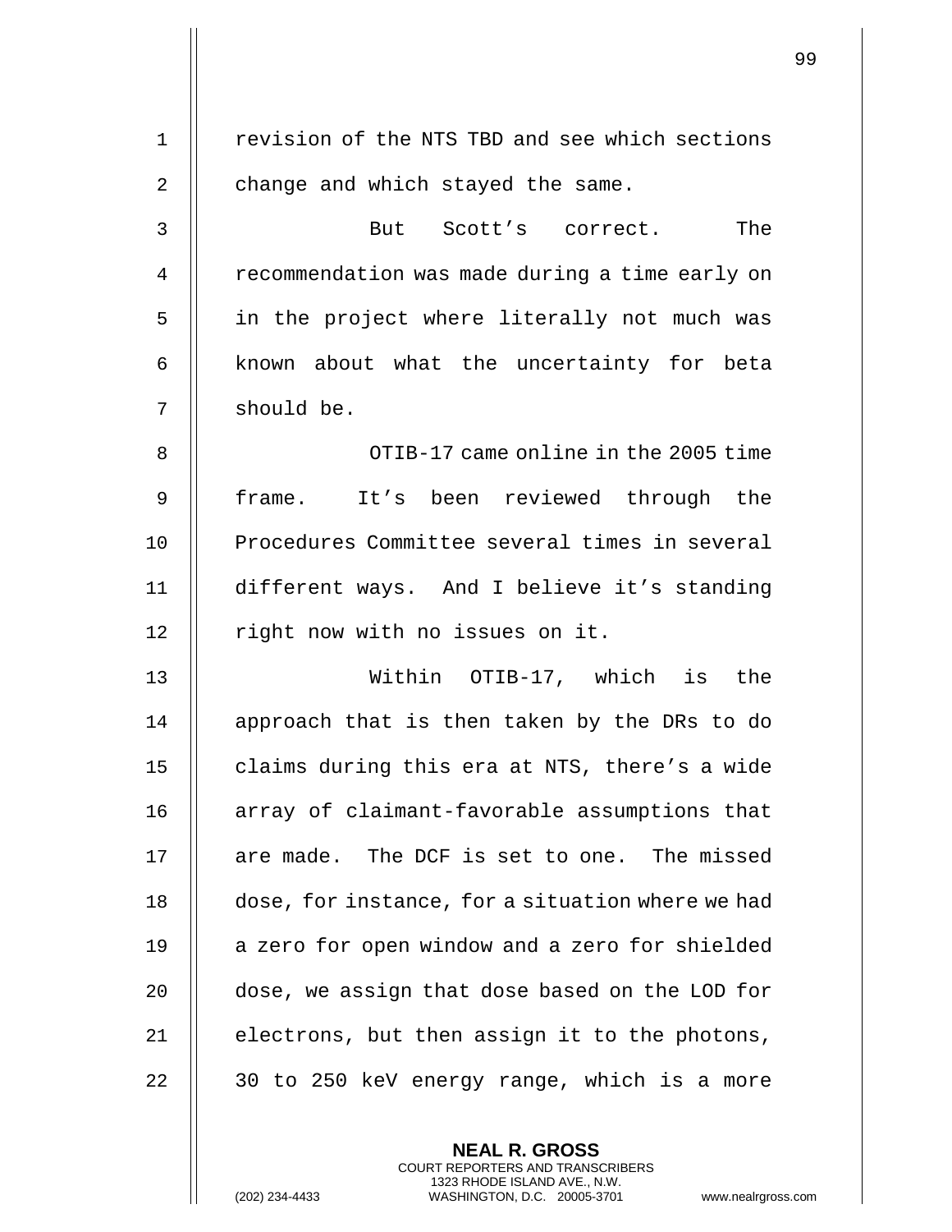revision of the NTS TBD and see which sections change and which stayed the same.

But Scott's correct. The recommendation was made during a time early on in the project where literally not much was known about what the uncertainty for beta should be.

OTIB-17 came online in the 2005 time frame. It's been reviewed through the Procedures Committee several times in several different ways. And I believe it's standing right now with no issues on it.

Within OTIB-17, which is the approach that is then taken by the DRs to do claims during this era at NTS, there's a wide array of claimant-favorable assumptions that are made. The DCF is set to one. The missed dose, for instance, for a situation where we had a zero for open window and a zero for shielded dose, we assign that dose based on the LOD for electrons, but then assign it to the photons, 30 to 250 keV energy range, which is a more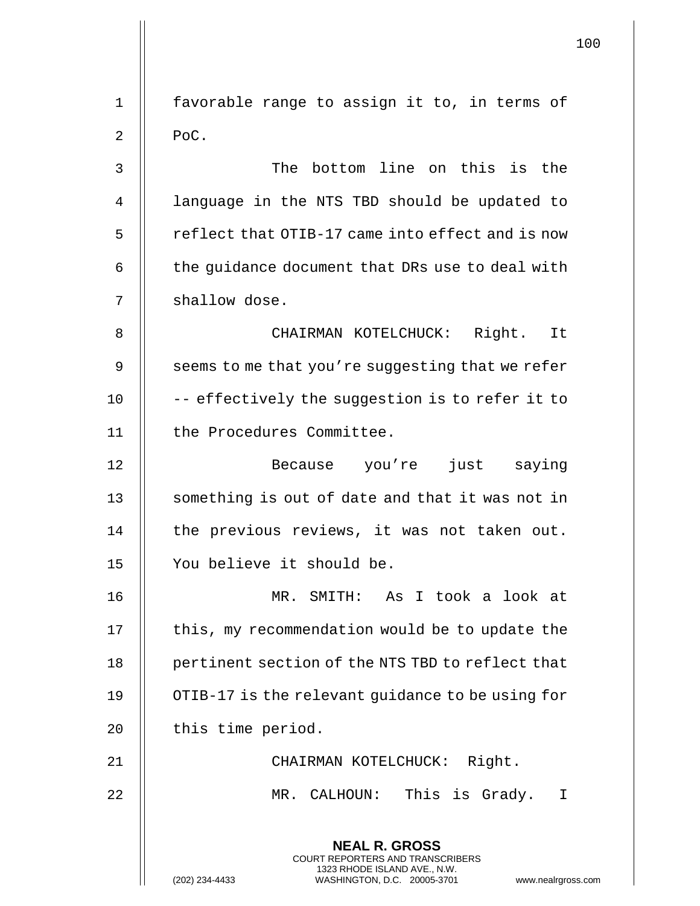favorable range to assign it to, in terms of PoC.

The bottom line on this is the language in the NTS TBD should be updated to reflect that OTIB-17 came into effect and is now the guidance document that DRs use to deal with shallow dose.

CHAIRMAN KOTELCHUCK: Right. It seems to me that you're suggesting that we refer -- effectively the suggestion is to refer it to the Procedures Committee.

Because you're just saying something is out of date and that it was not in the previous reviews, it was not taken out. You believe it should be.

MR. SMITH: As I took a look at this, my recommendation would be to update the pertinent section of the NTS TBD to reflect that OTIB-17 is the relevant guidance to be using for this time period.

CHAIRMAN KOTELCHUCK: Right.

MR. CALHOUN: This is Grady. I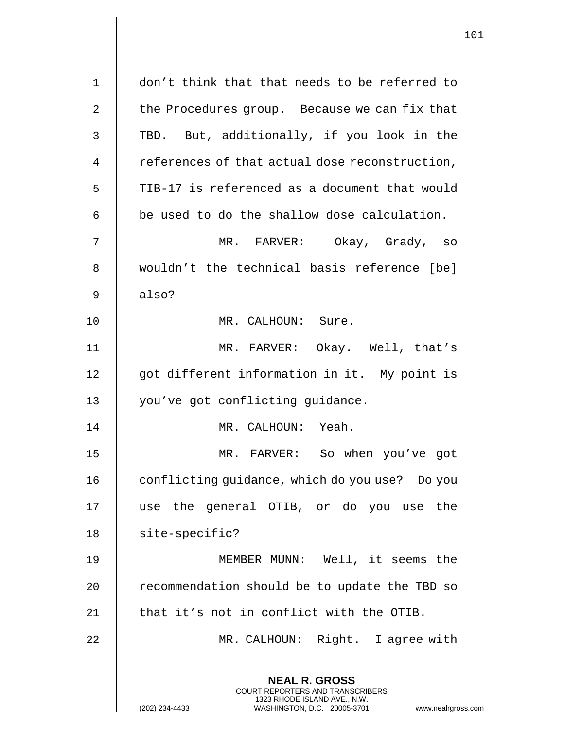don't think that that needs to be referred to the Procedures group. Because we can fix that TBD. But, additionally, if you look in the references of that actual dose reconstruction, TIB-17 is referenced as a document that would be used to do the shallow dose calculation.

MR. FARVER: Okay, Grady, so wouldn't the technical basis reference [be] also?

MR. CALHOUN: Sure.

MR. FARVER: Okay. Well, that's got different information in it. My point is you've got conflicting guidance.

MR. CALHOUN: Yeah.

MR. FARVER: So when you've got conflicting guidance, which do you use? Do you use the general OTIB, or do you use the site-specific?

MEMBER MUNN: Well, it seems the recommendation should be to update the TBD so that it's not in conflict with the OTIB.

MR. CALHOUN: Right. I agree with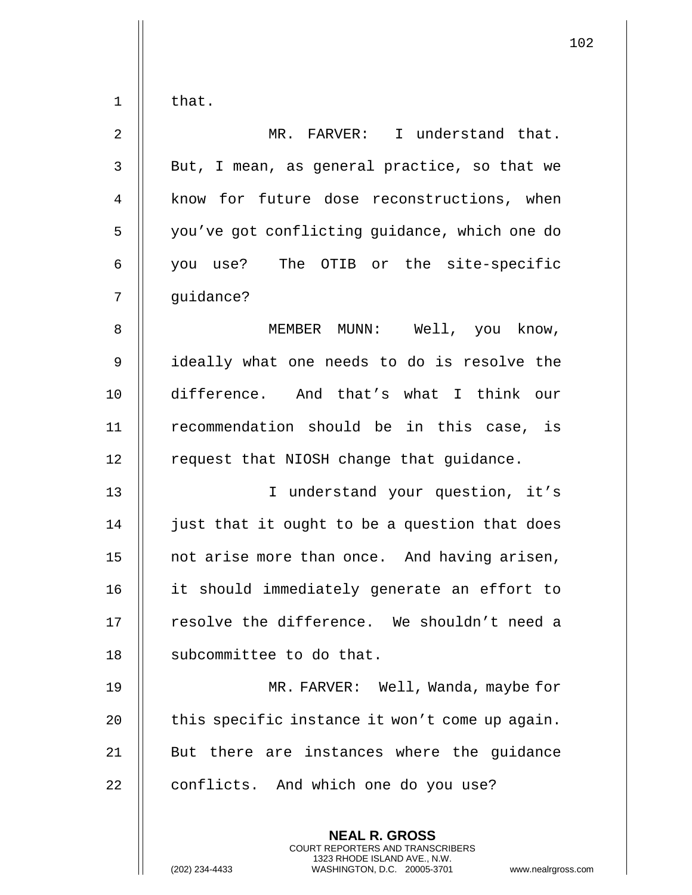that.

MR. FARVER: I understand that. But, I mean, as general practice, so that we know for future dose reconstructions, when you've got conflicting guidance, which one do you use? The OTIB or the site-specific guidance?

MEMBER MUNN: Well, you know, ideally what one needs to do is resolve the difference. And that's what I think our recommendation should be in this case, is request that NIOSH change that guidance.

I understand your question, it's just that it ought to be a question that does not arise more than once. And having arisen, it should immediately generate an effort to resolve the difference. We shouldn't need a subcommittee to do that.

MR. FARVER: Well, Wanda, maybe for this specific instance it won't come up again. But there are instances where the guidance conflicts. And which one do you use?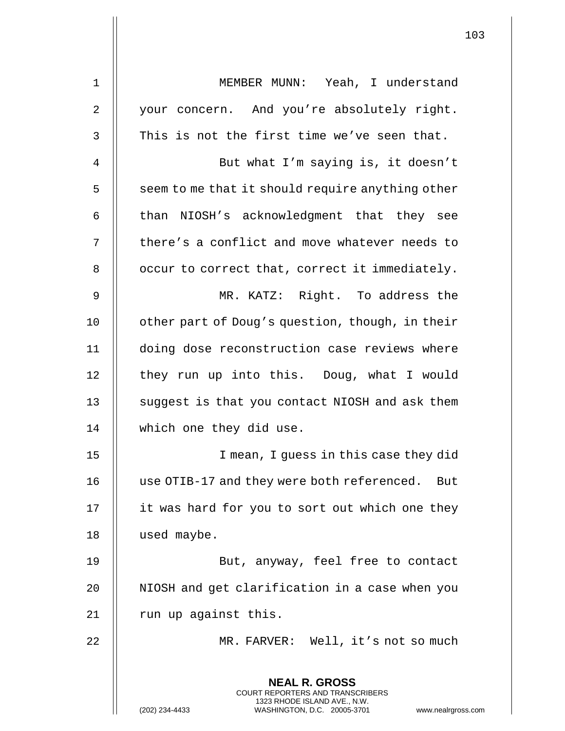MEMBER MUNN: Yeah, I understand your concern. And you're absolutely right. This is not the first time we've seen that.

But what I'm saying is, it doesn't seem to me that it should require anything other than NIOSH's acknowledgment that they see there's a conflict and move whatever needs to occur to correct that, correct it immediately.

MR. KATZ: Right. To address the other part of Doug's question, though, in their doing dose reconstruction case reviews where they run up into this. Doug, what I would suggest is that you contact NIOSH and ask them which one they did use.

I mean, I guess in this case they did use OTIB-17 and they were both referenced. But it was hard for you to sort out which one they used maybe.

But, anyway, feel free to contact NIOSH and get clarification in a case when you run up against this.

MR. FARVER: Well, it's not so much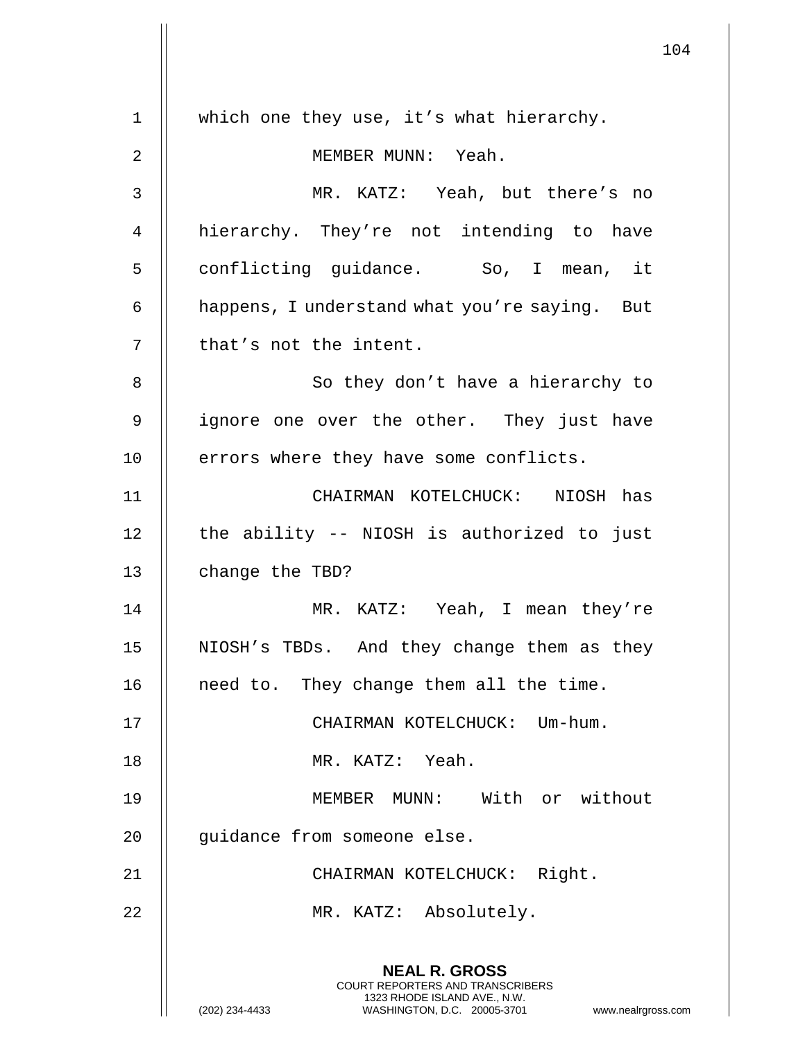which one they use, it's what hierarchy.

MEMBER MUNN: Yeah.

MR. KATZ: Yeah, but there's no hierarchy. They're not intending to have conflicting guidance. So, I mean, it happens, I understand what you're saying. But that's not the intent.

So they don't have a hierarchy to ignore one over the other. They just have errors where they have some conflicts.

CHAIRMAN KOTELCHUCK: NIOSH has the ability -- NIOSH is authorized to just change the TBD?

MR. KATZ: Yeah, I mean they're NIOSH's TBDs. And they change them as they need to. They change them all the time.

CHAIRMAN KOTELCHUCK: Um-hum.

MR. KATZ: Yeah.

MEMBER MUNN: With or without guidance from someone else.

CHAIRMAN KOTELCHUCK: Right.

MR. KATZ: Absolutely.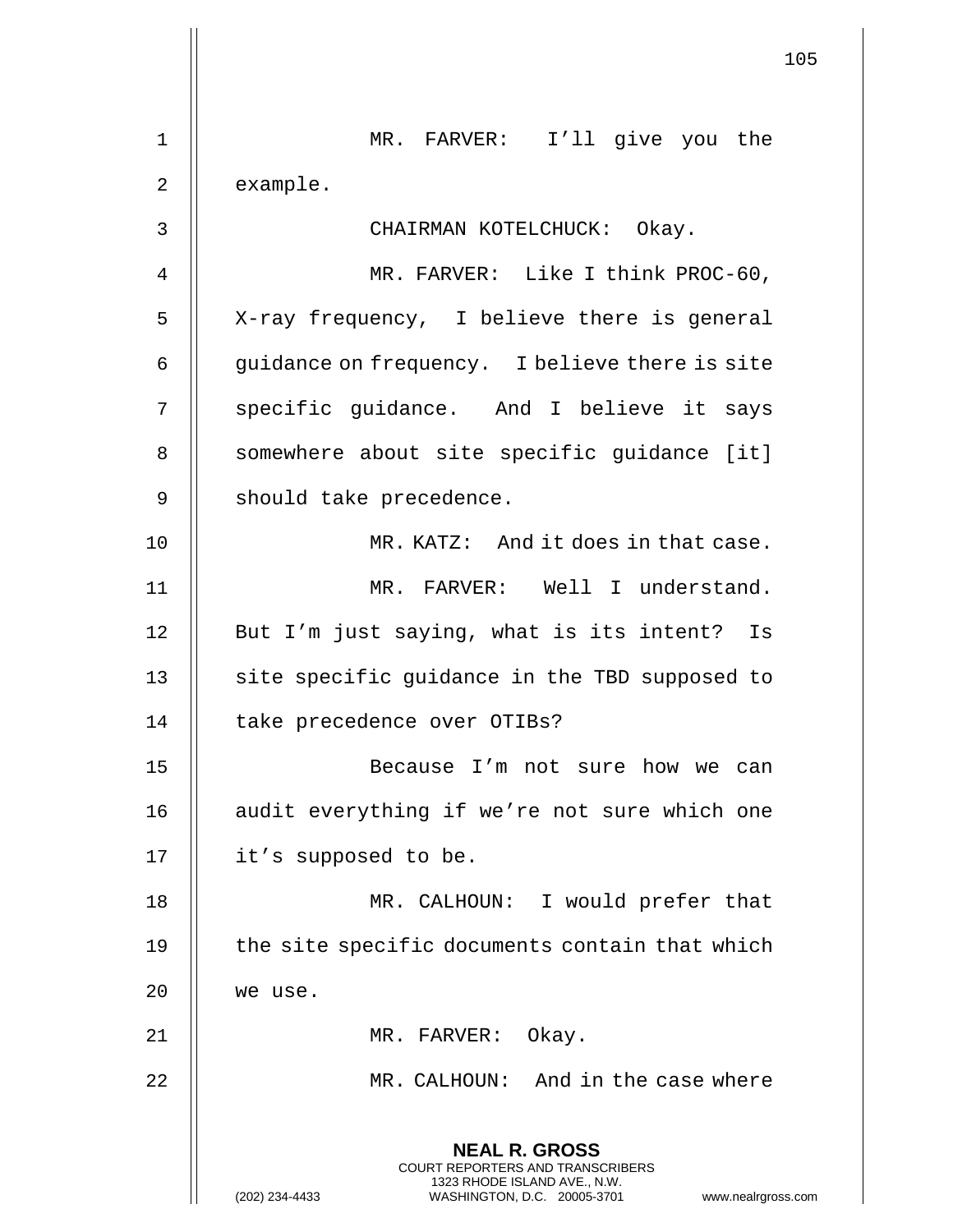MR. FARVER: I'll give you the example.

CHAIRMAN KOTELCHUCK: Okay.

MR. FARVER: Like I think PROC-60, X-ray frequency, I believe there is general guidance on frequency. I believe there is site specific guidance. And I believe it says somewhere about site specific guidance [it] should take precedence.

MR. KATZ: And it does in that case.

MR. FARVER: Well I understand. But I'm just saying, what is its intent? Is site specific guidance in the TBD supposed to take precedence over OTIBs?

Because I'm not sure how we can audit everything if we're not sure which one it's supposed to be.

MR. CALHOUN: I would prefer that the site specific documents contain that which we use.

MR. FARVER: Okay.

MR. CALHOUN: And in the case where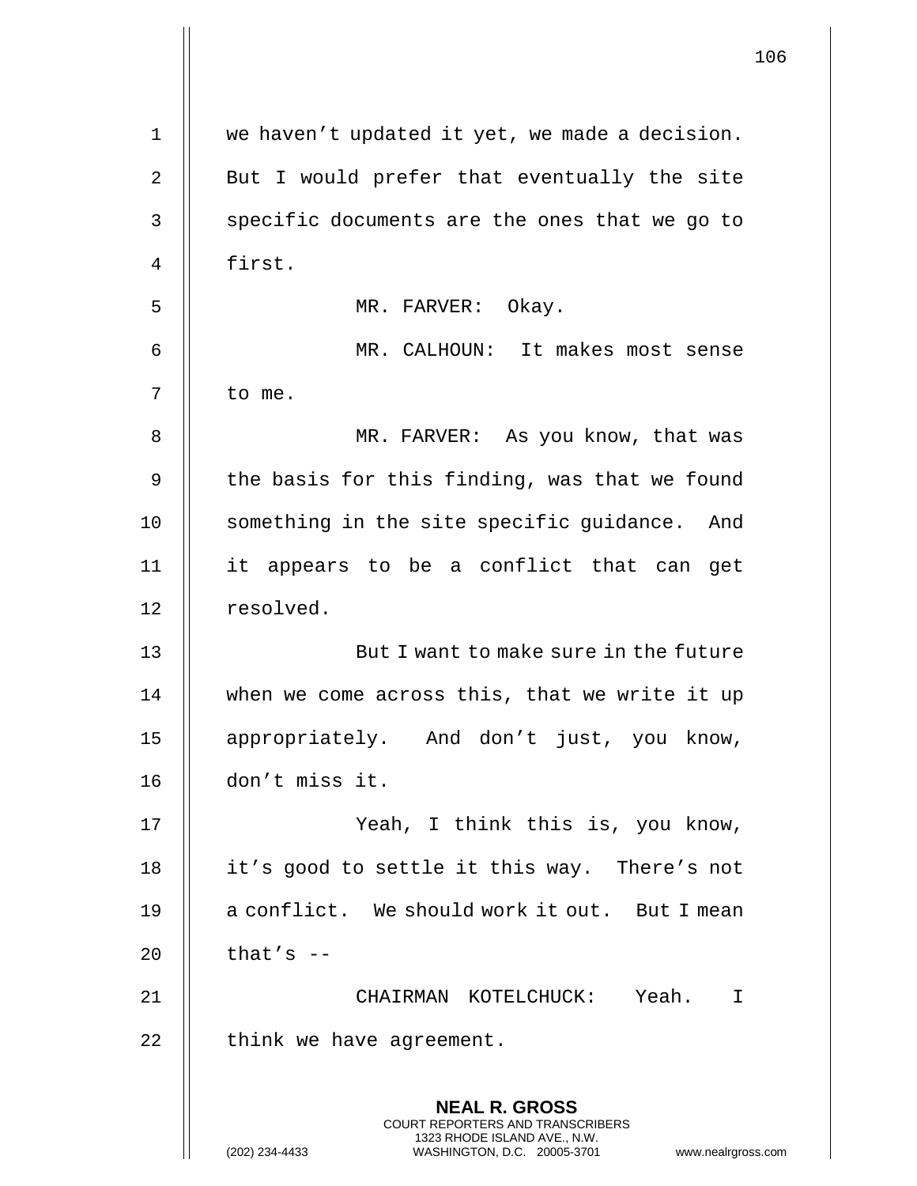we haven't updated it yet, we made a decision. But I would prefer that eventually the site specific documents are the ones that we go to first.

MR. FARVER: Okay.

MR. CALHOUN: It makes most sense to me.

MR. FARVER: As you know, that was the basis for this finding, was that we found something in the site specific guidance. And it appears to be a conflict that can get resolved.

But I want to make sure in the future when we come across this, that we write it up appropriately. And don't just, you know, don't miss it.

Yeah, I think this is, you know, it's good to settle it this way. There's not a conflict. We should work it out. But I mean that's --

CHAIRMAN KOTELCHUCK: Yeah. I think we have agreement.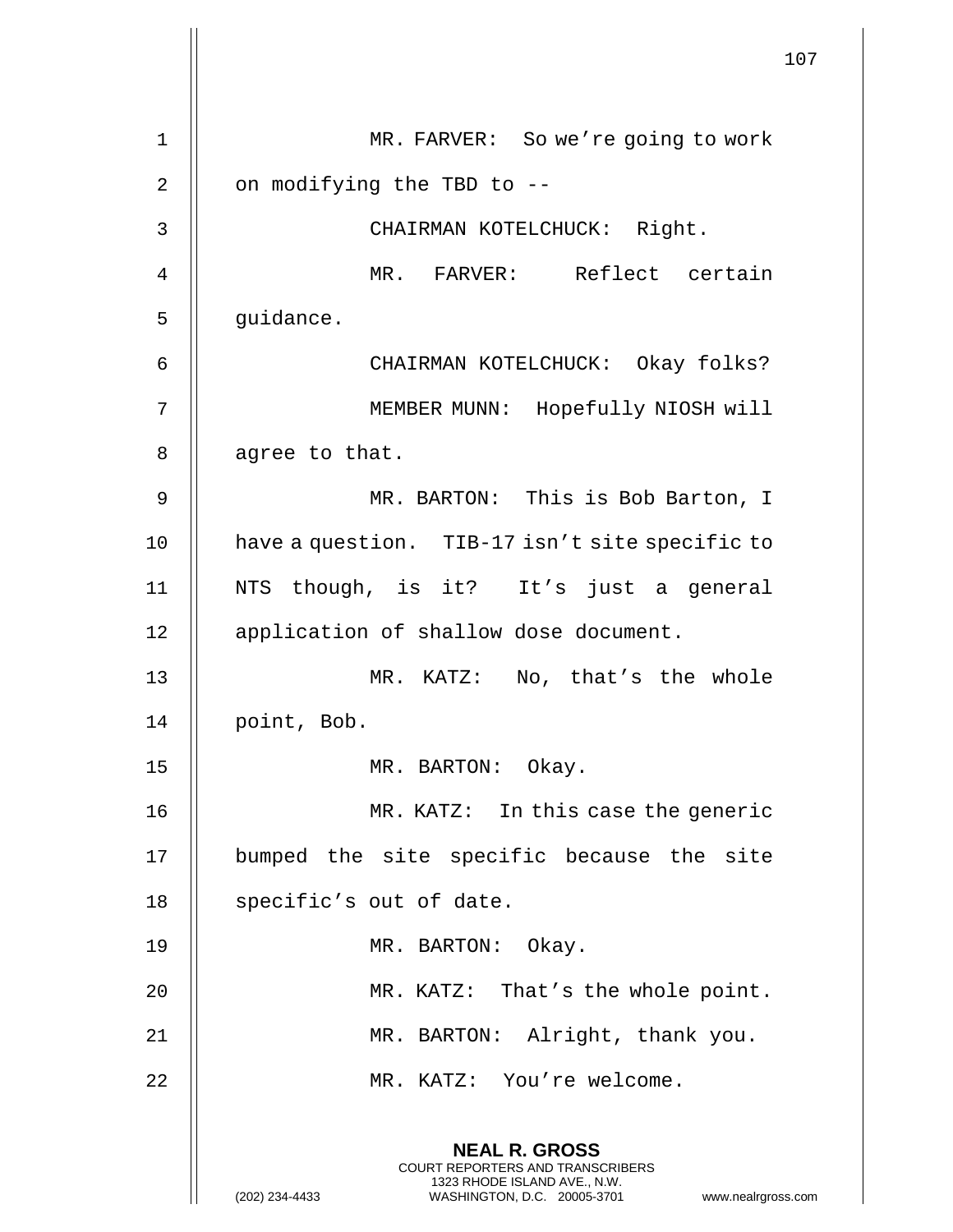MR. FARVER: So we're going to work on modifying the TBD to --

CHAIRMAN KOTELCHUCK: Right.

MR. FARVER: Reflect certain guidance.

CHAIRMAN KOTELCHUCK: Okay folks?

MEMBER MUNN: Hopefully NIOSH will agree to that.

MR. BARTON: This is Bob Barton, I have a question. TIB-17 isn't site specific to NTS though, is it? It's just a general application of shallow dose document.

MR. KATZ: No, that's the whole point, Bob.

MR. BARTON: Okay.

MR. KATZ: In this case the generic bumped the site specific because the site specific's out of date.

MR. BARTON: Okay.

MR. KATZ: That's the whole point.

MR. BARTON: Alright, thank you.

MR. KATZ: You're welcome.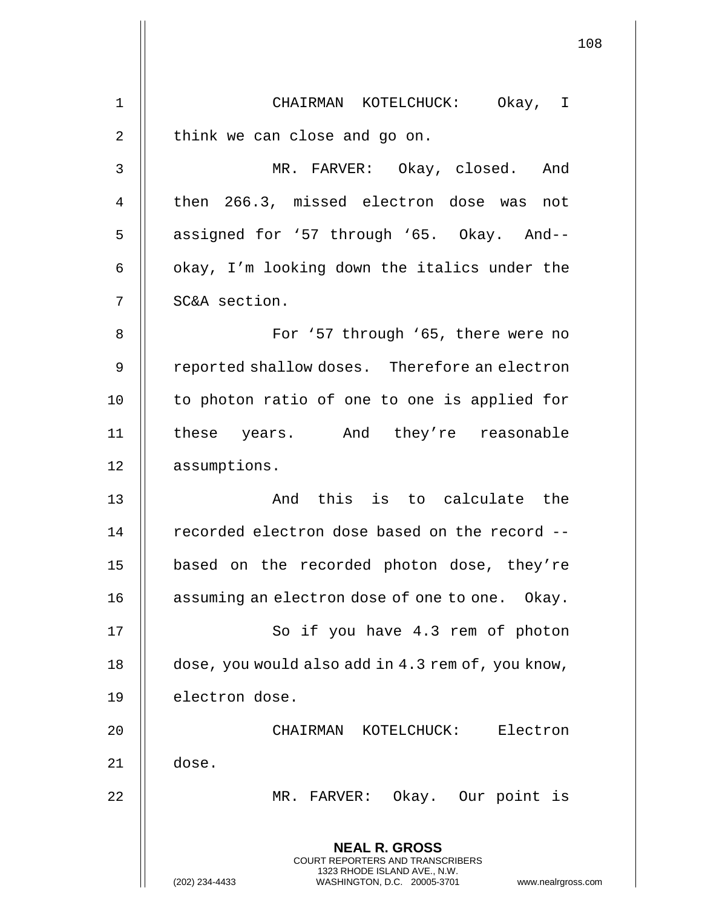CHAIRMAN KOTELCHUCK: Okay, I think we can close and go on.

MR. FARVER: Okay, closed. And then 266.3, missed electron dose was not assigned for '57 through '65. Okay. And-- okay, I'm looking down the italics under the SC&A section.

For '57 through '65, there were no reported shallow doses. Therefore an electron to photon ratio of one to one is applied for these years. And they're reasonable assumptions.

And this is to calculate the recorded electron dose based on the record -- based on the recorded photon dose, they're assuming an electron dose of one to one. Okay.

So if you have 4.3 rem of photon dose, you would also add in 4.3 rem of, you know, electron dose.

CHAIRMAN KOTELCHUCK: Electron dose.

MR. FARVER: Okay. Our point is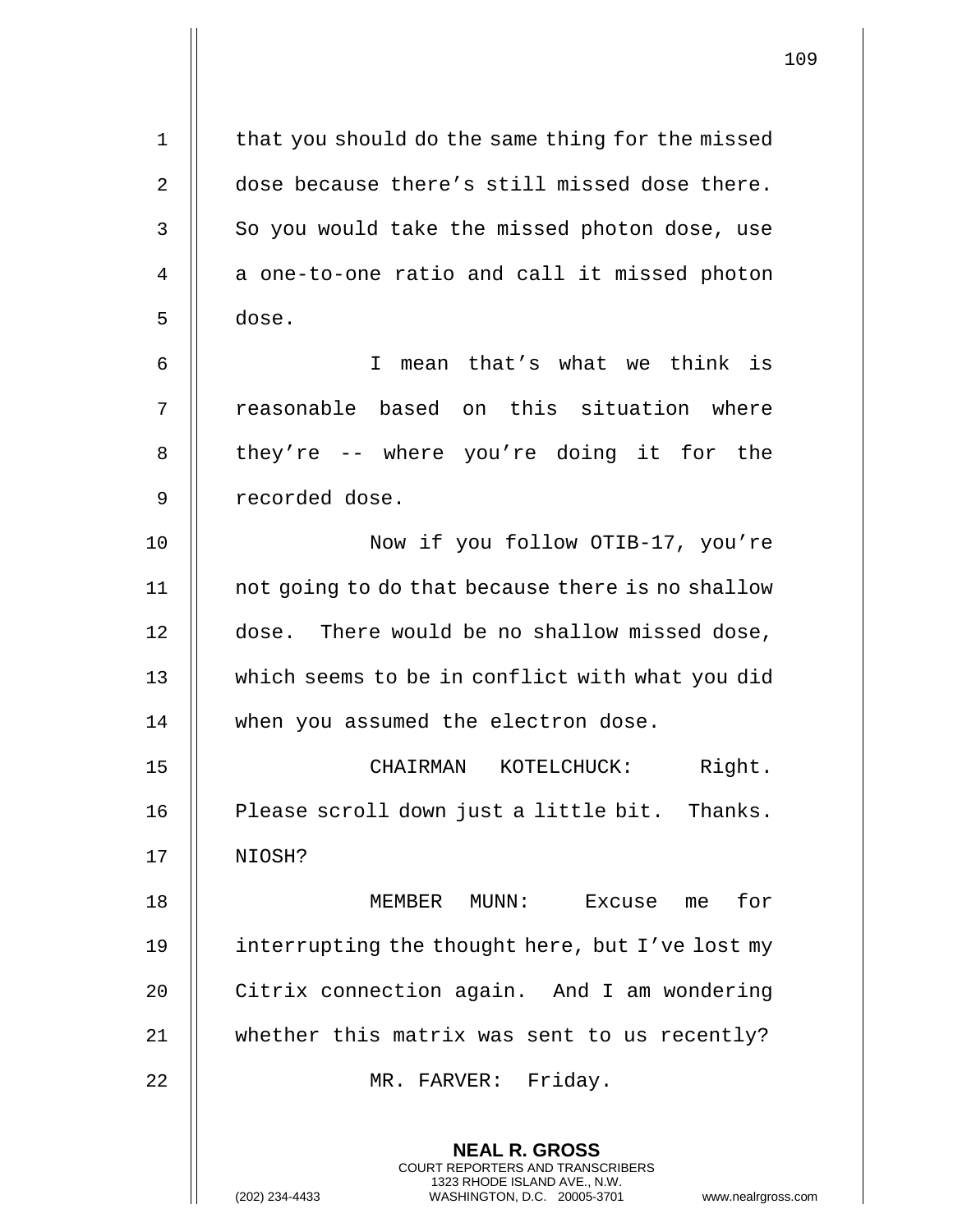that you should do the same thing for the missed dose because there's still missed dose there. So you would take the missed photon dose, use a one-to-one ratio and call it missed photon dose.

I mean that's what we think is reasonable based on this situation where they're -- where you're doing it for the recorded dose.

Now if you follow OTIB-17, you're not going to do that because there is no shallow dose. There would be no shallow missed dose, which seems to be in conflict with what you did when you assumed the electron dose.

CHAIRMAN KOTELCHUCK: Right. Please scroll down just a little bit. Thanks. NIOSH?

MEMBER MUNN: Excuse me for interrupting the thought here, but I've lost my Citrix connection again. And I am wondering whether this matrix was sent to us recently?

MR. FARVER: Friday.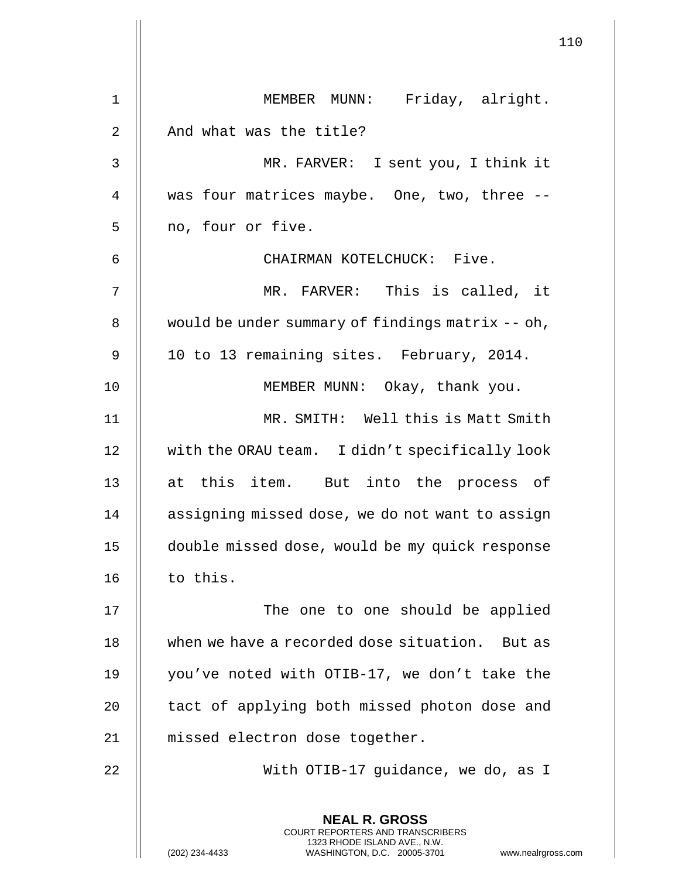MEMBER MUNN: Friday, alright. And what was the title?

MR. FARVER: I sent you, I think it was four matrices maybe. One, two, three -- no, four or five.

CHAIRMAN KOTELCHUCK: Five.

MR. FARVER: This is called, it would be under summary of findings matrix -- oh, 10 to 13 remaining sites. February, 2014.

MEMBER MUNN: Okay, thank you.

MR. SMITH: Well this is Matt Smith with the ORAU team. I didn't specifically look at this item. But into the process of assigning missed dose, we do not want to assign double missed dose, would be my quick response to this.

The one to one should be applied when we have a recorded dose situation. But as you've noted with OTIB-17, we don't take the tact of applying both missed photon dose and missed electron dose together.

With OTIB-17 guidance, we do, as I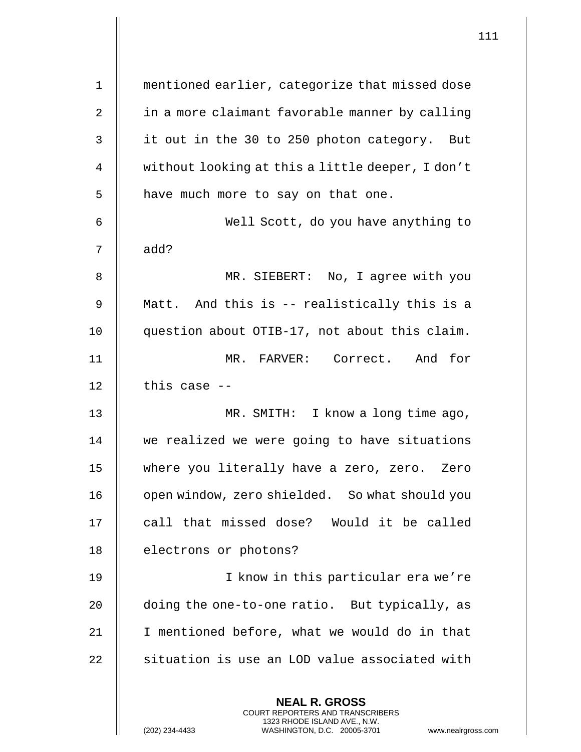mentioned earlier, categorize that missed dose in a more claimant favorable manner by calling it out in the 30 to 250 photon category. But without looking at this a little deeper, I don't have much more to say on that one.

Well Scott, do you have anything to add?

MR. SIEBERT: No, I agree with you Matt. And this is -- realistically this is a question about OTIB-17, not about this claim.

MR. FARVER: Correct. And for this case --

MR. SMITH: I know a long time ago, we realized we were going to have situations where you literally have a zero, zero. Zero open window, zero shielded. So what should you call that missed dose? Would it be called electrons or photons?

I know in this particular era we're doing the one-to-one ratio. But typically, as I mentioned before, what we would do in that situation is use an LOD value associated with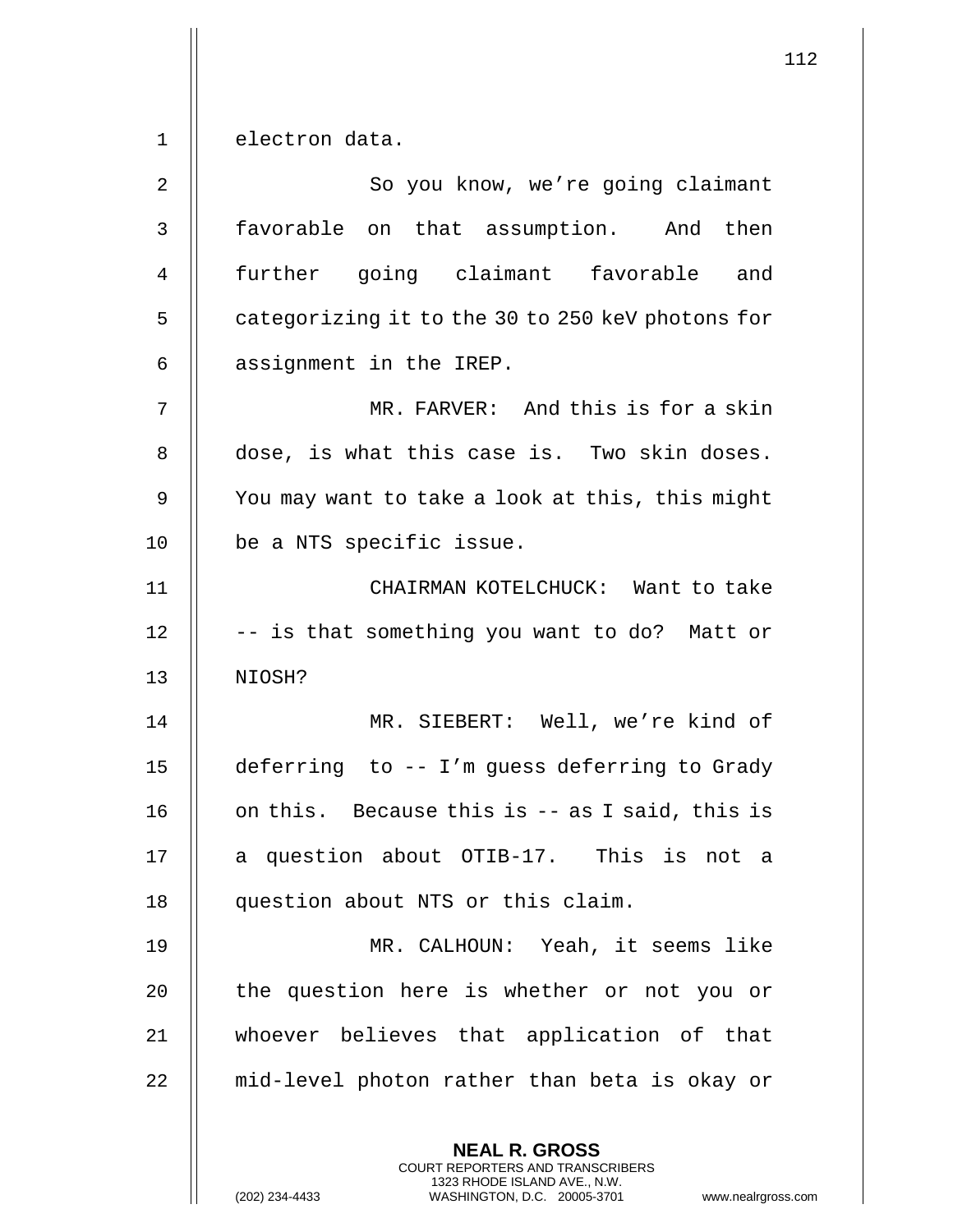electron data.

So you know, we're going claimant favorable on that assumption. And then further going claimant favorable and categorizing it to the 30 to 250 keV photons for assignment in the IREP.

MR. FARVER: And this is for a skin dose, is what this case is. Two skin doses. You may want to take a look at this, this might be a NTS specific issue.

CHAIRMAN KOTELCHUCK: Want to take -- is that something you want to do? Matt or NIOSH?

MR. SIEBERT: Well, we're kind of deferring to -- I'm guess deferring to Grady on this. Because this is -- as I said, this is a question about OTIB-17. This is not a question about NTS or this claim.

MR. CALHOUN: Yeah, it seems like the question here is whether or not you or whoever believes that application of that mid-level photon rather than beta is okay or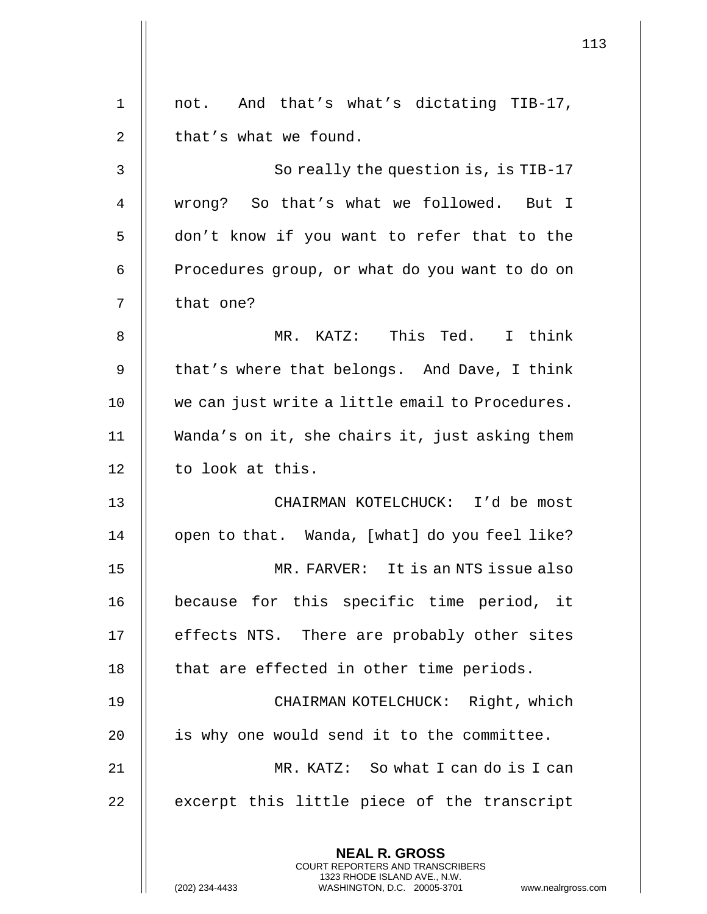not. And that's what's dictating TIB-17, that's what we found.

So really the question is, is TIB-17 wrong? So that's what we followed. But I don't know if you want to refer that to the Procedures group, or what do you want to do on that one?

MR. KATZ: This Ted. I think that's where that belongs. And Dave, I think we can just write a little email to Procedures. Wanda's on it, she chairs it, just asking them to look at this.

CHAIRMAN KOTELCHUCK: I'd be most open to that. Wanda, [what] do you feel like?

MR. FARVER: It is an NTS issue also because for this specific time period, it effects NTS. There are probably other sites that are effected in other time periods.

CHAIRMAN KOTELCHUCK: Right, which is why one would send it to the committee.

MR. KATZ: So what I can do is I can excerpt this little piece of the transcript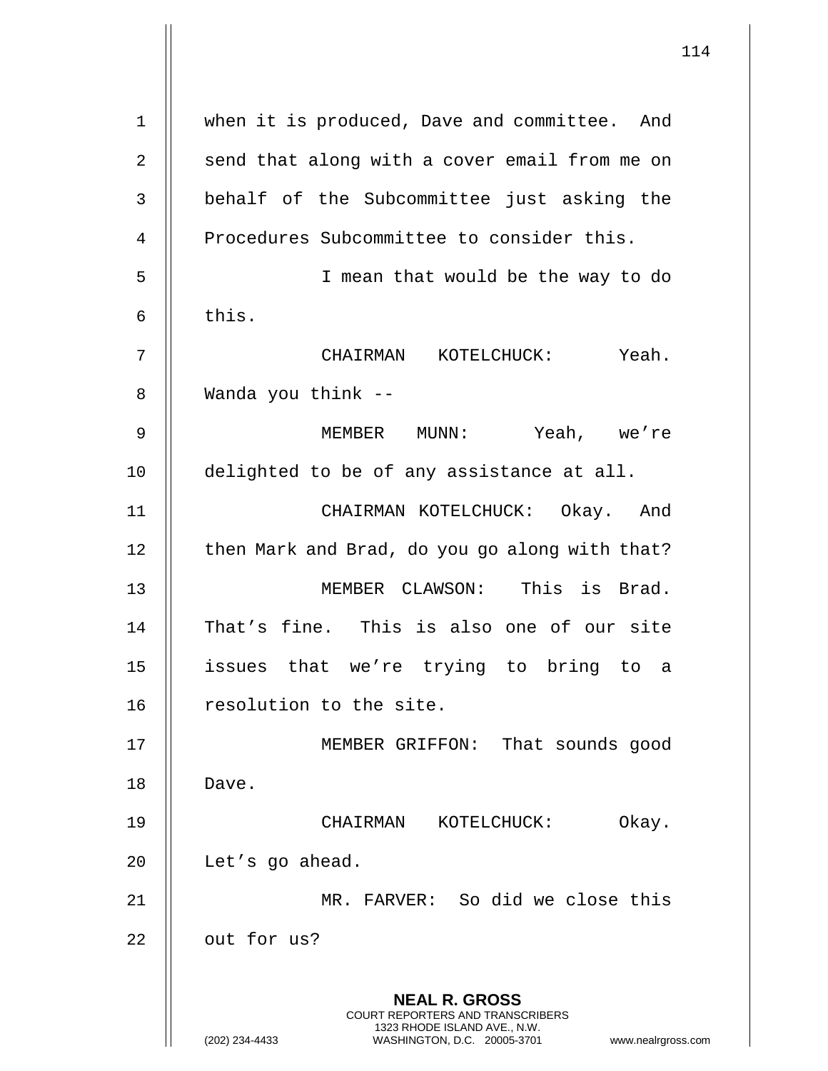when it is produced, Dave and committee. And send that along with a cover email from me on behalf of the Subcommittee just asking the Procedures Subcommittee to consider this.

I mean that would be the way to do this.

CHAIRMAN KOTELCHUCK: Yeah. Wanda you think --

MEMBER MUNN: Yeah, we're delighted to be of any assistance at all.

CHAIRMAN KOTELCHUCK: Okay. And then Mark and Brad, do you go along with that?

MEMBER CLAWSON: This is Brad. That's fine. This is also one of our site issues that we're trying to bring to a resolution to the site.

MEMBER GRIFFON: That sounds good Dave.

CHAIRMAN KOTELCHUCK: Okay. Let's go ahead.

MR. FARVER: So did we close this out for us?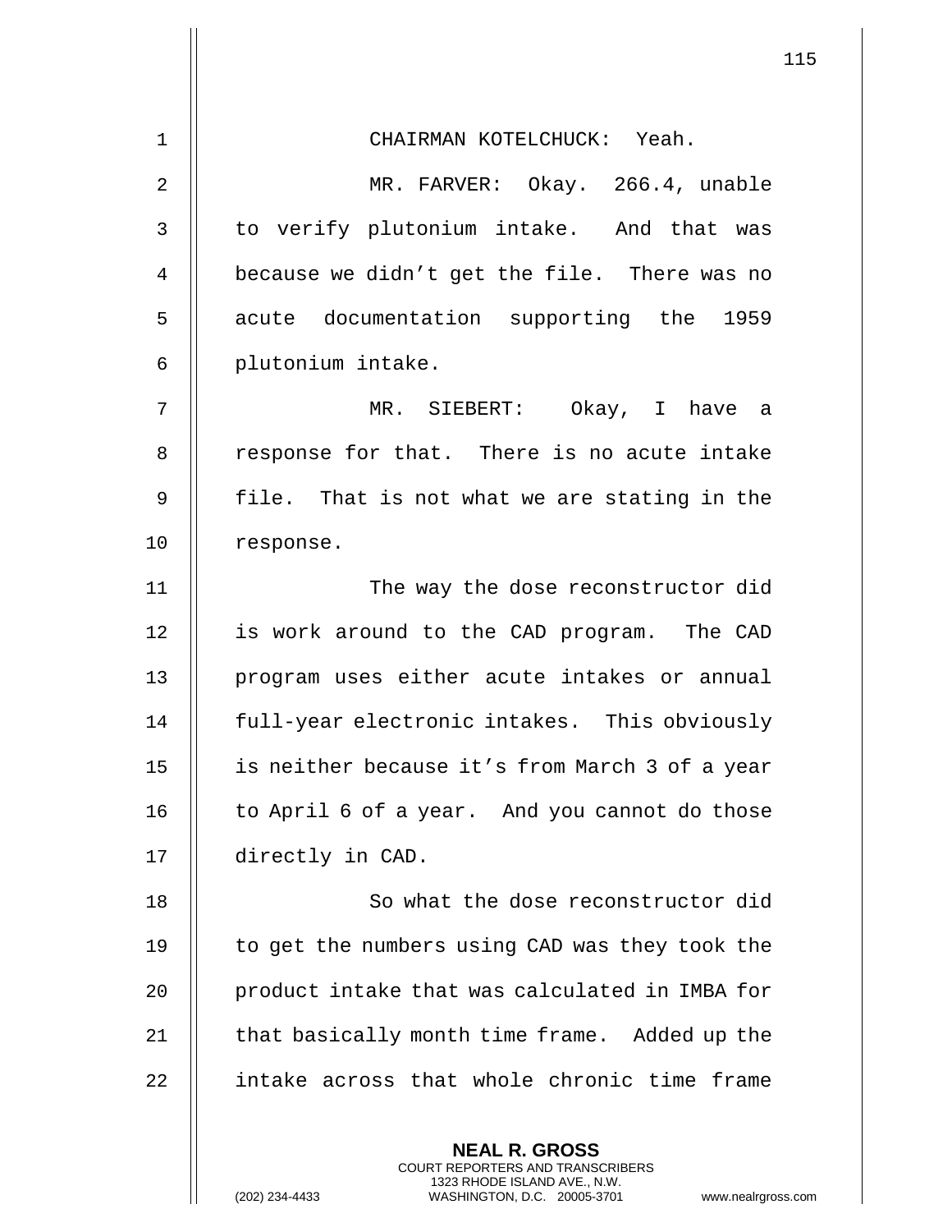CHAIRMAN KOTELCHUCK: Yeah.

MR. FARVER: Okay. 266.4, unable to verify plutonium intake. And that was because we didn't get the file. There was no acute documentation supporting the 1959 plutonium intake.

MR. SIEBERT: Okay, I have a response for that. There is no acute intake file. That is not what we are stating in the response.

The way the dose reconstructor did is work around to the CAD program. The CAD program uses either acute intakes or annual full-year electronic intakes. This obviously is neither because it's from March 3 of a year to April 6 of a year. And you cannot do those directly in CAD.

So what the dose reconstructor did to get the numbers using CAD was they took the product intake that was calculated in IMBA for that basically month time frame. Added up the intake across that whole chronic time frame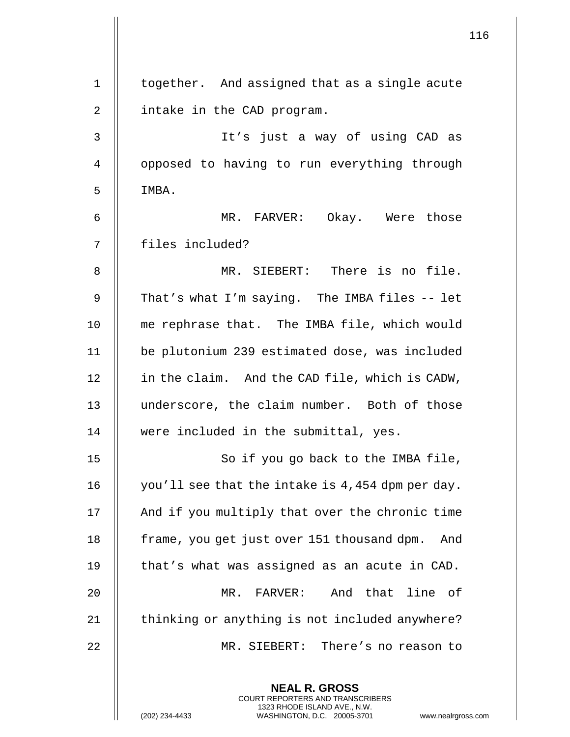together. And assigned that as a single acute intake in the CAD program.

It's just a way of using CAD as opposed to having to run everything through IMBA.

MR. FARVER: Okay. Were those files included?

MR. SIEBERT: There is no file. That's what I'm saying. The IMBA files -- let me rephrase that. The IMBA file, which would be plutonium 239 estimated dose, was included in the claim. And the CAD file, which is CADW, underscore, the claim number. Both of those were included in the submittal, yes.

So if you go back to the IMBA file, you'll see that the intake is 4,454 dpm per day. And if you multiply that over the chronic time frame, you get just over 151 thousand dpm. And that's what was assigned as an acute in CAD.

MR. FARVER: And that line of thinking or anything is not included anywhere?

MR. SIEBERT: There's no reason to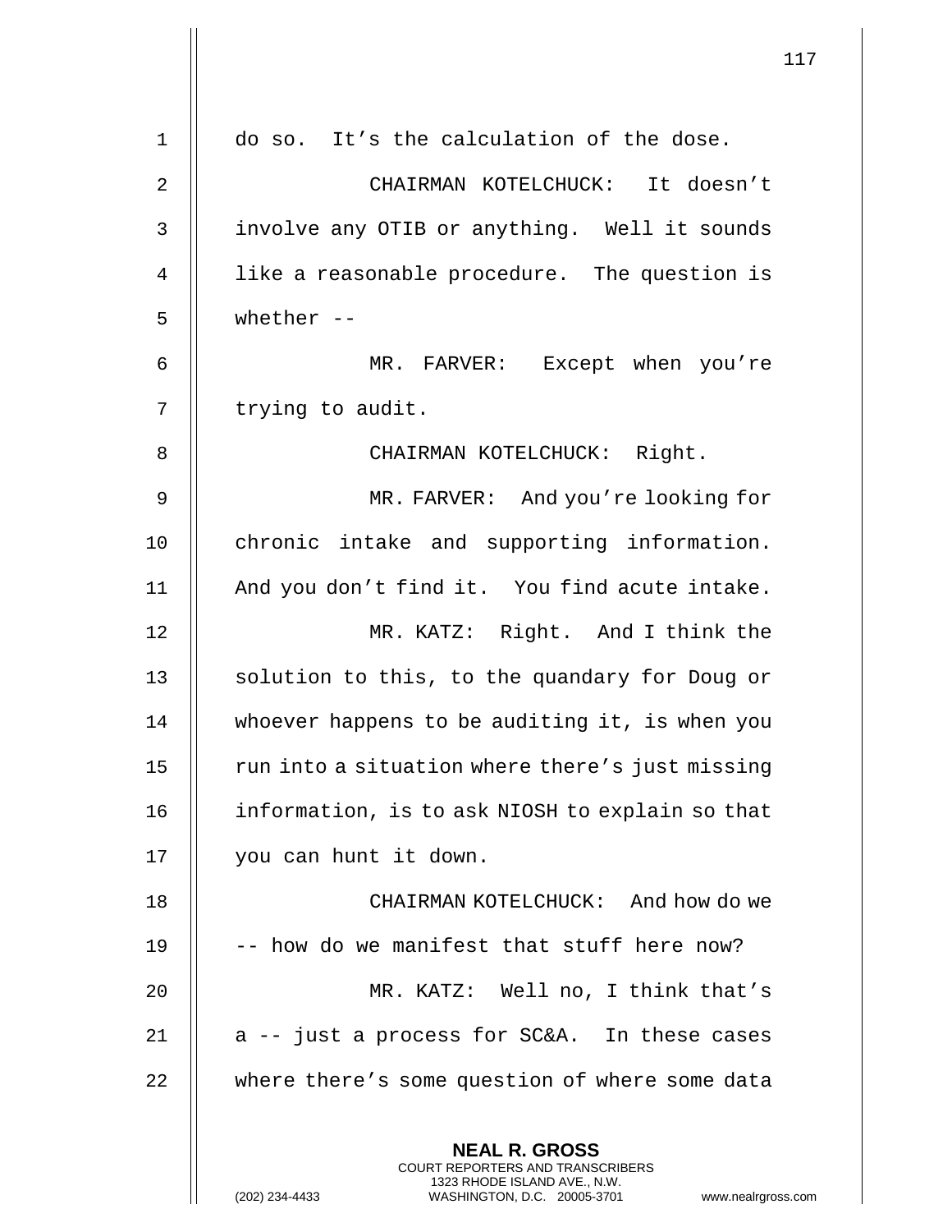do so. It's the calculation of the dose.

CHAIRMAN KOTELCHUCK: It doesn't involve any OTIB or anything. Well it sounds like a reasonable procedure. The question is whether --

MR. FARVER: Except when you're trying to audit.

CHAIRMAN KOTELCHUCK: Right.

MR. FARVER: And you're looking for chronic intake and supporting information. And you don't find it. You find acute intake.

MR. KATZ: Right. And I think the solution to this, to the quandary for Doug or whoever happens to be auditing it, is when you run into a situation where there's just missing information, is to ask NIOSH to explain so that you can hunt it down.

CHAIRMAN KOTELCHUCK: And how do we -- how do we manifest that stuff here now?

MR. KATZ: Well no, I think that's a -- just a process for SC&A. In these cases where there's some question of where some data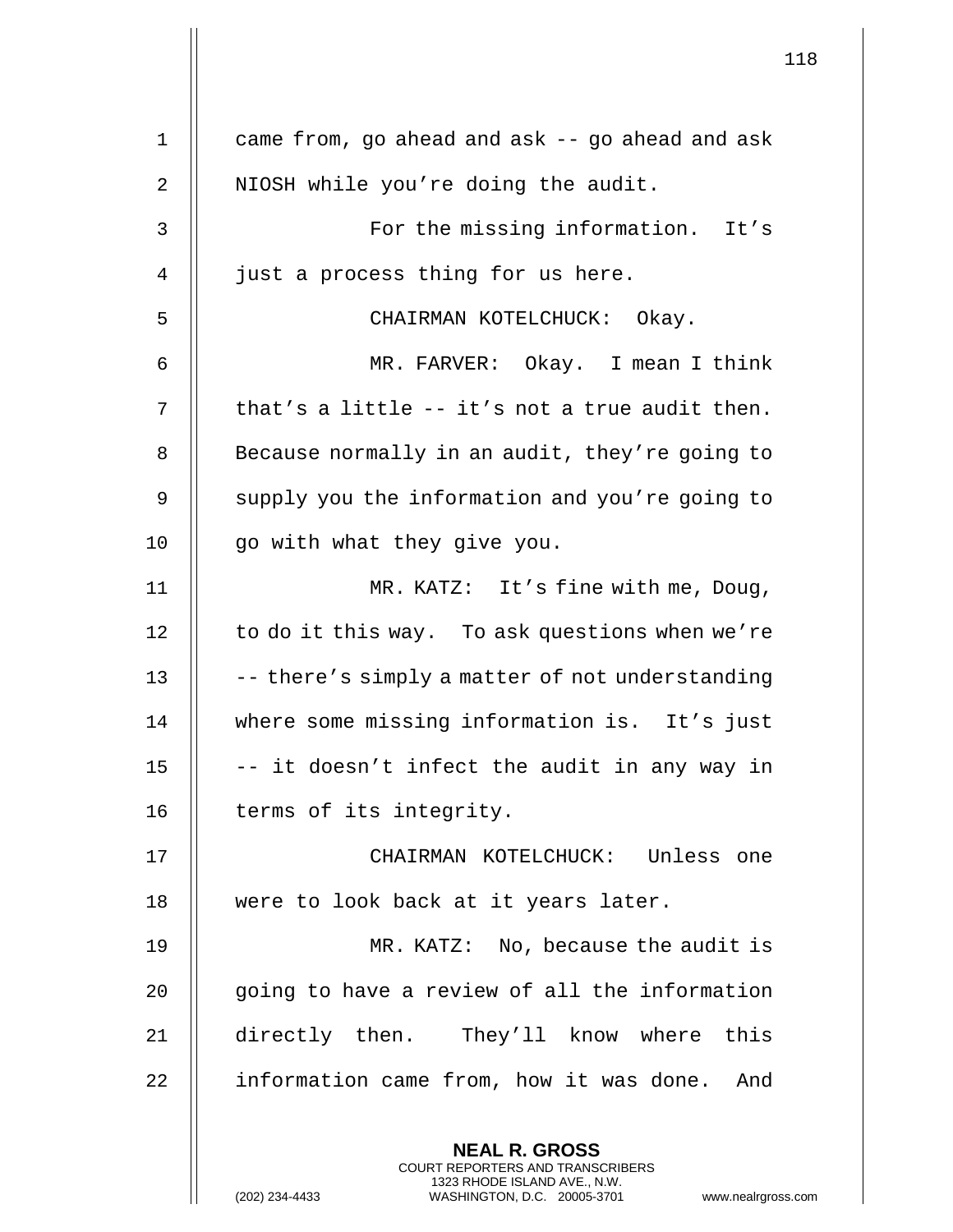came from, go ahead and ask -- go ahead and ask NIOSH while you're doing the audit.

For the missing information. It's just a process thing for us here.

CHAIRMAN KOTELCHUCK: Okay.

MR. FARVER: Okay. I mean I think that's a little -- it's not a true audit then. Because normally in an audit, they're going to supply you the information and you're going to go with what they give you.

MR. KATZ: It's fine with me, Doug, to do it this way. To ask questions when we're -- there's simply a matter of not understanding where some missing information is. It's just -- it doesn't infect the audit in any way in terms of its integrity.

CHAIRMAN KOTELCHUCK: Unless one were to look back at it years later.

MR. KATZ: No, because the audit is going to have a review of all the information directly then. They'll know where this information came from, how it was done. And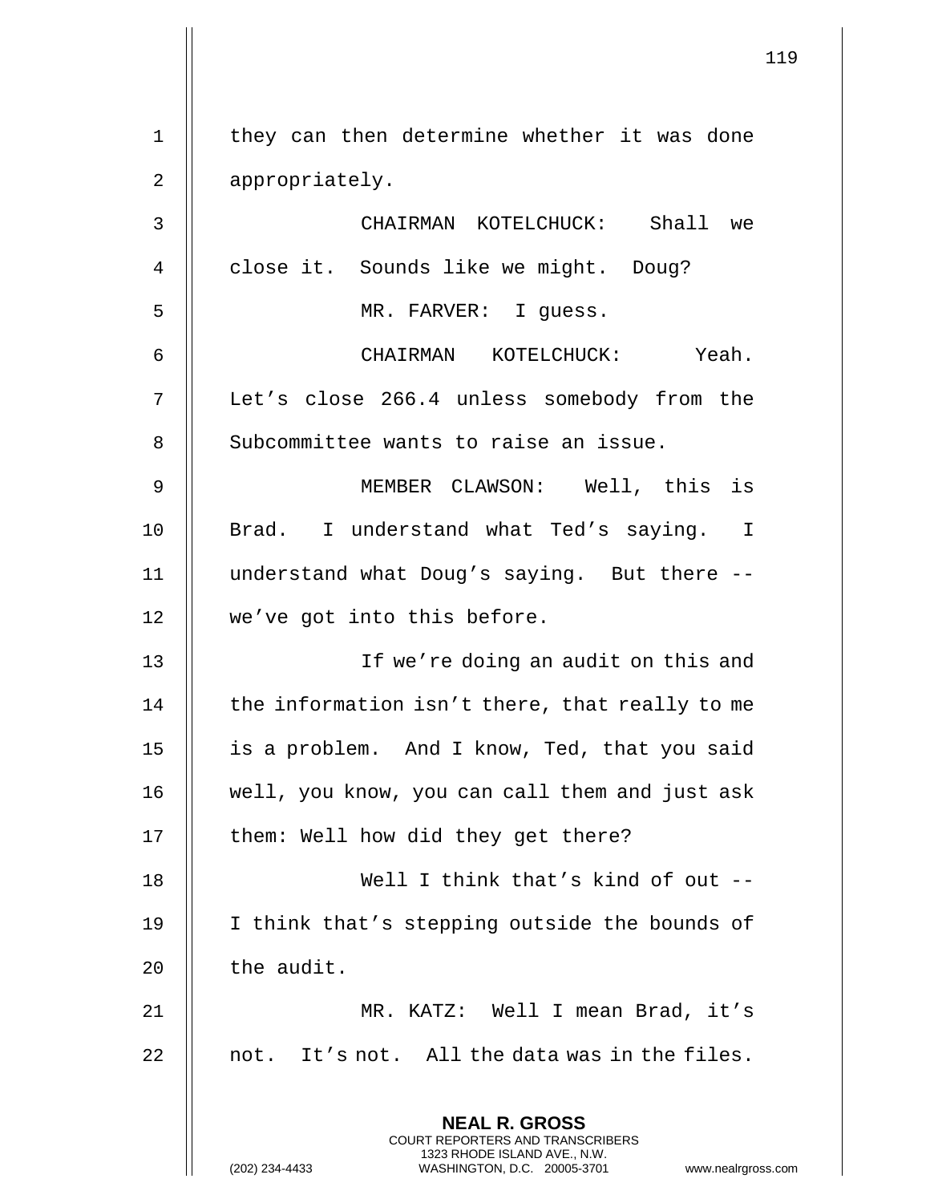they can then determine whether it was done appropriately.

CHAIRMAN KOTELCHUCK: Shall we close it. Sounds like we might. Doug?

MR. FARVER: I guess.

CHAIRMAN KOTELCHUCK: Yeah. Let's close 266.4 unless somebody from the Subcommittee wants to raise an issue.

MEMBER CLAWSON: Well, this is Brad. I understand what Ted's saying. I understand what Doug's saying. But there -- we've got into this before.

If we're doing an audit on this and the information isn't there, that really to me is a problem. And I know, Ted, that you said well, you know, you can call them and just ask them: Well how did they get there?

Well I think that's kind of out -- I think that's stepping outside the bounds of the audit.

MR. KATZ: Well I mean Brad, it's not. It's not. All the data was in the files.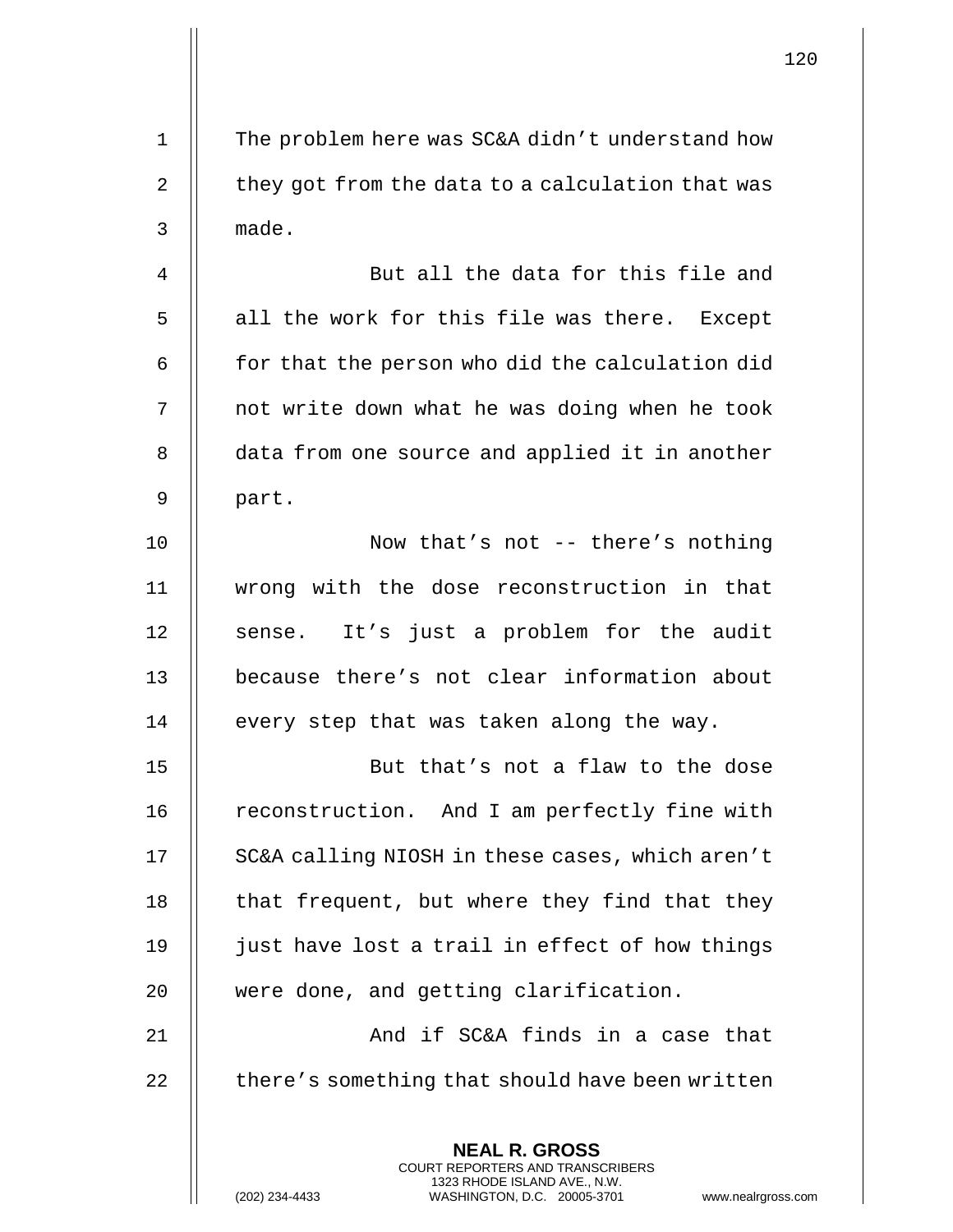The problem here was SC&A didn't understand how they got from the data to a calculation that was made.

But all the data for this file and all the work for this file was there. Except for that the person who did the calculation did not write down what he was doing when he took data from one source and applied it in another part.

Now that's not -- there's nothing wrong with the dose reconstruction in that sense. It's just a problem for the audit because there's not clear information about every step that was taken along the way.

But that's not a flaw to the dose reconstruction. And I am perfectly fine with SC&A calling NIOSH in these cases, which aren't that frequent, but where they find that they just have lost a trail in effect of how things were done, and getting clarification.

And if SC&A finds in a case that there's something that should have been written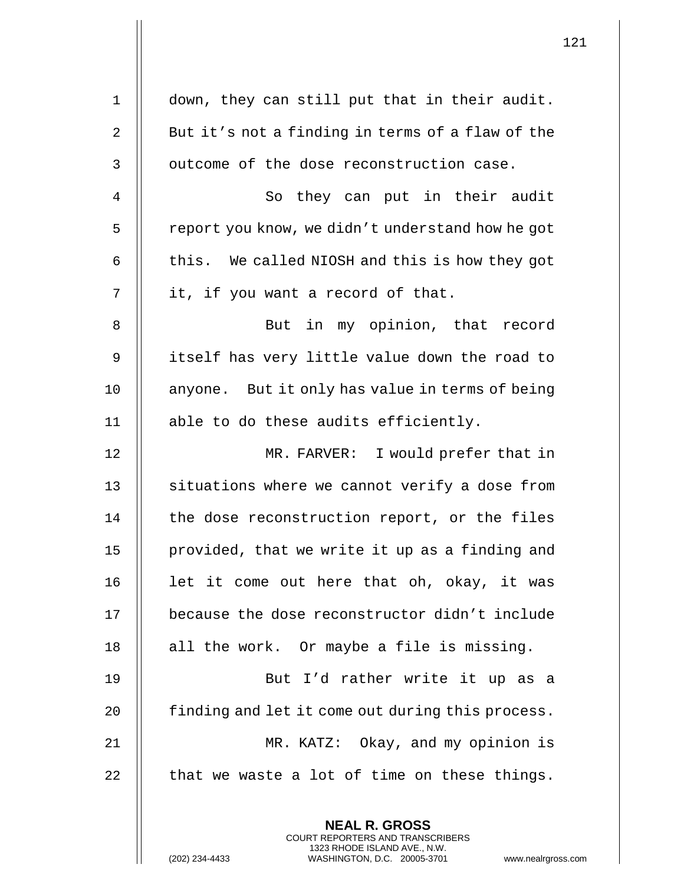down, they can still put that in their audit. But it's not a finding in terms of a flaw of the outcome of the dose reconstruction case.

So they can put in their audit report you know, we didn't understand how he got this. We called NIOSH and this is how they got it, if you want a record of that.

But in my opinion, that record itself has very little value down the road to anyone. But it only has value in terms of being able to do these audits efficiently.

MR. FARVER: I would prefer that in situations where we cannot verify a dose from the dose reconstruction report, or the files provided, that we write it up as a finding and let it come out here that oh, okay, it was because the dose reconstructor didn't include all the work. Or maybe a file is missing.

But I'd rather write it up as a finding and let it come out during this process.

MR. KATZ: Okay, and my opinion is that we waste a lot of time on these things.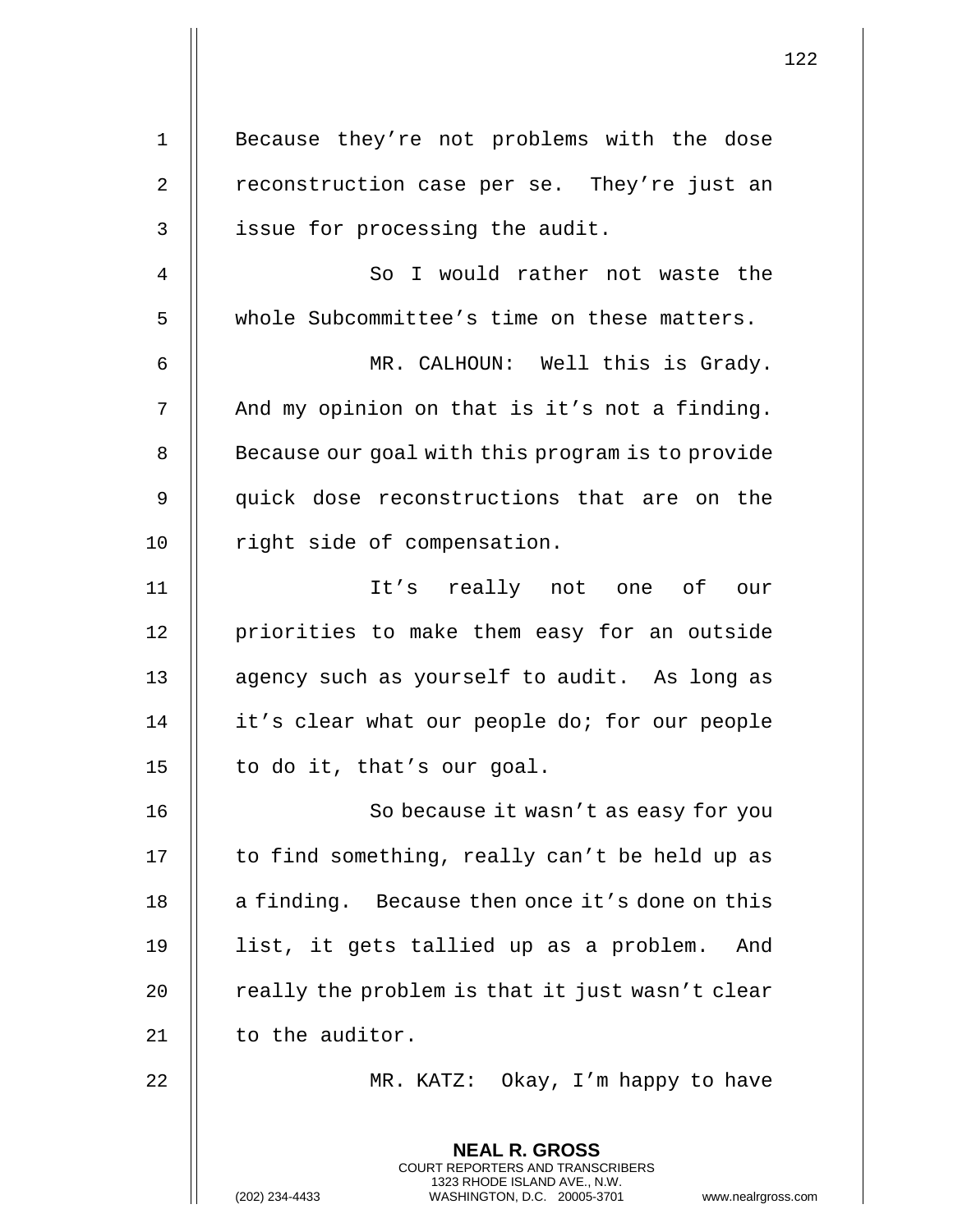Because they're not problems with the dose reconstruction case per se. They're just an issue for processing the audit.

So I would rather not waste the whole Subcommittee's time on these matters.

MR. CALHOUN: Well this is Grady. And my opinion on that is it's not a finding. Because our goal with this program is to provide quick dose reconstructions that are on the right side of compensation.

It's really not one of our priorities to make them easy for an outside agency such as yourself to audit. As long as it's clear what our people do; for our people to do it, that's our goal.

So because it wasn't as easy for you to find something, really can't be held up as a finding. Because then once it's done on this list, it gets tallied up as a problem. And really the problem is that it just wasn't clear to the auditor.

MR. KATZ: Okay, I'm happy to have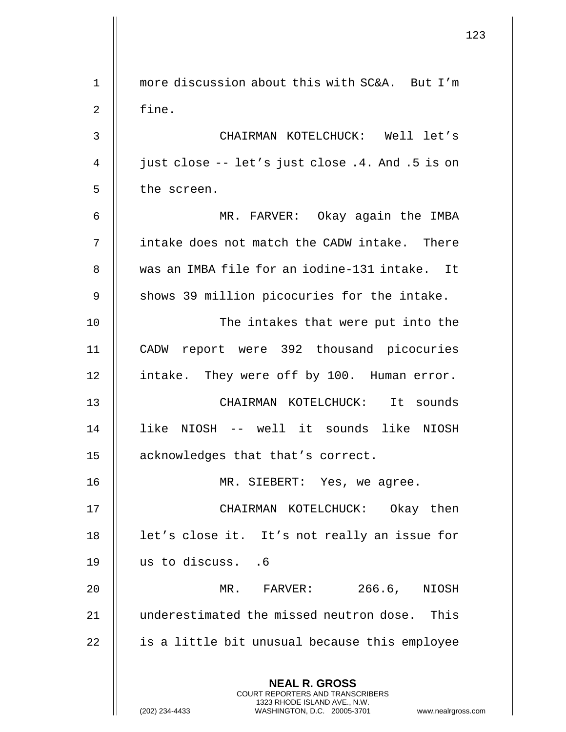more discussion about this with SC&A. But I'm fine.

CHAIRMAN KOTELCHUCK: Well let's just close -- let's just close .4. And .5 is on the screen.

MR. FARVER: Okay again the IMBA intake does not match the CADW intake. There was an IMBA file for an iodine-131 intake. It shows 39 million picocuries for the intake.

The intakes that were put into the CADW report were 392 thousand picocuries intake. They were off by 100. Human error.

CHAIRMAN KOTELCHUCK: It sounds like NIOSH -- well it sounds like NIOSH acknowledges that that's correct.

MR. SIEBERT: Yes, we agree.

CHAIRMAN KOTELCHUCK: Okay then let's close it. It's not really an issue for us to discuss. .6

MR. FARVER: 266.6, NIOSH underestimated the missed neutron dose. This is a little bit unusual because this employee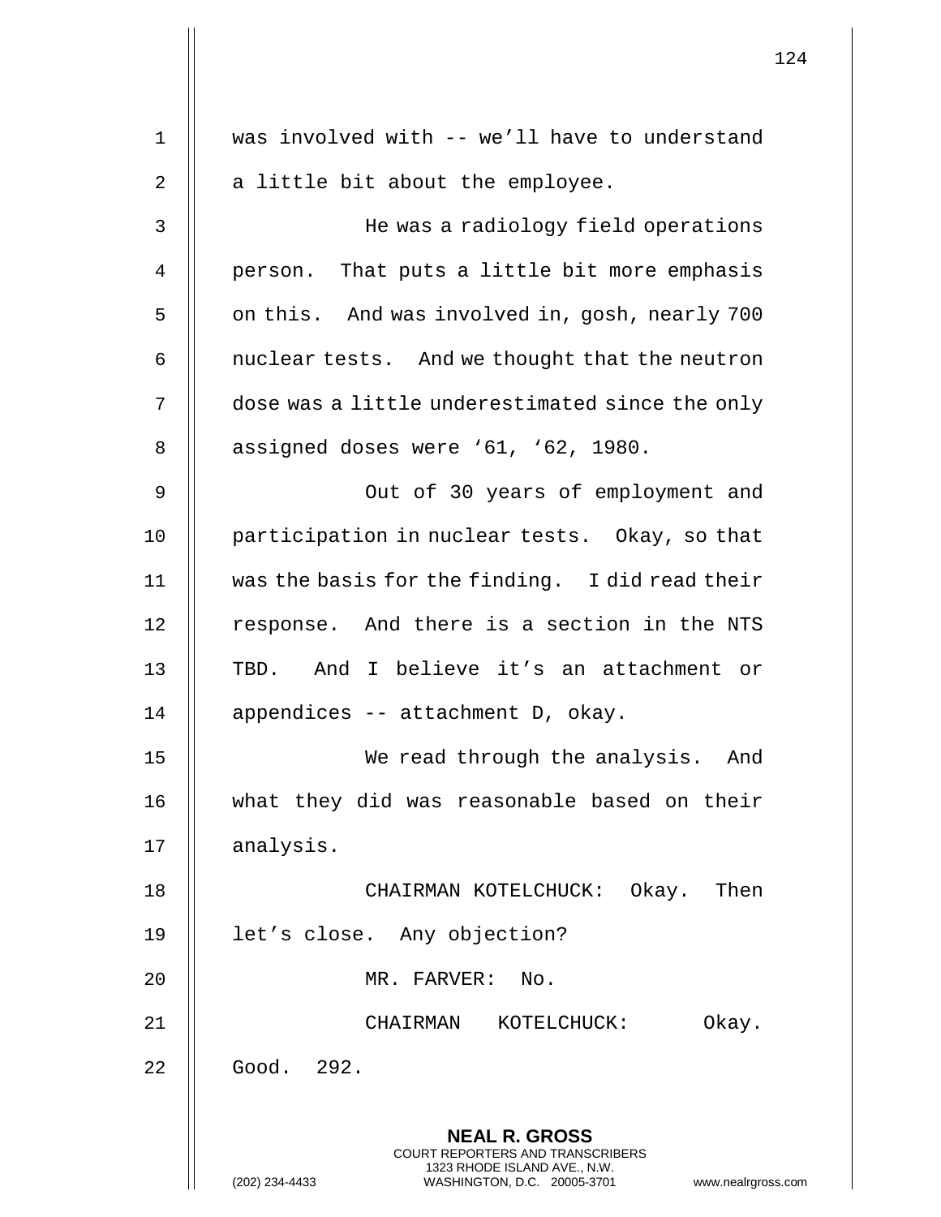was involved with -- we'll have to understand a little bit about the employee.

He was a radiology field operations person. That puts a little bit more emphasis on this. And was involved in, gosh, nearly 700 nuclear tests. And we thought that the neutron dose was a little underestimated since the only assigned doses were '61, '62, 1980.

Out of 30 years of employment and participation in nuclear tests. Okay, so that was the basis for the finding. I did read their response. And there is a section in the NTS TBD. And I believe it's an attachment or appendices -- attachment D, okay.

We read through the analysis. And what they did was reasonable based on their analysis.

CHAIRMAN KOTELCHUCK: Okay. Then let's close. Any objection?

MR. FARVER: No.

CHAIRMAN KOTELCHUCK: Okay. Good. 292.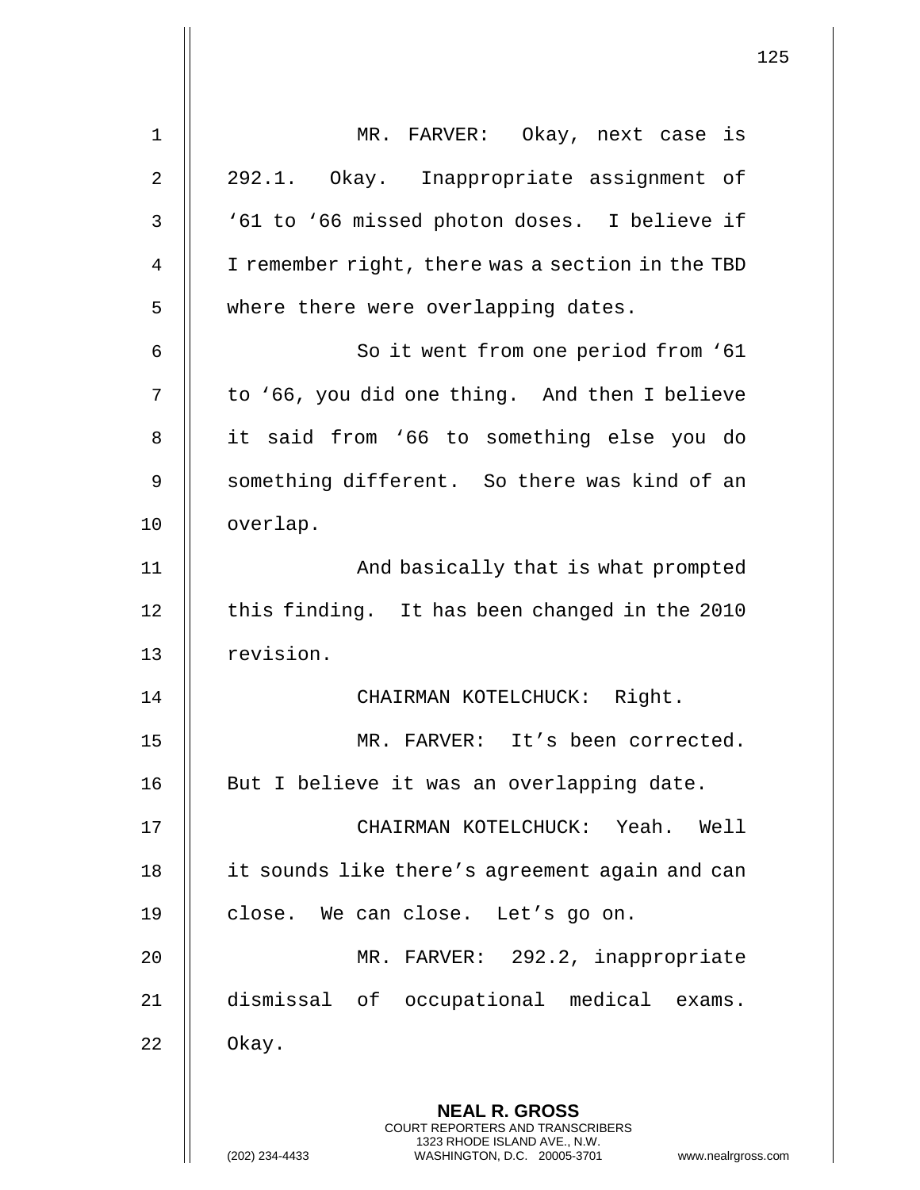MR. FARVER: Okay, next case is 292.1. Okay. Inappropriate assignment of '61 to '66 missed photon doses. I believe if I remember right, there was a section in the TBD where there were overlapping dates.

So it went from one period from '61 to '66, you did one thing. And then I believe it said from '66 to something else you do something different. So there was kind of an overlap.

And basically that is what prompted this finding. It has been changed in the 2010 revision.

CHAIRMAN KOTELCHUCK: Right.

MR. FARVER: It's been corrected. But I believe it was an overlapping date.

CHAIRMAN KOTELCHUCK: Yeah. Well it sounds like there's agreement again and can close. We can close. Let's go on.

MR. FARVER: 292.2, inappropriate dismissal of occupational medical exams. Okay.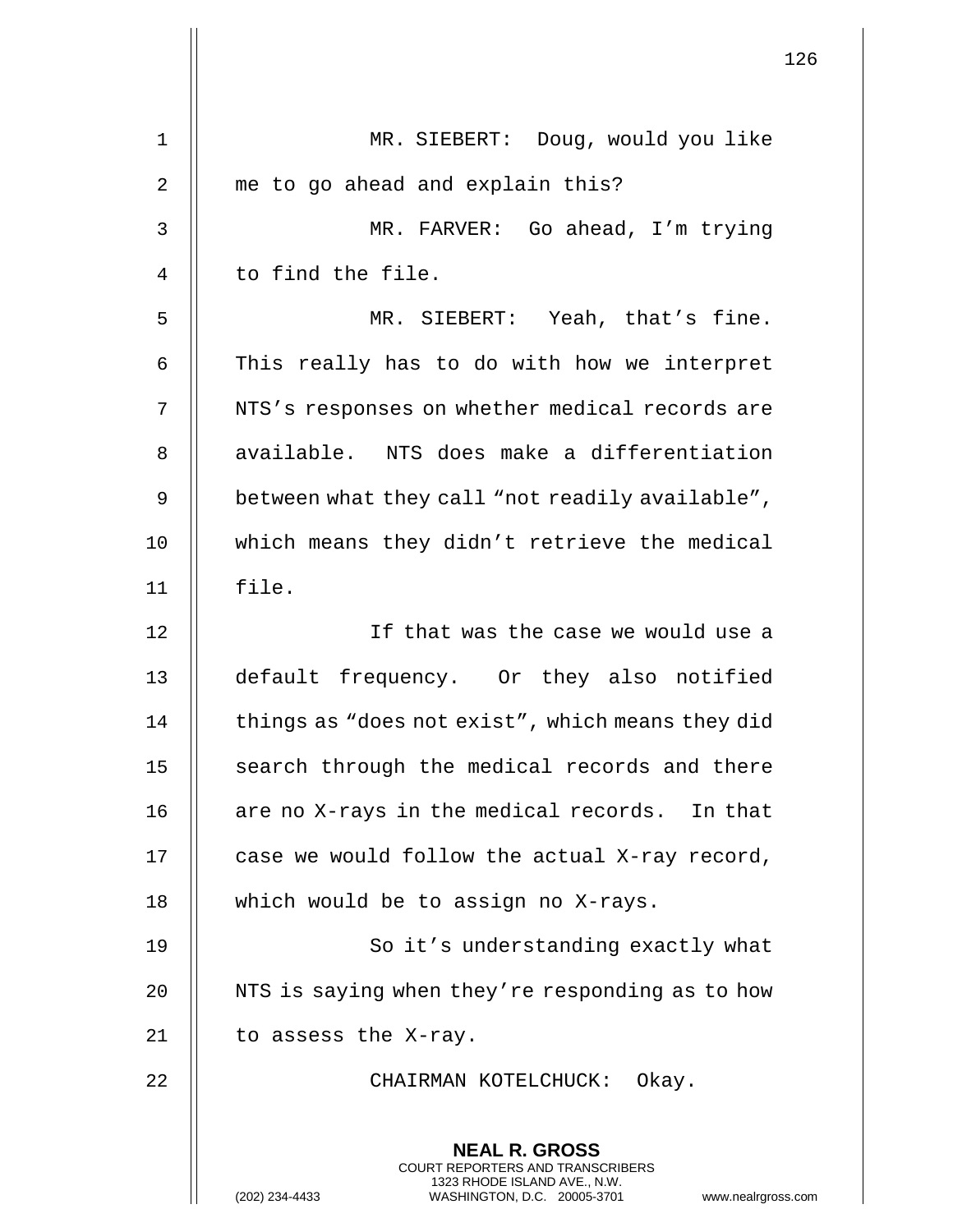MR. SIEBERT: Doug, would you like me to go ahead and explain this?

MR. FARVER: Go ahead, I'm trying to find the file.

MR. SIEBERT: Yeah, that's fine. This really has to do with how we interpret NTS's responses on whether medical records are available. NTS does make a differentiation between what they call "not readily available", which means they didn't retrieve the medical file.

If that was the case we would use a default frequency. Or they also notified things as "does not exist", which means they did search through the medical records and there are no X-rays in the medical records. In that case we would follow the actual X-ray record, which would be to assign no X-rays.

So it's understanding exactly what NTS is saying when they're responding as to how to assess the X-ray.

CHAIRMAN KOTELCHUCK: Okay.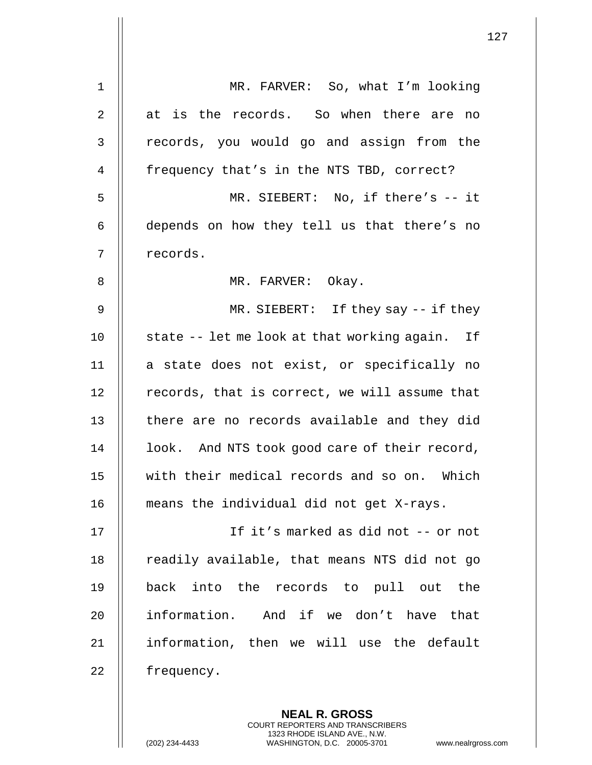MR. FARVER: So, what I'm looking at is the records. So when there are no records, you would go and assign from the frequency that's in the NTS TBD, correct?

MR. SIEBERT: No, if there's -- it depends on how they tell us that there's no records.

MR. FARVER: Okay.

MR. SIEBERT: If they say -- if they state -- let me look at that working again. If a state does not exist, or specifically no records, that is correct, we will assume that there are no records available and they did look. And NTS took good care of their record, with their medical records and so on. Which means the individual did not get X-rays.

If it's marked as did not -- or not readily available, that means NTS did not go back into the records to pull out the information. And if we don't have that information, then we will use the default frequency.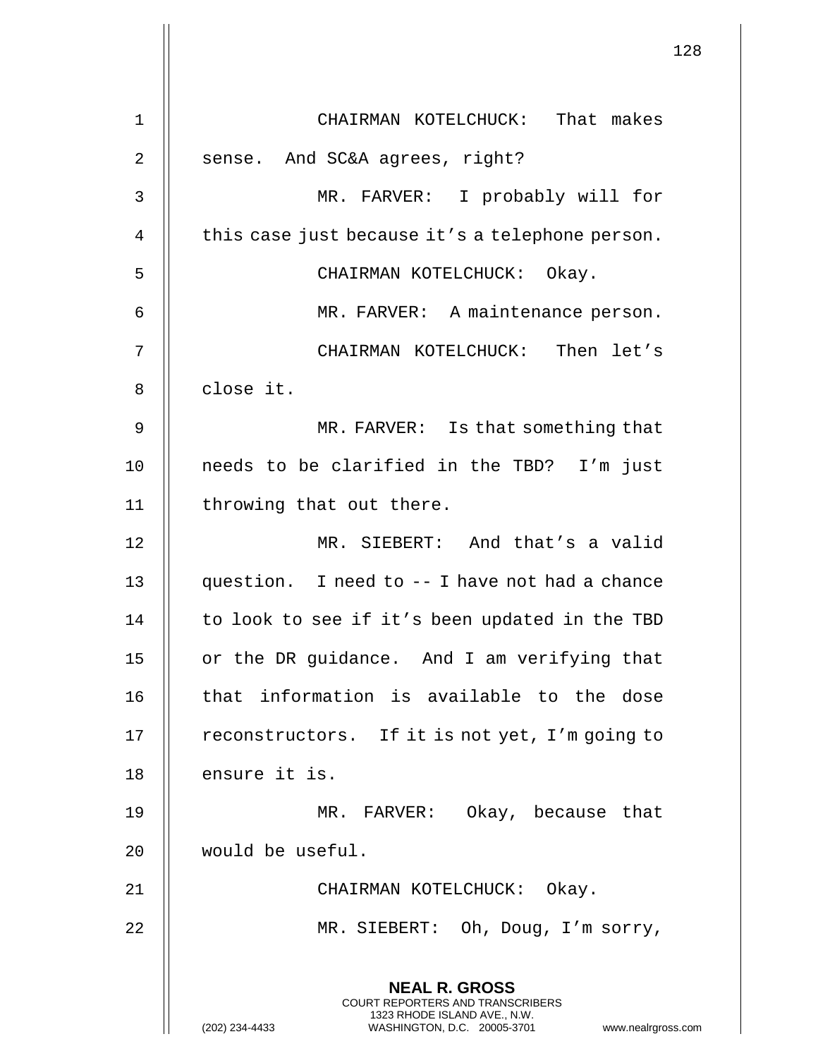CHAIRMAN KOTELCHUCK: That makes sense. And SC&A agrees, right?

MR. FARVER: I probably will for this case just because it's a telephone person.

CHAIRMAN KOTELCHUCK: Okay.

MR. FARVER: A maintenance person.

CHAIRMAN KOTELCHUCK: Then let's close it.

MR. FARVER: Is that something that needs to be clarified in the TBD? I'm just throwing that out there.

MR. SIEBERT: And that's a valid question. I need to -- I have not had a chance to look to see if it's been updated in the TBD or the DR guidance. And I am verifying that that information is available to the dose reconstructors. If it is not yet, I'm going to ensure it is.

MR. FARVER: Okay, because that would be useful.

CHAIRMAN KOTELCHUCK: Okay.

MR. SIEBERT: Oh, Doug, I'm sorry,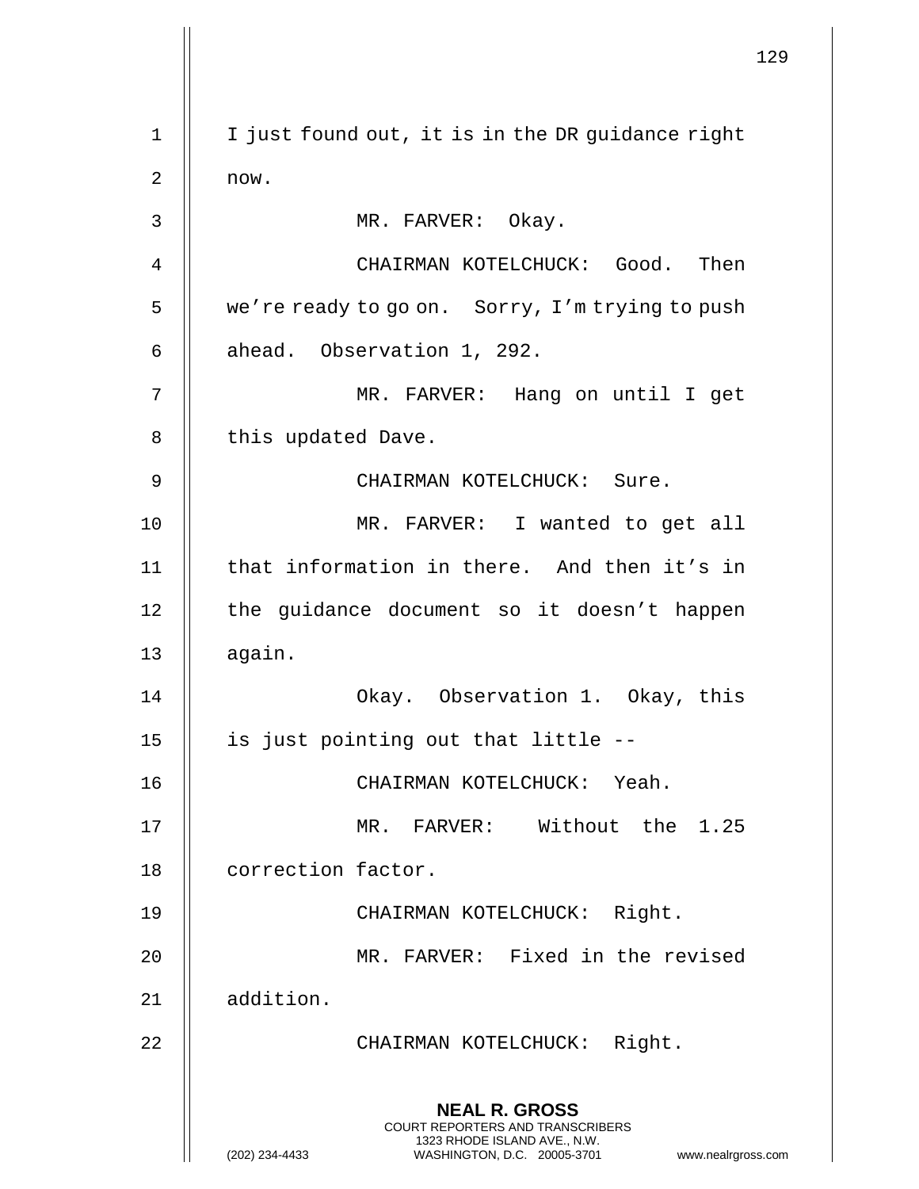I just found out, it is in the DR guidance right now.

MR. FARVER: Okay.

CHAIRMAN KOTELCHUCK: Good. Then we're ready to go on. Sorry, I'm trying to push ahead. Observation 1, 292.

MR. FARVER: Hang on until I get this updated Dave.

CHAIRMAN KOTELCHUCK: Sure.

MR. FARVER: I wanted to get all that information in there. And then it's in the guidance document so it doesn't happen again.

Okay. Observation 1. Okay, this is just pointing out that little --

CHAIRMAN KOTELCHUCK: Yeah.

MR. FARVER: Without the 1.25 correction factor.

CHAIRMAN KOTELCHUCK: Right.

MR. FARVER: Fixed in the revised addition.

CHAIRMAN KOTELCHUCK: Right.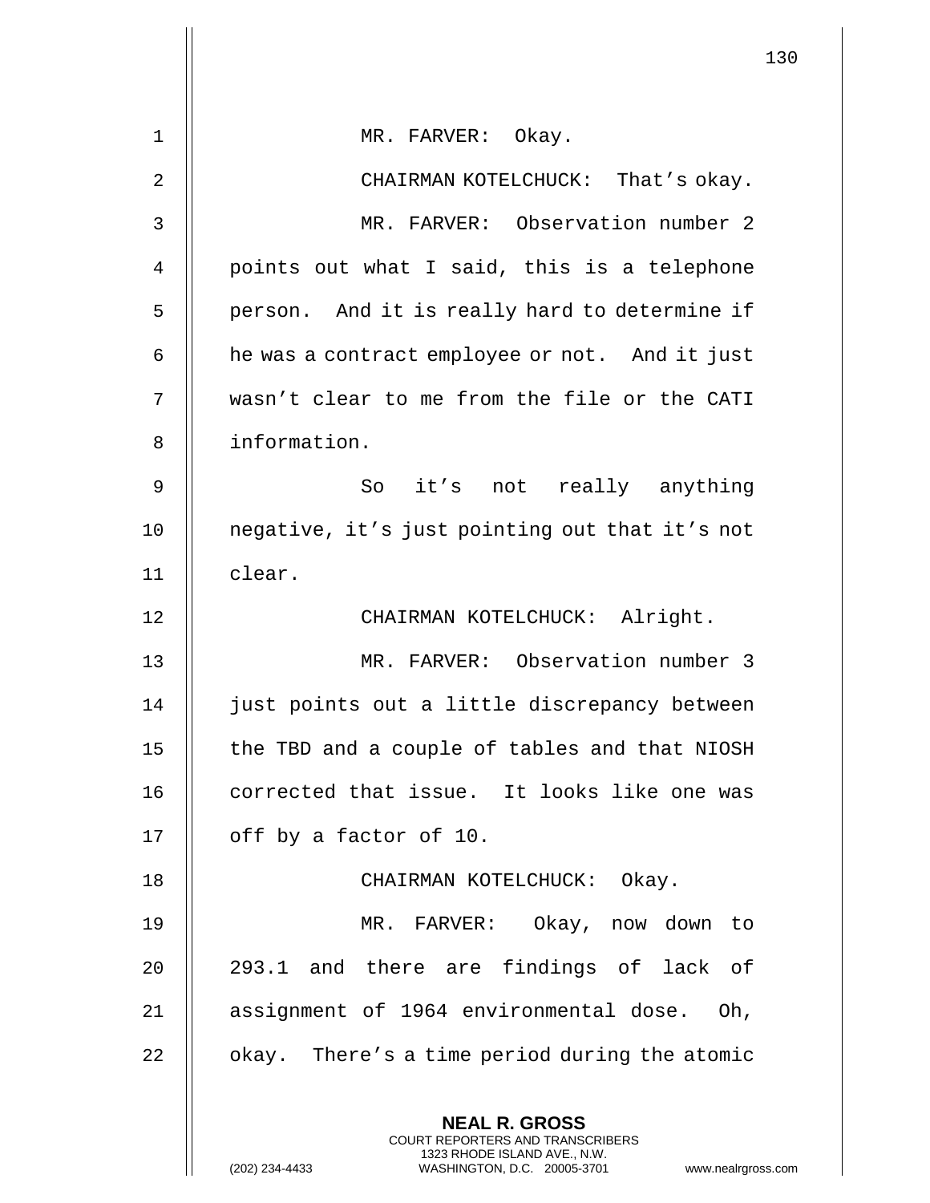MR. FARVER: Okay.

CHAIRMAN KOTELCHUCK: That's okay.

MR. FARVER: Observation number 2 points out what I said, this is a telephone person. And it is really hard to determine if he was a contract employee or not. And it just wasn't clear to me from the file or the CATI information.

So it's not really anything negative, it's just pointing out that it's not clear.

CHAIRMAN KOTELCHUCK: Alright.

MR. FARVER: Observation number 3 just points out a little discrepancy between the TBD and a couple of tables and that NIOSH corrected that issue. It looks like one was off by a factor of 10.

CHAIRMAN KOTELCHUCK: Okay.

MR. FARVER: Okay, now down to 293.1 and there are findings of lack of assignment of 1964 environmental dose. Oh, okay. There's a time period during the atomic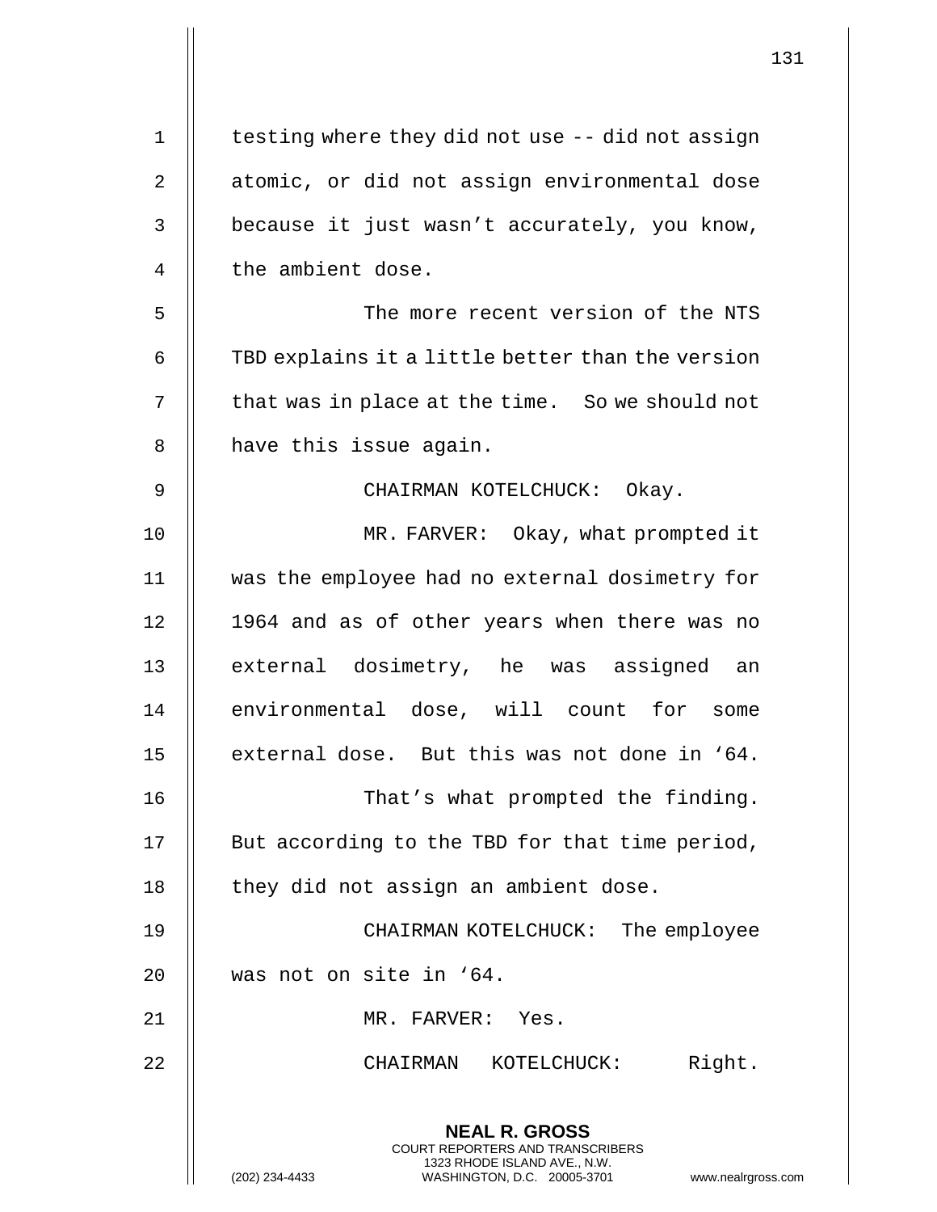testing where they did not use -- did not assign atomic, or did not assign environmental dose because it just wasn't accurately, you know, the ambient dose.

The more recent version of the NTS TBD explains it a little better than the version that was in place at the time. So we should not have this issue again.

CHAIRMAN KOTELCHUCK: Okay.

MR. FARVER: Okay, what prompted it was the employee had no external dosimetry for 1964 and as of other years when there was no external dosimetry, he was assigned an environmental dose, will count for some external dose. But this was not done in '64.

That's what prompted the finding. But according to the TBD for that time period, they did not assign an ambient dose.

CHAIRMAN KOTELCHUCK: The employee was not on site in '64.

MR. FARVER: Yes.

CHAIRMAN KOTELCHUCK: Right.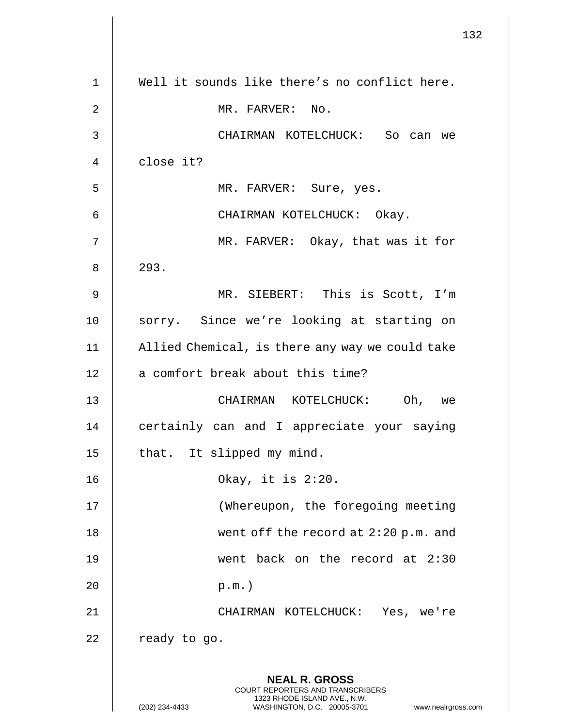Well it sounds like there's no conflict here.

MR. FARVER: No.

CHAIRMAN KOTELCHUCK: So can we close it?

MR. FARVER: Sure, yes.

CHAIRMAN KOTELCHUCK: Okay.

MR. FARVER: Okay, that was it for 293.

MR. SIEBERT: This is Scott, I'm sorry. Since we're looking at starting on Allied Chemical, is there any way we could take a comfort break about this time?

CHAIRMAN KOTELCHUCK: Oh, we certainly can and I appreciate your saying that. It slipped my mind.

Okay, it is 2:20.

(Whereupon, the foregoing meeting went off the record at 2:20 p.m. and went back on the record at 2:30 p.m.)

CHAIRMAN KOTELCHUCK: Yes, we're ready to go.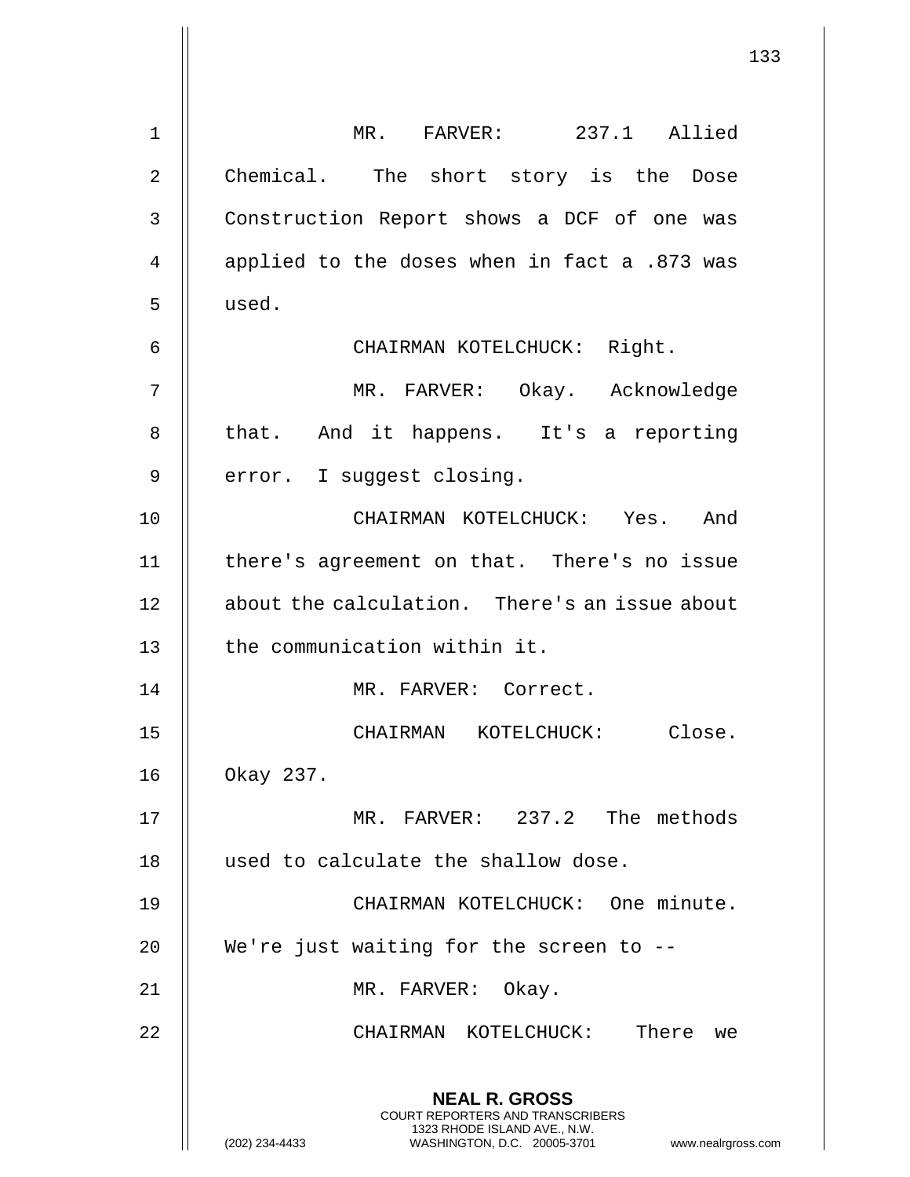MR. FARVER: 237.1 Allied Chemical. The short story is the Dose Construction Report shows a DCF of one was applied to the doses when in fact a .873 was used.

CHAIRMAN KOTELCHUCK: Right.

MR. FARVER: Okay. Acknowledge that. And it happens. It's a reporting error. I suggest closing.

CHAIRMAN KOTELCHUCK: Yes. And there's agreement on that. There's no issue about the calculation. There's an issue about the communication within it.

MR. FARVER: Correct.

CHAIRMAN KOTELCHUCK: Close. Okay 237.

MR. FARVER: 237.2 The methods used to calculate the shallow dose.

CHAIRMAN KOTELCHUCK: One minute. We're just waiting for the screen to --

MR. FARVER: Okay.

CHAIRMAN KOTELCHUCK: There we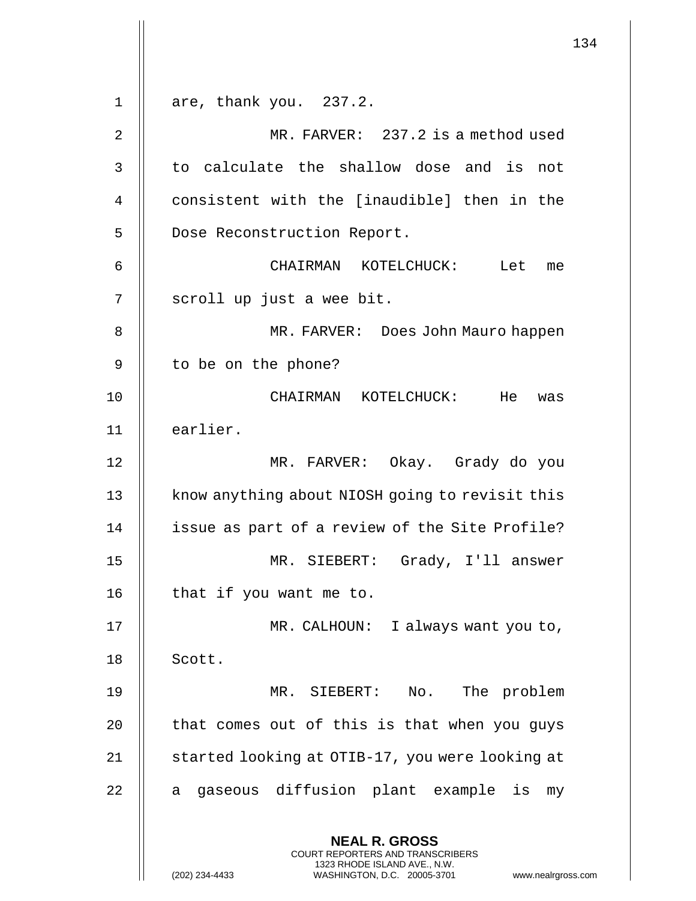are, thank you. 237.2.

MR. FARVER: 237.2 is a method used to calculate the shallow dose and is not consistent with the [inaudible] then in the Dose Reconstruction Report.

CHAIRMAN KOTELCHUCK: Let me scroll up just a wee bit.

MR. FARVER: Does John Mauro happen to be on the phone?

CHAIRMAN KOTELCHUCK: He was earlier.

MR. FARVER: Okay. Grady do you know anything about NIOSH going to revisit this issue as part of a review of the Site Profile?

MR. SIEBERT: Grady, I'll answer that if you want me to.

MR. CALHOUN: I always want you to, Scott.

MR. SIEBERT: No. The problem that comes out of this is that when you guys started looking at OTIB-17, you were looking at a gaseous diffusion plant example is my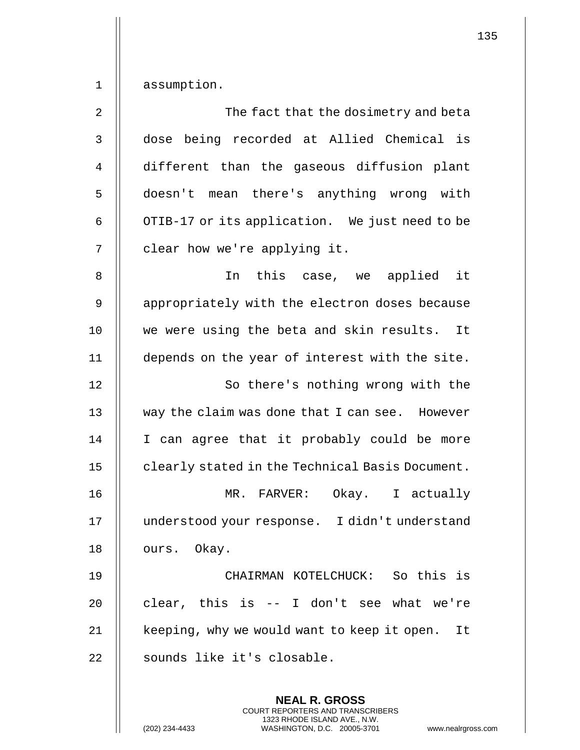assumption.

The fact that the dosimetry and beta dose being recorded at Allied Chemical is different than the gaseous diffusion plant doesn't mean there's anything wrong with OTIB-17 or its application. We just need to be clear how we're applying it.

In this case, we applied it appropriately with the electron doses because we were using the beta and skin results. It depends on the year of interest with the site.

So there's nothing wrong with the way the claim was done that I can see. However I can agree that it probably could be more clearly stated in the Technical Basis Document.

MR. FARVER: Okay. I actually understood your response. I didn't understand ours. Okay.

CHAIRMAN KOTELCHUCK: So this is clear, this is -- I don't see what we're keeping, why we would want to keep it open. It sounds like it's closable.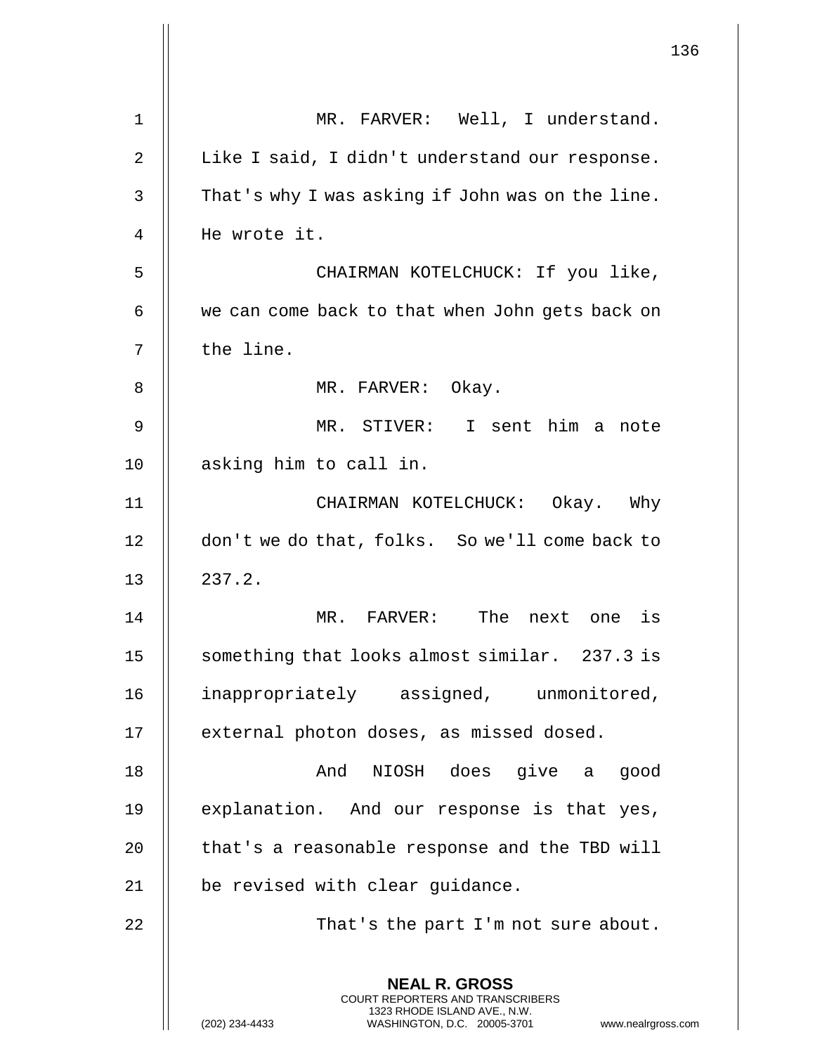MR. FARVER: Well, I understand. Like I said, I didn't understand our response. That's why I was asking if John was on the line. He wrote it.

CHAIRMAN KOTELCHUCK: If you like, we can come back to that when John gets back on the line.

MR. FARVER: Okay.

MR. STIVER: I sent him a note asking him to call in.

CHAIRMAN KOTELCHUCK: Okay. Why don't we do that, folks. So we'll come back to 237.2.

MR. FARVER: The next one is something that looks almost similar. 237.3 is inappropriately assigned, unmonitored, external photon doses, as missed dosed.

And NIOSH does give a good explanation. And our response is that yes, that's a reasonable response and the TBD will be revised with clear guidance.

That's the part I'm not sure about.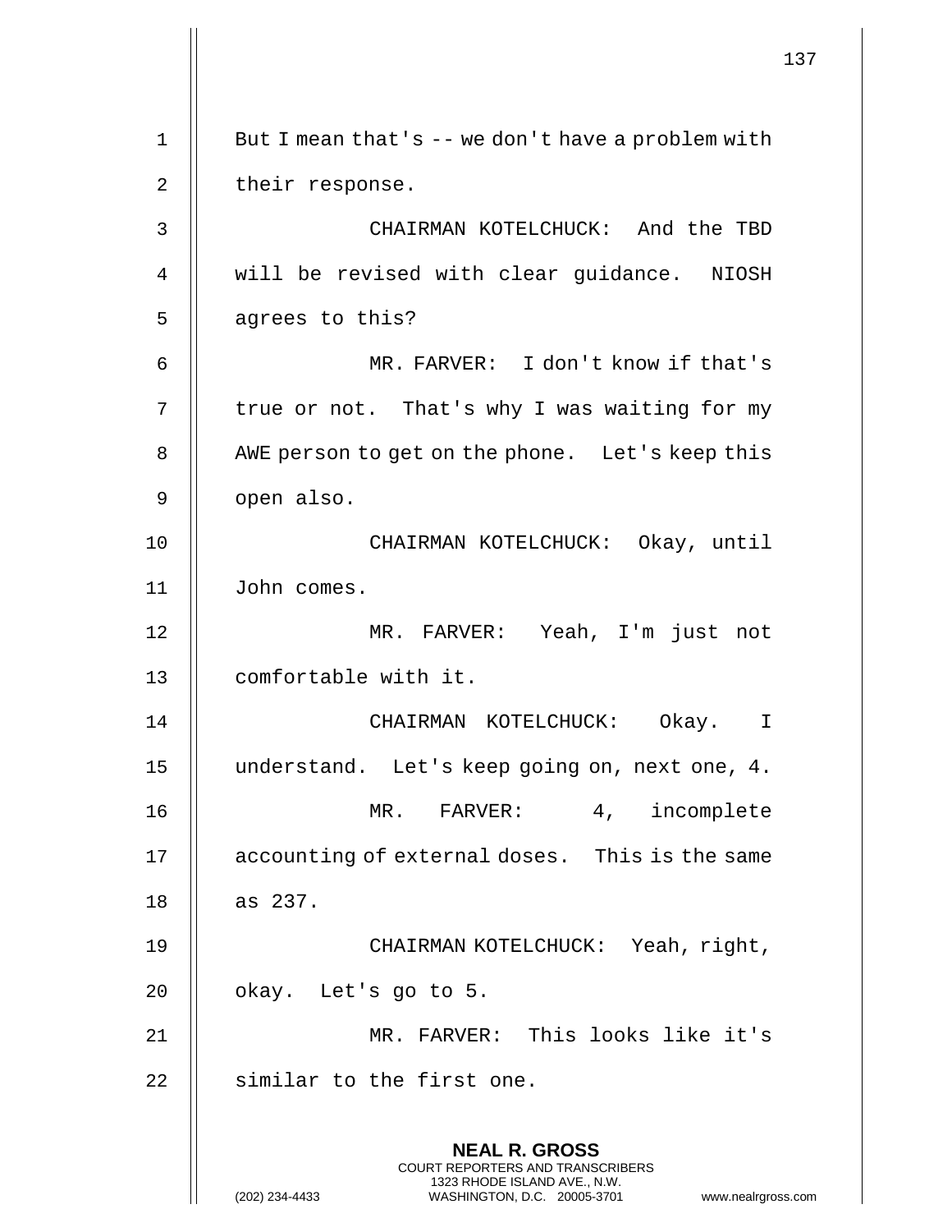But I mean that's -- we don't have a problem with their response.

CHAIRMAN KOTELCHUCK: And the TBD will be revised with clear guidance. NIOSH agrees to this?

MR. FARVER: I don't know if that's true or not. That's why I was waiting for my AWE person to get on the phone. Let's keep this open also.

CHAIRMAN KOTELCHUCK: Okay, until John comes.

MR. FARVER: Yeah, I'm just not comfortable with it.

CHAIRMAN KOTELCHUCK: Okay. I understand. Let's keep going on, next one, 4.

MR. FARVER: 4, incomplete accounting of external doses. This is the same as 237.

CHAIRMAN KOTELCHUCK: Yeah, right, okay. Let's go to 5.

MR. FARVER: This looks like it's similar to the first one.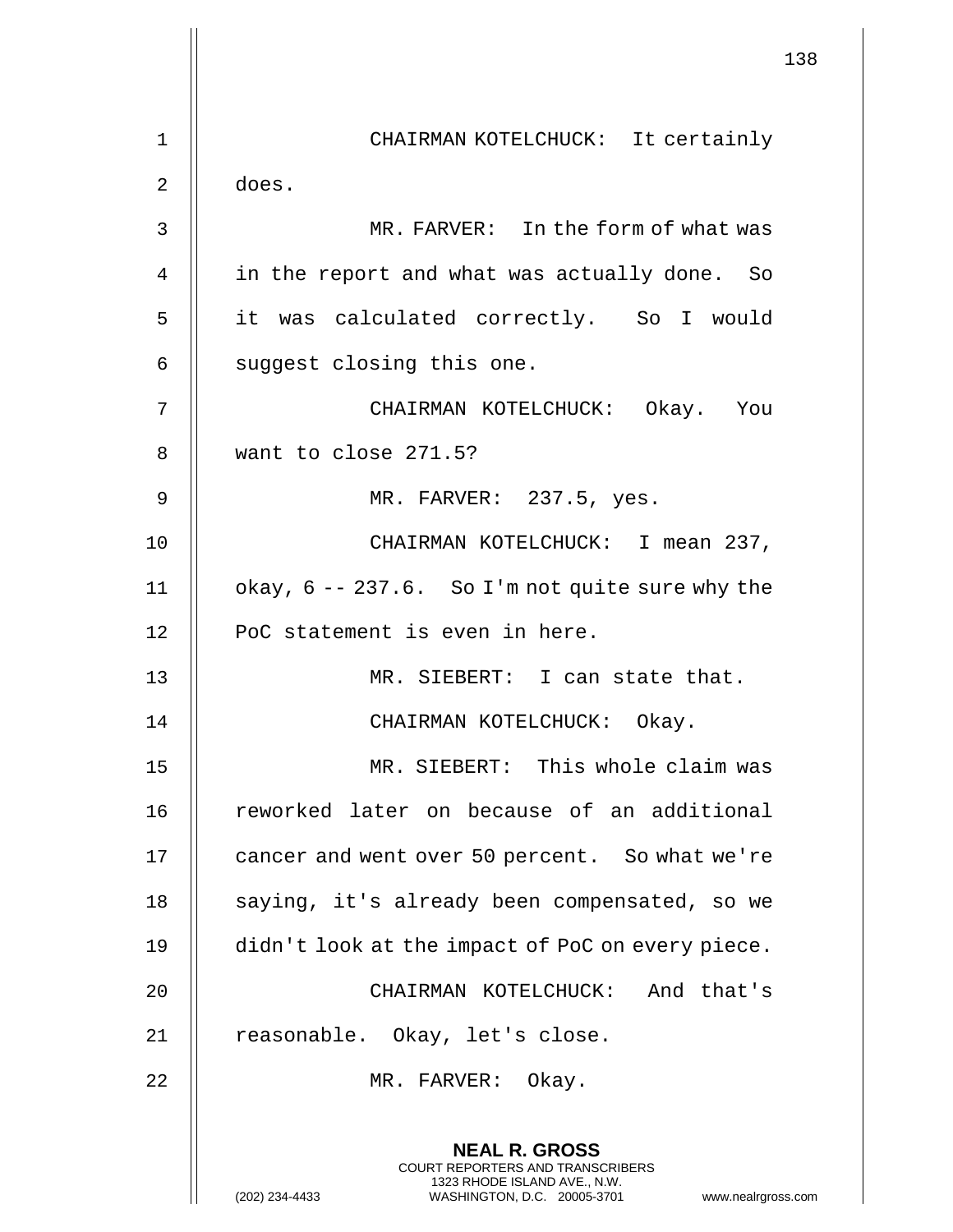CHAIRMAN KOTELCHUCK: It certainly does.

MR. FARVER: In the form of what was in the report and what was actually done. So it was calculated correctly. So I would suggest closing this one.

CHAIRMAN KOTELCHUCK: Okay. You want to close 271.5?

MR. FARVER: 237.5, yes.

CHAIRMAN KOTELCHUCK: I mean 237, okay, 6 -- 237.6. So I'm not quite sure why the PoC statement is even in here.

MR. SIEBERT: I can state that.

CHAIRMAN KOTELCHUCK: Okay.

MR. SIEBERT: This whole claim was reworked later on because of an additional cancer and went over 50 percent. So what we're saying, it's already been compensated, so we didn't look at the impact of PoC on every piece.

CHAIRMAN KOTELCHUCK: And that's reasonable. Okay, let's close.

MR. FARVER: Okay.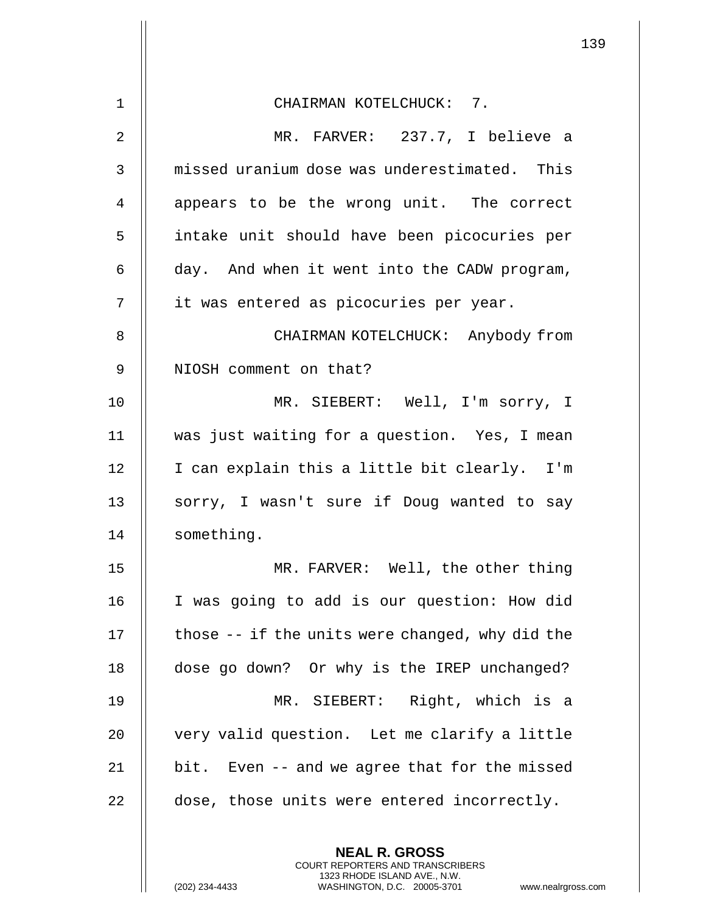CHAIRMAN KOTELCHUCK: 7.

MR. FARVER: 237.7, I believe a missed uranium dose was underestimated. This appears to be the wrong unit. The correct intake unit should have been picocuries per day. And when it went into the CADW program, it was entered as picocuries per year.

CHAIRMAN KOTELCHUCK: Anybody from NIOSH comment on that?

MR. SIEBERT: Well, I'm sorry, I was just waiting for a question. Yes, I mean I can explain this a little bit clearly. I'm sorry, I wasn't sure if Doug wanted to say something.

MR. FARVER: Well, the other thing I was going to add is our question: How did those -- if the units were changed, why did the dose go down? Or why is the IREP unchanged?

MR. SIEBERT: Right, which is a very valid question. Let me clarify a little bit. Even -- and we agree that for the missed dose, those units were entered incorrectly.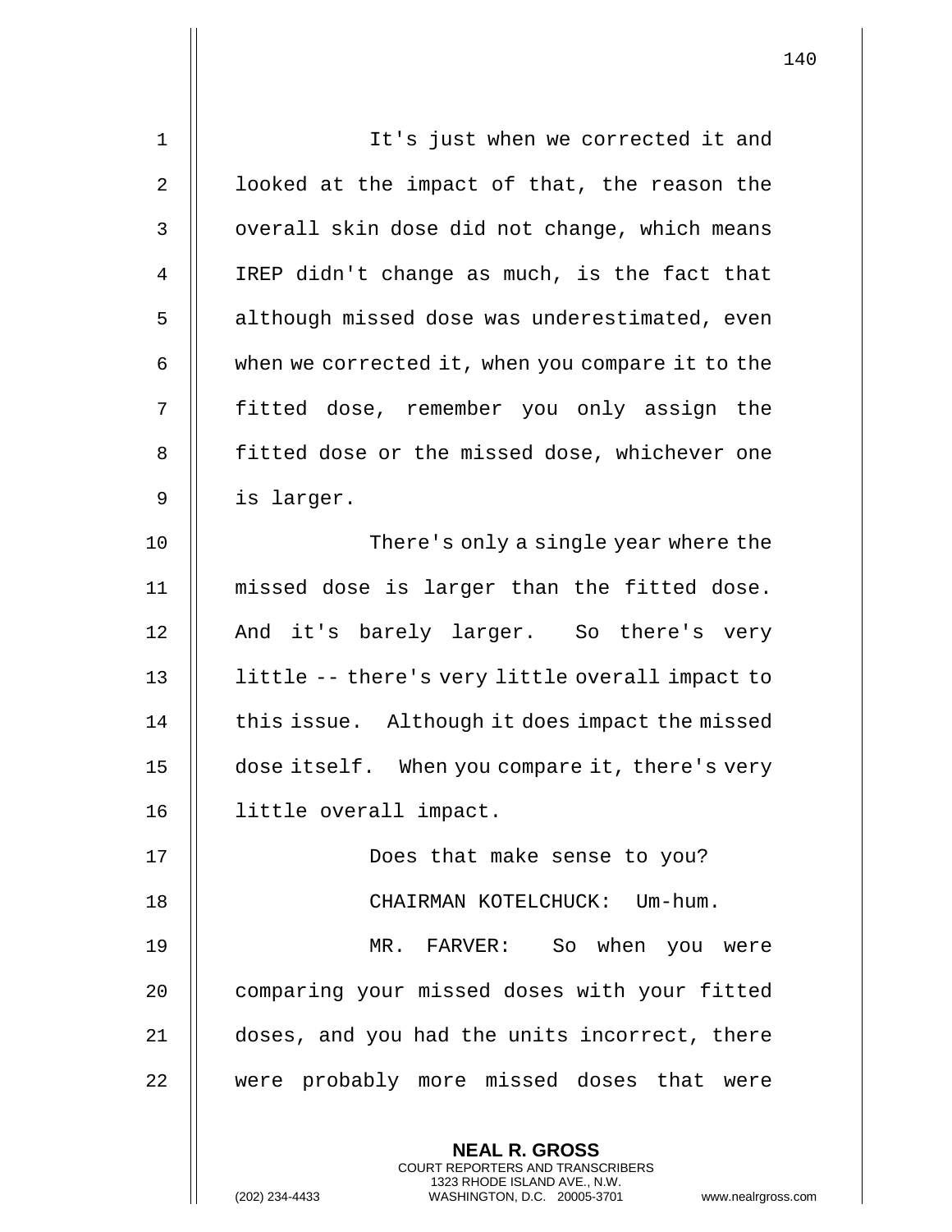It's just when we corrected it and looked at the impact of that, the reason the overall skin dose did not change, which means IREP didn't change as much, is the fact that although missed dose was underestimated, even when we corrected it, when you compare it to the fitted dose, remember you only assign the fitted dose or the missed dose, whichever one is larger.

There's only a single year where the missed dose is larger than the fitted dose. And it's barely larger. So there's very little -- there's very little overall impact to this issue. Although it does impact the missed dose itself. When you compare it, there's very little overall impact.

Does that make sense to you?

CHAIRMAN KOTELCHUCK: Um-hum.

MR. FARVER: So when you were comparing your missed doses with your fitted doses, and you had the units incorrect, there were probably more missed doses that were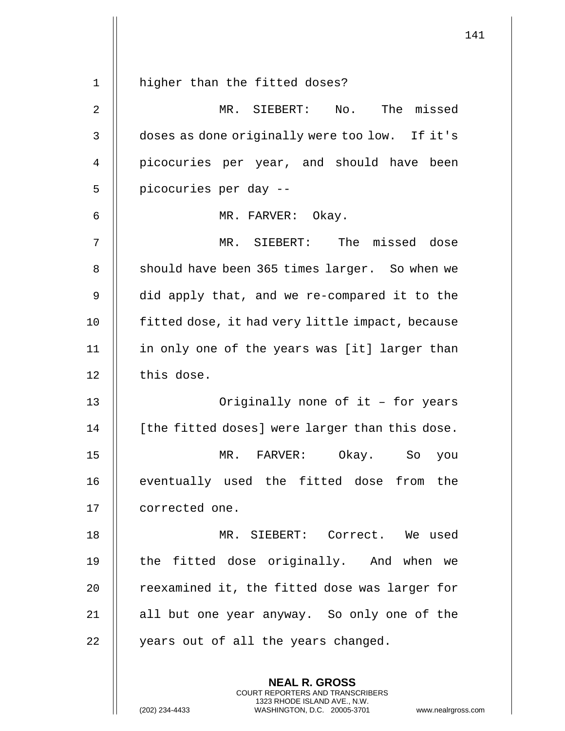higher than the fitted doses?

MR. SIEBERT: No. The missed doses as done originally were too low. If it's picocuries per year, and should have been picocuries per day --

MR. FARVER: Okay.

MR. SIEBERT: The missed dose should have been 365 times larger. So when we did apply that, and we re-compared it to the fitted dose, it had very little impact, because in only one of the years was [it] larger than this dose.

Originally none of it – for years [the fitted doses] were larger than this dose.

MR. FARVER: Okay. So you eventually used the fitted dose from the corrected one.

MR. SIEBERT: Correct. We used the fitted dose originally. And when we reexamined it, the fitted dose was larger for all but one year anyway. So only one of the years out of all the years changed.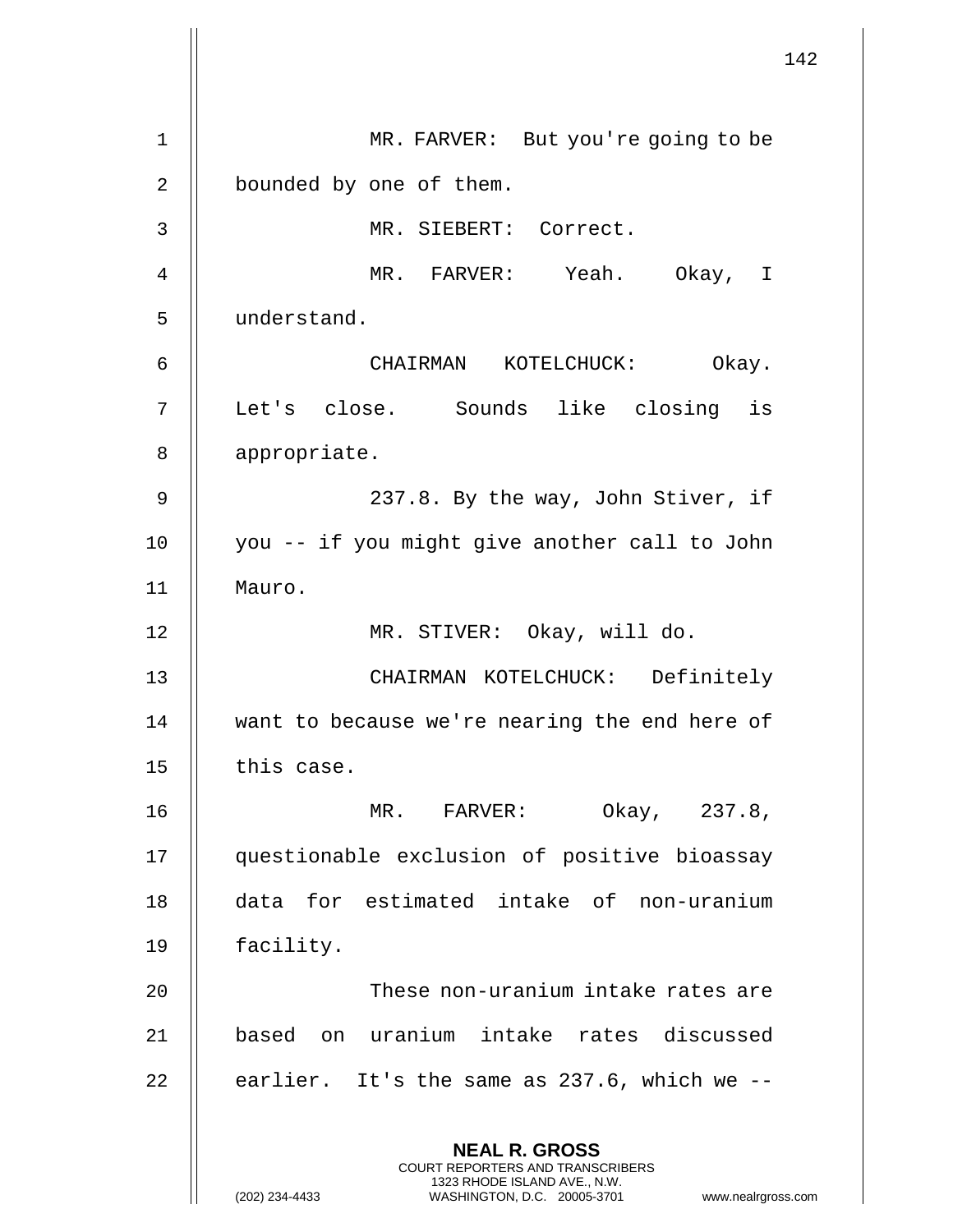MR. FARVER: But you're going to be bounded by one of them.

MR. SIEBERT: Correct.

MR. FARVER: Yeah. Okay, I understand.

CHAIRMAN KOTELCHUCK: Okay. Let's close. Sounds like closing is appropriate.

237.8. By the way, John Stiver, if you -- if you might give another call to John Mauro.

MR. STIVER: Okay, will do.

CHAIRMAN KOTELCHUCK: Definitely want to because we're nearing the end here of this case.

MR. FARVER: Okay, 237.8, questionable exclusion of positive bioassay data for estimated intake of non-uranium facility.

These non-uranium intake rates are based on uranium intake rates discussed earlier. It's the same as 237.6, which we --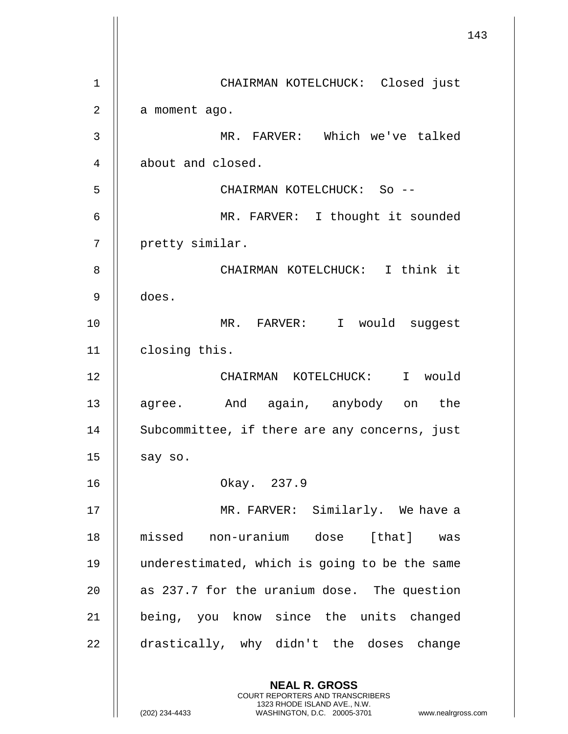CHAIRMAN KOTELCHUCK: Closed just a moment ago.

MR. FARVER: Which we've talked about and closed.

CHAIRMAN KOTELCHUCK: So --

MR. FARVER: I thought it sounded pretty similar.

CHAIRMAN KOTELCHUCK: I think it does.

MR. FARVER: I would suggest closing this.

CHAIRMAN KOTELCHUCK: I would agree. And again, anybody on the Subcommittee, if there are any concerns, just say so.

Okay. 237.9

MR. FARVER: Similarly. We have a missed non-uranium dose [that] was underestimated, which is going to be the same as 237.7 for the uranium dose. The question being, you know since the units changed drastically, why didn't the doses change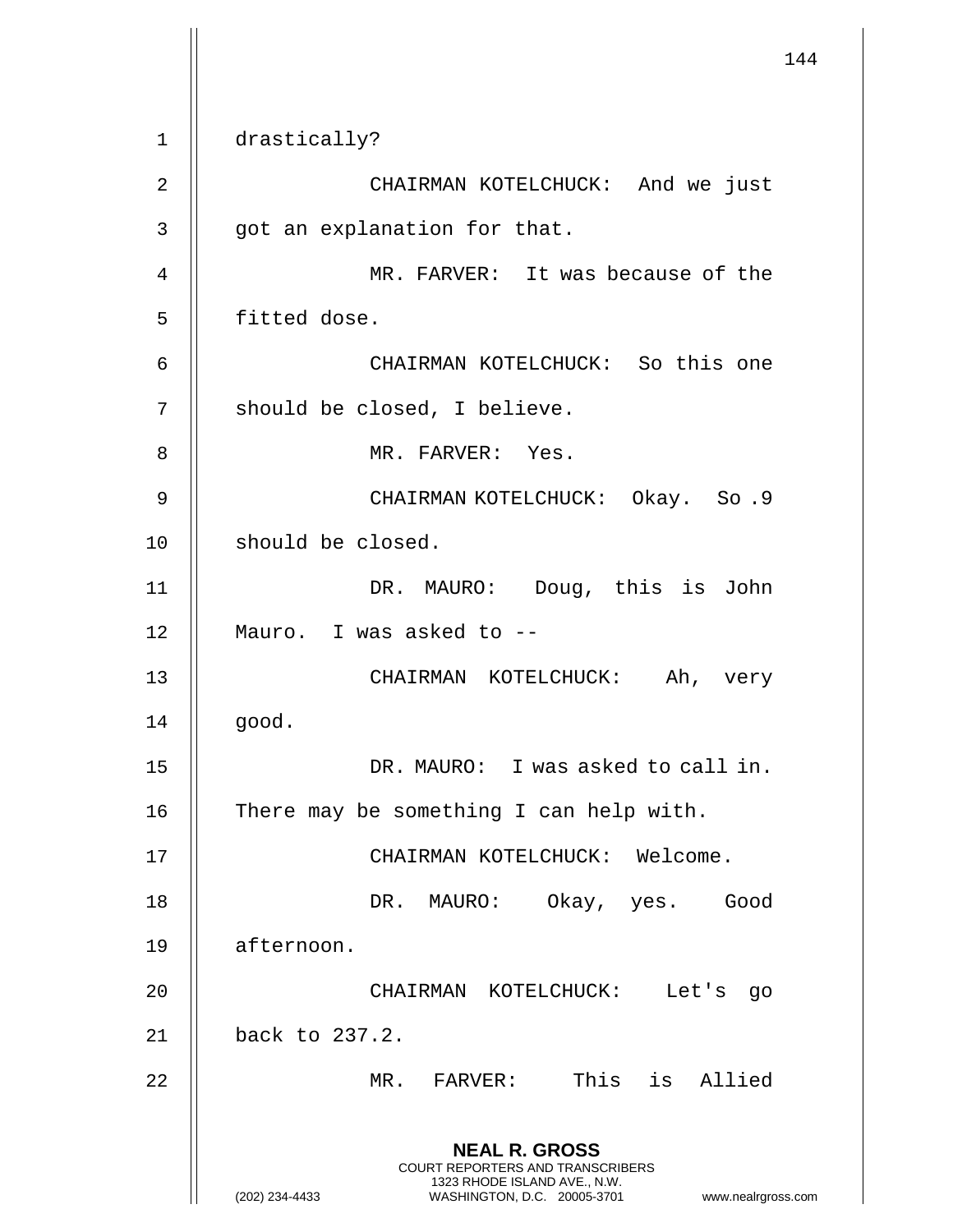drastically?

CHAIRMAN KOTELCHUCK: And we just got an explanation for that.

MR. FARVER: It was because of the fitted dose.

CHAIRMAN KOTELCHUCK: So this one should be closed, I believe.

MR. FARVER: Yes.

CHAIRMAN KOTELCHUCK: Okay. So .9 should be closed.

DR. MAURO: Doug, this is John Mauro. I was asked to --

CHAIRMAN KOTELCHUCK: Ah, very good.

DR. MAURO: I was asked to call in. There may be something I can help with.

CHAIRMAN KOTELCHUCK: Welcome.

DR. MAURO: Okay, yes. Good afternoon.

CHAIRMAN KOTELCHUCK: Let's go back to 237.2.

MR. FARVER: This is Allied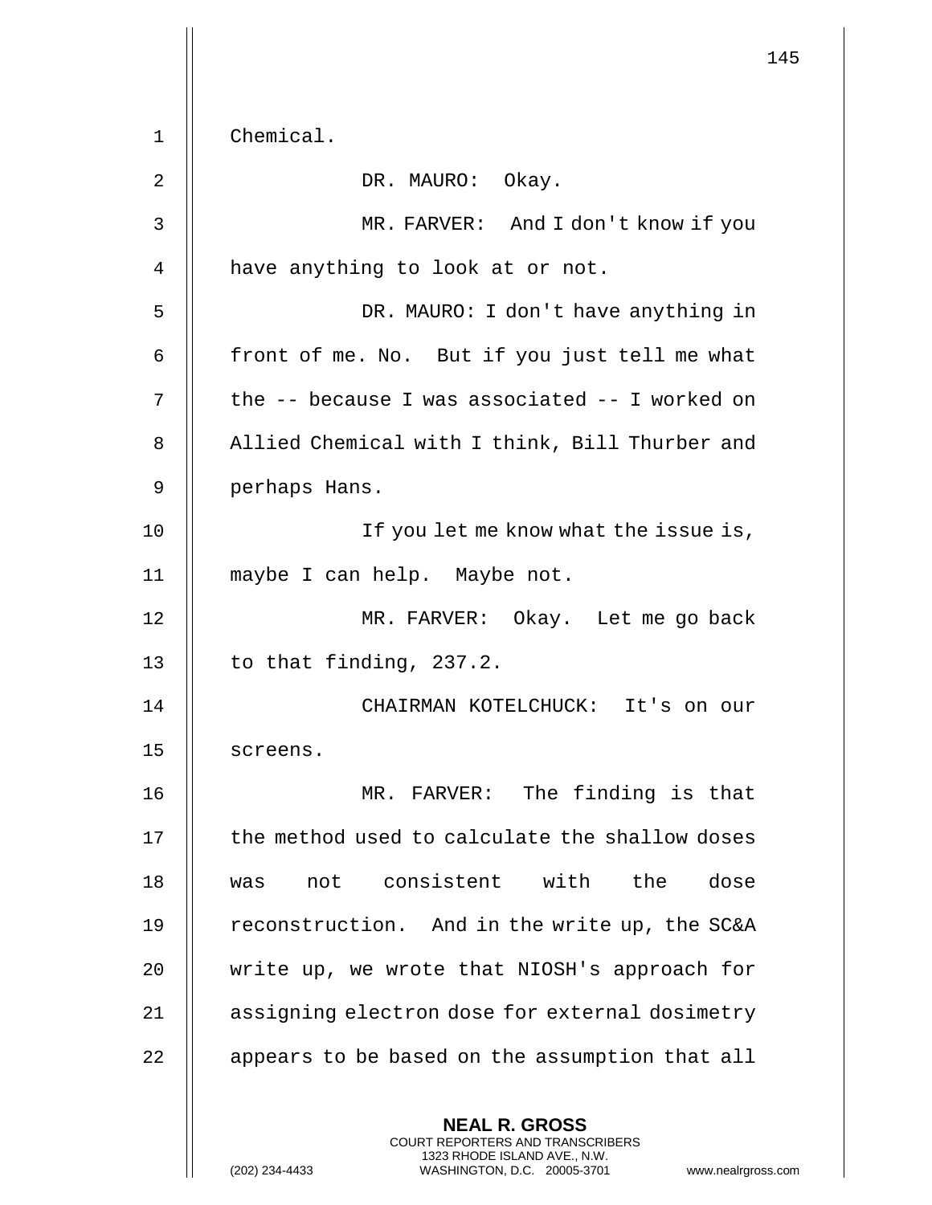Chemical.

DR. MAURO: Okay.

MR. FARVER: And I don't know if you have anything to look at or not.

DR. MAURO: I don't have anything in front of me. No. But if you just tell me what the -- because I was associated -- I worked on Allied Chemical with I think, Bill Thurber and perhaps Hans.

If you let me know what the issue is, maybe I can help. Maybe not.

MR. FARVER: Okay. Let me go back to that finding, 237.2.

CHAIRMAN KOTELCHUCK: It's on our screens.

MR. FARVER: The finding is that the method used to calculate the shallow doses was not consistent with the dose reconstruction. And in the write up, the SC&A write up, we wrote that NIOSH's approach for assigning electron dose for external dosimetry appears to be based on the assumption that all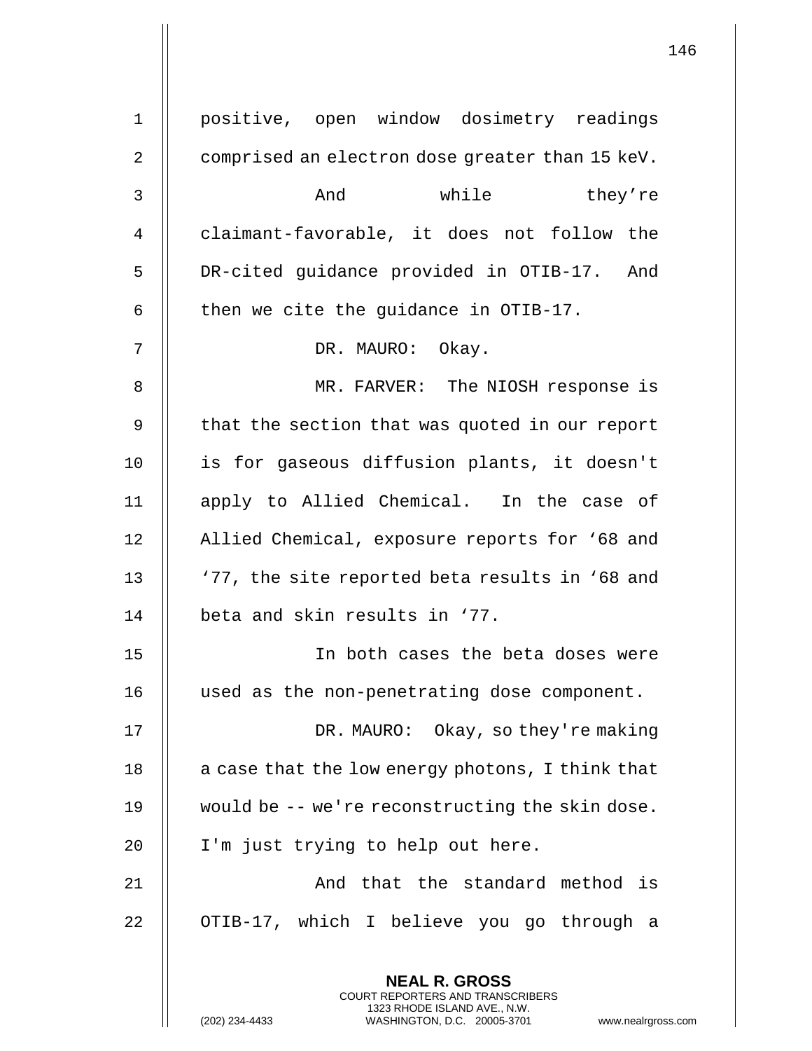positive, open window dosimetry readings comprised an electron dose greater than 15 keV.

And while they're claimant-favorable, it does not follow the DR-cited guidance provided in OTIB-17. And then we cite the guidance in OTIB-17.

DR. MAURO: Okay.

MR. FARVER: The NIOSH response is that the section that was quoted in our report is for gaseous diffusion plants, it doesn't apply to Allied Chemical. In the case of Allied Chemical, exposure reports for '68 and '77, the site reported beta results in '68 and beta and skin results in '77.

In both cases the beta doses were used as the non-penetrating dose component.

DR. MAURO: Okay, so they're making a case that the low energy photons, I think that would be -- we're reconstructing the skin dose. I'm just trying to help out here.

And that the standard method is OTIB-17, which I believe you go through a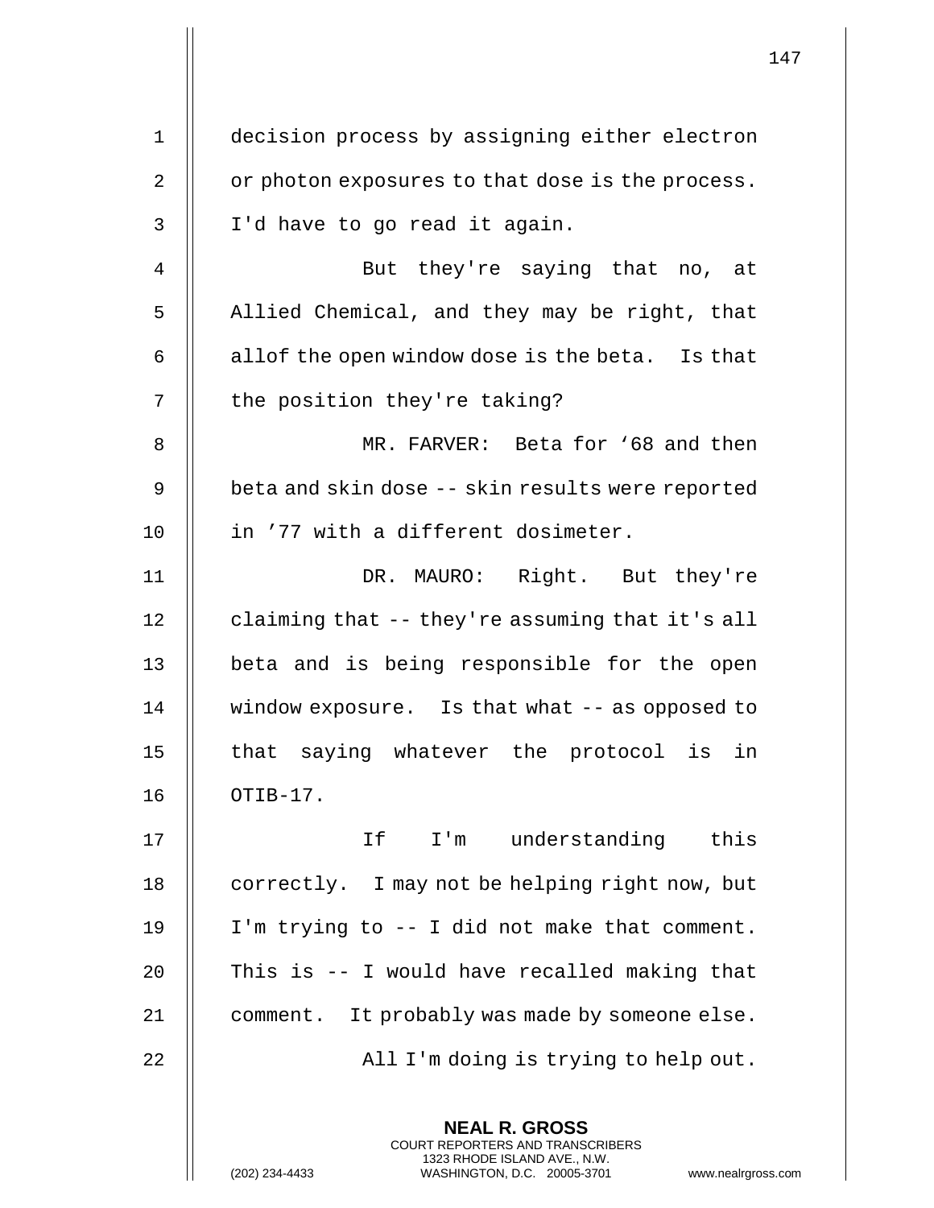decision process by assigning either electron or photon exposures to that dose is the process. I'd have to go read it again.

But they're saying that no, at Allied Chemical, and they may be right, that allof the open window dose is the beta. Is that the position they're taking?

MR. FARVER: Beta for ‘68 and then beta and skin dose -- skin results were reported in ’77 with a different dosimeter.

DR. MAURO: Right. But they're claiming that -- they're assuming that it's all beta and is being responsible for the open window exposure. Is that what -- as opposed to that saying whatever the protocol is in OTIB-17.

If I'm understanding this correctly. I may not be helping right now, but I'm trying to -- I did not make that comment. This is -- I would have recalled making that comment. It probably was made by someone else.

All I'm doing is trying to help out.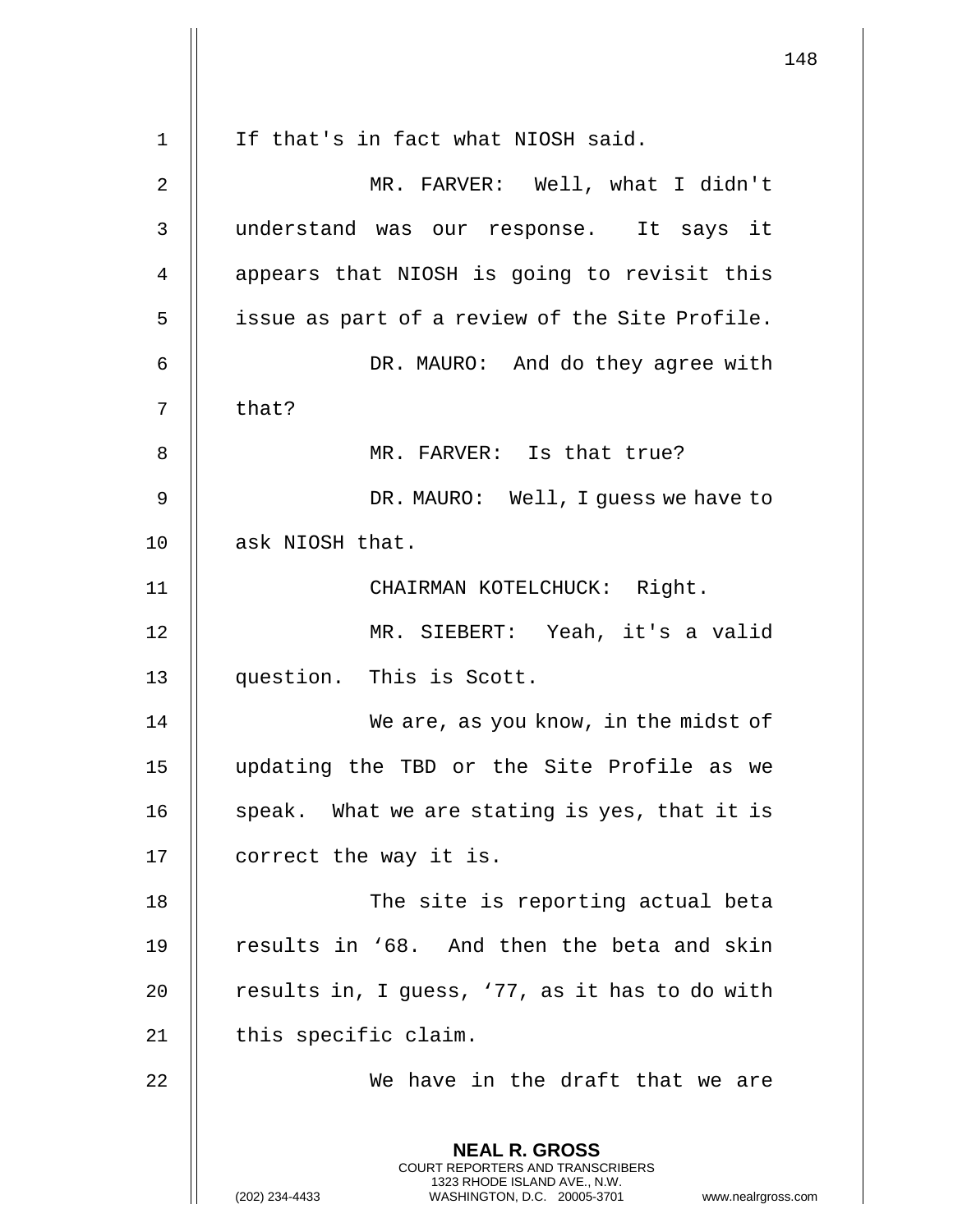If that's in fact what NIOSH said.

MR. FARVER: Well, what I didn't understand was our response. It says it appears that NIOSH is going to revisit this issue as part of a review of the Site Profile.

DR. MAURO: And do they agree with that?

MR. FARVER: Is that true?

DR. MAURO: Well, I guess we have to ask NIOSH that.

CHAIRMAN KOTELCHUCK: Right.

MR. SIEBERT: Yeah, it's a valid question. This is Scott.

We are, as you know, in the midst of updating the TBD or the Site Profile as we speak. What we are stating is yes, that it is correct the way it is.

The site is reporting actual beta results in '68. And then the beta and skin results in, I guess, '77, as it has to do with this specific claim.

We have in the draft that we are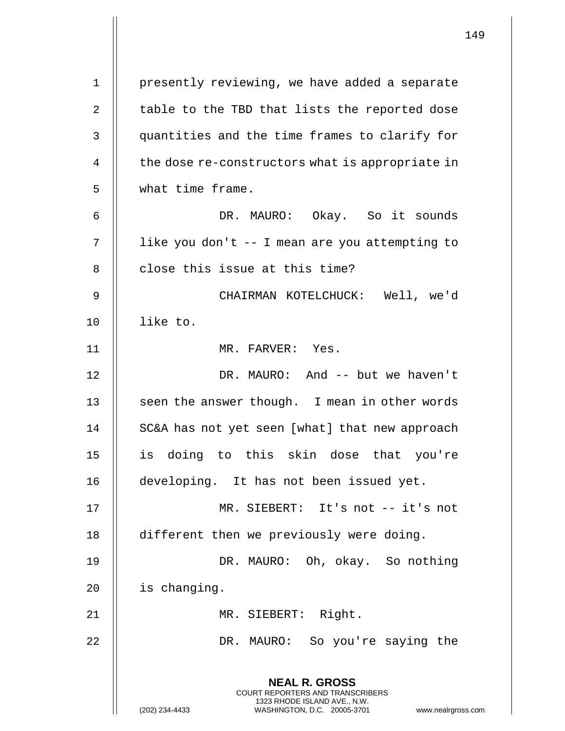presently reviewing, we have added a separate table to the TBD that lists the reported dose quantities and the time frames to clarify for the dose re-constructors what is appropriate in what time frame.

DR. MAURO: Okay. So it sounds like you don't -- I mean are you attempting to close this issue at this time?

CHAIRMAN KOTELCHUCK: Well, we'd like to.

MR. FARVER: Yes.

DR. MAURO: And -- but we haven't seen the answer though. I mean in other words SC&A has not yet seen [what] that new approach is doing to this skin dose that you're developing. It has not been issued yet.

MR. SIEBERT: It's not -- it's not different then we previously were doing.

DR. MAURO: Oh, okay. So nothing is changing.

MR. SIEBERT: Right.

DR. MAURO: So you're saying the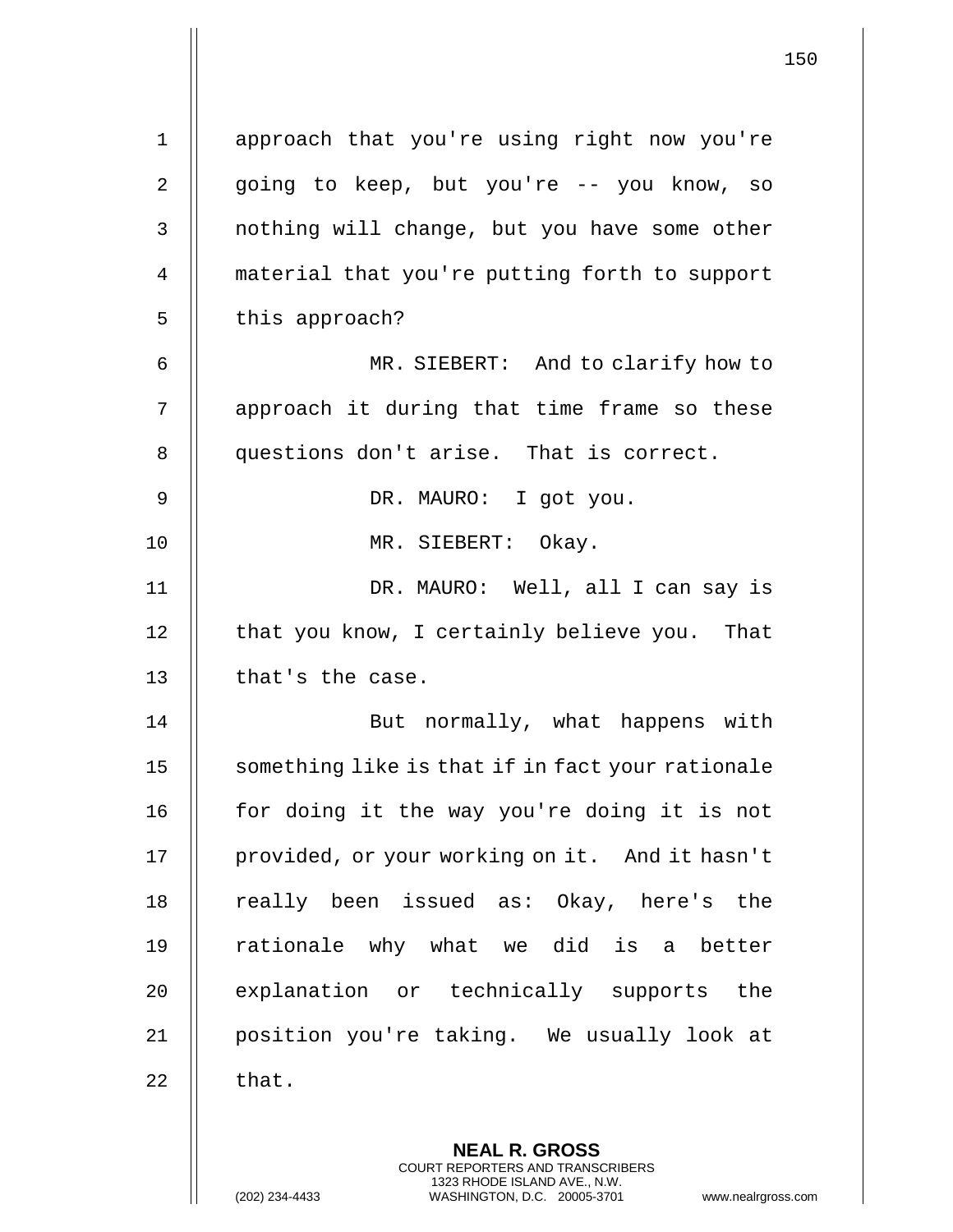approach that you're using right now you're going to keep, but you're -- you know, so nothing will change, but you have some other material that you're putting forth to support this approach?

MR. SIEBERT: And to clarify how to approach it during that time frame so these questions don't arise. That is correct.

DR. MAURO: I got you.

MR. SIEBERT: Okay.

DR. MAURO: Well, all I can say is that you know, I certainly believe you. That that's the case.

But normally, what happens with something like is that if in fact your rationale for doing it the way you're doing it is not provided, or your working on it. And it hasn't really been issued as: Okay, here's the rationale why what we did is a better explanation or technically supports the position you're taking. We usually look at that.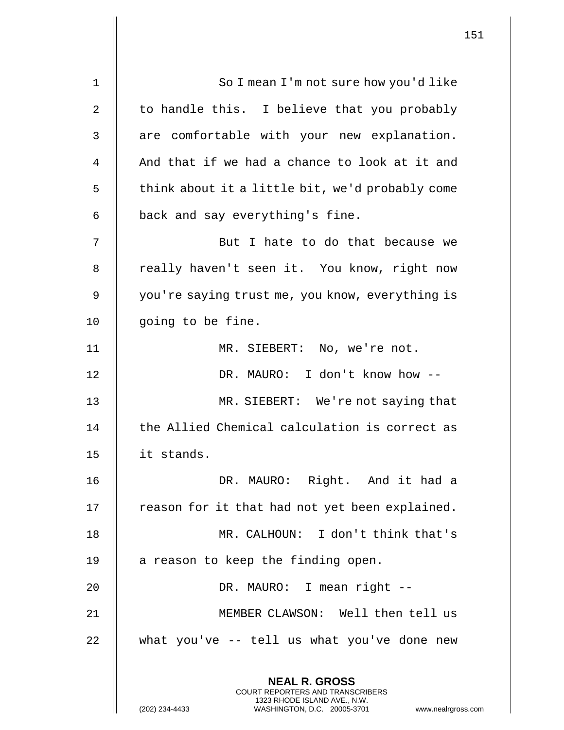So I mean I'm not sure how you'd like to handle this. I believe that you probably are comfortable with your new explanation. And that if we had a chance to look at it and think about it a little bit, we'd probably come back and say everything's fine.

But I hate to do that because we really haven't seen it. You know, right now you're saying trust me, you know, everything is going to be fine.

MR. SIEBERT: No, we're not.

DR. MAURO: I don't know how --

MR. SIEBERT: We're not saying that the Allied Chemical calculation is correct as it stands.

DR. MAURO: Right. And it had a reason for it that had not yet been explained.

MR. CALHOUN: I don't think that's a reason to keep the finding open.

DR. MAURO: I mean right --

MEMBER CLAWSON: Well then tell us what you've -- tell us what you've done new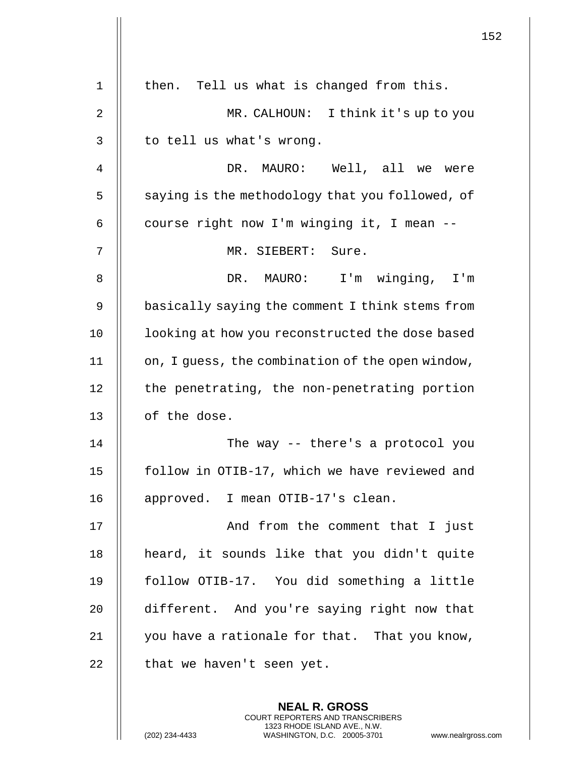then. Tell us what is changed from this.

MR. CALHOUN: I think it's up to you to tell us what's wrong.

DR. MAURO: Well, all we were saying is the methodology that you followed, of course right now I'm winging it, I mean --

MR. SIEBERT: Sure.

DR. MAURO: I'm winging, I'm basically saying the comment I think stems from looking at how you reconstructed the dose based on, I guess, the combination of the open window, the penetrating, the non-penetrating portion of the dose.

The way -- there's a protocol you follow in OTIB-17, which we have reviewed and approved. I mean OTIB-17's clean.

And from the comment that I just heard, it sounds like that you didn't quite follow OTIB-17. You did something a little different. And you're saying right now that you have a rationale for that. That you know, that we haven't seen yet.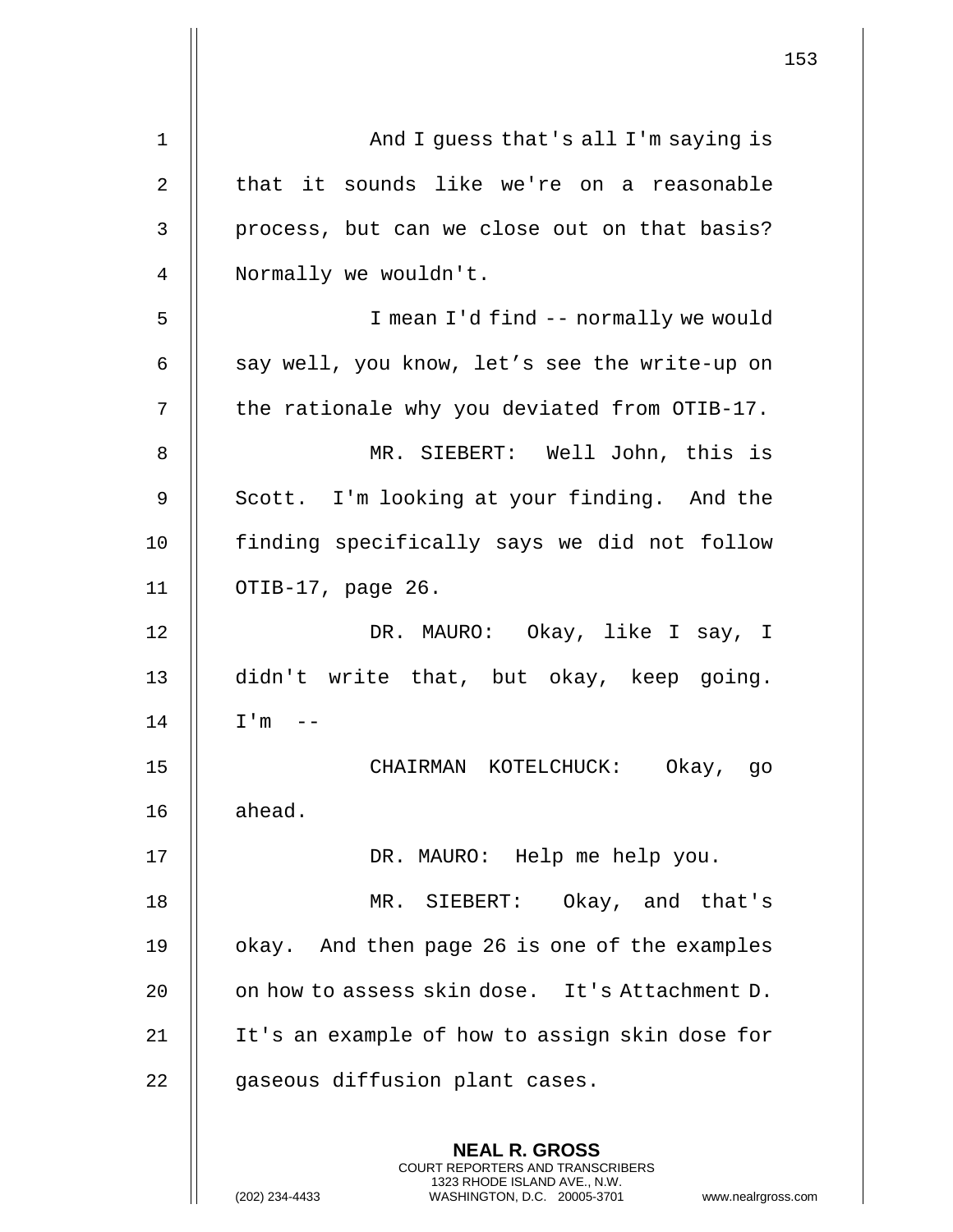And I guess that's all I'm saying is that it sounds like we're on a reasonable process, but can we close out on that basis? Normally we wouldn't.

I mean I'd find -- normally we would say well, you know, let's see the write-up on the rationale why you deviated from OTIB-17.

MR. SIEBERT: Well John, this is Scott. I'm looking at your finding. And the finding specifically says we did not follow OTIB-17, page 26.

DR. MAURO: Okay, like I say, I didn't write that, but okay, keep going. I'm --

CHAIRMAN KOTELCHUCK: Okay, go ahead.

DR. MAURO: Help me help you.

MR. SIEBERT: Okay, and that's okay. And then page 26 is one of the examples on how to assess skin dose. It's Attachment D. It's an example of how to assign skin dose for gaseous diffusion plant cases.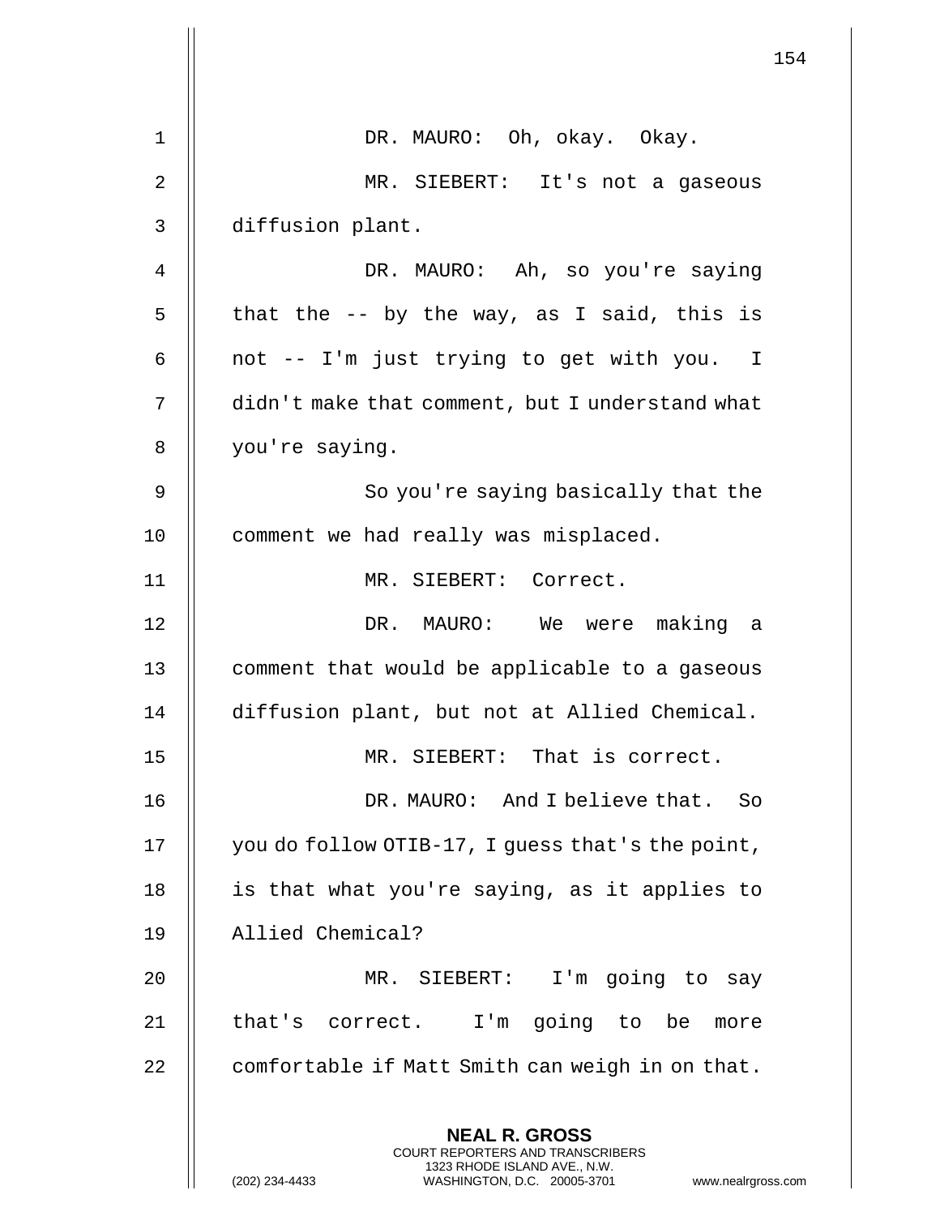DR. MAURO: Oh, okay. Okay.

MR. SIEBERT: It's not a gaseous diffusion plant.

DR. MAURO: Ah, so you're saying that the -- by the way, as I said, this is not -- I'm just trying to get with you. I didn't make that comment, but I understand what you're saying.

So you're saying basically that the comment we had really was misplaced.

MR. SIEBERT: Correct.

DR. MAURO: We were making a comment that would be applicable to a gaseous diffusion plant, but not at Allied Chemical.

MR. SIEBERT: That is correct.

DR. MAURO: And I believe that. So you do follow OTIB-17, I guess that's the point, is that what you're saying, as it applies to Allied Chemical?

MR. SIEBERT: I'm going to say that's correct. I'm going to be more comfortable if Matt Smith can weigh in on that.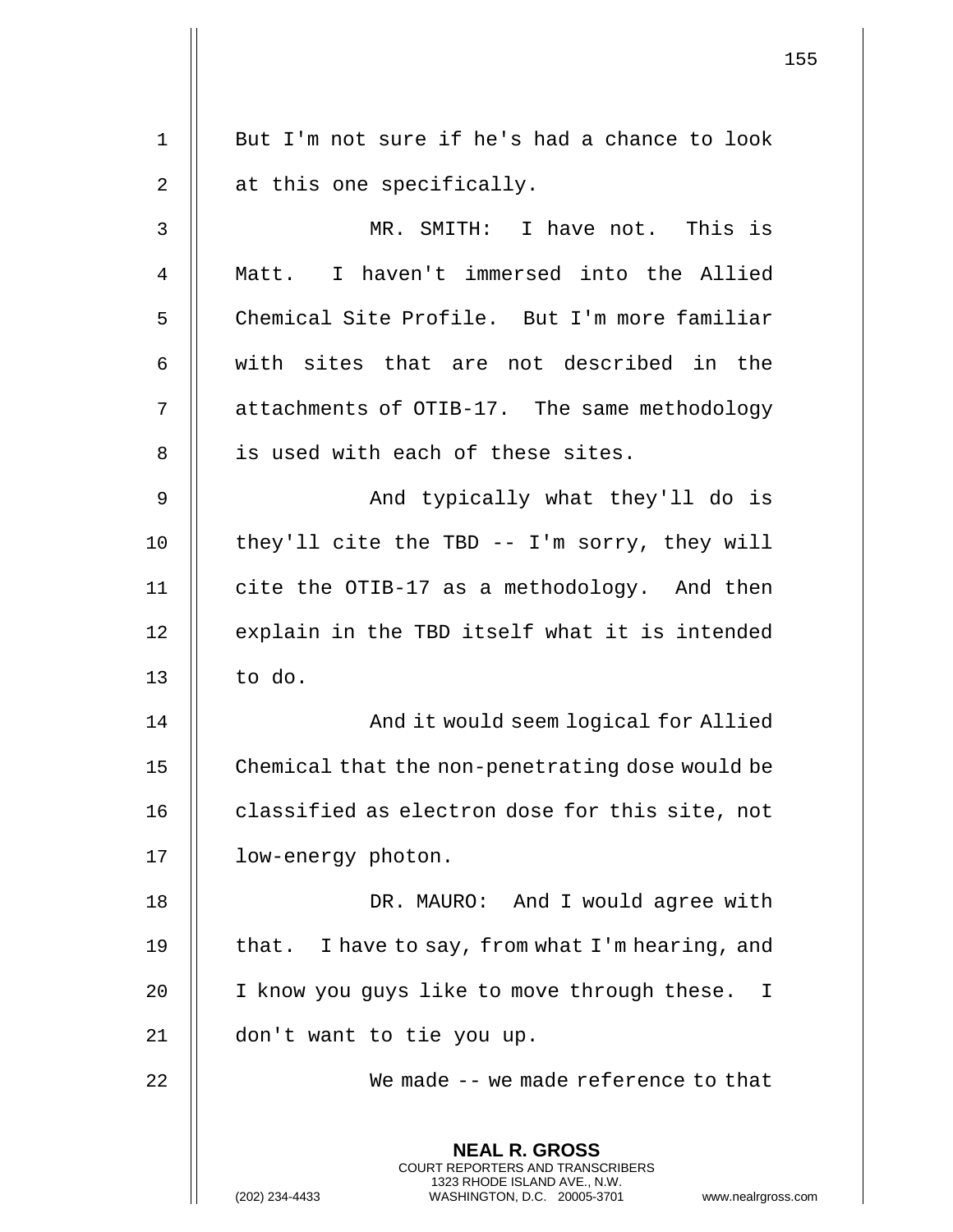But I'm not sure if he's had a chance to look at this one specifically.

MR. SMITH: I have not. This is Matt. I haven't immersed into the Allied Chemical Site Profile. But I'm more familiar with sites that are not described in the attachments of OTIB-17. The same methodology is used with each of these sites.

And typically what they'll do is they'll cite the TBD -- I'm sorry, they will cite the OTIB-17 as a methodology. And then explain in the TBD itself what it is intended to do.

And it would seem logical for Allied Chemical that the non-penetrating dose would be classified as electron dose for this site, not low-energy photon.

DR. MAURO: And I would agree with that. I have to say, from what I'm hearing, and I know you guys like to move through these. I don't want to tie you up.

We made -- we made reference to that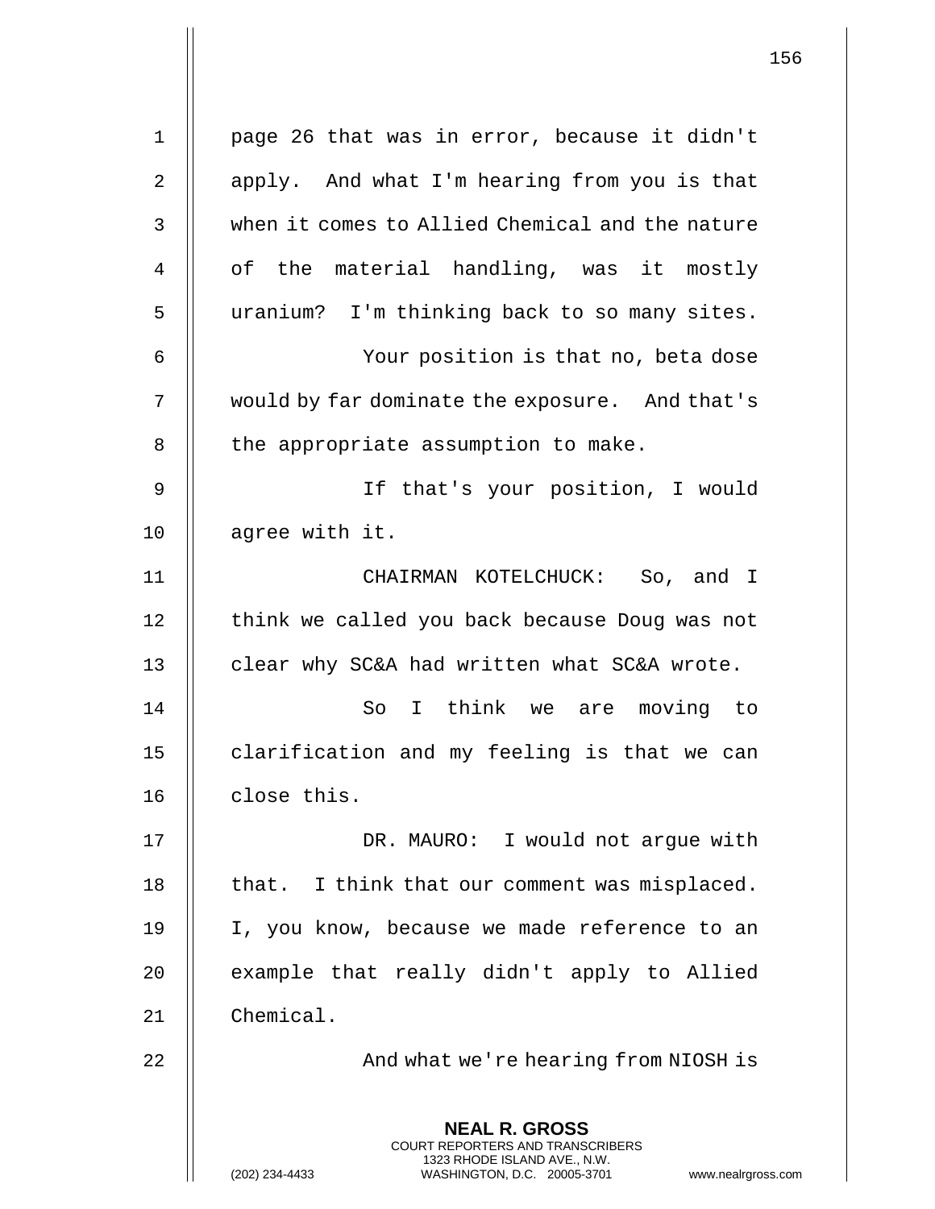page 26 that was in error, because it didn't apply. And what I'm hearing from you is that when it comes to Allied Chemical and the nature of the material handling, was it mostly uranium? I'm thinking back to so many sites.

Your position is that no, beta dose would by far dominate the exposure. And that's the appropriate assumption to make.

If that's your position, I would agree with it.

CHAIRMAN KOTELCHUCK: So, and I think we called you back because Doug was not clear why SC&A had written what SC&A wrote.

So I think we are moving to clarification and my feeling is that we can close this.

DR. MAURO: I would not argue with that. I think that our comment was misplaced. I, you know, because we made reference to an example that really didn't apply to Allied Chemical.

And what we're hearing from NIOSH is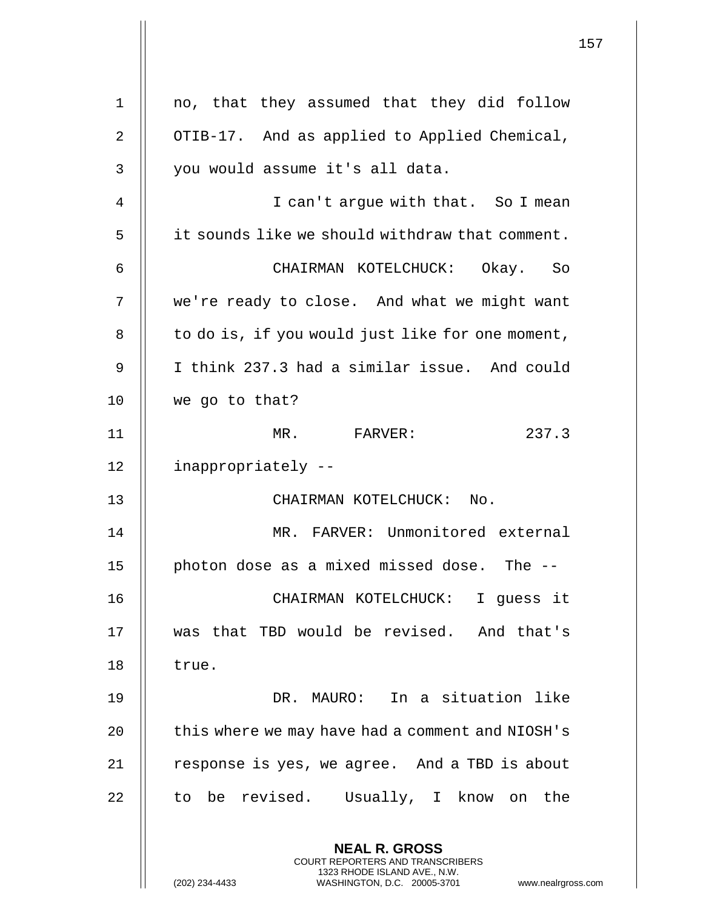no, that they assumed that they did follow OTIB-17. And as applied to Applied Chemical, you would assume it's all data.

I can't argue with that. So I mean it sounds like we should withdraw that comment.

CHAIRMAN KOTELCHUCK: Okay. So we're ready to close. And what we might want to do is, if you would just like for one moment, I think 237.3 had a similar issue. And could we go to that?

MR. FARVER: 237.3 inappropriately --

CHAIRMAN KOTELCHUCK: No.

MR. FARVER: Unmonitored external photon dose as a mixed missed dose. The --

CHAIRMAN KOTELCHUCK: I guess it was that TBD would be revised. And that's true.

DR. MAURO: In a situation like this where we may have had a comment and NIOSH's response is yes, we agree. And a TBD is about to be revised. Usually, I know on the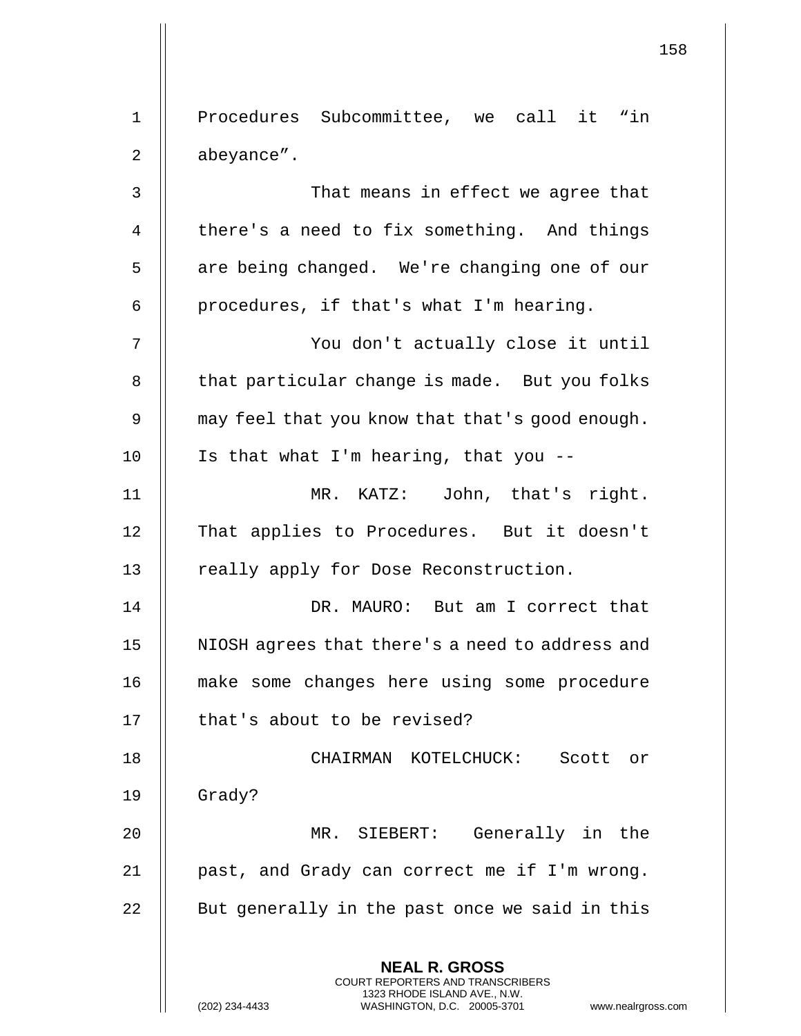Procedures Subcommittee, we call it "in abeyance".

That means in effect we agree that there's a need to fix something. And things are being changed. We're changing one of our procedures, if that's what I'm hearing.

You don't actually close it until that particular change is made. But you folks may feel that you know that that's good enough. Is that what I'm hearing, that you --

MR. KATZ: John, that's right. That applies to Procedures. But it doesn't really apply for Dose Reconstruction.

DR. MAURO: But am I correct that NIOSH agrees that there's a need to address and make some changes here using some procedure that's about to be revised?

CHAIRMAN KOTELCHUCK: Scott or Grady?

MR. SIEBERT: Generally in the past, and Grady can correct me if I'm wrong. But generally in the past once we said in this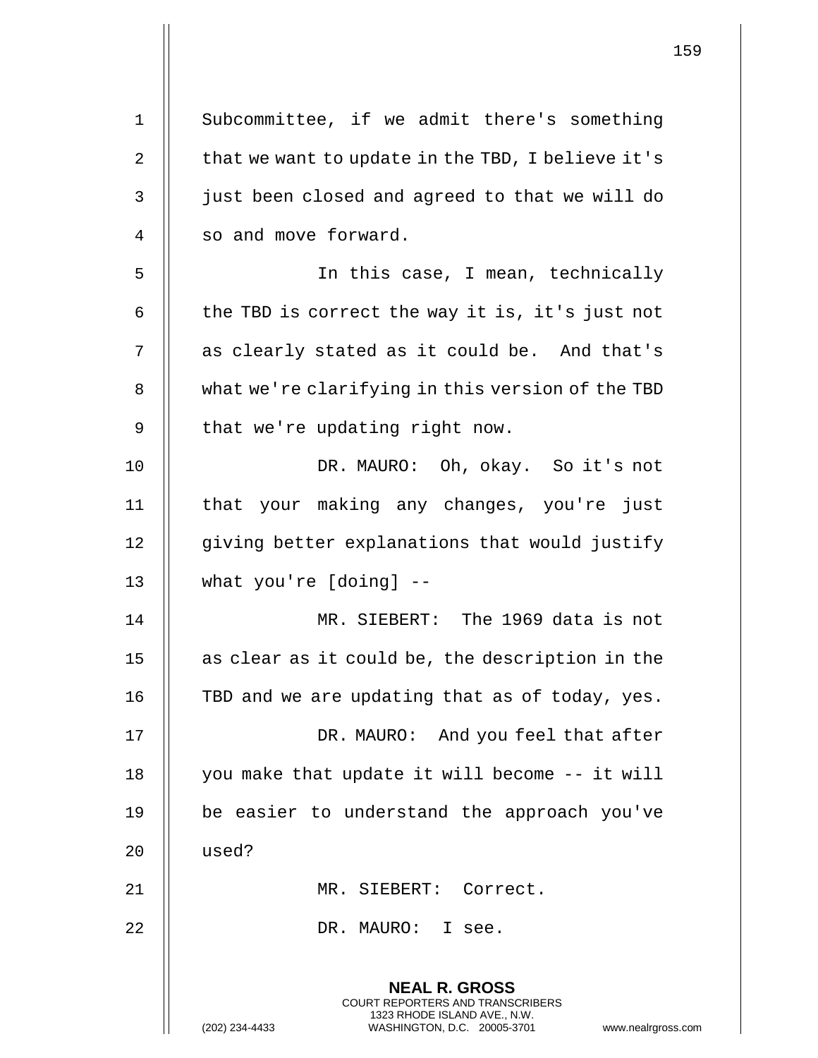Subcommittee, if we admit there's something that we want to update in the TBD, I believe it's just been closed and agreed to that we will do so and move forward.

In this case, I mean, technically the TBD is correct the way it is, it's just not as clearly stated as it could be. And that's what we're clarifying in this version of the TBD that we're updating right now.

DR. MAURO: Oh, okay. So it's not that your making any changes, you're just giving better explanations that would justify what you're [doing] --

MR. SIEBERT: The 1969 data is not as clear as it could be, the description in the TBD and we are updating that as of today, yes.

DR. MAURO: And you feel that after you make that update it will become -- it will be easier to understand the approach you've used?

MR. SIEBERT: Correct.

DR. MAURO: I see.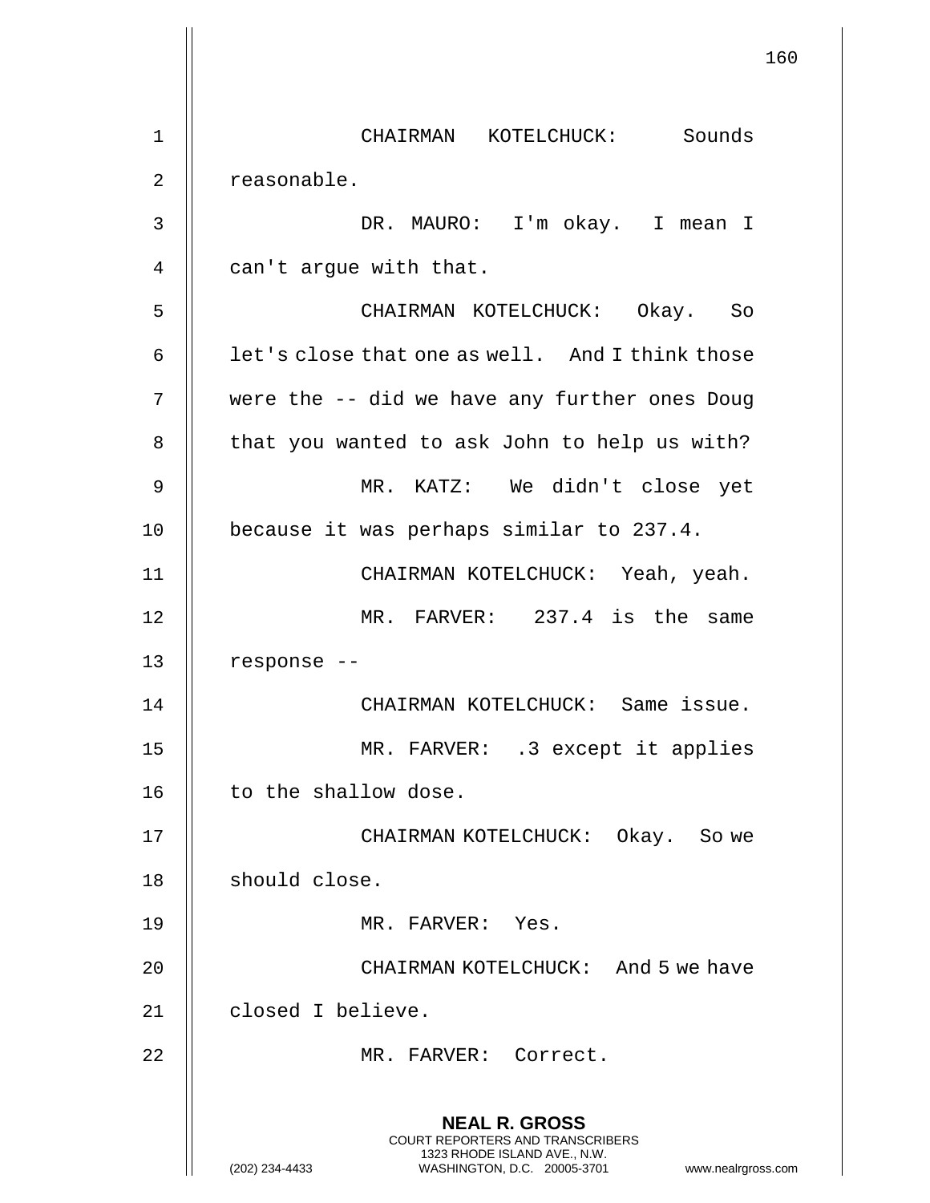CHAIRMAN KOTELCHUCK: Sounds reasonable.

DR. MAURO: I'm okay. I mean I can't argue with that.

CHAIRMAN KOTELCHUCK: Okay. So let's close that one as well. And I think those were the -- did we have any further ones Doug that you wanted to ask John to help us with?

MR. KATZ: We didn't close yet because it was perhaps similar to 237.4.

CHAIRMAN KOTELCHUCK: Yeah, yeah.

MR. FARVER: 237.4 is the same response --

CHAIRMAN KOTELCHUCK: Same issue.

MR. FARVER: .3 except it applies to the shallow dose.

CHAIRMAN KOTELCHUCK: Okay. So we should close.

MR. FARVER: Yes.

CHAIRMAN KOTELCHUCK: And 5 we have closed I believe.

MR. FARVER: Correct.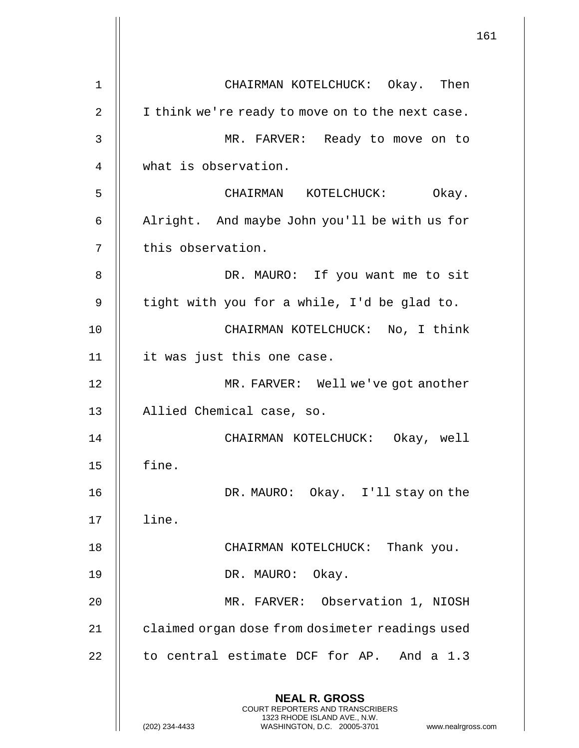CHAIRMAN KOTELCHUCK: Okay. Then I think we're ready to move on to the next case.

MR. FARVER: Ready to move on to what is observation.

CHAIRMAN KOTELCHUCK: Okay. Alright. And maybe John you'll be with us for this observation.

DR. MAURO: If you want me to sit tight with you for a while, I'd be glad to.

CHAIRMAN KOTELCHUCK: No, I think it was just this one case.

MR. FARVER: Well we've got another Allied Chemical case, so.

CHAIRMAN KOTELCHUCK: Okay, well fine.

DR. MAURO: Okay. I'll stay on the line.

CHAIRMAN KOTELCHUCK: Thank you.

DR. MAURO: Okay.

MR. FARVER: Observation 1, NIOSH claimed organ dose from dosimeter readings used to central estimate DCF for AP. And a 1.3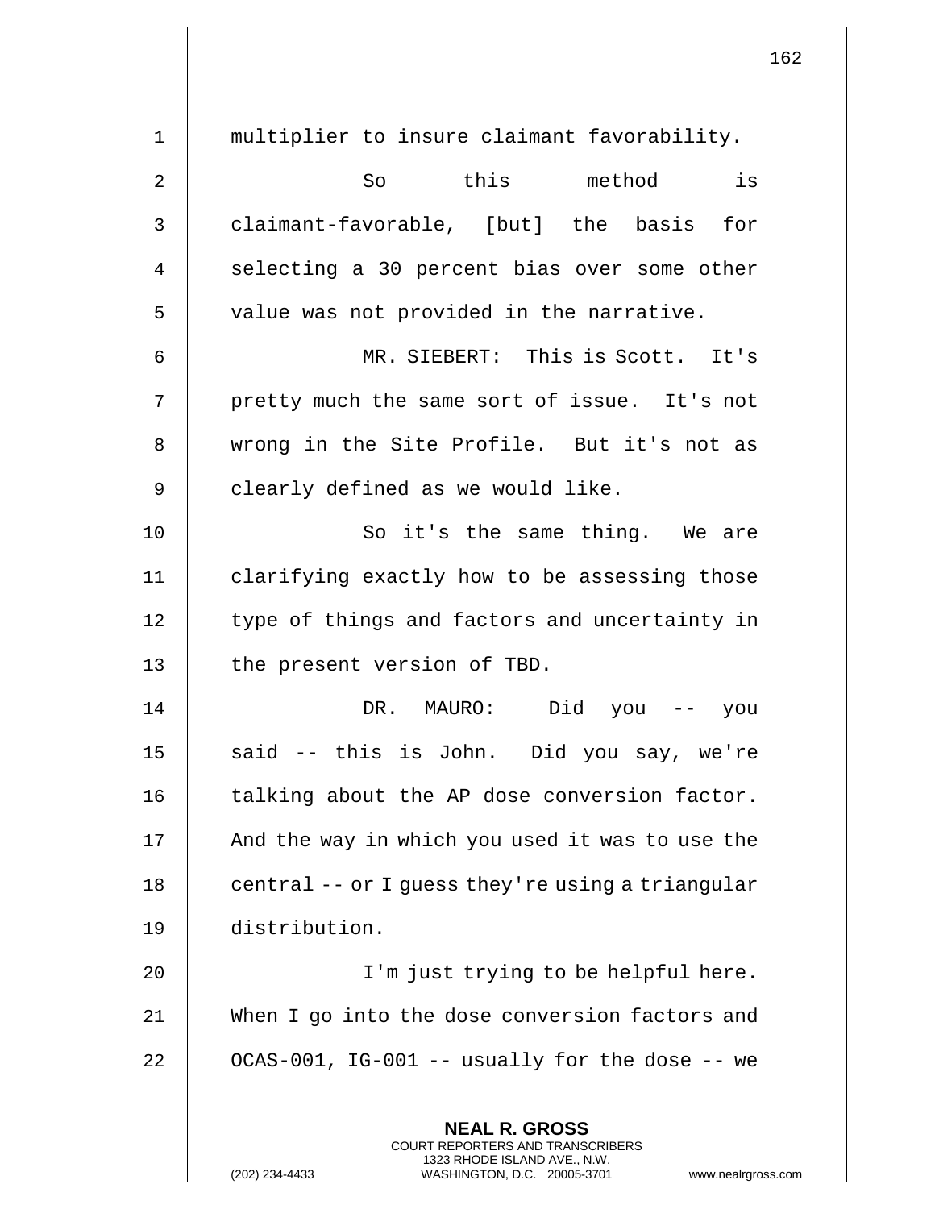multiplier to insure claimant favorability.

So this method is claimant-favorable, [but] the basis for selecting a 30 percent bias over some other value was not provided in the narrative.

MR. SIEBERT: This is Scott. It's pretty much the same sort of issue. It's not wrong in the Site Profile. But it's not as clearly defined as we would like.

So it's the same thing. We are clarifying exactly how to be assessing those type of things and factors and uncertainty in the present version of TBD.

DR. MAURO: Did you -- you said -- this is John. Did you say, we're talking about the AP dose conversion factor. And the way in which you used it was to use the central -- or I guess they're using a triangular distribution.

I'm just trying to be helpful here. When I go into the dose conversion factors and OCAS-001, IG-001 -- usually for the dose -- we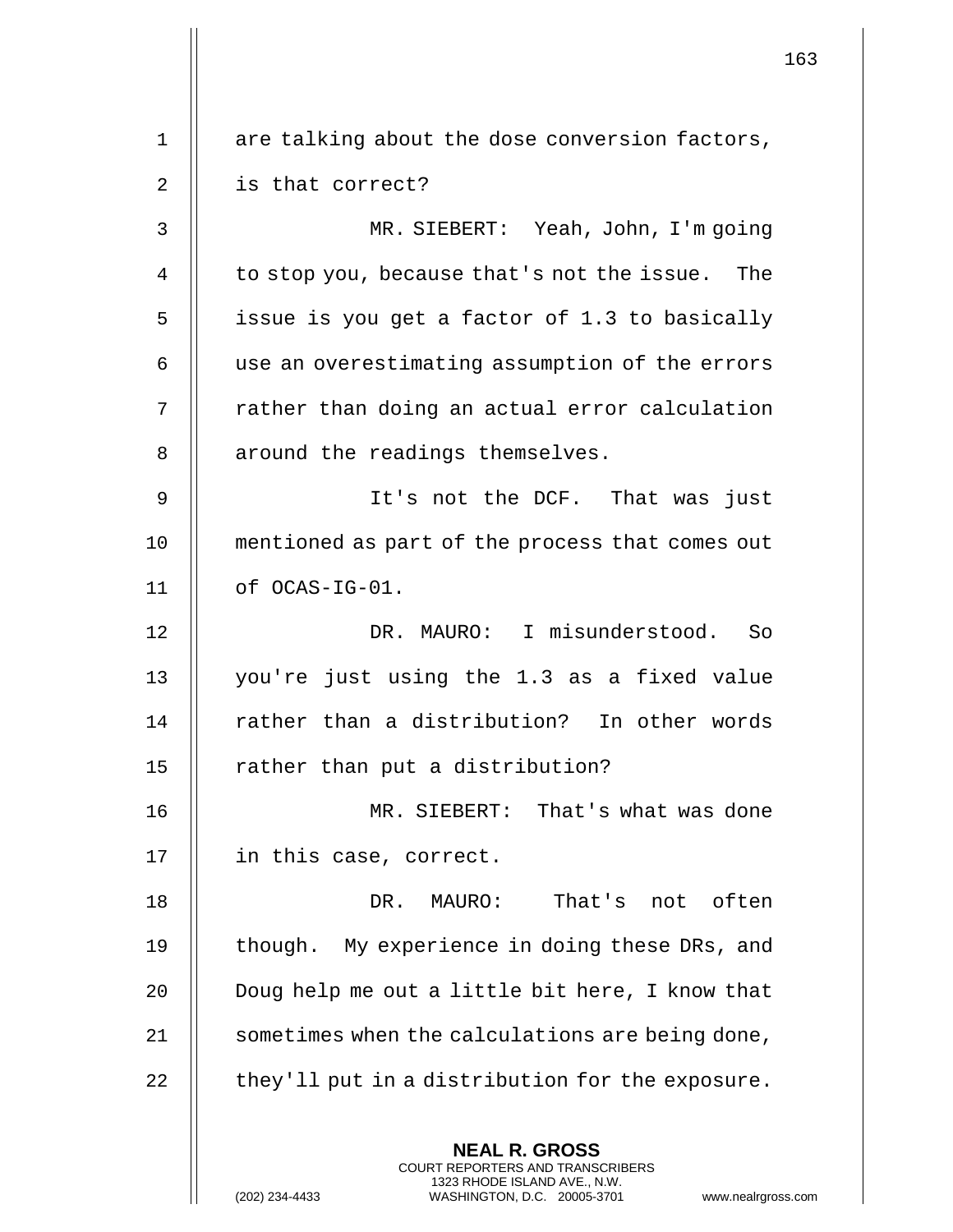are talking about the dose conversion factors, is that correct?

MR. SIEBERT: Yeah, John, I'm going to stop you, because that's not the issue. The issue is you get a factor of 1.3 to basically use an overestimating assumption of the errors rather than doing an actual error calculation around the readings themselves.

It's not the DCF. That was just mentioned as part of the process that comes out of OCAS-IG-01.

DR. MAURO: I misunderstood. So you're just using the 1.3 as a fixed value rather than a distribution? In other words rather than put a distribution?

MR. SIEBERT: That's what was done in this case, correct.

DR. MAURO: That's not often though. My experience in doing these DRs, and Doug help me out a little bit here, I know that sometimes when the calculations are being done, they'll put in a distribution for the exposure.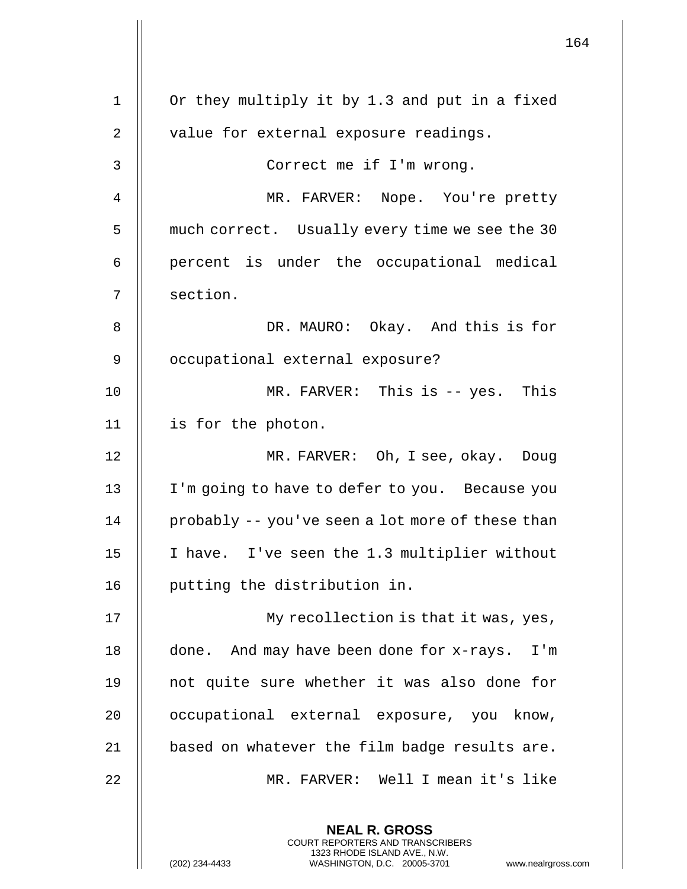Or they multiply it by 1.3 and put in a fixed value for external exposure readings.

Correct me if I'm wrong.

MR. FARVER: Nope. You're pretty much correct. Usually every time we see the 30 percent is under the occupational medical section.

DR. MAURO: Okay. And this is for occupational external exposure?

MR. FARVER: This is -- yes. This is for the photon.

MR. FARVER: Oh, I see, okay. Doug I'm going to have to defer to you. Because you probably -- you've seen a lot more of these than I have. I've seen the 1.3 multiplier without putting the distribution in.

My recollection is that it was, yes, done. And may have been done for x-rays. I'm not quite sure whether it was also done for occupational external exposure, you know, based on whatever the film badge results are.

MR. FARVER: Well I mean it's like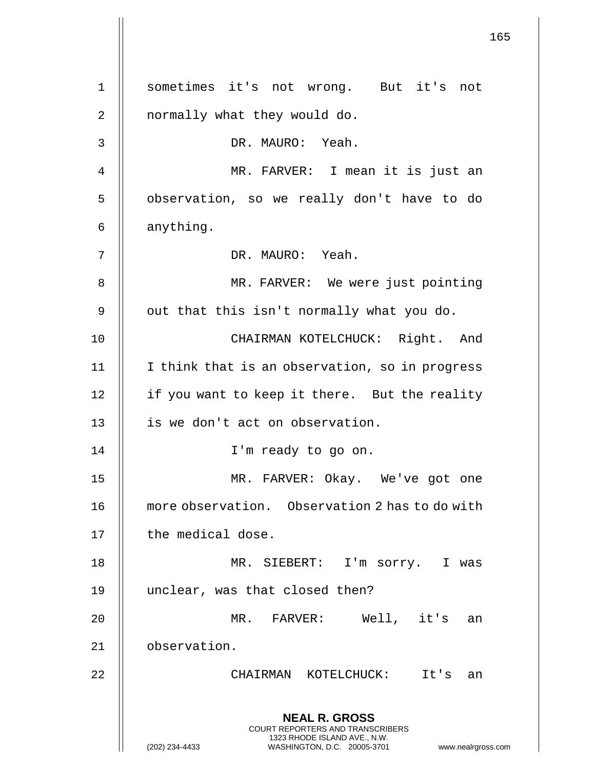sometimes it's not wrong. But it's not normally what they would do.

DR. MAURO: Yeah.

MR. FARVER: I mean it is just an observation, so we really don't have to do anything.

DR. MAURO: Yeah.

MR. FARVER: We were just pointing out that this isn't normally what you do.

CHAIRMAN KOTELCHUCK: Right. And I think that is an observation, so in progress if you want to keep it there. But the reality is we don't act on observation.

I'm ready to go on.

MR. FARVER: Okay. We've got one more observation. Observation 2 has to do with the medical dose.

MR. SIEBERT: I'm sorry. I was unclear, was that closed then?

MR. FARVER: Well, it's an observation.

CHAIRMAN KOTELCHUCK: It's an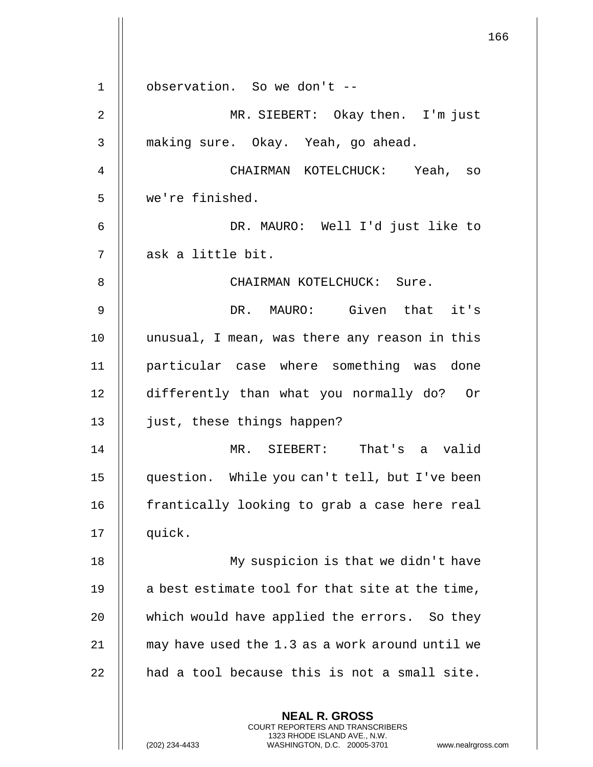observation. So we don't --

MR. SIEBERT: Okay then. I'm just making sure. Okay. Yeah, go ahead.

CHAIRMAN KOTELCHUCK: Yeah, so we're finished.

DR. MAURO: Well I'd just like to ask a little bit.

CHAIRMAN KOTELCHUCK: Sure.

DR. MAURO: Given that it's unusual, I mean, was there any reason in this particular case where something was done differently than what you normally do? Or just, these things happen?

MR. SIEBERT: That's a valid question. While you can't tell, but I've been frantically looking to grab a case here real quick.

My suspicion is that we didn't have a best estimate tool for that site at the time, which would have applied the errors. So they may have used the 1.3 as a work around until we had a tool because this is not a small site.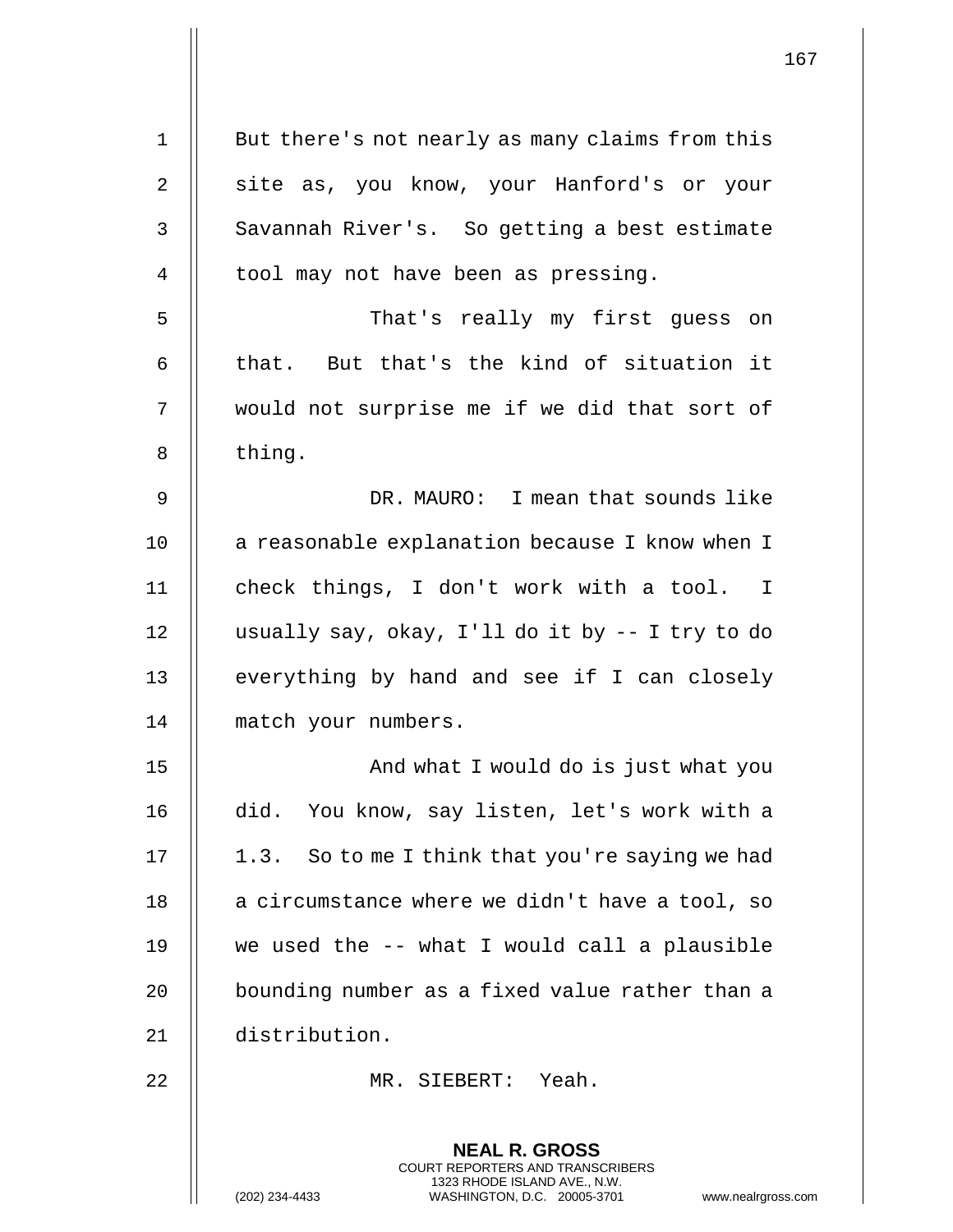But there's not nearly as many claims from this site as, you know, your Hanford's or your Savannah River's. So getting a best estimate tool may not have been as pressing.

That's really my first guess on that. But that's the kind of situation it would not surprise me if we did that sort of thing.

DR. MAURO: I mean that sounds like a reasonable explanation because I know when I check things, I don't work with a tool. I usually say, okay, I'll do it by -- I try to do everything by hand and see if I can closely match your numbers.

And what I would do is just what you did. You know, say listen, let's work with a 1.3. So to me I think that you're saying we had a circumstance where we didn't have a tool, so we used the -- what I would call a plausible bounding number as a fixed value rather than a distribution.

MR. SIEBERT: Yeah.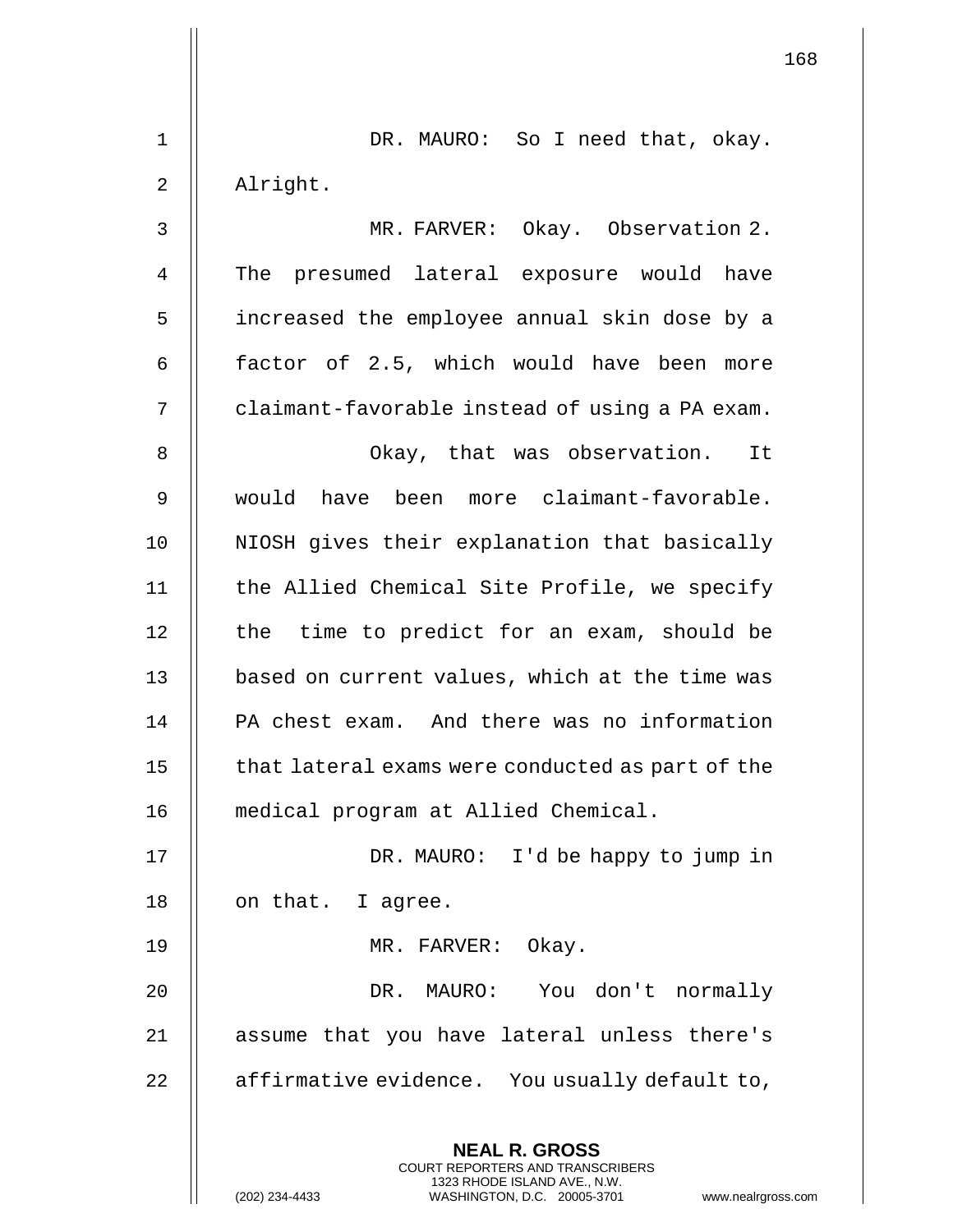DR. MAURO: So I need that, okay. Alright.

MR. FARVER: Okay. Observation 2. The presumed lateral exposure would have increased the employee annual skin dose by a factor of 2.5, which would have been more claimant-favorable instead of using a PA exam.

Okay, that was observation. It would have been more claimant-favorable. NIOSH gives their explanation that basically the Allied Chemical Site Profile, we specify the time to predict for an exam, should be based on current values, which at the time was PA chest exam. And there was no information that lateral exams were conducted as part of the medical program at Allied Chemical.

DR. MAURO: I'd be happy to jump in on that. I agree.

MR. FARVER: Okay.

DR. MAURO: You don't normally assume that you have lateral unless there's affirmative evidence. You usually default to,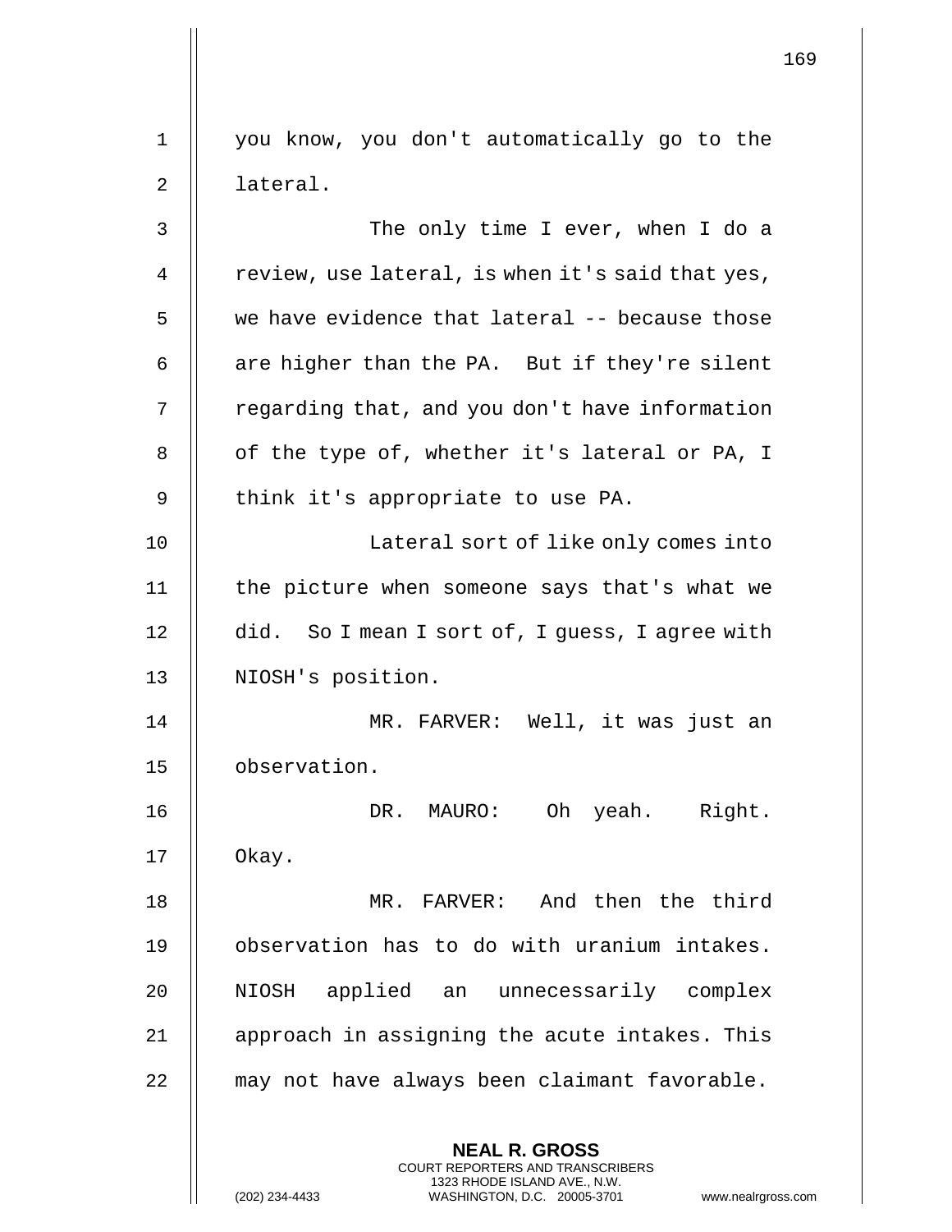you know, you don't automatically go to the lateral.

The only time I ever, when I do a review, use lateral, is when it's said that yes, we have evidence that lateral -- because those are higher than the PA. But if they're silent regarding that, and you don't have information of the type of, whether it's lateral or PA, I think it's appropriate to use PA.

Lateral sort of like only comes into the picture when someone says that's what we did. So I mean I sort of, I guess, I agree with NIOSH's position.

MR. FARVER: Well, it was just an observation.

DR. MAURO: Oh yeah. Right. Okay.

MR. FARVER: And then the third observation has to do with uranium intakes. NIOSH applied an unnecessarily complex approach in assigning the acute intakes. This may not have always been claimant favorable.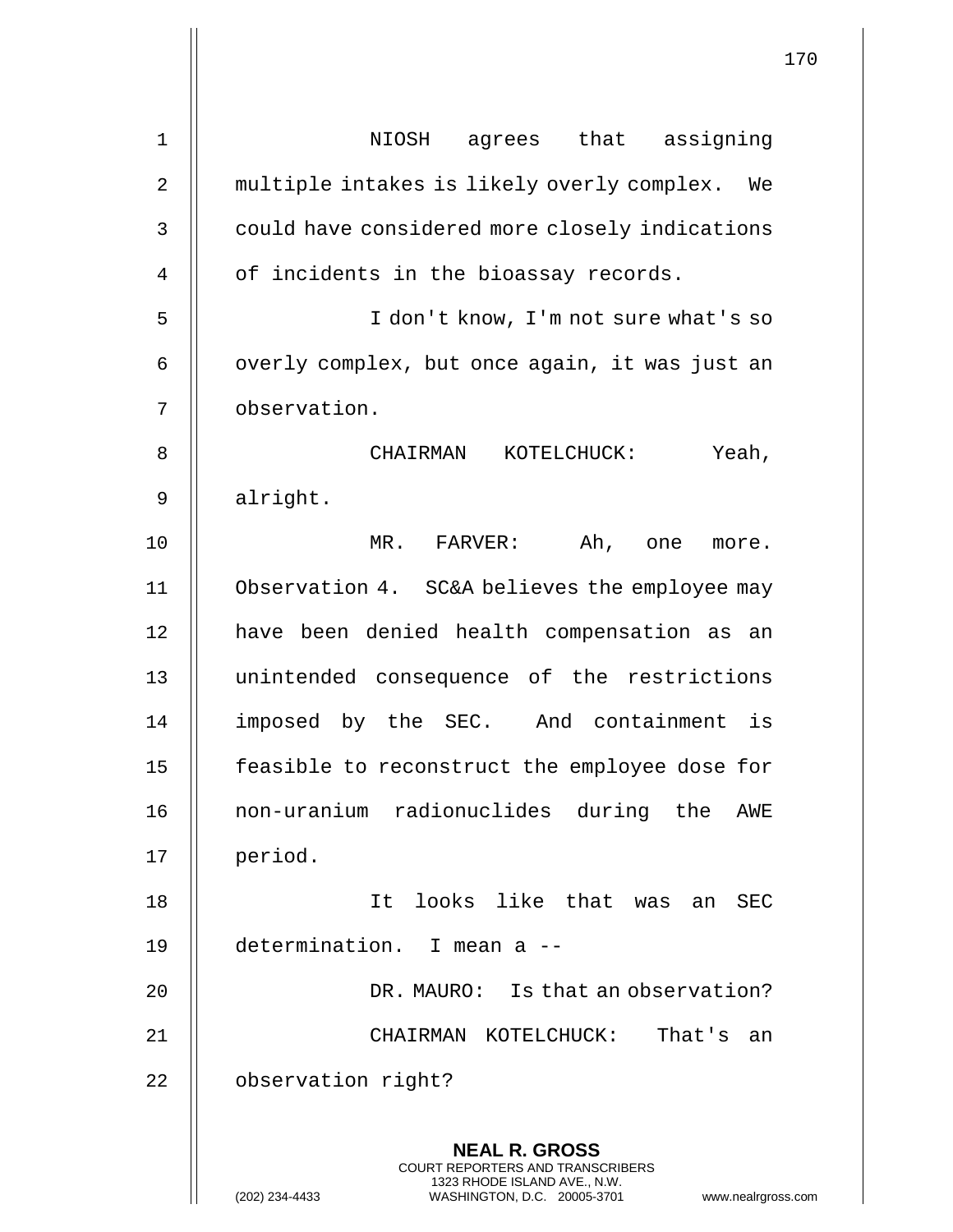NIOSH agrees that assigning multiple intakes is likely overly complex. We could have considered more closely indications of incidents in the bioassay records.

I don't know, I'm not sure what's so overly complex, but once again, it was just an observation.

CHAIRMAN KOTELCHUCK: Yeah, alright.

MR. FARVER: Ah, one more. Observation 4. SC&A believes the employee may have been denied health compensation as an unintended consequence of the restrictions imposed by the SEC. And containment is feasible to reconstruct the employee dose for non-uranium radionuclides during the AWE period.

It looks like that was an SEC determination. I mean a --

DR. MAURO: Is that an observation?

CHAIRMAN KOTELCHUCK: That's an observation right?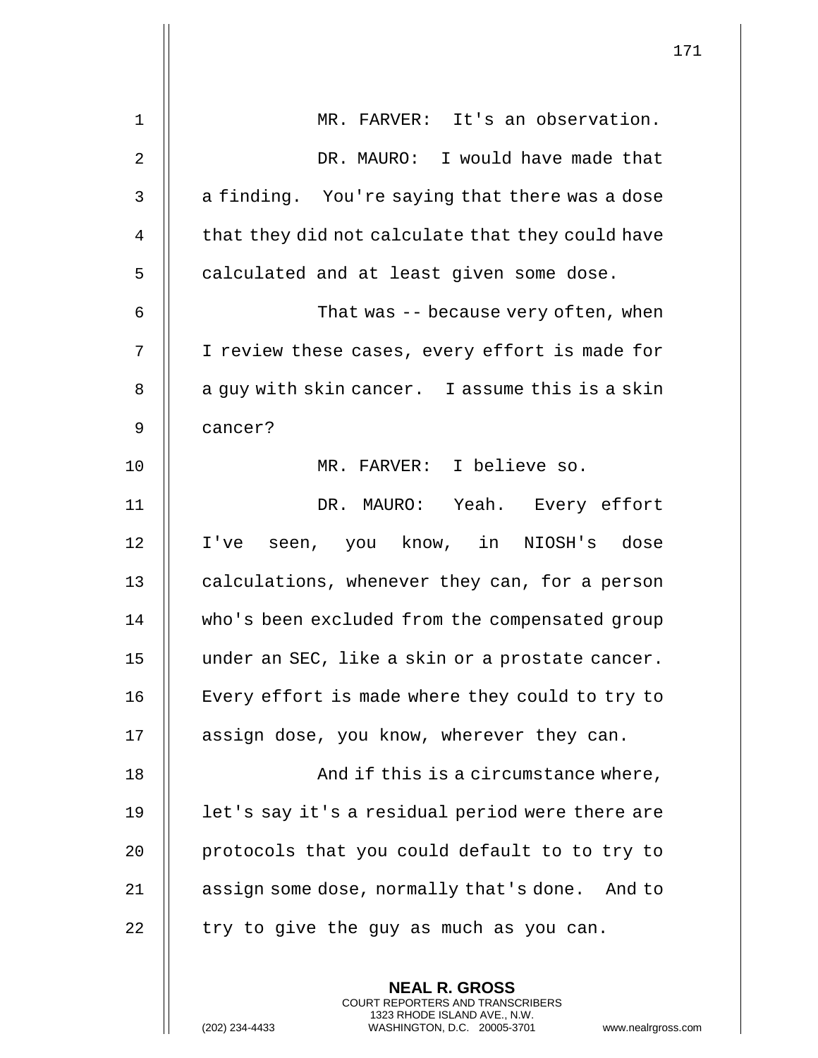MR. FARVER: It's an observation.

DR. MAURO: I would have made that a finding. You're saying that there was a dose that they did not calculate that they could have calculated and at least given some dose.

That was -- because very often, when I review these cases, every effort is made for a guy with skin cancer. I assume this is a skin cancer?

MR. FARVER: I believe so.

DR. MAURO: Yeah. Every effort I've seen, you know, in NIOSH's dose calculations, whenever they can, for a person who's been excluded from the compensated group under an SEC, like a skin or a prostate cancer. Every effort is made where they could to try to assign dose, you know, wherever they can.

And if this is a circumstance where, let's say it's a residual period were there are protocols that you could default to to try to assign some dose, normally that's done. And to try to give the guy as much as you can.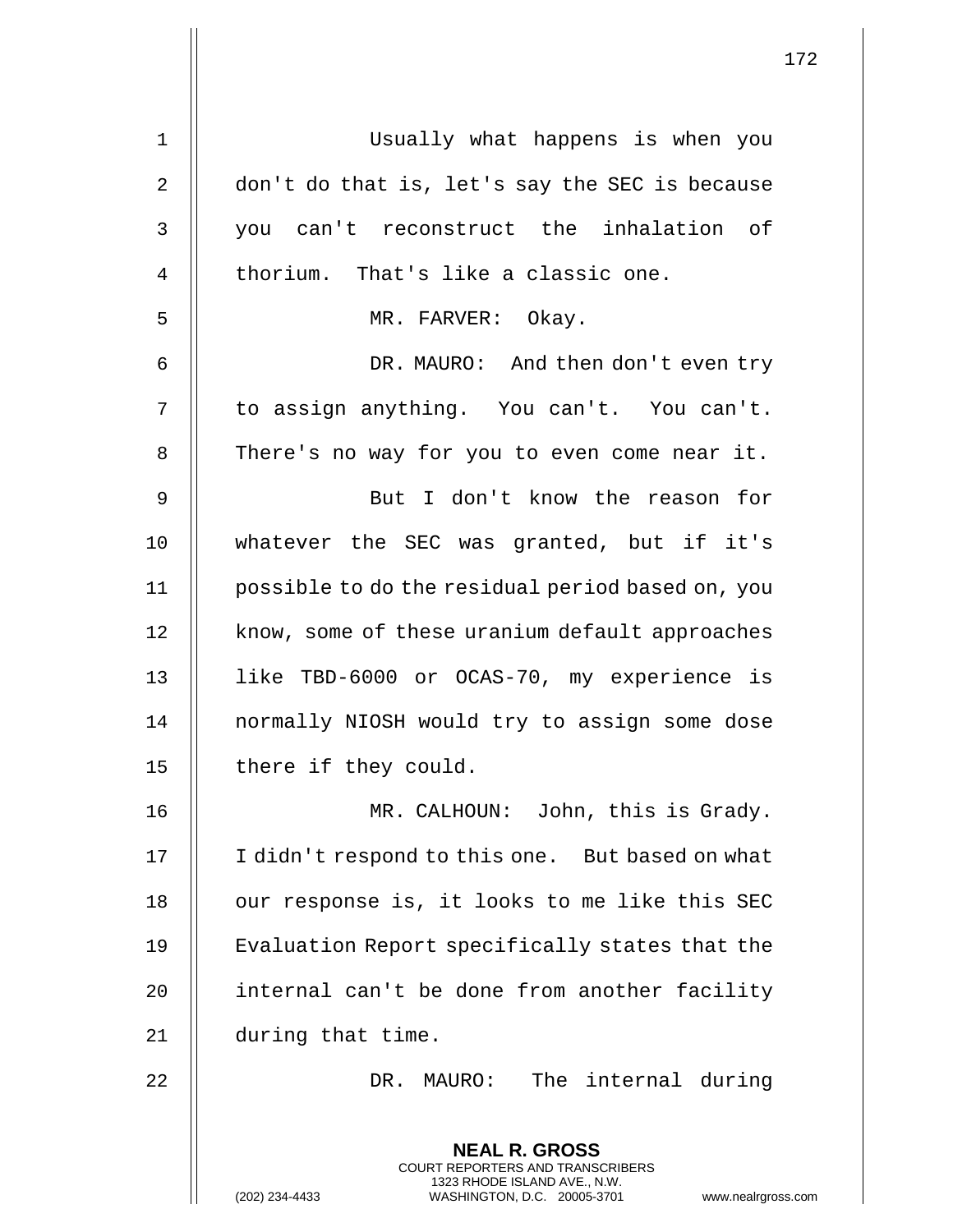Usually what happens is when you don't do that is, let's say the SEC is because you can't reconstruct the inhalation of thorium. That's like a classic one.

MR. FARVER: Okay.

DR. MAURO: And then don't even try to assign anything. You can't. You can't. There's no way for you to even come near it.

But I don't know the reason for whatever the SEC was granted, but if it's possible to do the residual period based on, you know, some of these uranium default approaches like TBD-6000 or OCAS-70, my experience is normally NIOSH would try to assign some dose there if they could.

MR. CALHOUN: John, this is Grady. I didn't respond to this one. But based on what our response is, it looks to me like this SEC Evaluation Report specifically states that the internal can't be done from another facility during that time.

DR. MAURO: The internal during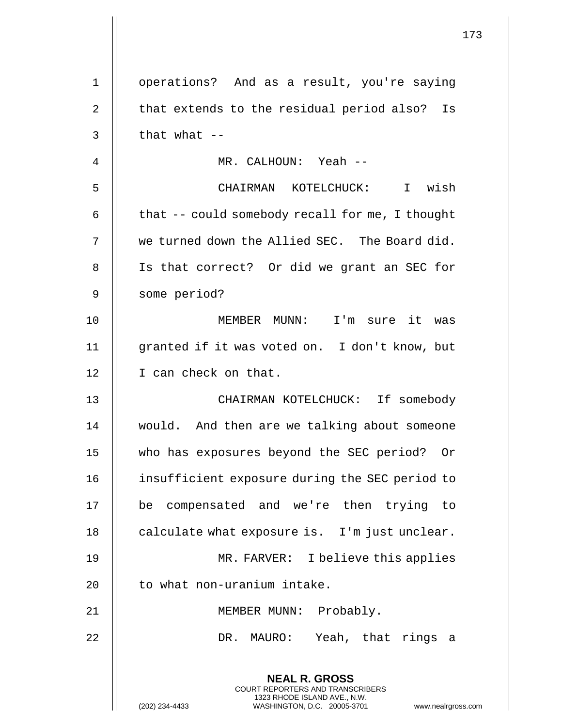operations? And as a result, you're saying that extends to the residual period also? Is that what --

MR. CALHOUN: Yeah --

CHAIRMAN KOTELCHUCK: I wish that -- could somebody recall for me, I thought we turned down the Allied SEC. The Board did. Is that correct? Or did we grant an SEC for some period?

MEMBER MUNN: I'm sure it was granted if it was voted on. I don't know, but I can check on that.

CHAIRMAN KOTELCHUCK: If somebody would. And then are we talking about someone who has exposures beyond the SEC period? Or insufficient exposure during the SEC period to be compensated and we're then trying to calculate what exposure is. I'm just unclear.

MR. FARVER: I believe this applies to what non-uranium intake.

MEMBER MUNN: Probably.

DR. MAURO: Yeah, that rings a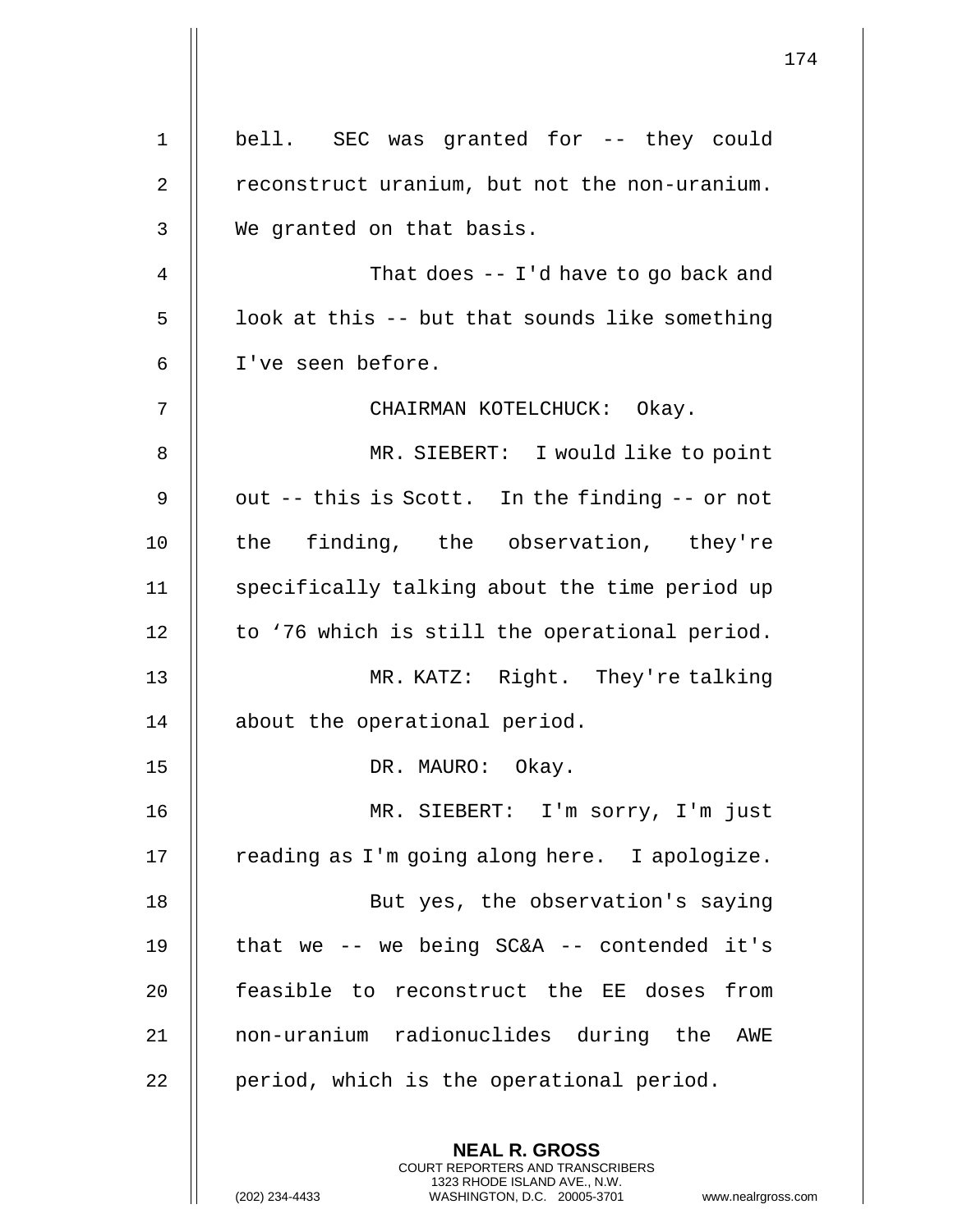bell. SEC was granted for -- they could reconstruct uranium, but not the non-uranium. We granted on that basis.

That does -- I'd have to go back and look at this -- but that sounds like something I've seen before.

CHAIRMAN KOTELCHUCK: Okay.

MR. SIEBERT: I would like to point out -- this is Scott. In the finding -- or not the finding, the observation, they're specifically talking about the time period up to ‘76 which is still the operational period.

MR. KATZ: Right. They're talking about the operational period.

DR. MAURO: Okay.

MR. SIEBERT: I'm sorry, I'm just reading as I'm going along here. I apologize.

But yes, the observation's saying that we -- we being SC&A -- contended it's feasible to reconstruct the EE doses from non-uranium radionuclides during the AWE period, which is the operational period.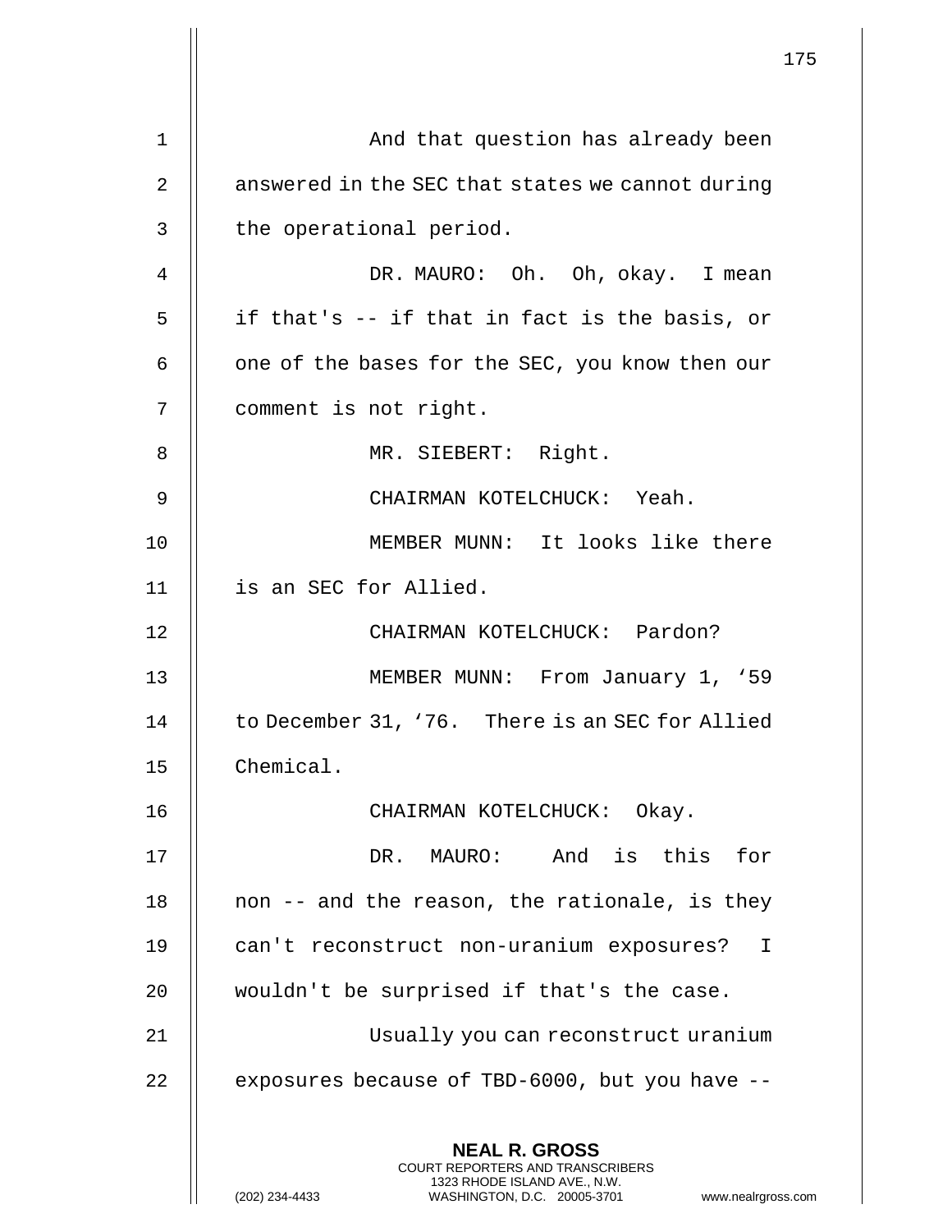And that question has already been answered in the SEC that states we cannot during the operational period.

DR. MAURO: Oh. Oh, okay. I mean if that's -- if that in fact is the basis, or one of the bases for the SEC, you know then our comment is not right.

MR. SIEBERT: Right.

CHAIRMAN KOTELCHUCK: Yeah.

MEMBER MUNN: It looks like there is an SEC for Allied.

CHAIRMAN KOTELCHUCK: Pardon?

MEMBER MUNN: From January 1, '59 to December 31, '76. There is an SEC for Allied Chemical.

CHAIRMAN KOTELCHUCK: Okay.

DR. MAURO: And is this for non -- and the reason, the rationale, is they can't reconstruct non-uranium exposures? I wouldn't be surprised if that's the case.

Usually you can reconstruct uranium exposures because of TBD-6000, but you have --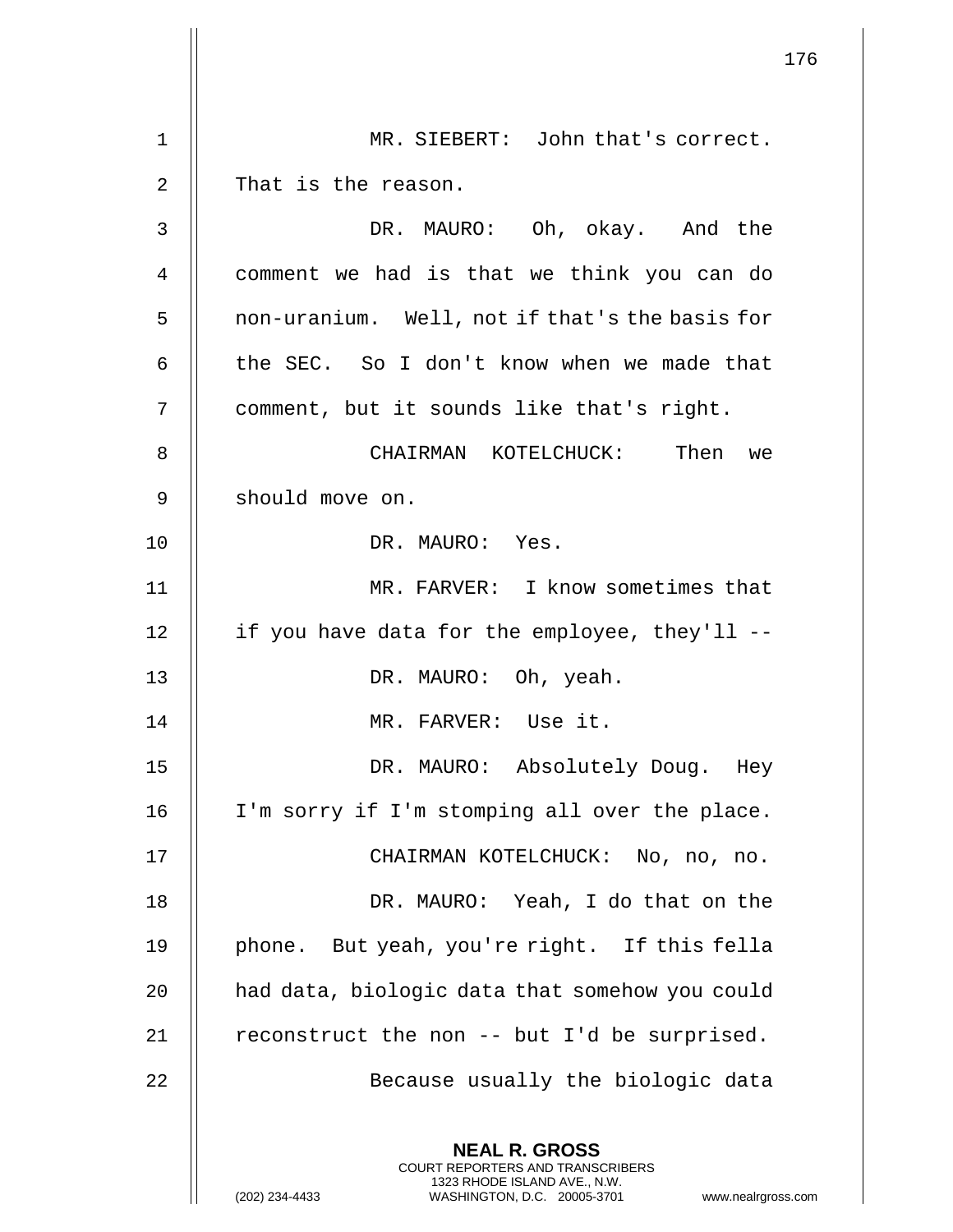MR. SIEBERT: John that's correct. That is the reason.

DR. MAURO: Oh, okay. And the comment we had is that we think you can do non-uranium. Well, not if that's the basis for the SEC. So I don't know when we made that comment, but it sounds like that's right.

CHAIRMAN KOTELCHUCK: Then we should move on.

DR. MAURO: Yes.

MR. FARVER: I know sometimes that if you have data for the employee, they'll --

DR. MAURO: Oh, yeah.

MR. FARVER: Use it.

DR. MAURO: Absolutely Doug. Hey I'm sorry if I'm stomping all over the place.

CHAIRMAN KOTELCHUCK: No, no, no.

DR. MAURO: Yeah, I do that on the phone. But yeah, you're right. If this fella had data, biologic data that somehow you could reconstruct the non -- but I'd be surprised.

Because usually the biologic data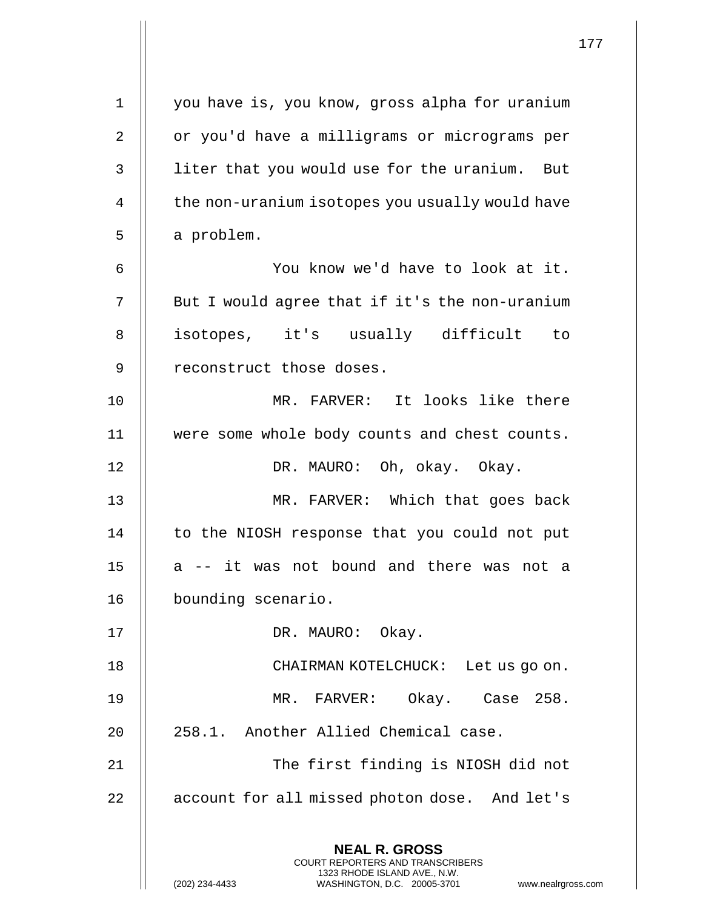you have is, you know, gross alpha for uranium or you'd have a milligrams or micrograms per liter that you would use for the uranium. But the non-uranium isotopes you usually would have a problem.

You know we'd have to look at it. But I would agree that if it's the non-uranium isotopes, it's usually difficult to reconstruct those doses.

MR. FARVER: It looks like there were some whole body counts and chest counts.

DR. MAURO: Oh, okay. Okay.

MR. FARVER: Which that goes back to the NIOSH response that you could not put a -- it was not bound and there was not a bounding scenario.

DR. MAURO: Okay.

CHAIRMAN KOTELCHUCK: Let us go on.

MR. FARVER: Okay. Case 258. 258.1. Another Allied Chemical case.

The first finding is NIOSH did not account for all missed photon dose. And let's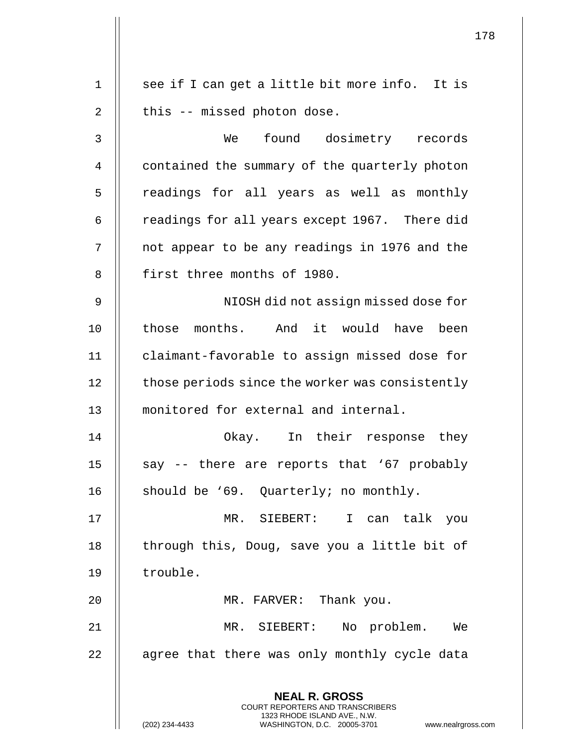see if I can get a little bit more info. It is this -- missed photon dose.

We found dosimetry records contained the summary of the quarterly photon readings for all years as well as monthly readings for all years except 1967. There did not appear to be any readings in 1976 and the first three months of 1980.

NIOSH did not assign missed dose for those months. And it would have been claimant-favorable to assign missed dose for those periods since the worker was consistently monitored for external and internal.

Okay. In their response they say -- there are reports that '67 probably should be '69. Quarterly; no monthly.

MR. SIEBERT: I can talk you through this, Doug, save you a little bit of trouble.

MR. FARVER: Thank you.

MR. SIEBERT: No problem. We agree that there was only monthly cycle data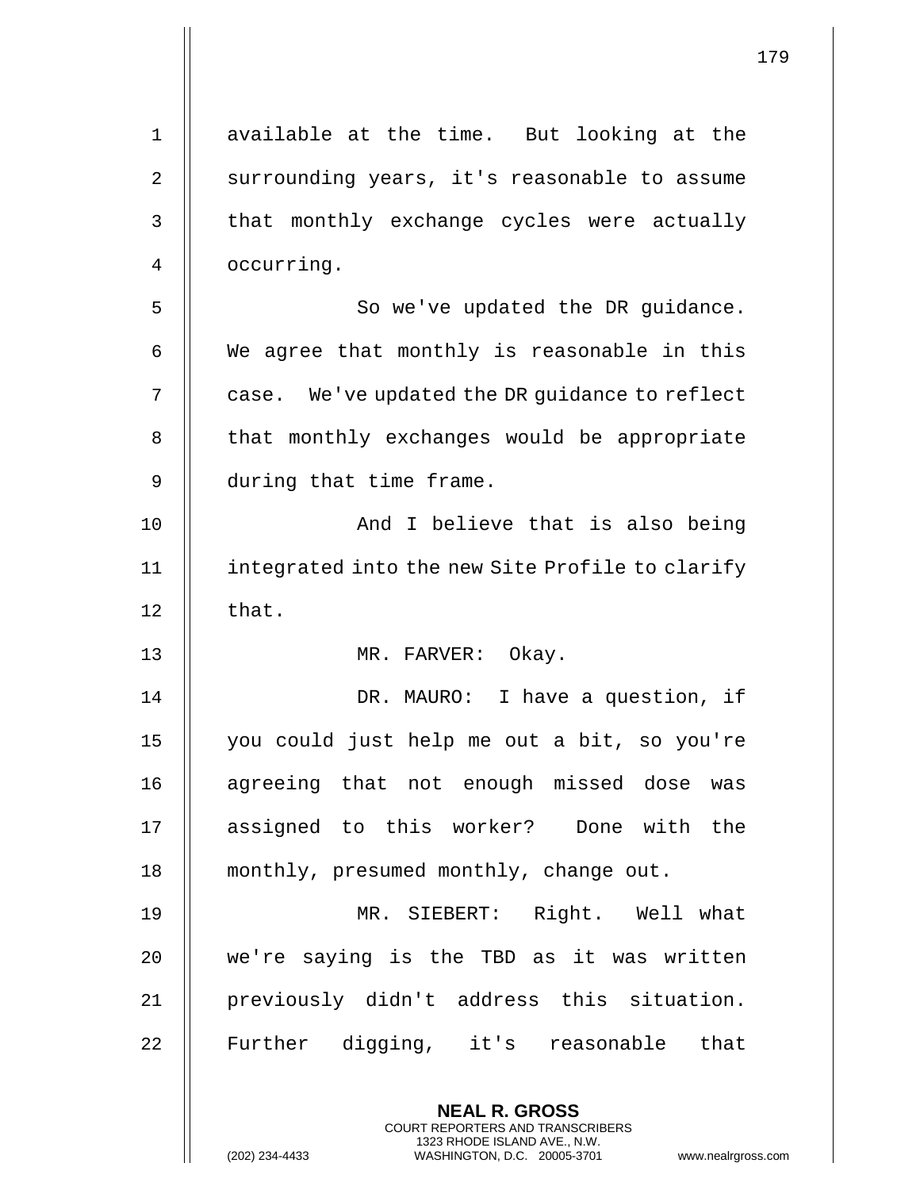available at the time. But looking at the surrounding years, it's reasonable to assume that monthly exchange cycles were actually occurring.

So we've updated the DR guidance. We agree that monthly is reasonable in this case. We've updated the DR guidance to reflect that monthly exchanges would be appropriate during that time frame.

And I believe that is also being integrated into the new Site Profile to clarify that.

MR. FARVER: Okay.

DR. MAURO: I have a question, if you could just help me out a bit, so you're agreeing that not enough missed dose was assigned to this worker? Done with the monthly, presumed monthly, change out.

MR. SIEBERT: Right. Well what we're saying is the TBD as it was written previously didn't address this situation. Further digging, it's reasonable that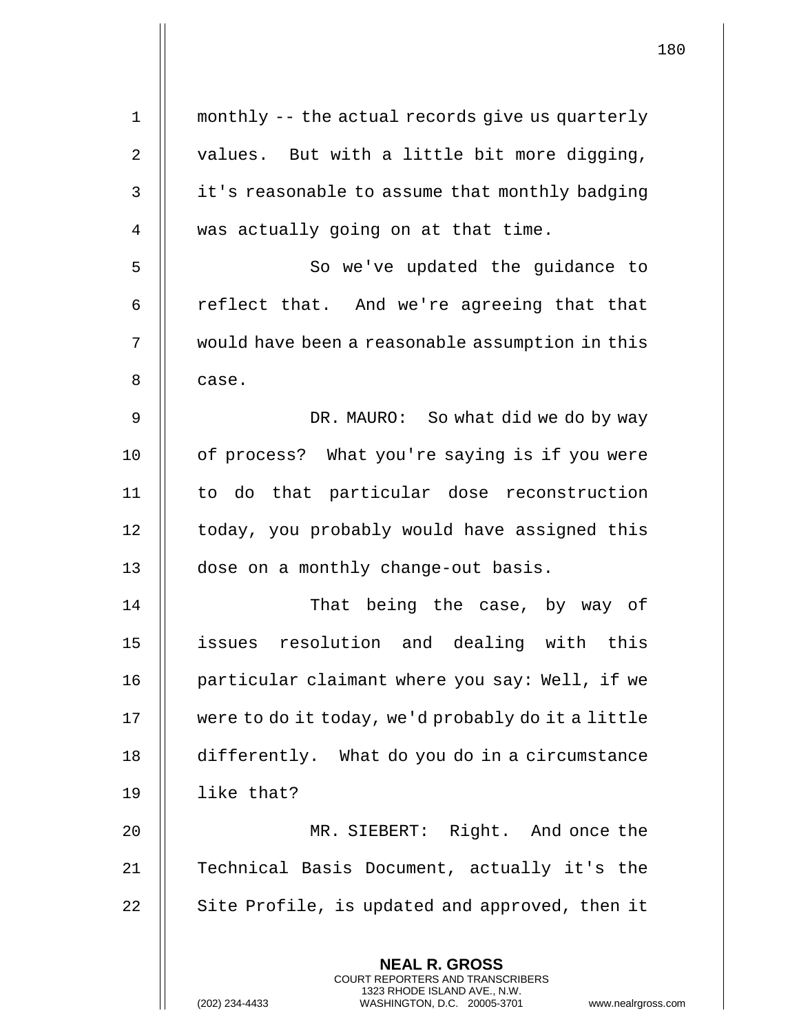monthly -- the actual records give us quarterly values. But with a little bit more digging, it's reasonable to assume that monthly badging was actually going on at that time.

So we've updated the guidance to reflect that. And we're agreeing that that would have been a reasonable assumption in this case.

DR. MAURO: So what did we do by way of process? What you're saying is if you were to do that particular dose reconstruction today, you probably would have assigned this dose on a monthly change-out basis.

That being the case, by way of issues resolution and dealing with this particular claimant where you say: Well, if we were to do it today, we'd probably do it a little differently. What do you do in a circumstance like that?

MR. SIEBERT: Right. And once the Technical Basis Document, actually it's the Site Profile, is updated and approved, then it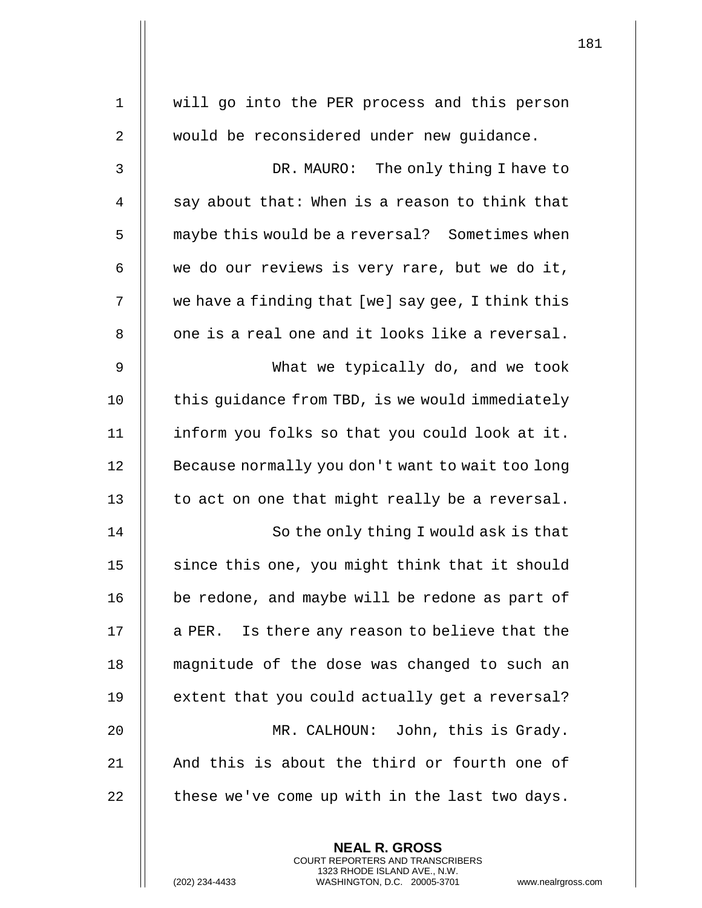will go into the PER process and this person would be reconsidered under new guidance.

DR. MAURO: The only thing I have to say about that: When is a reason to think that maybe this would be a reversal? Sometimes when we do our reviews is very rare, but we do it, we have a finding that [we] say gee, I think this one is a real one and it looks like a reversal.

What we typically do, and we took this guidance from TBD, is we would immediately inform you folks so that you could look at it. Because normally you don't want to wait too long to act on one that might really be a reversal.

So the only thing I would ask is that since this one, you might think that it should be redone, and maybe will be redone as part of a PER. Is there any reason to believe that the magnitude of the dose was changed to such an extent that you could actually get a reversal?

MR. CALHOUN: John, this is Grady. And this is about the third or fourth one of these we've come up with in the last two days.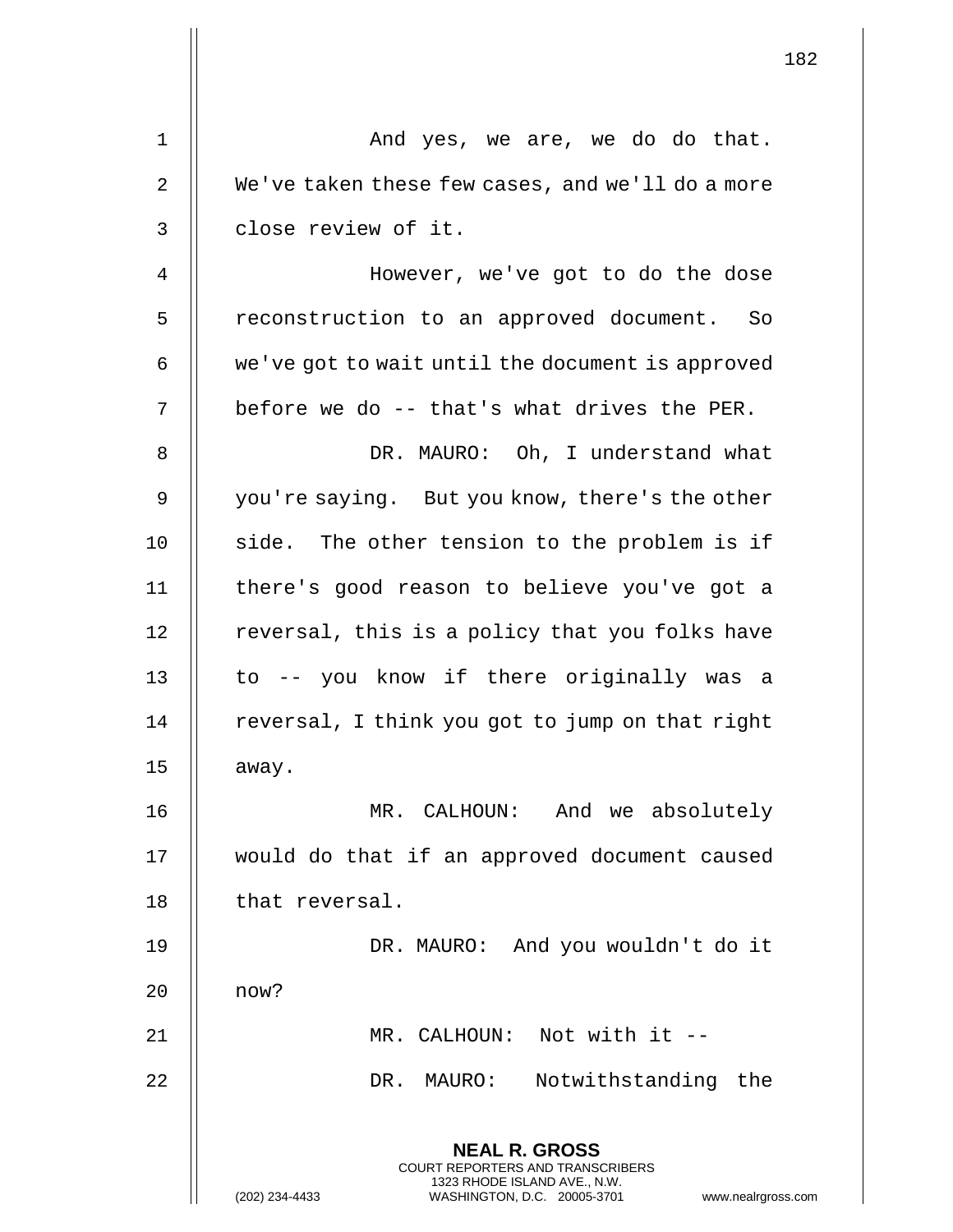And yes, we are, we do do that. We've taken these few cases, and we'll do a more close review of it.

However, we've got to do the dose reconstruction to an approved document. So we've got to wait until the document is approved before we do -- that's what drives the PER.

DR. MAURO: Oh, I understand what you're saying. But you know, there's the other side. The other tension to the problem is if there's good reason to believe you've got a reversal, this is a policy that you folks have to -- you know if there originally was a reversal, I think you got to jump on that right away.

MR. CALHOUN: And we absolutely would do that if an approved document caused that reversal.

DR. MAURO: And you wouldn't do it now?

MR. CALHOUN: Not with it --

DR. MAURO: Notwithstanding the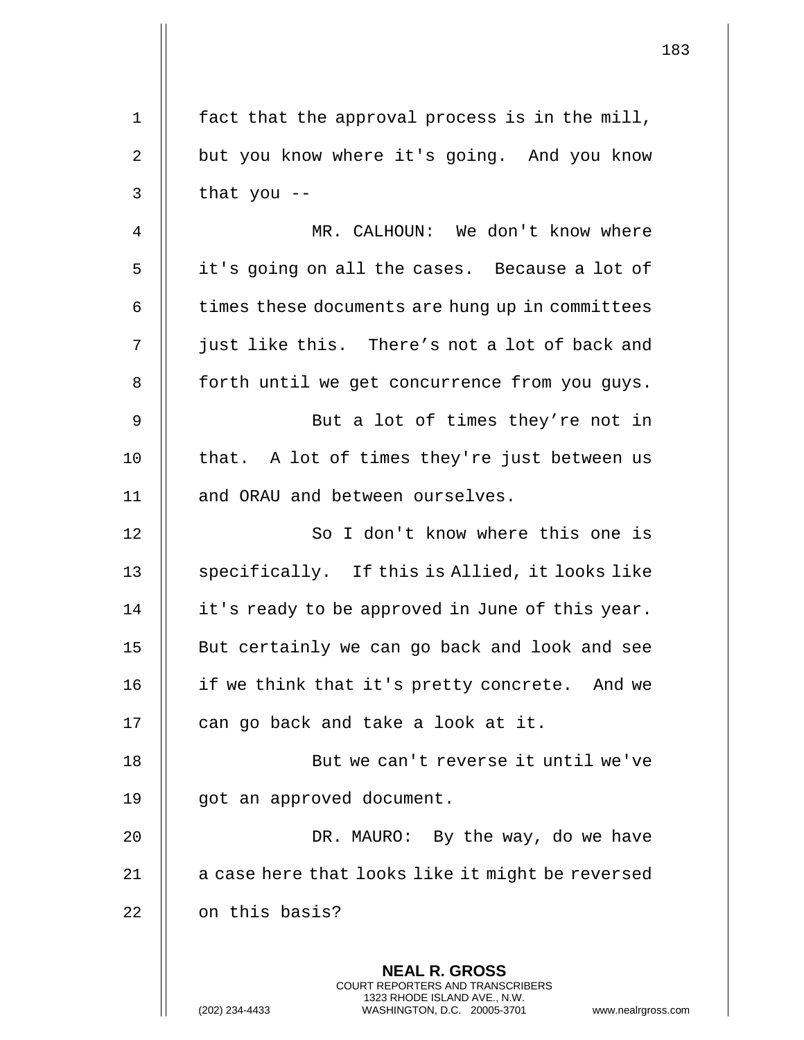fact that the approval process is in the mill, but you know where it's going. And you know that you --

MR. CALHOUN: We don't know where it's going on all the cases. Because a lot of times these documents are hung up in committees just like this. There's not a lot of back and forth until we get concurrence from you guys.

But a lot of times they're not in that. A lot of times they're just between us and ORAU and between ourselves.

So I don't know where this one is specifically. If this is Allied, it looks like it's ready to be approved in June of this year. But certainly we can go back and look and see if we think that it's pretty concrete. And we can go back and take a look at it.

But we can't reverse it until we've got an approved document.

DR. MAURO: By the way, do we have a case here that looks like it might be reversed on this basis?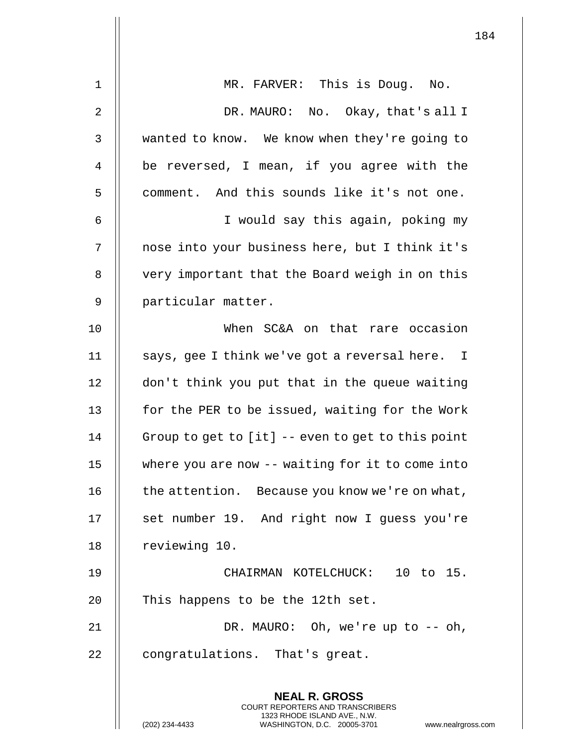MR. FARVER: This is Doug. No.

DR. MAURO: No. Okay, that's all I wanted to know. We know when they're going to be reversed, I mean, if you agree with the comment. And this sounds like it's not one.

I would say this again, poking my nose into your business here, but I think it's very important that the Board weigh in on this particular matter.

When SC&A on that rare occasion says, gee I think we've got a reversal here. I don't think you put that in the queue waiting for the PER to be issued, waiting for the Work Group to get to [it] -- even to get to this point where you are now -- waiting for it to come into the attention. Because you know we're on what, set number 19. And right now I guess you're reviewing 10.

CHAIRMAN KOTELCHUCK: 10 to 15. This happens to be the 12th set.

DR. MAURO: Oh, we're up to -- oh, congratulations. That's great.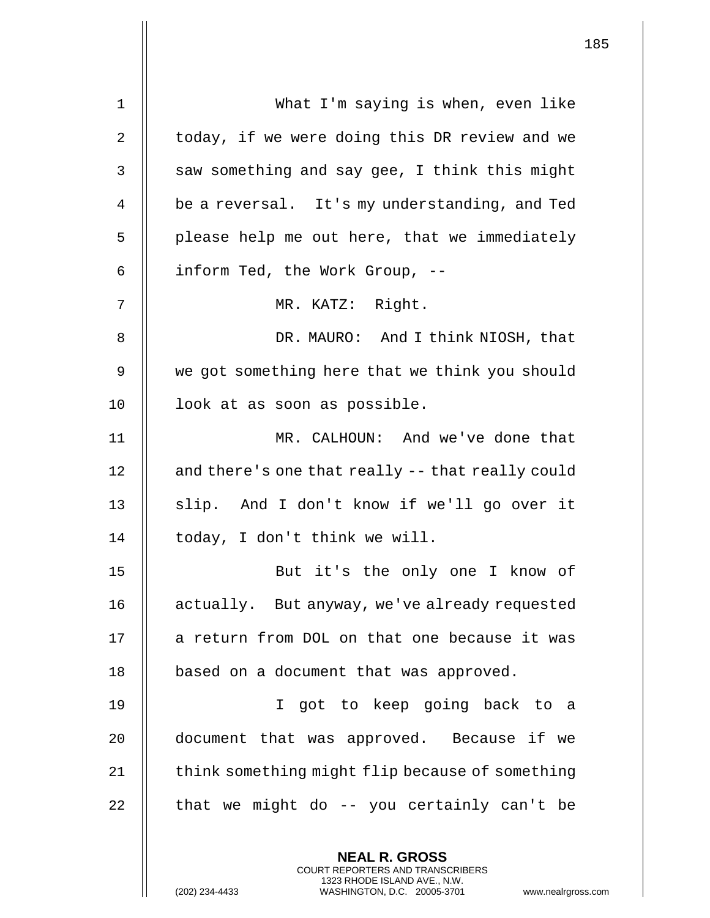What I'm saying is when, even like today, if we were doing this DR review and we saw something and say gee, I think this might be a reversal. It's my understanding, and Ted please help me out here, that we immediately inform Ted, the Work Group, --

MR. KATZ: Right.

DR. MAURO: And I think NIOSH, that we got something here that we think you should look at as soon as possible.

MR. CALHOUN: And we've done that and there's one that really -- that really could slip. And I don't know if we'll go over it today, I don't think we will.

But it's the only one I know of actually. But anyway, we've already requested a return from DOL on that one because it was based on a document that was approved.

I got to keep going back to a document that was approved. Because if we think something might flip because of something that we might do -- you certainly can't be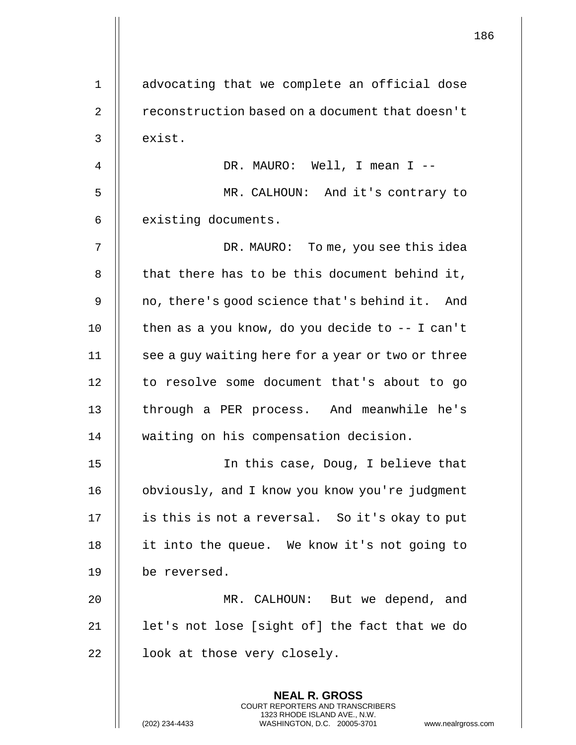advocating that we complete an official dose reconstruction based on a document that doesn't exist.

DR. MAURO: Well, I mean I --

MR. CALHOUN: And it's contrary to existing documents.

DR. MAURO: To me, you see this idea that there has to be this document behind it, no, there's good science that's behind it. And then as a you know, do you decide to -- I can't see a guy waiting here for a year or two or three to resolve some document that's about to go through a PER process. And meanwhile he's waiting on his compensation decision.

In this case, Doug, I believe that obviously, and I know you know you're judgment is this is not a reversal. So it's okay to put it into the queue. We know it's not going to be reversed.

MR. CALHOUN: But we depend, and let's not lose [sight of] the fact that we do look at those very closely.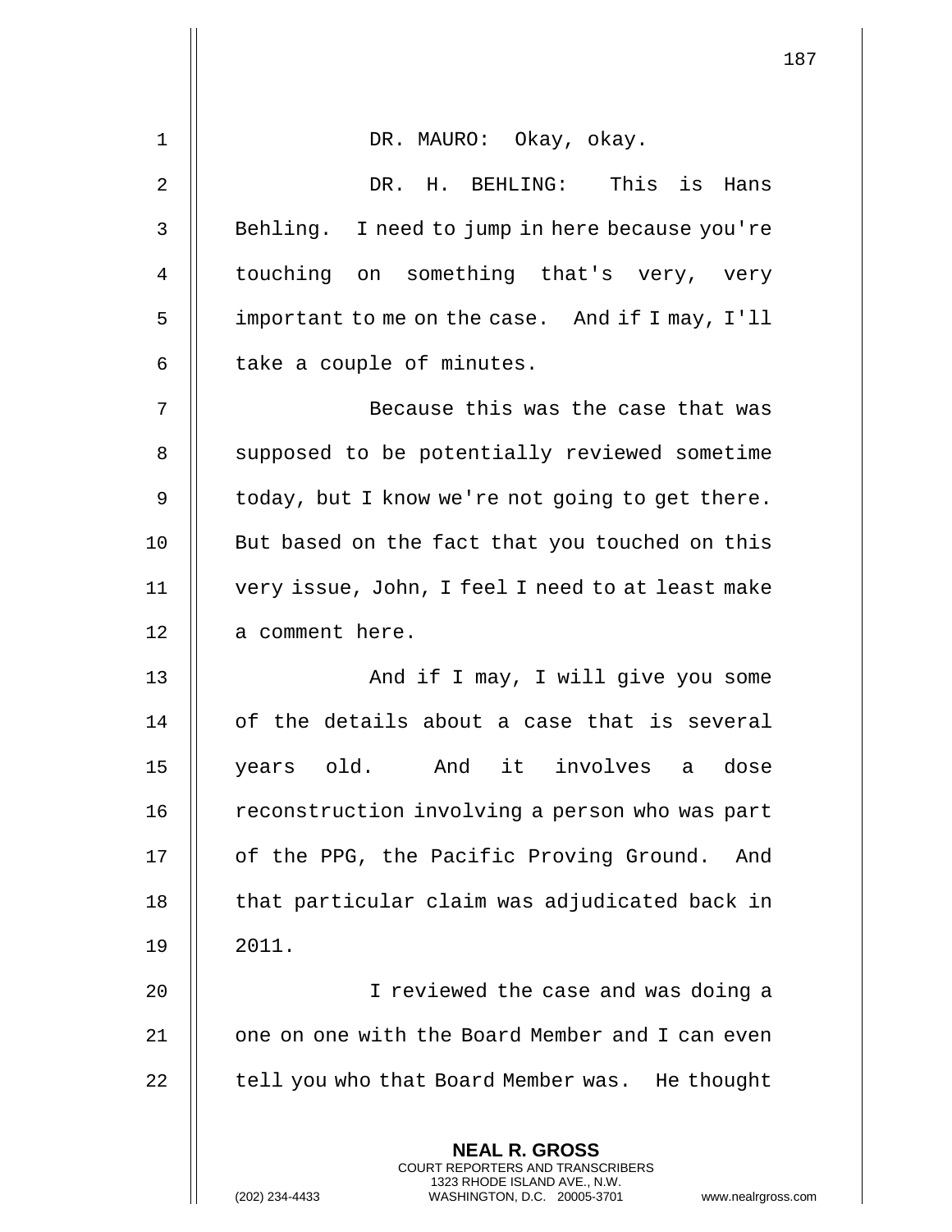DR. MAURO: Okay, okay.

DR. H. BEHLING: This is Hans Behling. I need to jump in here because you're touching on something that's very, very important to me on the case. And if I may, I'll take a couple of minutes.

Because this was the case that was supposed to be potentially reviewed sometime today, but I know we're not going to get there. But based on the fact that you touched on this very issue, John, I feel I need to at least make a comment here.

And if I may, I will give you some of the details about a case that is several years old. And it involves a dose reconstruction involving a person who was part of the PPG, the Pacific Proving Ground. And that particular claim was adjudicated back in 2011.

I reviewed the case and was doing a one on one with the Board Member and I can even tell you who that Board Member was. He thought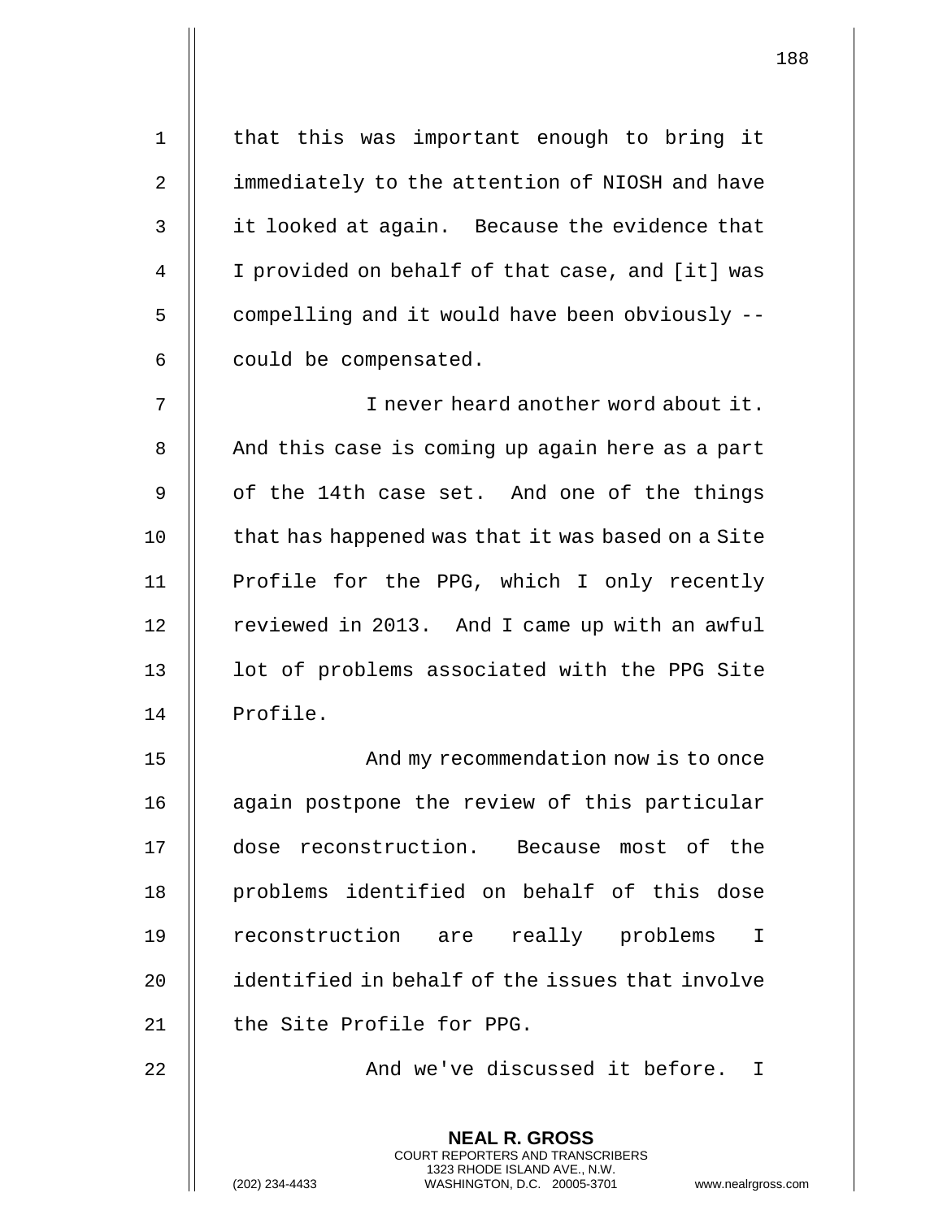that this was important enough to bring it immediately to the attention of NIOSH and have it looked at again. Because the evidence that I provided on behalf of that case, and [it] was compelling and it would have been obviously -- could be compensated.

I never heard another word about it. And this case is coming up again here as a part of the 14th case set. And one of the things that has happened was that it was based on a Site Profile for the PPG, which I only recently reviewed in 2013. And I came up with an awful lot of problems associated with the PPG Site Profile.

And my recommendation now is to once again postpone the review of this particular dose reconstruction. Because most of the problems identified on behalf of this dose reconstruction are really problems I identified in behalf of the issues that involve the Site Profile for PPG.

And we've discussed it before. I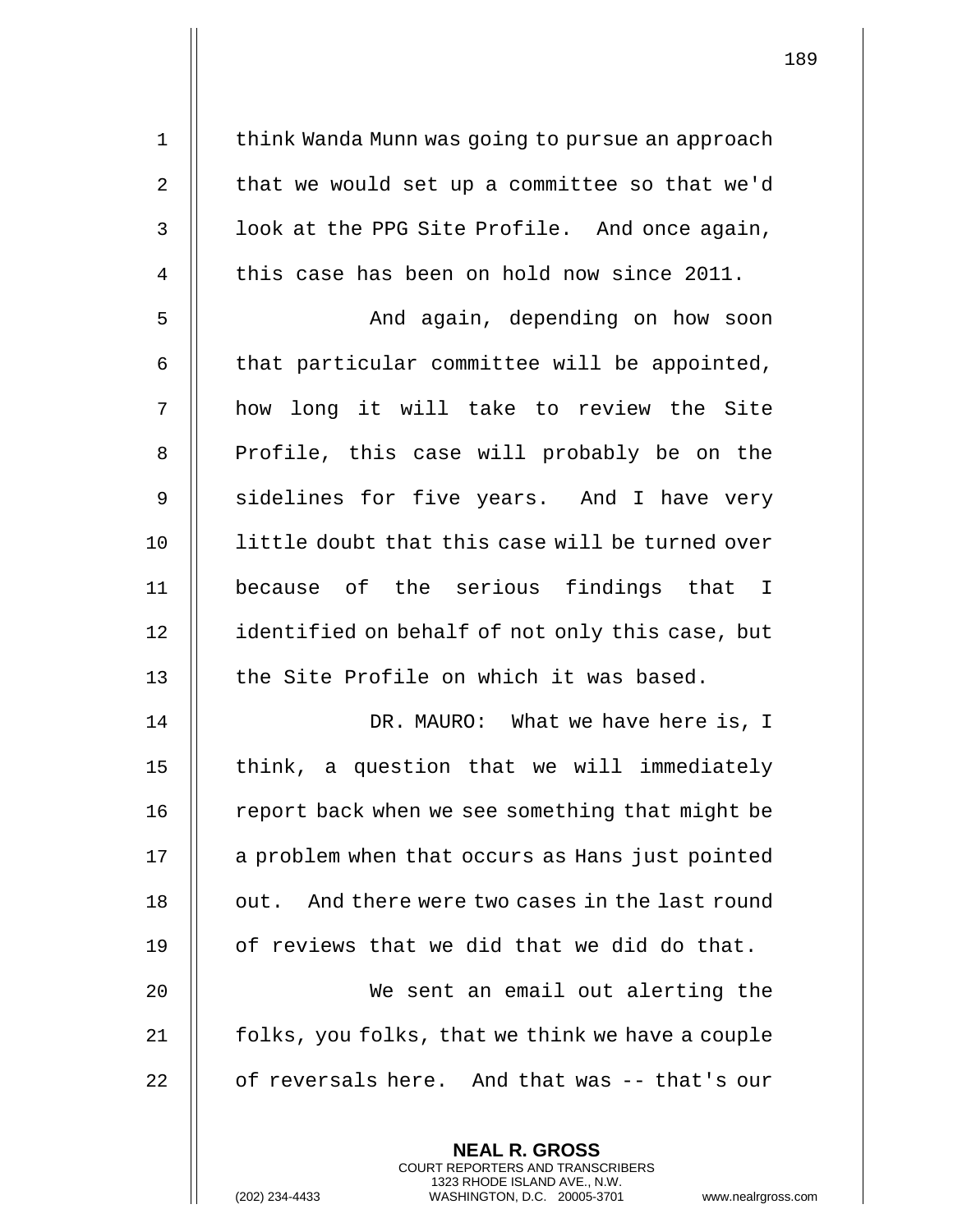think Wanda Munn was going to pursue an approach that we would set up a committee so that we'd look at the PPG Site Profile. And once again, this case has been on hold now since 2011.

And again, depending on how soon that particular committee will be appointed, how long it will take to review the Site Profile, this case will probably be on the sidelines for five years. And I have very little doubt that this case will be turned over because of the serious findings that I identified on behalf of not only this case, but the Site Profile on which it was based.

DR. MAURO: What we have here is, I think, a question that we will immediately report back when we see something that might be a problem when that occurs as Hans just pointed out. And there were two cases in the last round of reviews that we did that we did do that.

We sent an email out alerting the folks, you folks, that we think we have a couple of reversals here. And that was -- that's our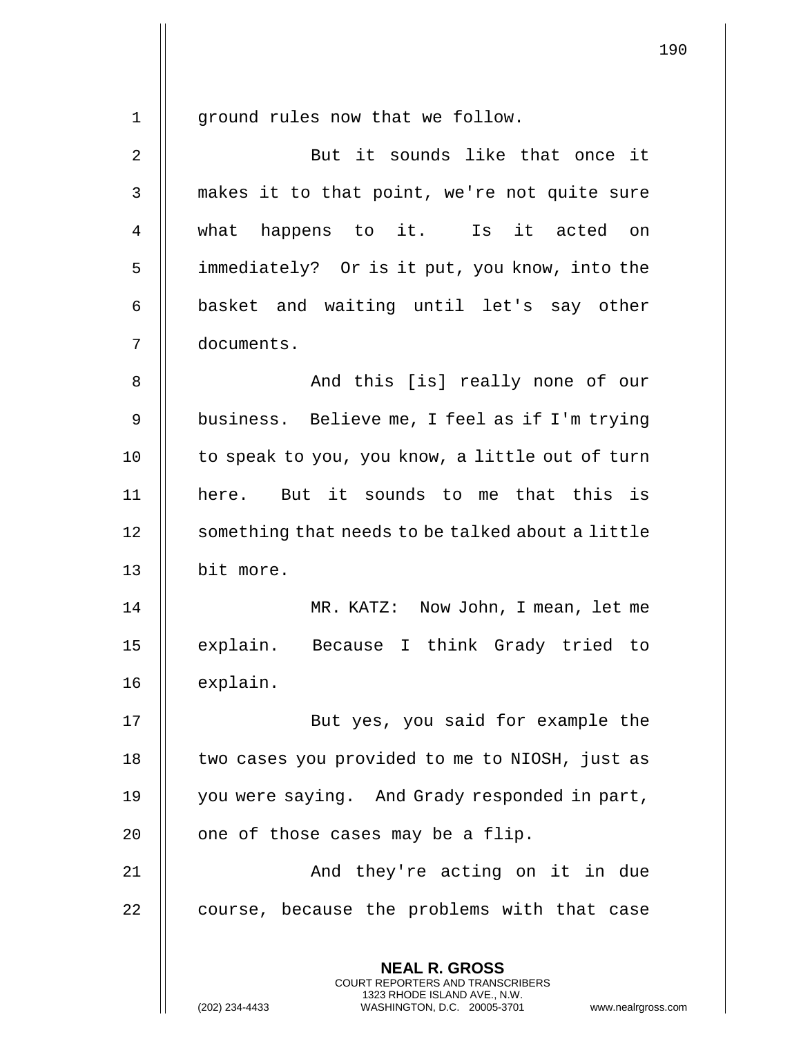ground rules now that we follow.

But it sounds like that once it makes it to that point, we're not quite sure what happens to it. Is it acted on immediately? Or is it put, you know, into the basket and waiting until let's say other documents.

And this [is] really none of our business. Believe me, I feel as if I'm trying to speak to you, you know, a little out of turn here. But it sounds to me that this is something that needs to be talked about a little bit more.

MR. KATZ: Now John, I mean, let me explain. Because I think Grady tried to explain.

But yes, you said for example the two cases you provided to me to NIOSH, just as you were saying. And Grady responded in part, one of those cases may be a flip.

And they're acting on it in due course, because the problems with that case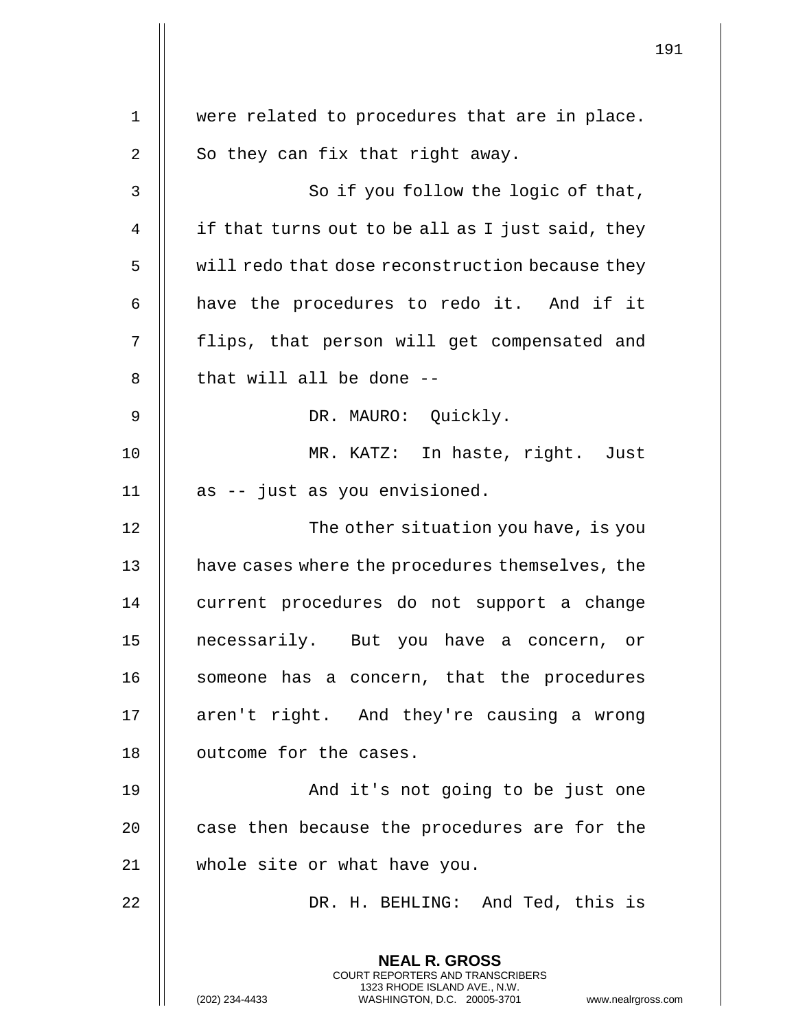were related to procedures that are in place. So they can fix that right away.

So if you follow the logic of that, if that turns out to be all as I just said, they will redo that dose reconstruction because they have the procedures to redo it. And if it flips, that person will get compensated and that will all be done --

DR. MAURO: Quickly.

MR. KATZ: In haste, right. Just as -- just as you envisioned.

The other situation you have, is you have cases where the procedures themselves, the current procedures do not support a change necessarily. But you have a concern, or someone has a concern, that the procedures aren't right. And they're causing a wrong outcome for the cases.

And it's not going to be just one case then because the procedures are for the whole site or what have you.

DR. H. BEHLING: And Ted, this is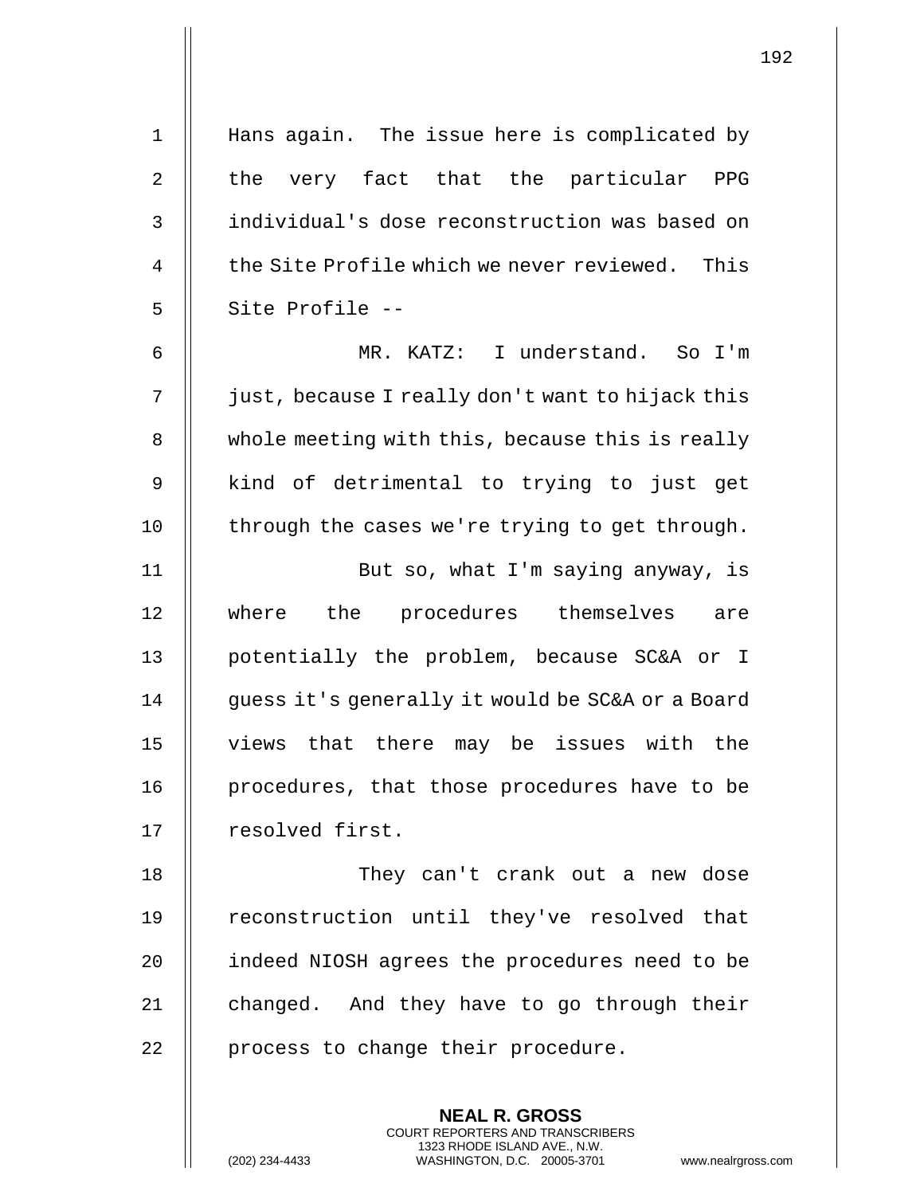Hans again. The issue here is complicated by the very fact that the particular PPG individual's dose reconstruction was based on the Site Profile which we never reviewed. This Site Profile --

MR. KATZ: I understand. So I'm just, because I really don't want to hijack this whole meeting with this, because this is really kind of detrimental to trying to just get through the cases we're trying to get through.

But so, what I'm saying anyway, is where the procedures themselves are potentially the problem, because SC&A or I guess it's generally it would be SC&A or a Board views that there may be issues with the procedures, that those procedures have to be resolved first.

They can't crank out a new dose reconstruction until they've resolved that indeed NIOSH agrees the procedures need to be changed. And they have to go through their process to change their procedure.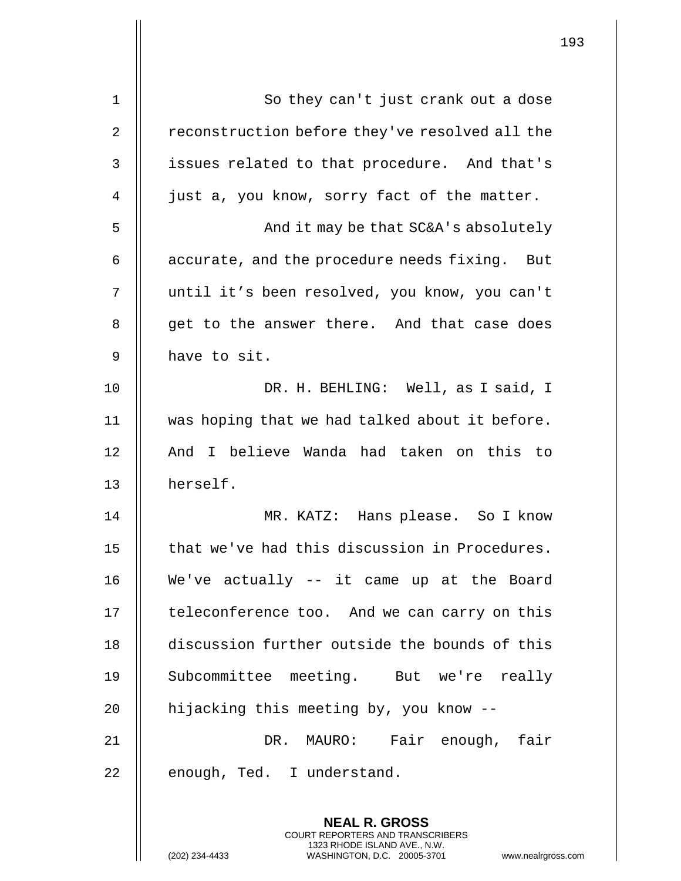So they can't just crank out a dose reconstruction before they've resolved all the issues related to that procedure. And that's just a, you know, sorry fact of the matter.

And it may be that SC&A's absolutely accurate, and the procedure needs fixing. But until it's been resolved, you know, you can't get to the answer there. And that case does have to sit.

DR. H. BEHLING: Well, as I said, I was hoping that we had talked about it before. And I believe Wanda had taken on this to herself.

MR. KATZ: Hans please. So I know that we've had this discussion in Procedures. We've actually -- it came up at the Board teleconference too. And we can carry on this discussion further outside the bounds of this Subcommittee meeting. But we're really hijacking this meeting by, you know --

DR. MAURO: Fair enough, fair enough, Ted. I understand.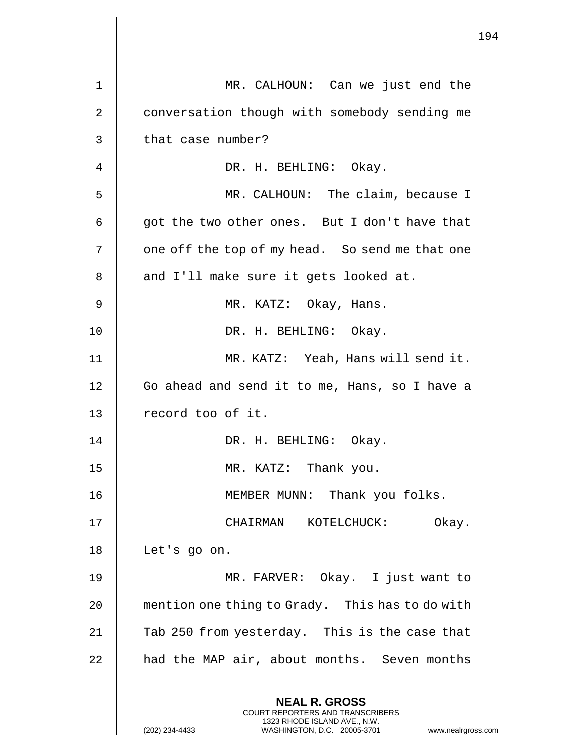MR. CALHOUN: Can we just end the conversation though with somebody sending me that case number?

DR. H. BEHLING: Okay.

MR. CALHOUN: The claim, because I got the two other ones. But I don't have that one off the top of my head. So send me that one and I'll make sure it gets looked at.

MR. KATZ: Okay, Hans.

DR. H. BEHLING: Okay.

MR. KATZ: Yeah, Hans will send it. Go ahead and send it to me, Hans, so I have a record too of it.

DR. H. BEHLING: Okay.

MR. KATZ: Thank you.

MEMBER MUNN: Thank you folks.

CHAIRMAN KOTELCHUCK: Okay. Let's go on.

MR. FARVER: Okay. I just want to mention one thing to Grady. This has to do with Tab 250 from yesterday. This is the case that had the MAP air, about months. Seven months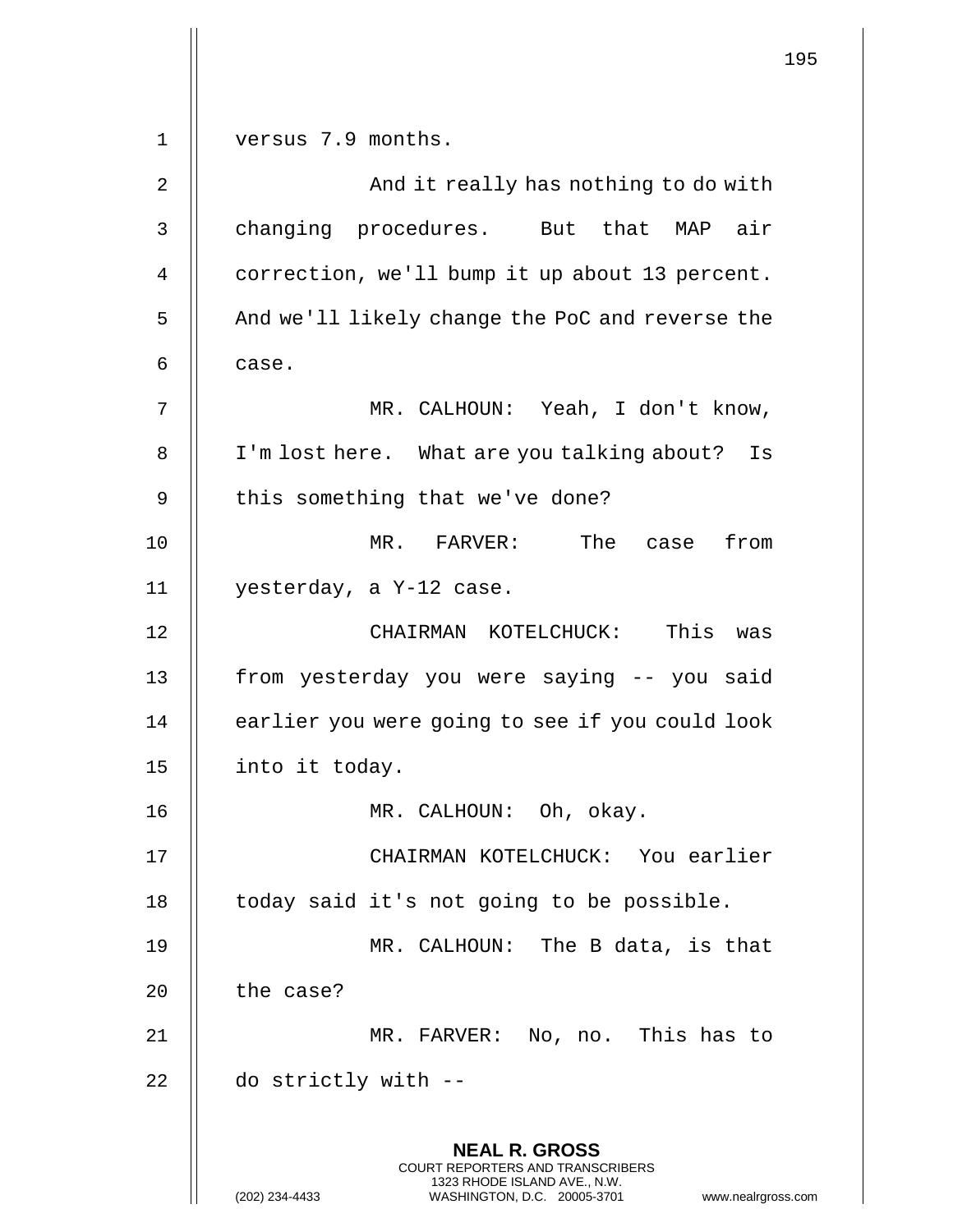versus 7.9 months.

And it really has nothing to do with changing procedures. But that MAP air correction, we'll bump it up about 13 percent. And we'll likely change the PoC and reverse the case.

MR. CALHOUN: Yeah, I don't know, I'm lost here. What are you talking about? Is this something that we've done?

MR. FARVER: The case from yesterday, a Y-12 case.

CHAIRMAN KOTELCHUCK: This was from yesterday you were saying -- you said earlier you were going to see if you could look into it today.

MR. CALHOUN: Oh, okay.

CHAIRMAN KOTELCHUCK: You earlier today said it's not going to be possible.

MR. CALHOUN: The B data, is that the case?

MR. FARVER: No, no. This has to do strictly with --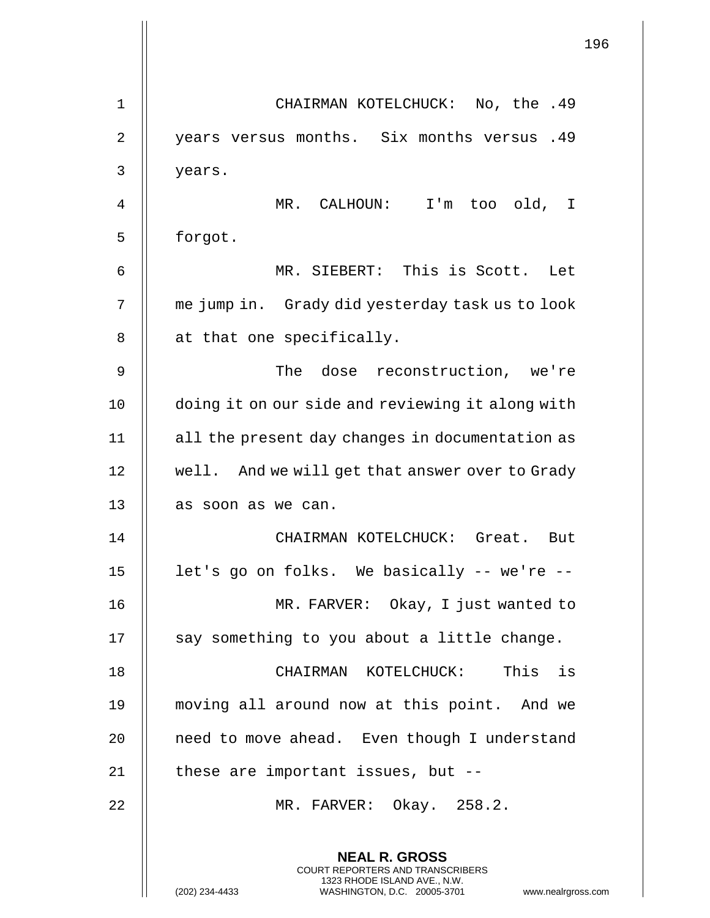CHAIRMAN KOTELCHUCK: No, the .49 years versus months. Six months versus .49 years.

MR. CALHOUN: I'm too old, I forgot.

MR. SIEBERT: This is Scott. Let me jump in. Grady did yesterday task us to look at that one specifically.

The dose reconstruction, we're doing it on our side and reviewing it along with all the present day changes in documentation as well. And we will get that answer over to Grady as soon as we can.

CHAIRMAN KOTELCHUCK: Great. But let's go on folks. We basically -- we're --

MR. FARVER: Okay, I just wanted to say something to you about a little change.

CHAIRMAN KOTELCHUCK: This is moving all around now at this point. And we need to move ahead. Even though I understand these are important issues, but --

MR. FARVER: Okay. 258.2.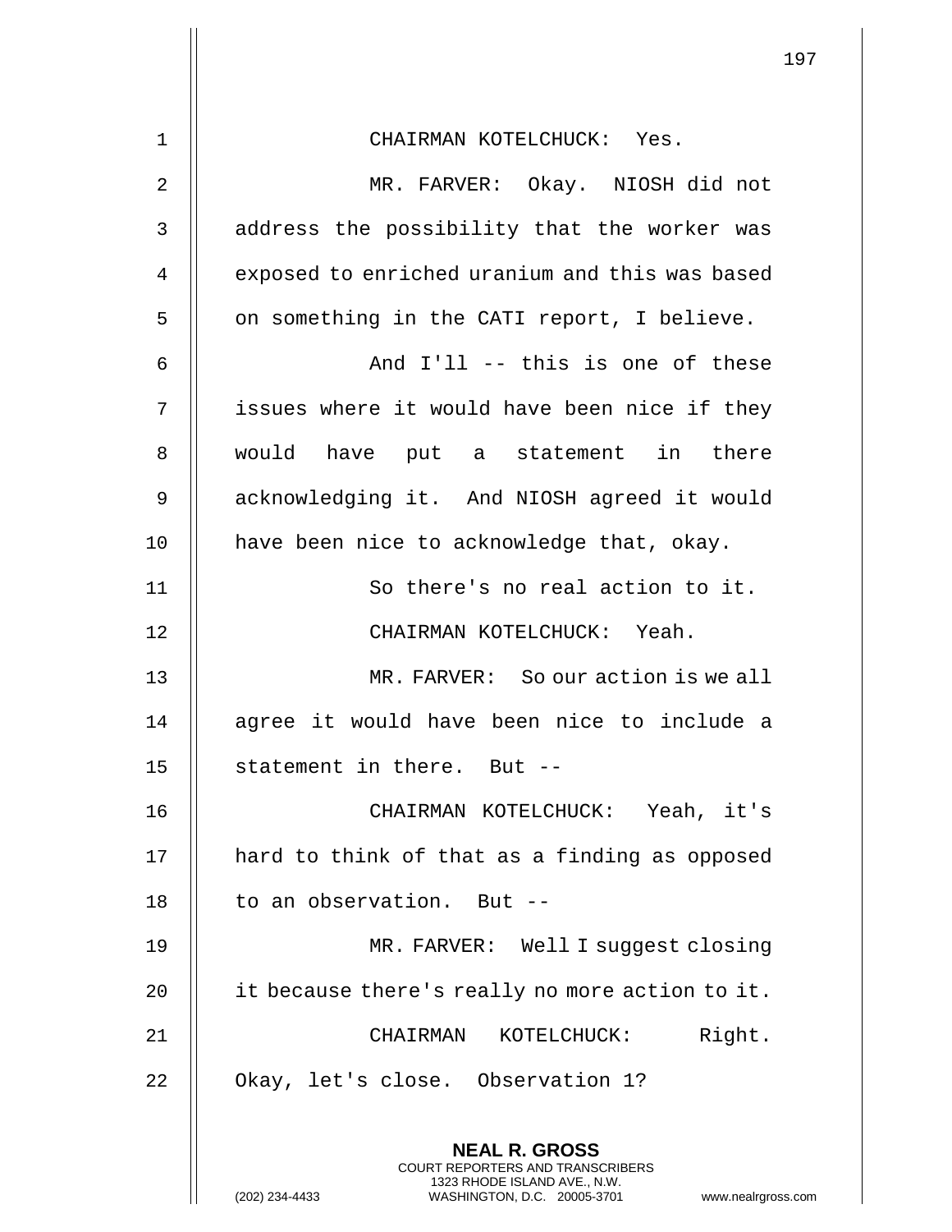CHAIRMAN KOTELCHUCK: Yes.

MR. FARVER: Okay. NIOSH did not address the possibility that the worker was exposed to enriched uranium and this was based on something in the CATI report, I believe.

And I'll -- this is one of these issues where it would have been nice if they would have put a statement in there acknowledging it. And NIOSH agreed it would have been nice to acknowledge that, okay.

So there's no real action to it.

CHAIRMAN KOTELCHUCK: Yeah.

MR. FARVER: So our action is we all agree it would have been nice to include a statement in there. But --

CHAIRMAN KOTELCHUCK: Yeah, it's hard to think of that as a finding as opposed to an observation. But --

MR. FARVER: Well I suggest closing it because there's really no more action to it.

CHAIRMAN KOTELCHUCK: Right. Okay, let's close. Observation 1?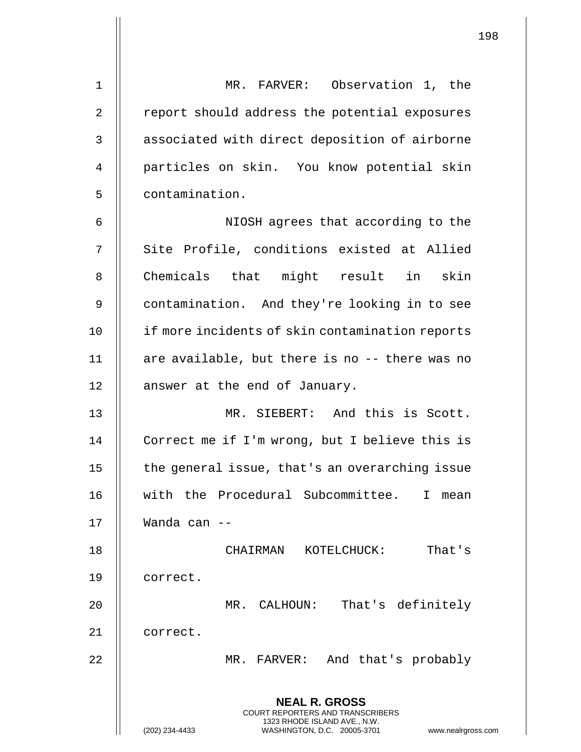MR. FARVER: Observation 1, the report should address the potential exposures associated with direct deposition of airborne particles on skin. You know potential skin contamination.

NIOSH agrees that according to the Site Profile, conditions existed at Allied Chemicals that might result in skin contamination. And they're looking in to see if more incidents of skin contamination reports are available, but there is no -- there was no answer at the end of January.

MR. SIEBERT: And this is Scott. Correct me if I'm wrong, but I believe this is the general issue, that's an overarching issue with the Procedural Subcommittee. I mean Wanda can --

CHAIRMAN KOTELCHUCK: That's correct.

MR. CALHOUN: That's definitely correct.

MR. FARVER: And that's probably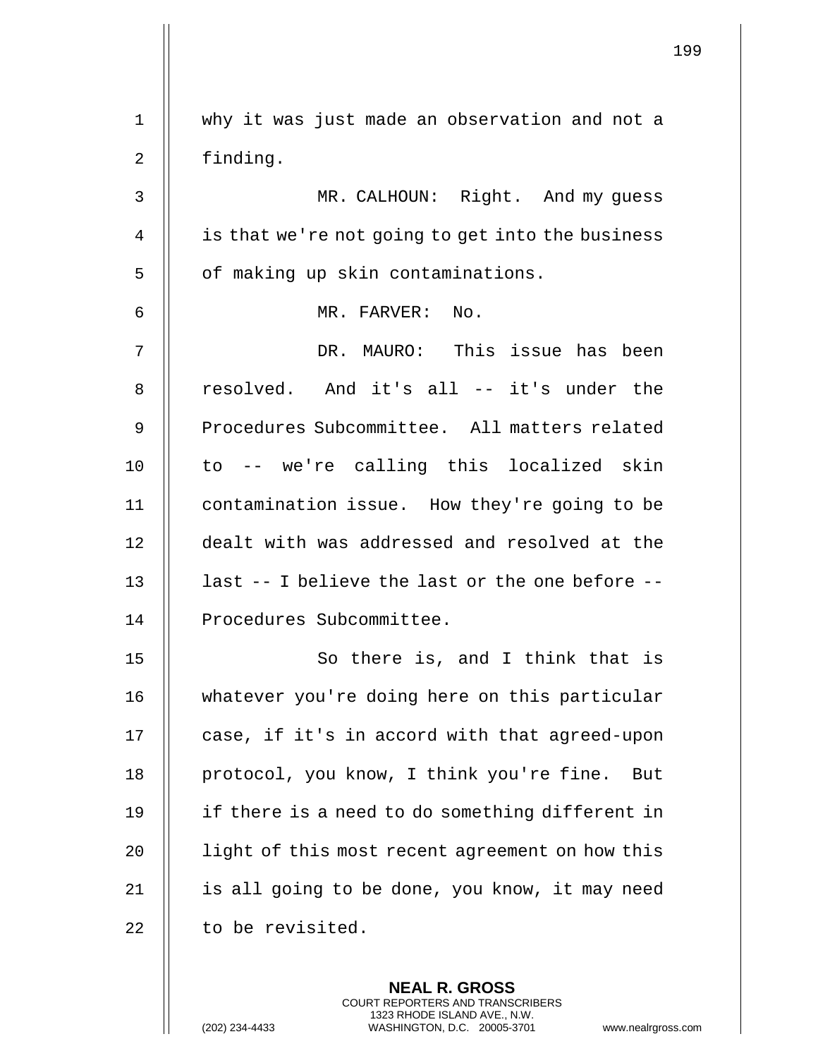why it was just made an observation and not a finding.

MR. CALHOUN: Right. And my guess is that we're not going to get into the business of making up skin contaminations.

MR. FARVER: No.

DR. MAURO: This issue has been resolved. And it's all -- it's under the Procedures Subcommittee. All matters related to -- we're calling this localized skin contamination issue. How they're going to be dealt with was addressed and resolved at the last -- I believe the last or the one before -- Procedures Subcommittee.

So there is, and I think that is whatever you're doing here on this particular case, if it's in accord with that agreed-upon protocol, you know, I think you're fine. But if there is a need to do something different in light of this most recent agreement on how this is all going to be done, you know, it may need to be revisited.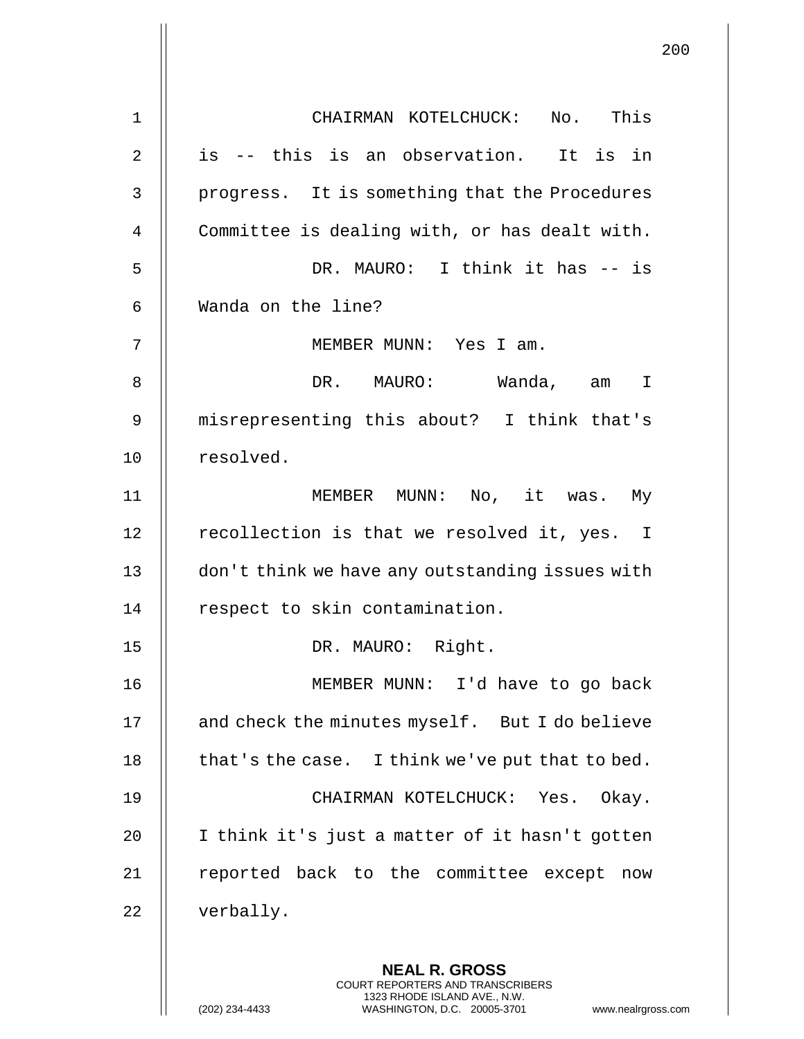CHAIRMAN KOTELCHUCK: No. This is -- this is an observation. It is in progress. It is something that the Procedures Committee is dealing with, or has dealt with.

DR. MAURO: I think it has -- is Wanda on the line?

MEMBER MUNN: Yes I am.

DR. MAURO: Wanda, am I misrepresenting this about? I think that's resolved.

MEMBER MUNN: No, it was. My recollection is that we resolved it, yes. I don't think we have any outstanding issues with respect to skin contamination.

DR. MAURO: Right.

MEMBER MUNN: I'd have to go back and check the minutes myself. But I do believe that's the case. I think we've put that to bed.

CHAIRMAN KOTELCHUCK: Yes. Okay. I think it's just a matter of it hasn't gotten reported back to the committee except now verbally.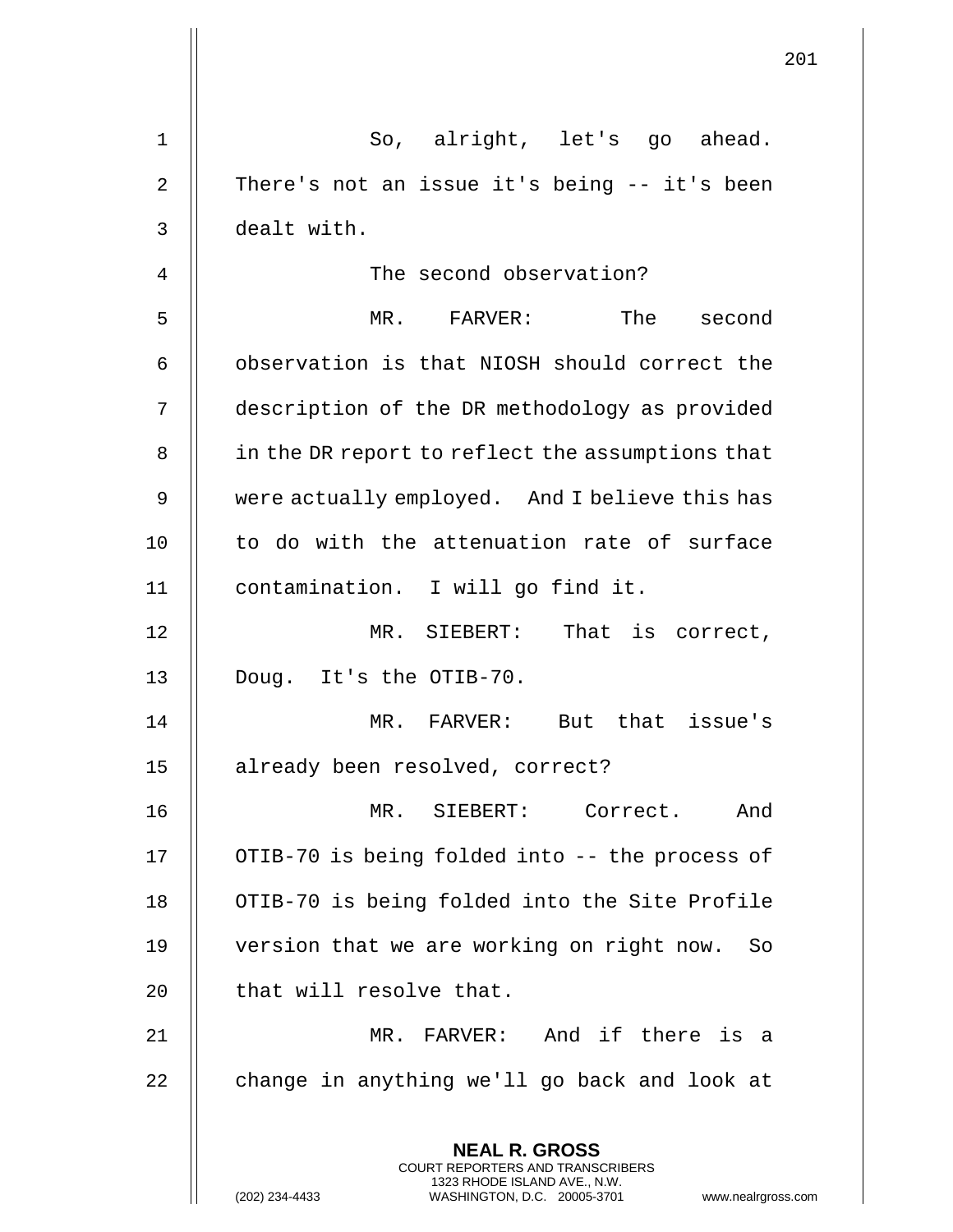So, alright, let's go ahead. There's not an issue it's being -- it's been dealt with.

The second observation?

MR. FARVER: The second observation is that NIOSH should correct the description of the DR methodology as provided in the DR report to reflect the assumptions that were actually employed. And I believe this has to do with the attenuation rate of surface contamination. I will go find it.

MR. SIEBERT: That is correct, Doug. It's the OTIB-70.

MR. FARVER: But that issue's already been resolved, correct?

MR. SIEBERT: Correct. And OTIB-70 is being folded into -- the process of OTIB-70 is being folded into the Site Profile version that we are working on right now. So that will resolve that.

MR. FARVER: And if there is a change in anything we'll go back and look at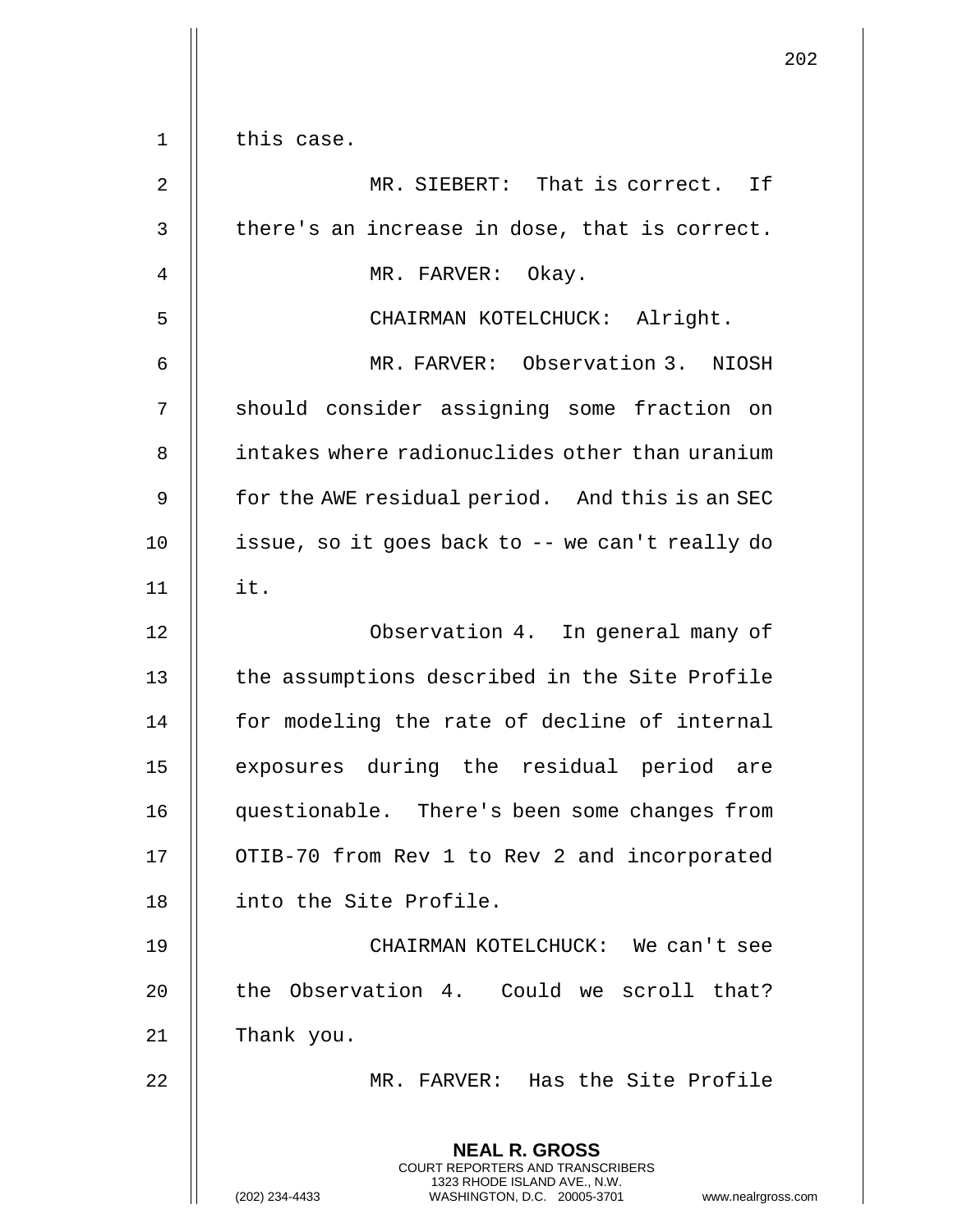this case.

MR. SIEBERT: That is correct. If there's an increase in dose, that is correct.

MR. FARVER: Okay.

CHAIRMAN KOTELCHUCK: Alright.

MR. FARVER: Observation 3. NIOSH should consider assigning some fraction on intakes where radionuclides other than uranium for the AWE residual period. And this is an SEC issue, so it goes back to -- we can't really do it.

Observation 4. In general many of the assumptions described in the Site Profile for modeling the rate of decline of internal exposures during the residual period are questionable. There's been some changes from OTIB-70 from Rev 1 to Rev 2 and incorporated into the Site Profile.

CHAIRMAN KOTELCHUCK: We can't see the Observation 4. Could we scroll that? Thank you.

MR. FARVER: Has the Site Profile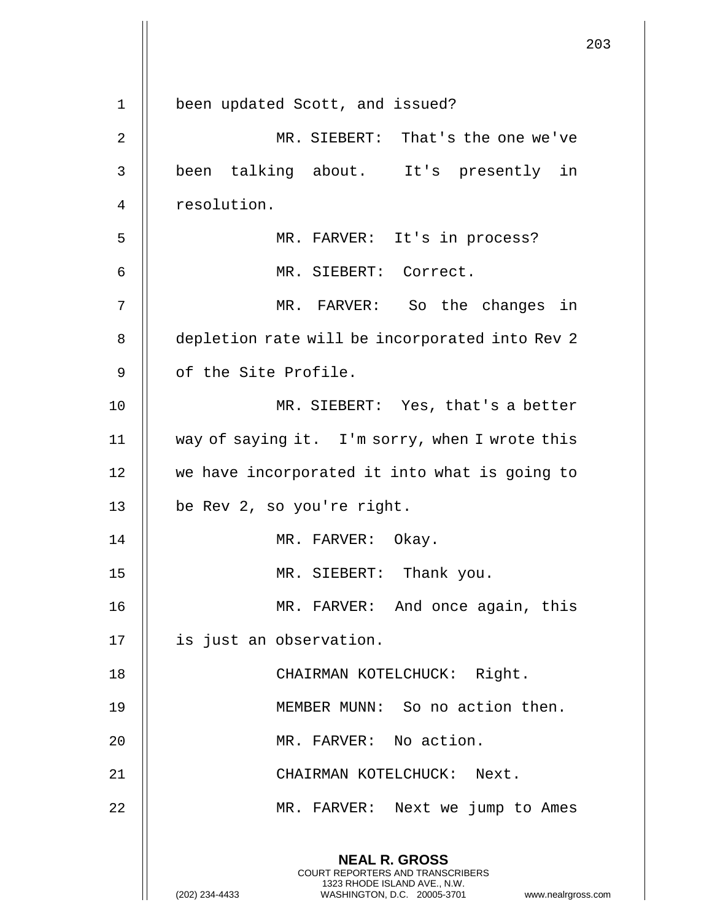been updated Scott, and issued?

MR. SIEBERT: That's the one we've been talking about. It's presently in resolution.

MR. FARVER: It's in process?

MR. SIEBERT: Correct.

MR. FARVER: So the changes in depletion rate will be incorporated into Rev 2 of the Site Profile.

MR. SIEBERT: Yes, that's a better way of saying it. I'm sorry, when I wrote this we have incorporated it into what is going to be Rev 2, so you're right.

MR. FARVER: Okay.

MR. SIEBERT: Thank you.

MR. FARVER: And once again, this is just an observation.

CHAIRMAN KOTELCHUCK: Right.

MEMBER MUNN: So no action then.

MR. FARVER: No action.

CHAIRMAN KOTELCHUCK: Next.

MR. FARVER: Next we jump to Ames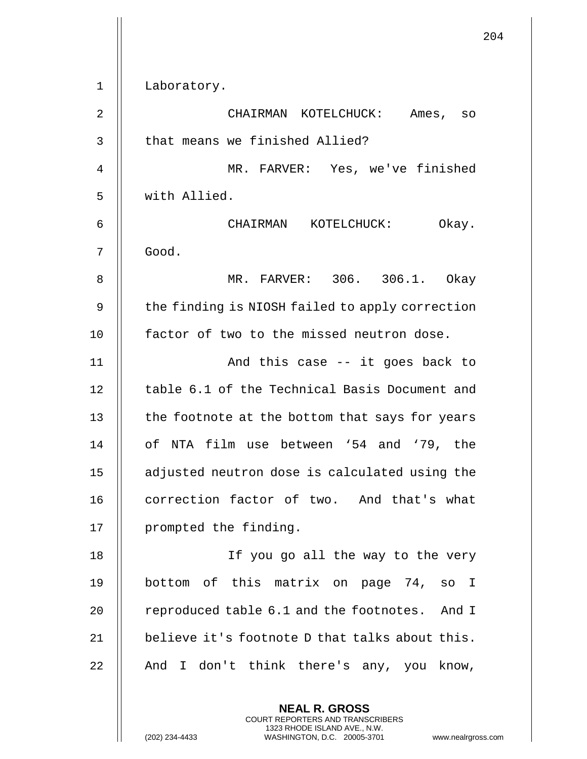Laboratory.

CHAIRMAN KOTELCHUCK: Ames, so that means we finished Allied?

MR. FARVER: Yes, we've finished with Allied.

CHAIRMAN KOTELCHUCK: Okay. Good.

MR. FARVER: 306. 306.1. Okay the finding is NIOSH failed to apply correction factor of two to the missed neutron dose.

And this case -- it goes back to table 6.1 of the Technical Basis Document and the footnote at the bottom that says for years of NTA film use between '54 and '79, the adjusted neutron dose is calculated using the correction factor of two. And that's what prompted the finding.

If you go all the way to the very bottom of this matrix on page 74, so I reproduced table 6.1 and the footnotes. And I believe it's footnote D that talks about this. And I don't think there's any, you know,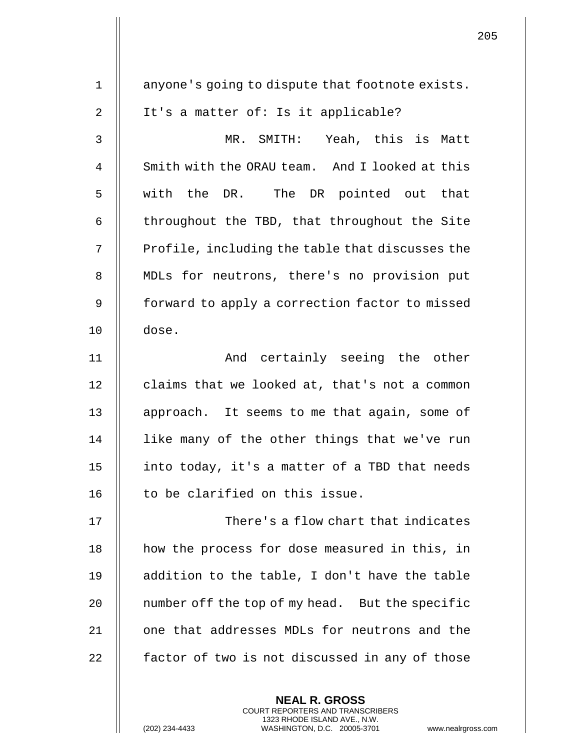anyone's going to dispute that footnote exists. It's a matter of: Is it applicable?

MR. SMITH: Yeah, this is Matt Smith with the ORAU team. And I looked at this with the DR. The DR pointed out that throughout the TBD, that throughout the Site Profile, including the table that discusses the MDLs for neutrons, there's no provision put forward to apply a correction factor to missed dose.

And certainly seeing the other claims that we looked at, that's not a common approach. It seems to me that again, some of like many of the other things that we've run into today, it's a matter of a TBD that needs to be clarified on this issue.

There's a flow chart that indicates how the process for dose measured in this, in addition to the table, I don't have the table number off the top of my head. But the specific one that addresses MDLs for neutrons and the factor of two is not discussed in any of those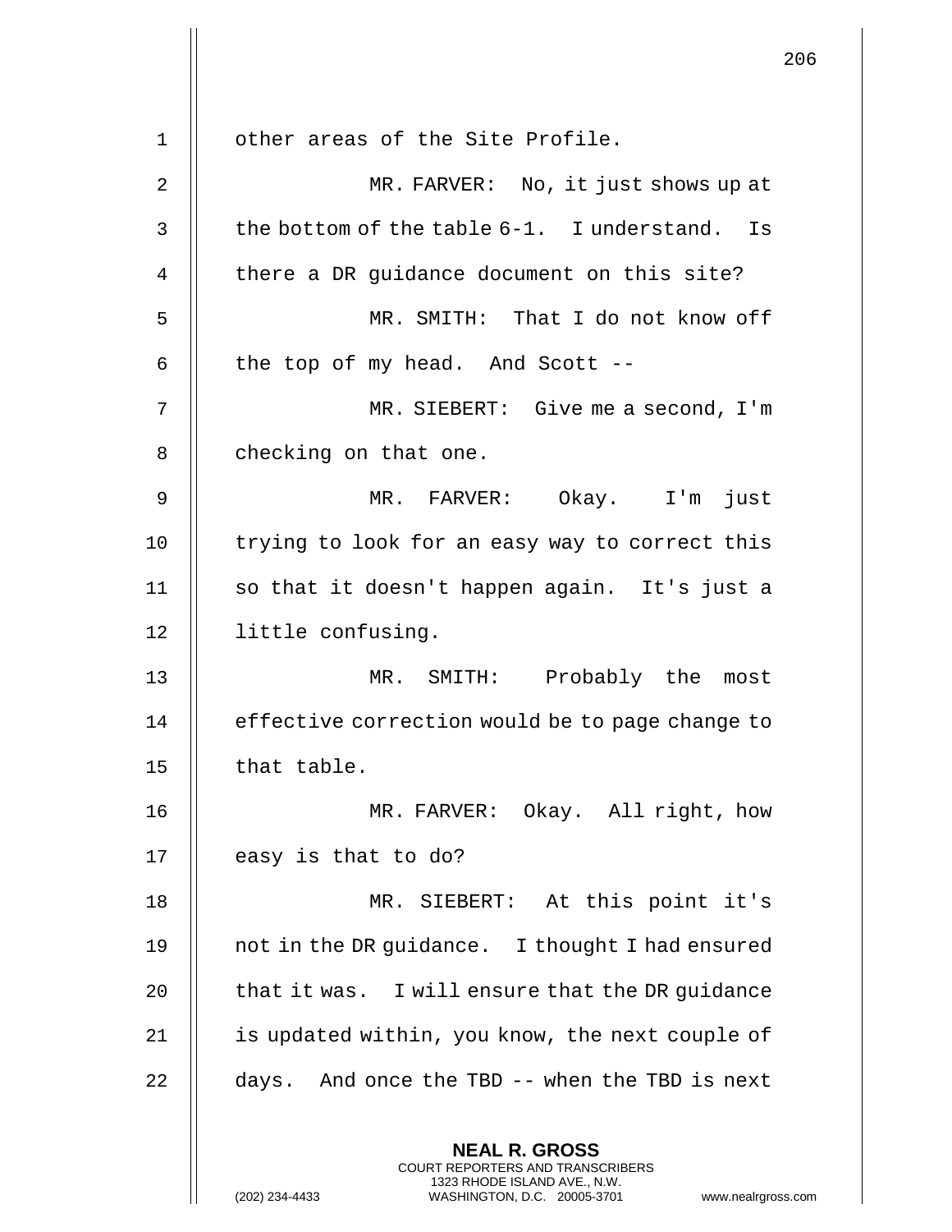other areas of the Site Profile.

MR. FARVER: No, it just shows up at the bottom of the table 6-1. I understand. Is there a DR guidance document on this site?

MR. SMITH: That I do not know off the top of my head. And Scott --

MR. SIEBERT: Give me a second, I'm checking on that one.

MR. FARVER: Okay. I'm just trying to look for an easy way to correct this so that it doesn't happen again. It's just a little confusing.

MR. SMITH: Probably the most effective correction would be to page change to that table.

MR. FARVER: Okay. All right, how easy is that to do?

MR. SIEBERT: At this point it's not in the DR guidance. I thought I had ensured that it was. I will ensure that the DR guidance is updated within, you know, the next couple of days. And once the TBD -- when the TBD is next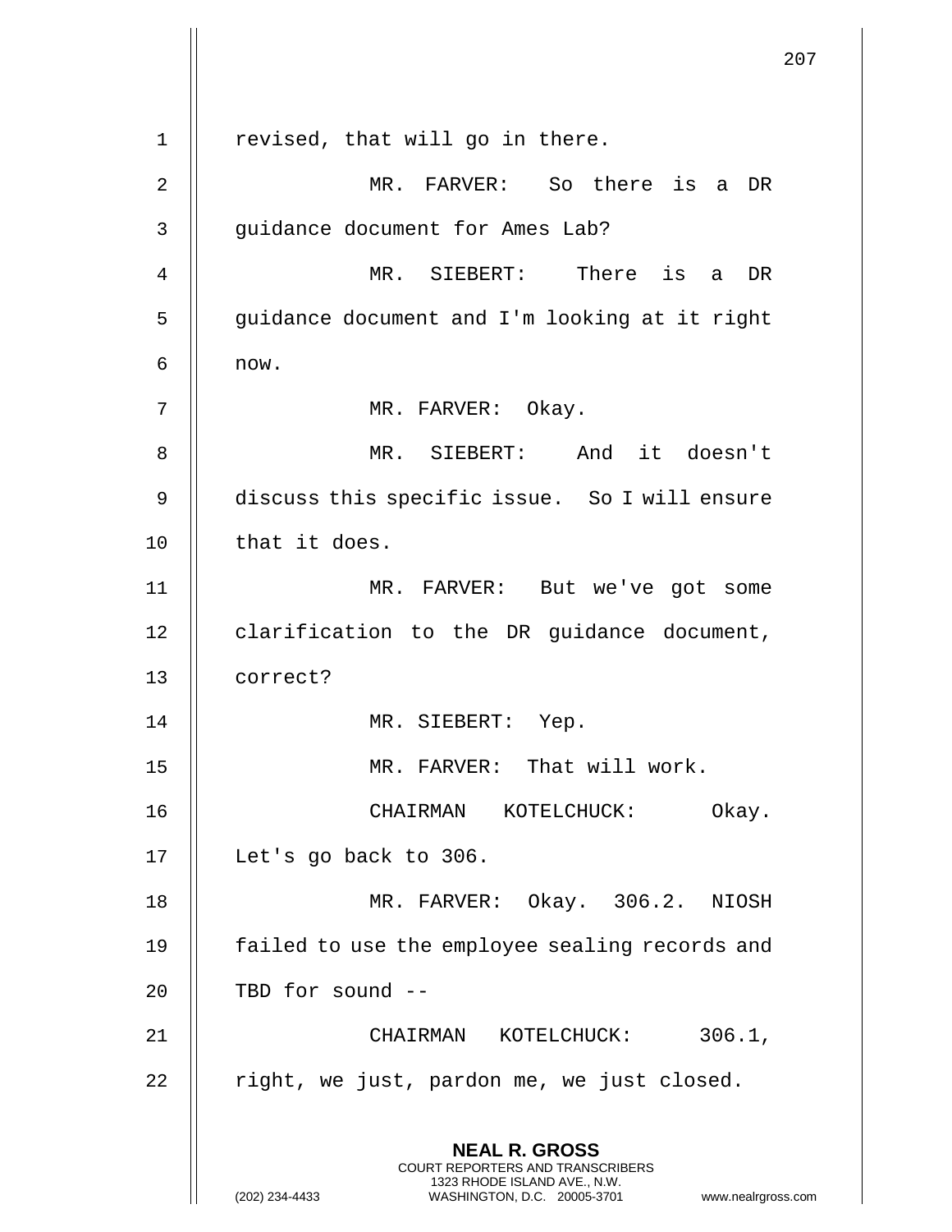revised, that will go in there.

MR. FARVER: So there is a DR guidance document for Ames Lab?

MR. SIEBERT: There is a DR guidance document and I'm looking at it right now.

MR. FARVER: Okay.

MR. SIEBERT: And it doesn't discuss this specific issue. So I will ensure that it does.

MR. FARVER: But we've got some clarification to the DR guidance document, correct?

MR. SIEBERT: Yep.

MR. FARVER: That will work.

CHAIRMAN KOTELCHUCK: Okay. Let's go back to 306.

MR. FARVER: Okay. 306.2. NIOSH failed to use the employee sealing records and TBD for sound --

CHAIRMAN KOTELCHUCK: 306.1, right, we just, pardon me, we just closed.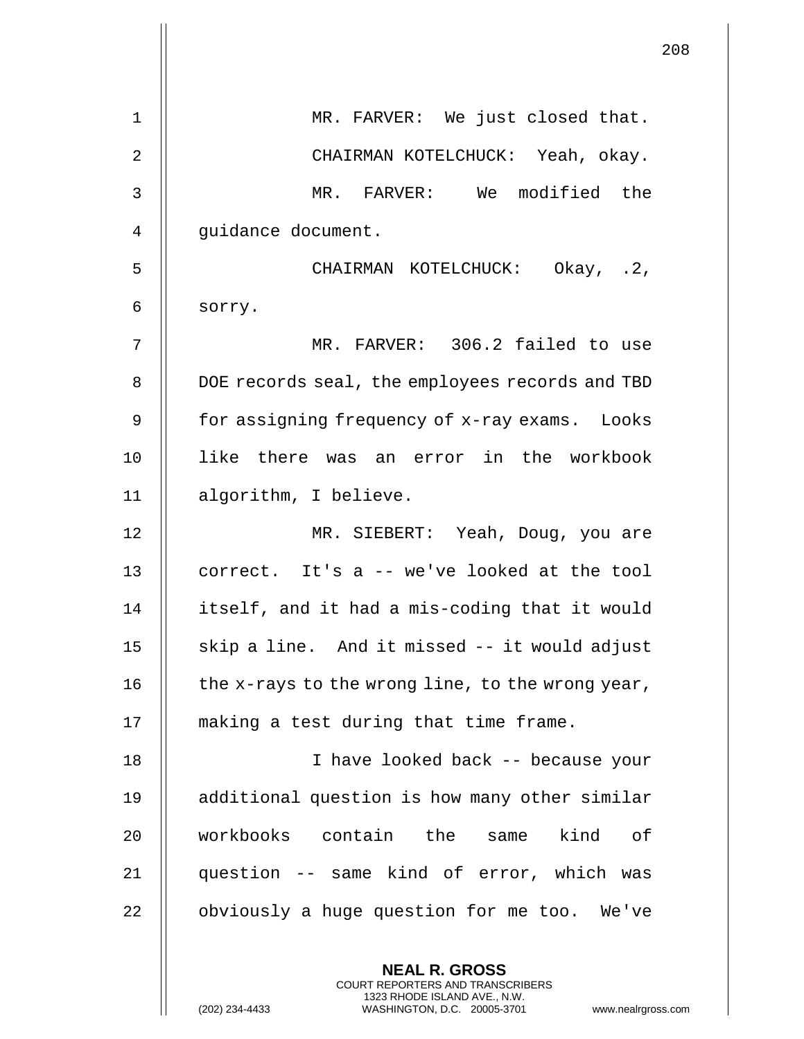MR. FARVER: We just closed that.

CHAIRMAN KOTELCHUCK: Yeah, okay.

MR. FARVER: We modified the guidance document.

CHAIRMAN KOTELCHUCK: Okay, .2, sorry.

MR. FARVER: 306.2 failed to use DOE records seal, the employees records and TBD for assigning frequency of x-ray exams. Looks like there was an error in the workbook algorithm, I believe.

MR. SIEBERT: Yeah, Doug, you are correct. It's a -- we've looked at the tool itself, and it had a mis-coding that it would skip a line. And it missed -- it would adjust the x-rays to the wrong line, to the wrong year, making a test during that time frame.

I have looked back -- because your additional question is how many other similar workbooks contain the same kind of question -- same kind of error, which was obviously a huge question for me too. We've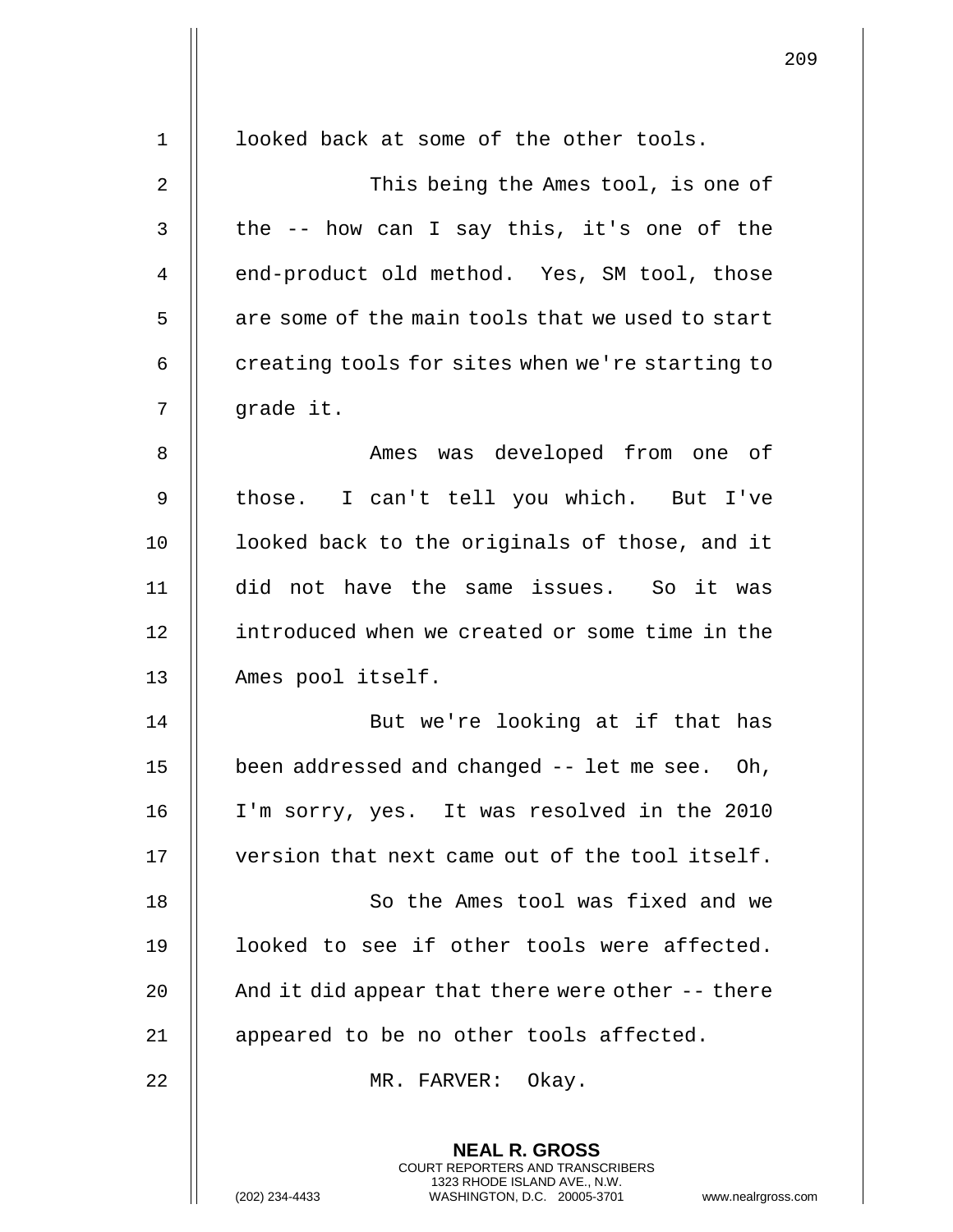looked back at some of the other tools.

This being the Ames tool, is one of the -- how can I say this, it's one of the end-product old method. Yes, SM tool, those are some of the main tools that we used to start creating tools for sites when we're starting to grade it.

Ames was developed from one of those. I can't tell you which. But I've looked back to the originals of those, and it did not have the same issues. So it was introduced when we created or some time in the Ames pool itself.

But we're looking at if that has been addressed and changed -- let me see. Oh, I'm sorry, yes. It was resolved in the 2010 version that next came out of the tool itself.

So the Ames tool was fixed and we looked to see if other tools were affected. And it did appear that there were other -- there appeared to be no other tools affected.

MR. FARVER: Okay.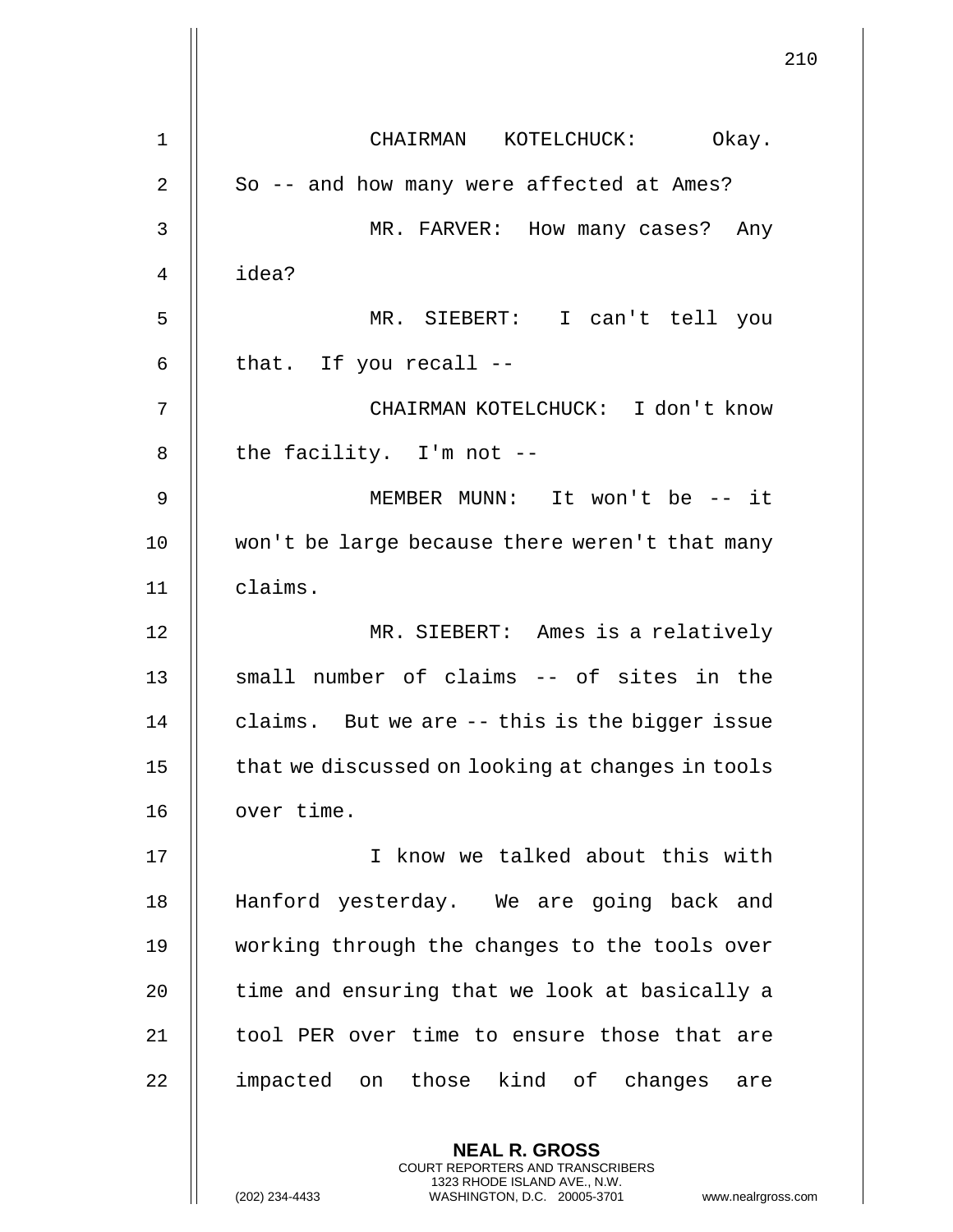CHAIRMAN KOTELCHUCK: Okay. So -- and how many were affected at Ames?

MR. FARVER: How many cases? Any idea?

MR. SIEBERT: I can't tell you that. If you recall --

CHAIRMAN KOTELCHUCK: I don't know the facility. I'm not --

MEMBER MUNN: It won't be -- it won't be large because there weren't that many claims.

MR. SIEBERT: Ames is a relatively small number of claims -- of sites in the claims. But we are -- this is the bigger issue that we discussed on looking at changes in tools over time.

I know we talked about this with Hanford yesterday. We are going back and working through the changes to the tools over time and ensuring that we look at basically a tool PER over time to ensure those that are impacted on those kind of changes are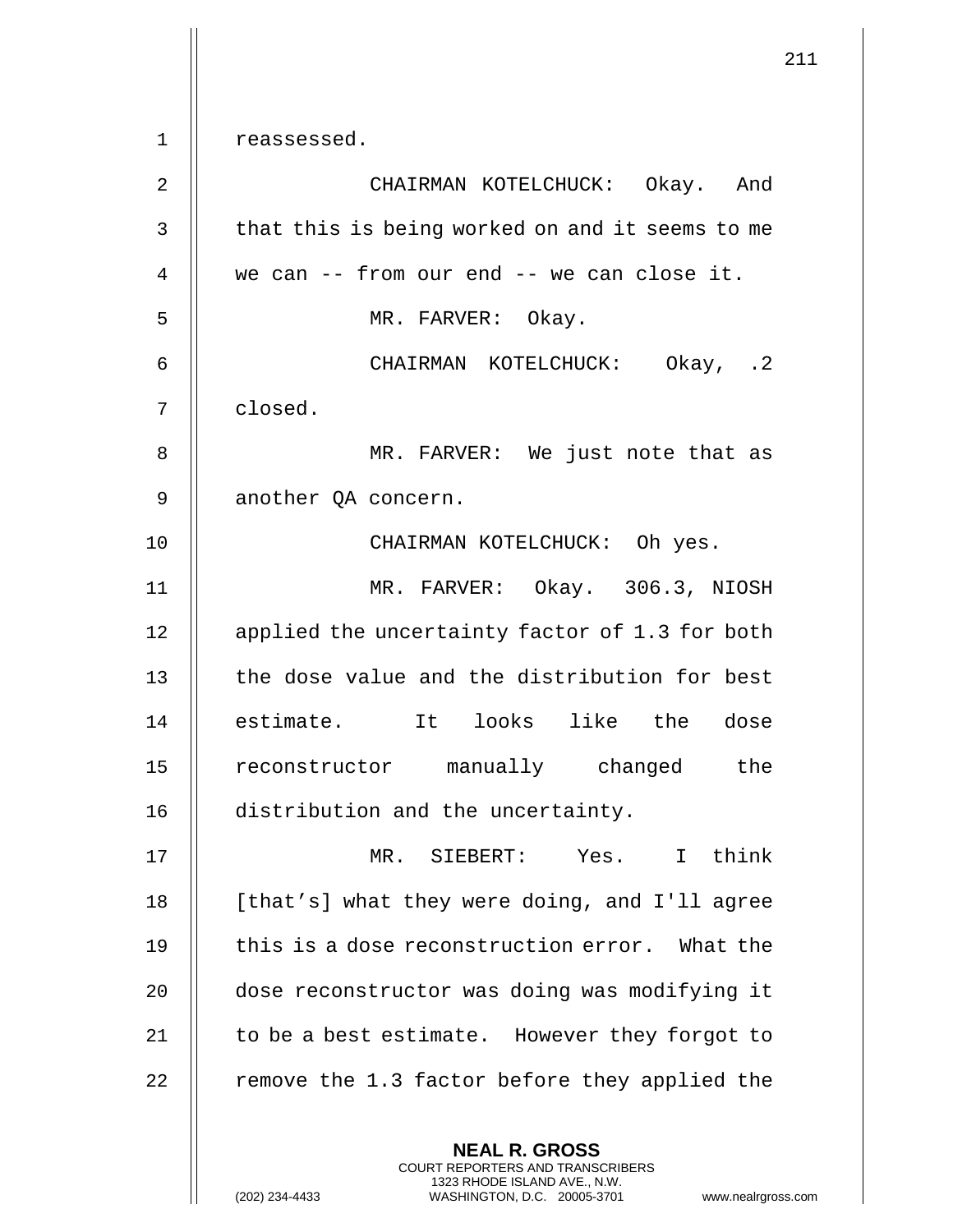reassessed.

CHAIRMAN KOTELCHUCK: Okay. And that this is being worked on and it seems to me we can -- from our end -- we can close it.

MR. FARVER: Okay.

CHAIRMAN KOTELCHUCK: Okay, .2 closed.

MR. FARVER: We just note that as another QA concern.

CHAIRMAN KOTELCHUCK: Oh yes.

MR. FARVER: Okay. 306.3, NIOSH applied the uncertainty factor of 1.3 for both the dose value and the distribution for best estimate. It looks like the dose reconstructor manually changed the distribution and the uncertainty.

MR. SIEBERT: Yes. I think [that's] what they were doing, and I'll agree this is a dose reconstruction error. What the dose reconstructor was doing was modifying it to be a best estimate. However they forgot to remove the 1.3 factor before they applied the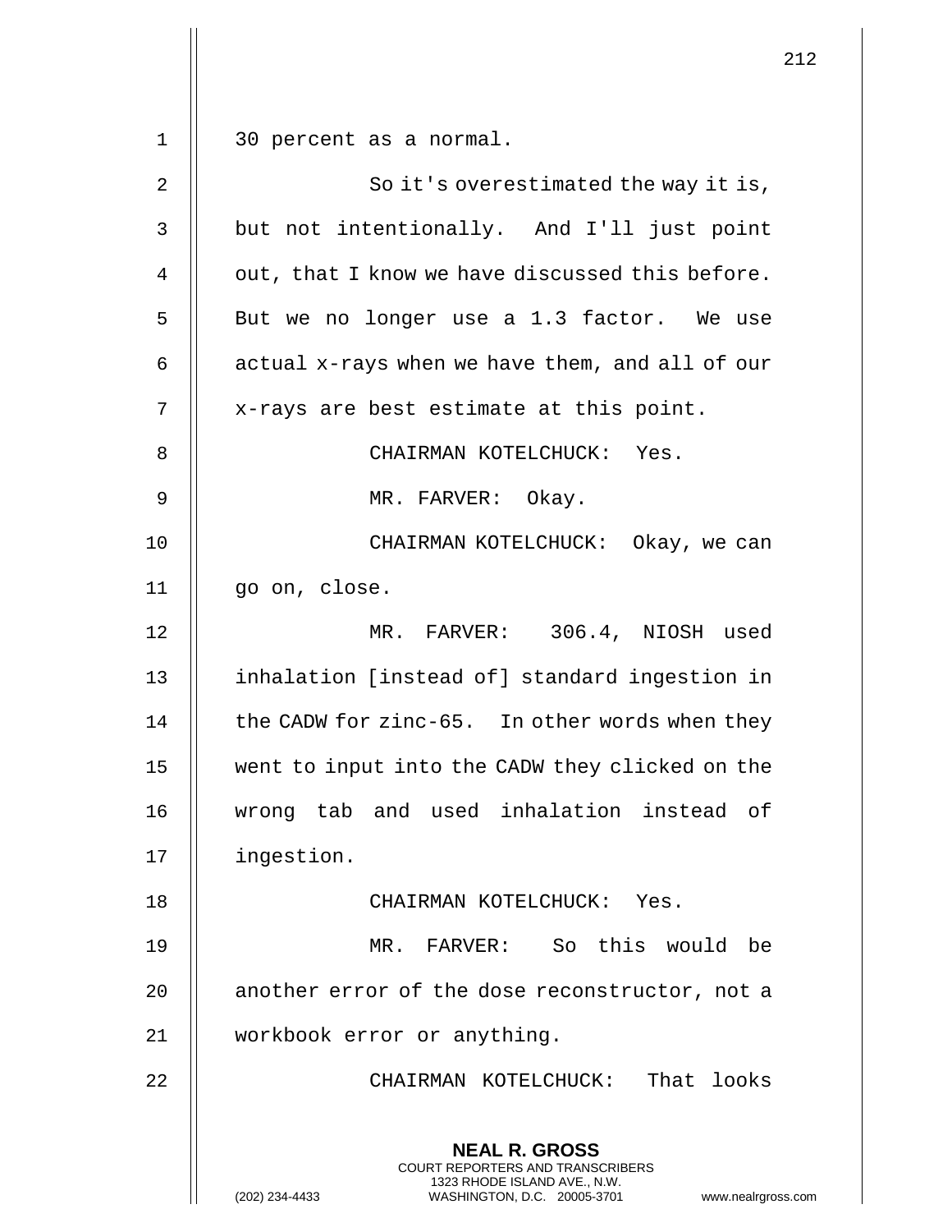30 percent as a normal.

So it's overestimated the way it is, but not intentionally. And I'll just point out, that I know we have discussed this before. But we no longer use a 1.3 factor. We use actual x-rays when we have them, and all of our x-rays are best estimate at this point.

CHAIRMAN KOTELCHUCK: Yes.

MR. FARVER: Okay.

CHAIRMAN KOTELCHUCK: Okay, we can go on, close.

MR. FARVER: 306.4, NIOSH used inhalation [instead of] standard ingestion in the CADW for zinc-65. In other words when they went to input into the CADW they clicked on the wrong tab and used inhalation instead of ingestion.

CHAIRMAN KOTELCHUCK: Yes.

MR. FARVER: So this would be another error of the dose reconstructor, not a workbook error or anything.

CHAIRMAN KOTELCHUCK: That looks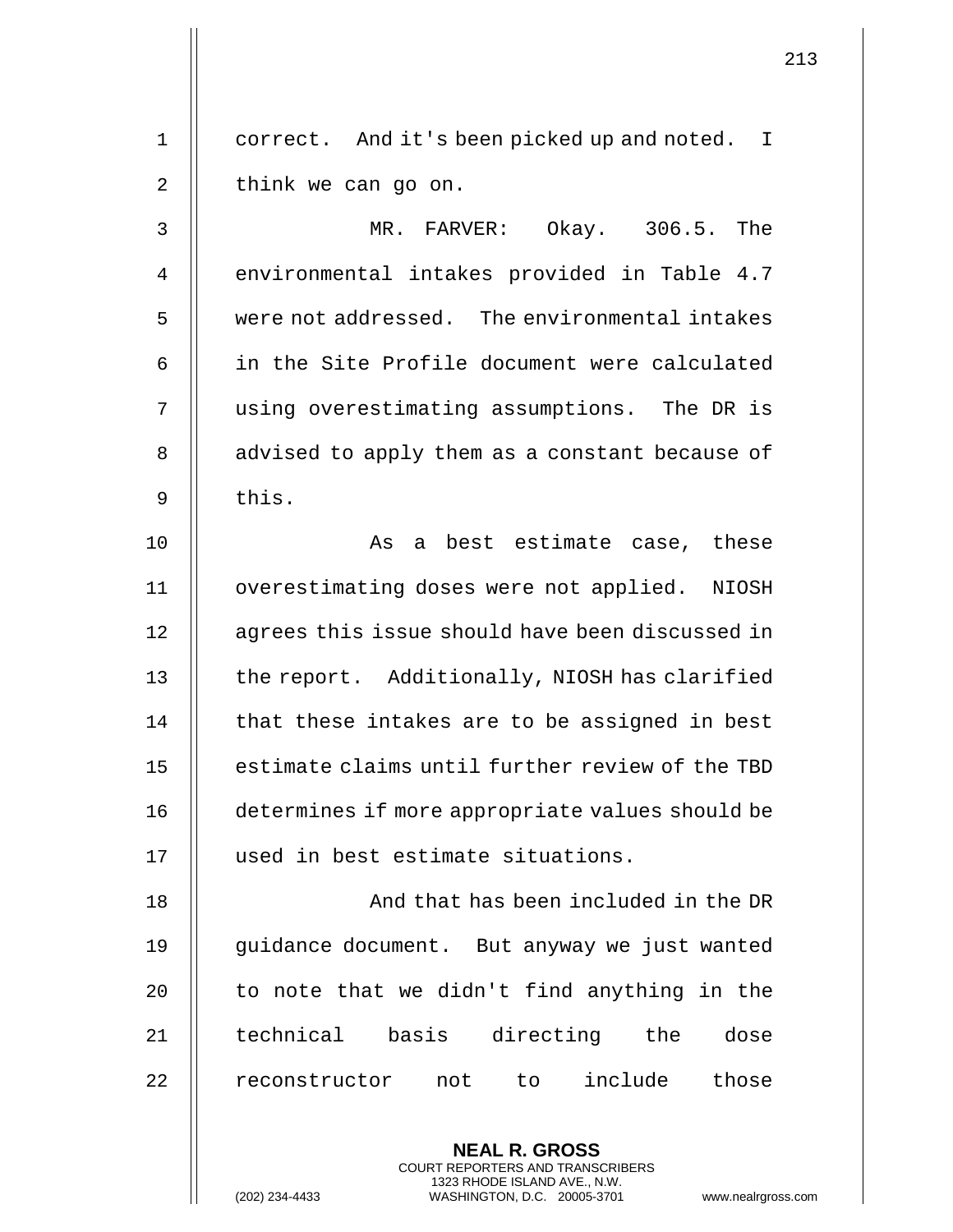correct. And it's been picked up and noted. I think we can go on.

MR. FARVER: Okay. 306.5. The environmental intakes provided in Table 4.7 were not addressed. The environmental intakes in the Site Profile document were calculated using overestimating assumptions. The DR is advised to apply them as a constant because of this.

As a best estimate case, these overestimating doses were not applied. NIOSH agrees this issue should have been discussed in the report. Additionally, NIOSH has clarified that these intakes are to be assigned in best estimate claims until further review of the TBD determines if more appropriate values should be used in best estimate situations.

And that has been included in the DR guidance document. But anyway we just wanted to note that we didn't find anything in the technical basis directing the dose reconstructor not to include those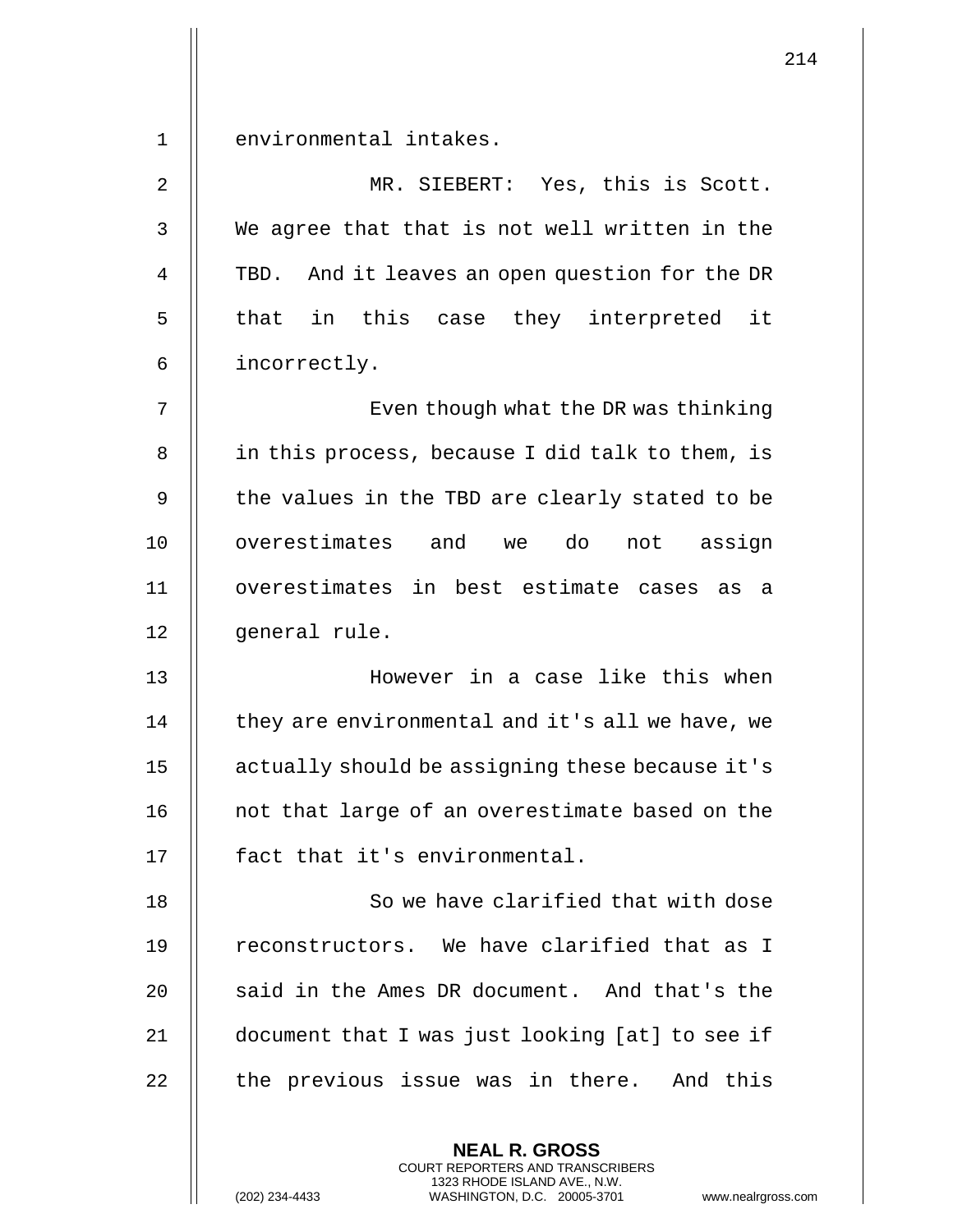environmental intakes.

MR. SIEBERT: Yes, this is Scott. We agree that that is not well written in the TBD. And it leaves an open question for the DR that in this case they interpreted it incorrectly.

Even though what the DR was thinking in this process, because I did talk to them, is the values in the TBD are clearly stated to be overestimates and we do not assign overestimates in best estimate cases as a general rule.

However in a case like this when they are environmental and it's all we have, we actually should be assigning these because it's not that large of an overestimate based on the fact that it's environmental.

So we have clarified that with dose reconstructors. We have clarified that as I said in the Ames DR document. And that's the document that I was just looking [at] to see if the previous issue was in there. And this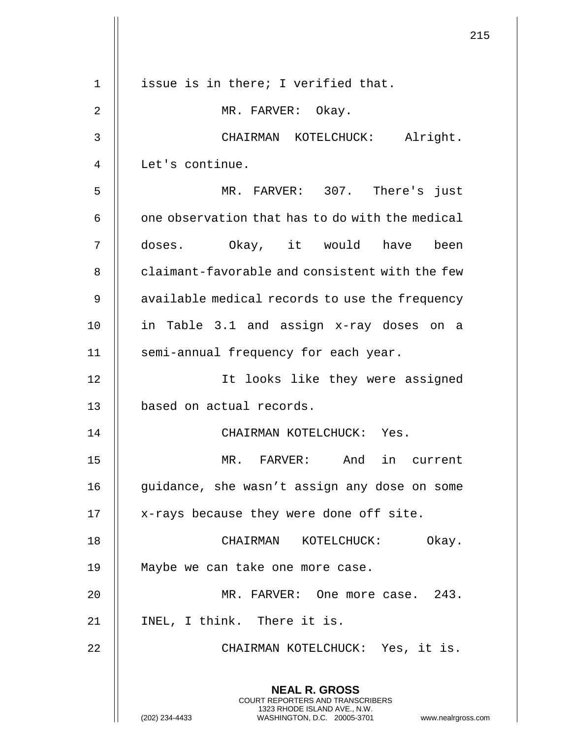issue is in there; I verified that.

MR. FARVER: Okay.

CHAIRMAN KOTELCHUCK: Alright. Let's continue.

MR. FARVER: 307. There's just one observation that has to do with the medical doses. Okay, it would have been claimant-favorable and consistent with the few available medical records to use the frequency in Table 3.1 and assign x-ray doses on a semi-annual frequency for each year.

It looks like they were assigned based on actual records.

CHAIRMAN KOTELCHUCK: Yes.

MR. FARVER: And in current guidance, she wasn't assign any dose on some x-rays because they were done off site.

CHAIRMAN KOTELCHUCK: Okay. Maybe we can take one more case.

MR. FARVER: One more case. 243. INEL, I think. There it is.

CHAIRMAN KOTELCHUCK: Yes, it is.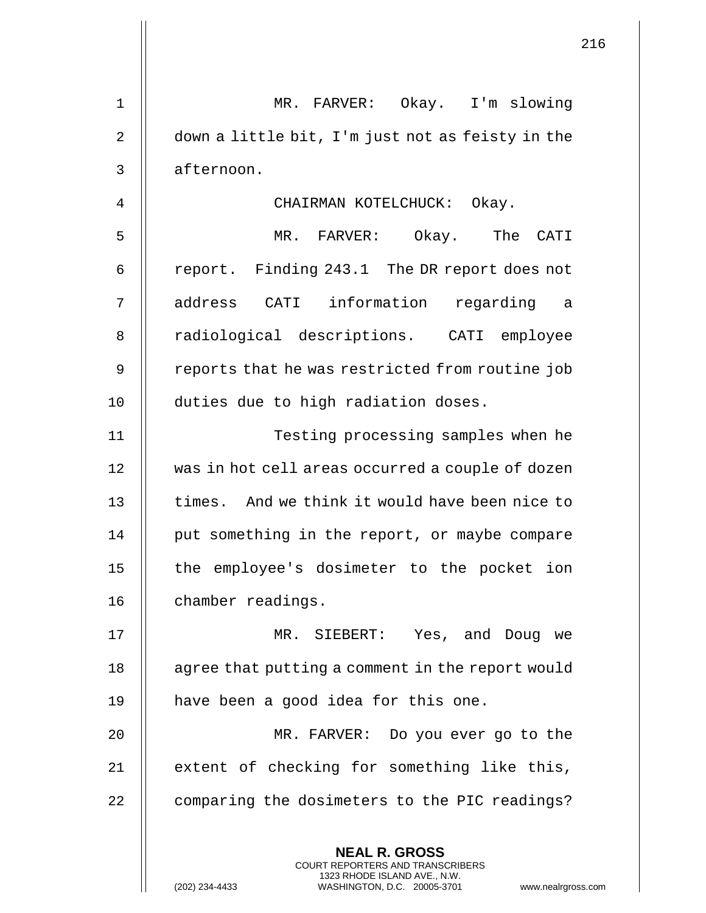MR. FARVER: Okay. I'm slowing down a little bit, I'm just not as feisty in the afternoon.

CHAIRMAN KOTELCHUCK: Okay.

MR. FARVER: Okay. The CATI report. Finding 243.1 The DR report does not address CATI information regarding a radiological descriptions. CATI employee reports that he was restricted from routine job duties due to high radiation doses.

Testing processing samples when he was in hot cell areas occurred a couple of dozen times. And we think it would have been nice to put something in the report, or maybe compare the employee's dosimeter to the pocket ion chamber readings.

MR. SIEBERT: Yes, and Doug we agree that putting a comment in the report would have been a good idea for this one.

MR. FARVER: Do you ever go to the extent of checking for something like this, comparing the dosimeters to the PIC readings?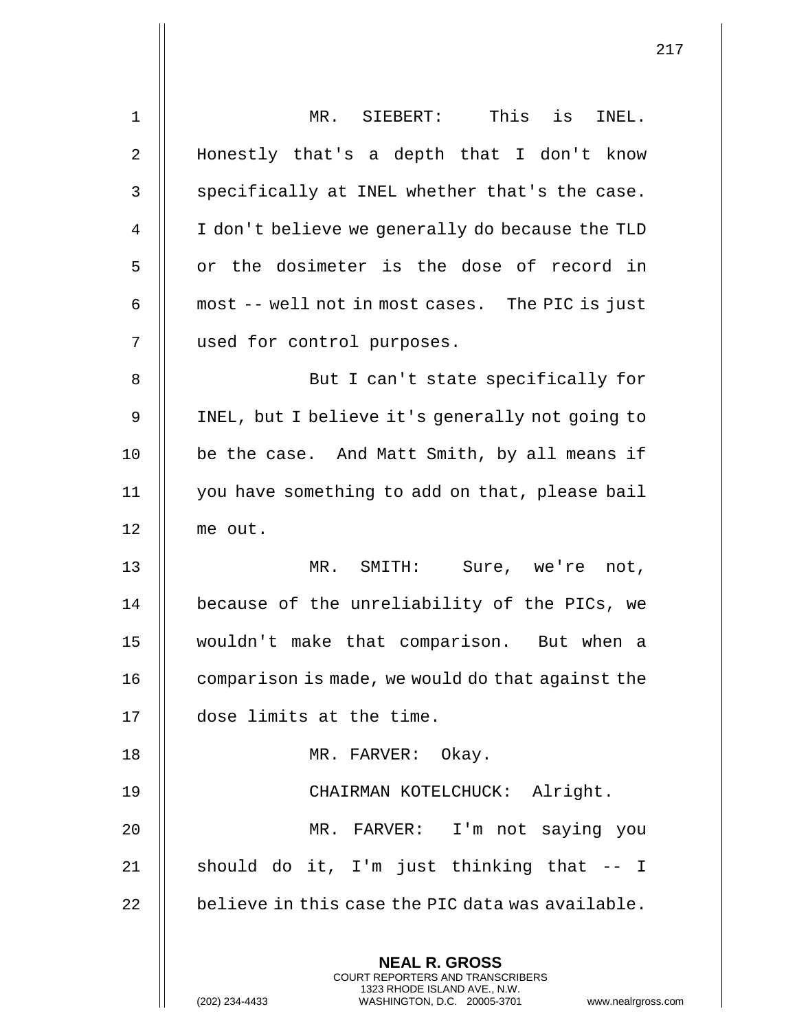MR. SIEBERT: This is INEL. Honestly that's a depth that I don't know specifically at INEL whether that's the case. I don't believe we generally do because the TLD or the dosimeter is the dose of record in most -- well not in most cases. The PIC is just used for control purposes.

But I can't state specifically for INEL, but I believe it's generally not going to be the case. And Matt Smith, by all means if you have something to add on that, please bail me out.

MR. SMITH: Sure, we're not, because of the unreliability of the PICs, we wouldn't make that comparison. But when a comparison is made, we would do that against the dose limits at the time.

MR. FARVER: Okay.

CHAIRMAN KOTELCHUCK: Alright.

MR. FARVER: I'm not saying you should do it, I'm just thinking that -- I believe in this case the PIC data was available.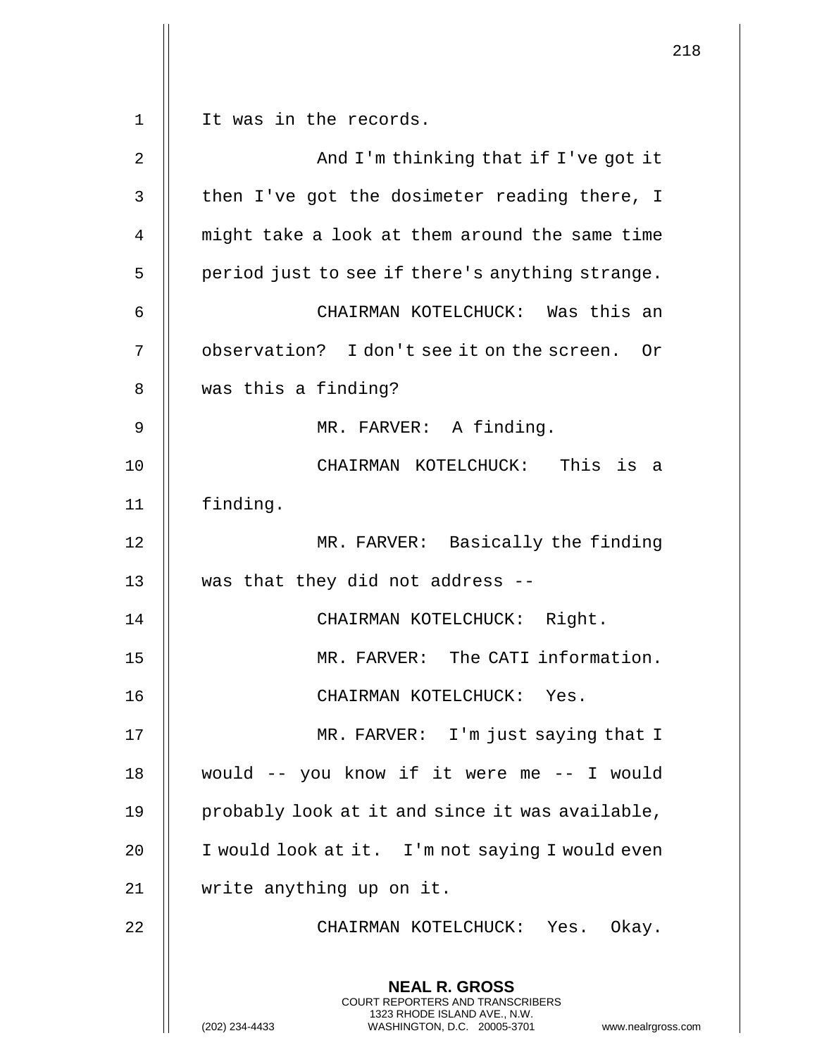It was in the records.

And I'm thinking that if I've got it then I've got the dosimeter reading there, I might take a look at them around the same time period just to see if there's anything strange.

CHAIRMAN KOTELCHUCK: Was this an observation? I don't see it on the screen. Or was this a finding?

MR. FARVER: A finding.

CHAIRMAN KOTELCHUCK: This is a finding.

MR. FARVER: Basically the finding was that they did not address --

CHAIRMAN KOTELCHUCK: Right.

MR. FARVER: The CATI information.

CHAIRMAN KOTELCHUCK: Yes.

MR. FARVER: I'm just saying that I would -- you know if it were me -- I would probably look at it and since it was available, I would look at it. I'm not saying I would even write anything up on it.

CHAIRMAN KOTELCHUCK: Yes. Okay.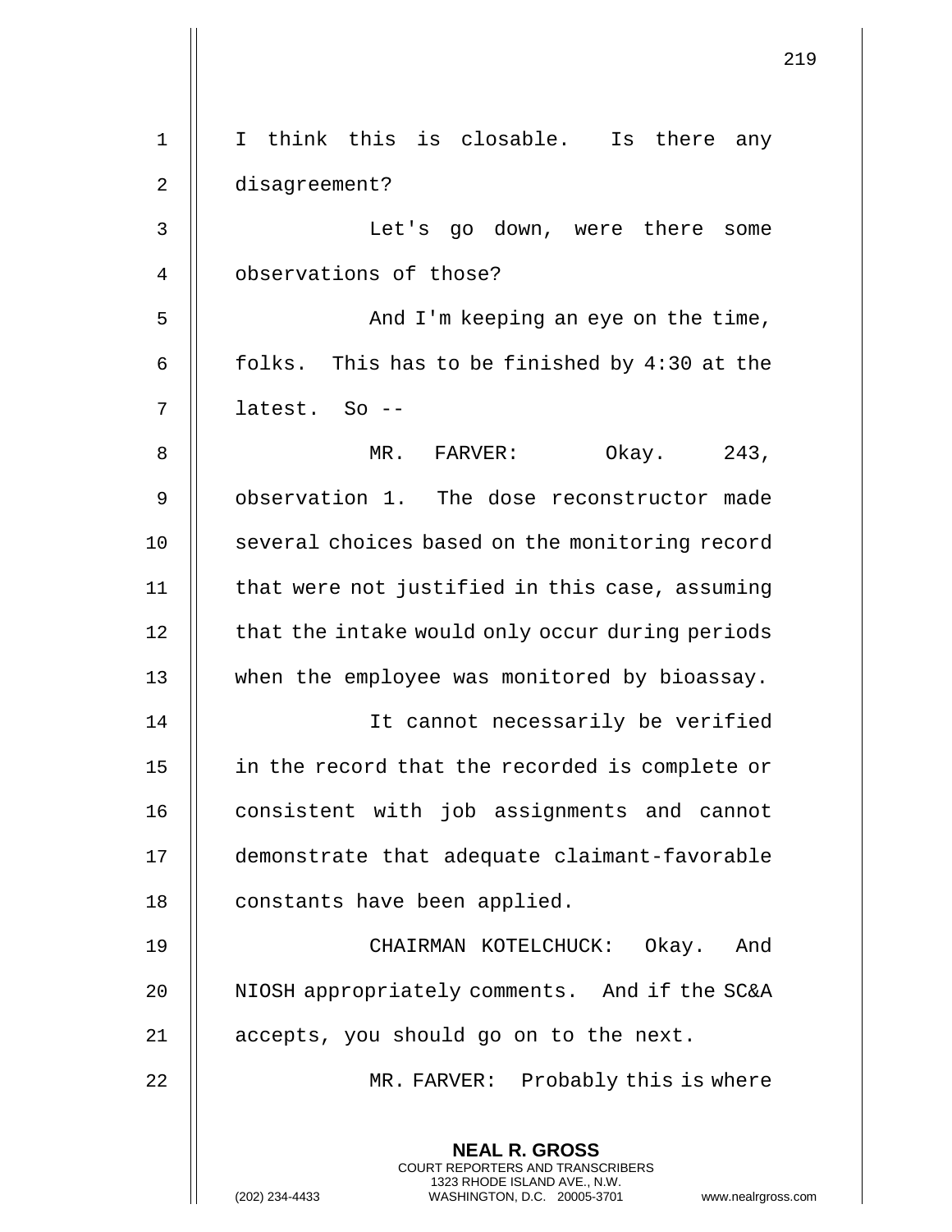I think this is closable. Is there any disagreement?

Let's go down, were there some observations of those?

And I'm keeping an eye on the time, folks. This has to be finished by 4:30 at the latest. So --

MR. FARVER: Okay. 243, observation 1. The dose reconstructor made several choices based on the monitoring record that were not justified in this case, assuming that the intake would only occur during periods when the employee was monitored by bioassay.

It cannot necessarily be verified in the record that the recorded is complete or consistent with job assignments and cannot demonstrate that adequate claimant-favorable constants have been applied.

CHAIRMAN KOTELCHUCK: Okay. And NIOSH appropriately comments. And if the SC&A accepts, you should go on to the next.

MR. FARVER: Probably this is where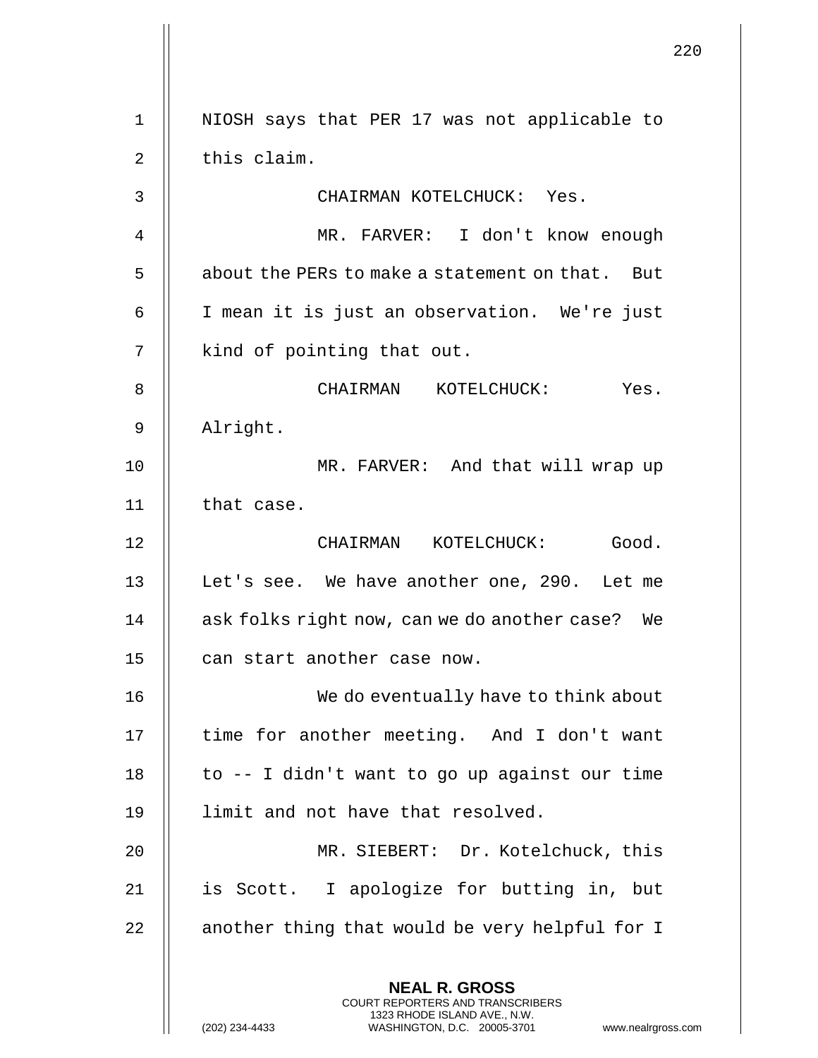NIOSH says that PER 17 was not applicable to this claim.

CHAIRMAN KOTELCHUCK: Yes.

MR. FARVER: I don't know enough about the PERs to make a statement on that. But I mean it is just an observation. We're just kind of pointing that out.

CHAIRMAN KOTELCHUCK: Yes. Alright.

MR. FARVER: And that will wrap up that case.

CHAIRMAN KOTELCHUCK: Good. Let's see. We have another one, 290. Let me ask folks right now, can we do another case? We can start another case now.

We do eventually have to think about time for another meeting. And I don't want to -- I didn't want to go up against our time limit and not have that resolved.

MR. SIEBERT: Dr. Kotelchuck, this is Scott. I apologize for butting in, but another thing that would be very helpful for I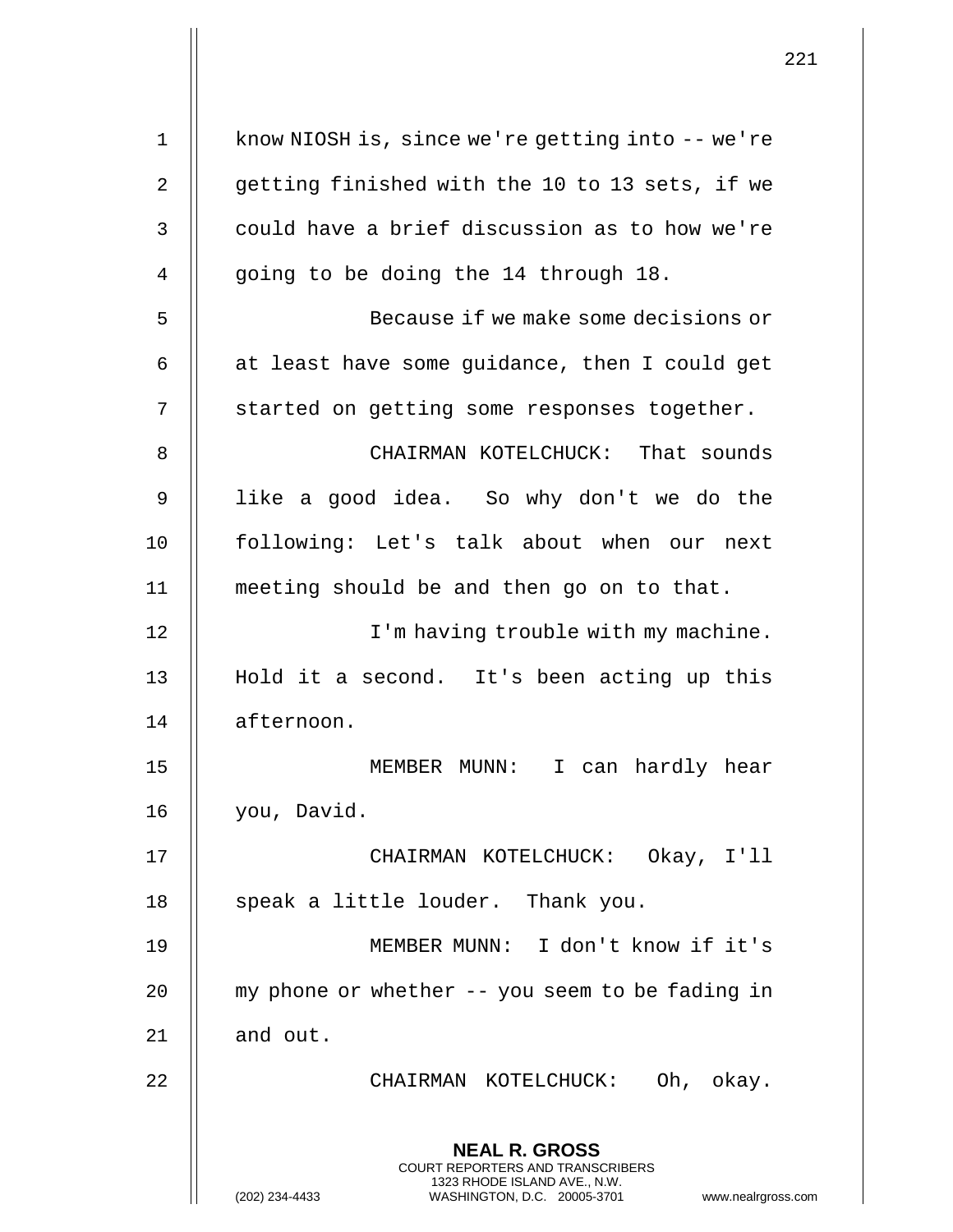know NIOSH is, since we're getting into -- we're getting finished with the 10 to 13 sets, if we could have a brief discussion as to how we're going to be doing the 14 through 18.

Because if we make some decisions or at least have some guidance, then I could get started on getting some responses together.

CHAIRMAN KOTELCHUCK: That sounds like a good idea. So why don't we do the following: Let's talk about when our next meeting should be and then go on to that.

I'm having trouble with my machine. Hold it a second. It's been acting up this afternoon.

MEMBER MUNN: I can hardly hear you, David.

CHAIRMAN KOTELCHUCK: Okay, I'll speak a little louder. Thank you.

MEMBER MUNN: I don't know if it's my phone or whether -- you seem to be fading in and out.

CHAIRMAN KOTELCHUCK: Oh, okay.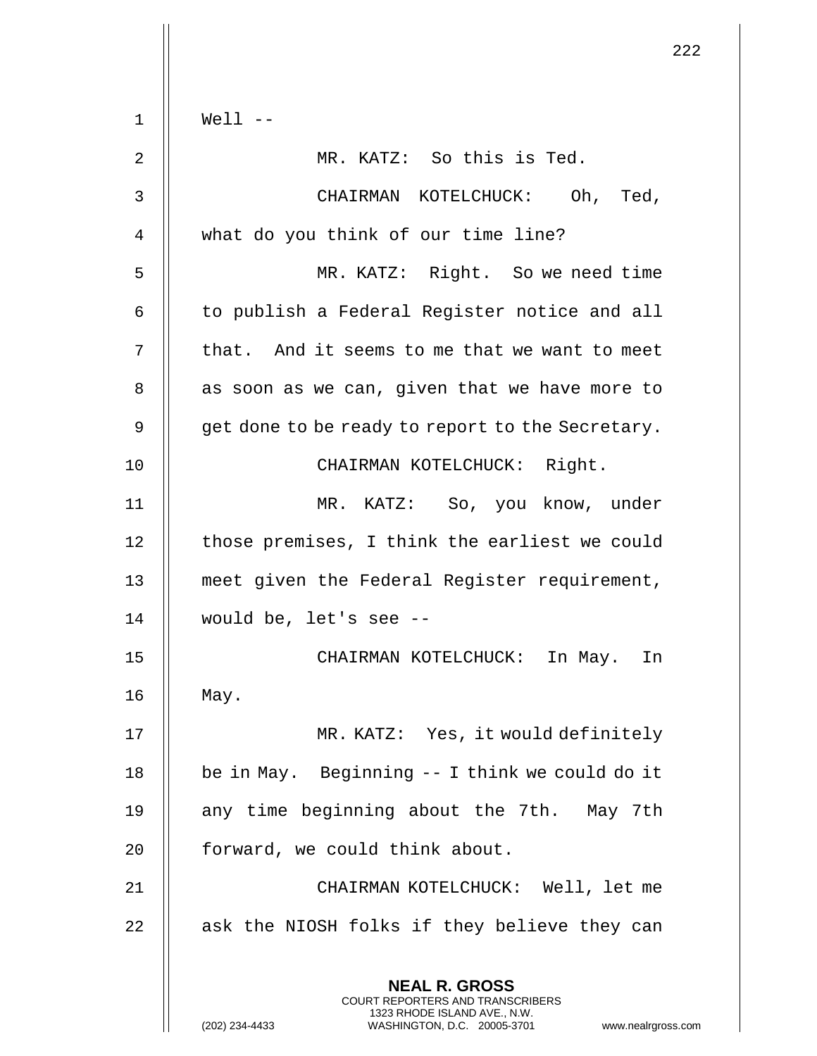Well --

MR. KATZ: So this is Ted.

CHAIRMAN KOTELCHUCK: Oh, Ted, what do you think of our time line?

MR. KATZ: Right. So we need time to publish a Federal Register notice and all that. And it seems to me that we want to meet as soon as we can, given that we have more to get done to be ready to report to the Secretary.

CHAIRMAN KOTELCHUCK: Right.

MR. KATZ: So, you know, under those premises, I think the earliest we could meet given the Federal Register requirement, would be, let's see --

CHAIRMAN KOTELCHUCK: In May. In May.

MR. KATZ: Yes, it would definitely be in May. Beginning -- I think we could do it any time beginning about the 7th. May 7th forward, we could think about.

CHAIRMAN KOTELCHUCK: Well, let me ask the NIOSH folks if they believe they can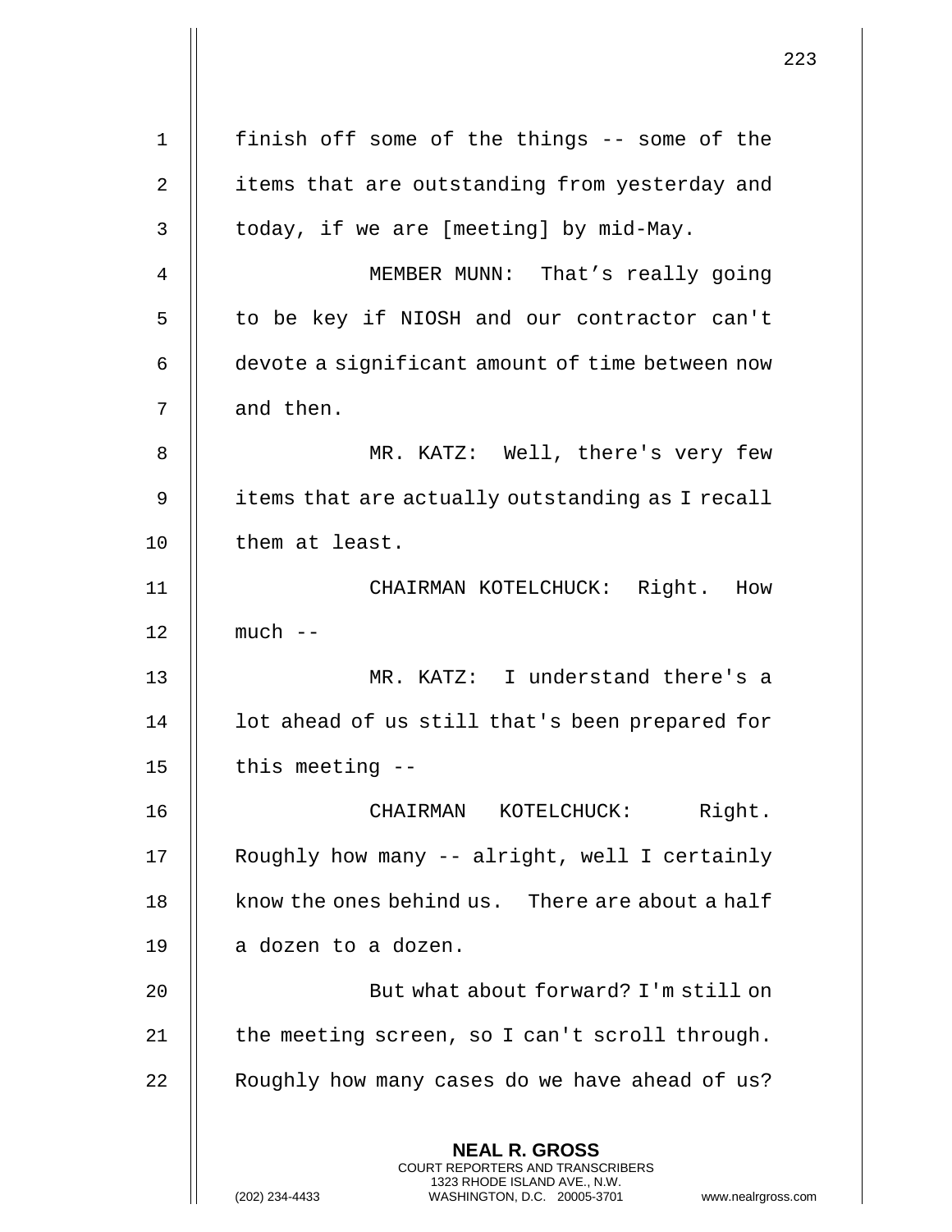finish off some of the things -- some of the items that are outstanding from yesterday and today, if we are [meeting] by mid-May.

MEMBER MUNN: That's really going to be key if NIOSH and our contractor can't devote a significant amount of time between now and then.

MR. KATZ: Well, there's very few items that are actually outstanding as I recall them at least.

CHAIRMAN KOTELCHUCK: Right. How much --

MR. KATZ: I understand there's a lot ahead of us still that's been prepared for this meeting --

CHAIRMAN KOTELCHUCK: Right. Roughly how many -- alright, well I certainly know the ones behind us. There are about a half a dozen to a dozen.

But what about forward? I'm still on the meeting screen, so I can't scroll through. Roughly how many cases do we have ahead of us?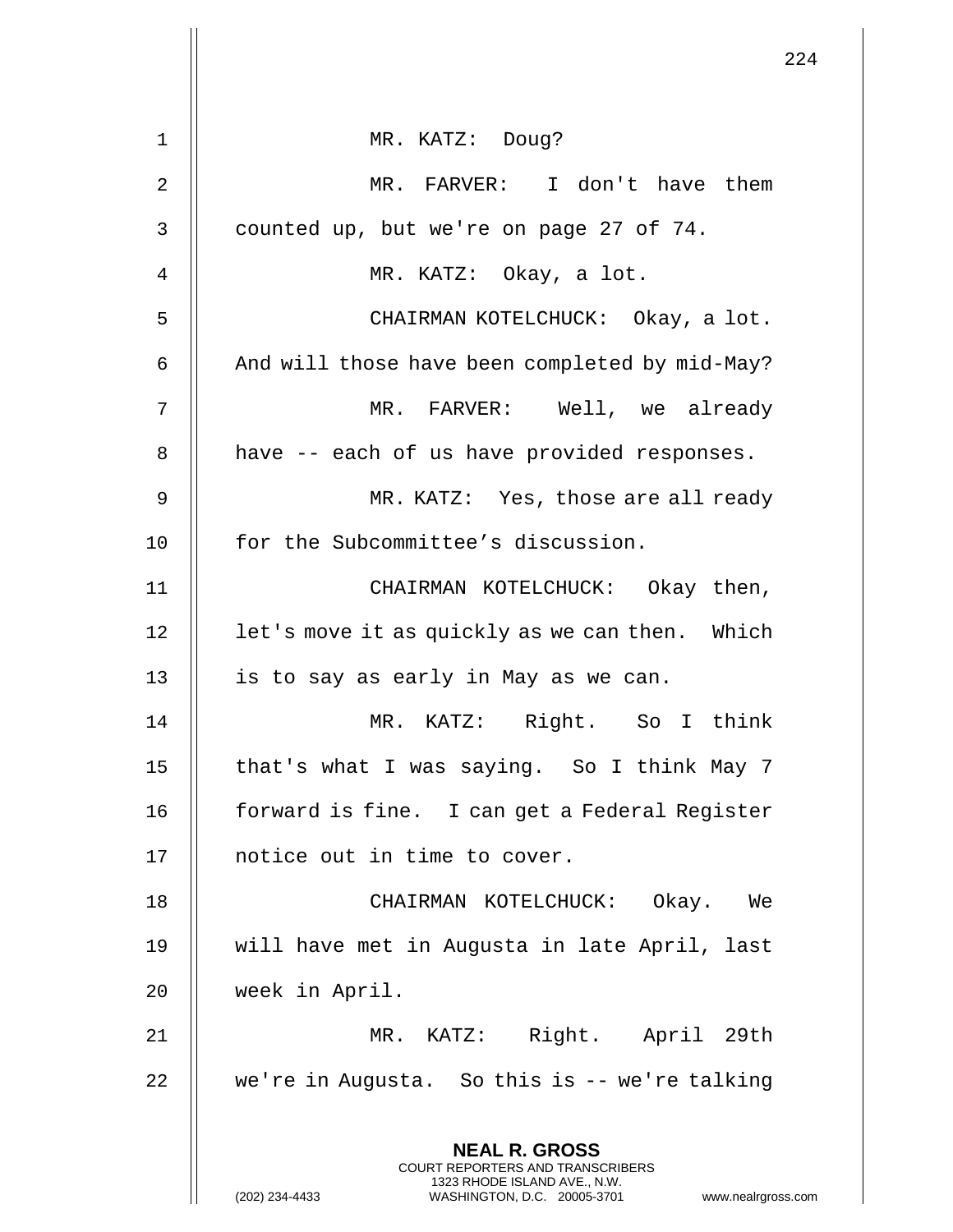MR. KATZ: Doug?

MR. FARVER: I don't have them counted up, but we're on page 27 of 74.

MR. KATZ: Okay, a lot.

CHAIRMAN KOTELCHUCK: Okay, a lot. And will those have been completed by mid-May?

MR. FARVER: Well, we already have -- each of us have provided responses.

MR. KATZ: Yes, those are all ready for the Subcommittee’s discussion.

CHAIRMAN KOTELCHUCK: Okay then, let's move it as quickly as we can then. Which is to say as early in May as we can.

MR. KATZ: Right. So I think that's what I was saying. So I think May 7 forward is fine. I can get a Federal Register notice out in time to cover.

CHAIRMAN KOTELCHUCK: Okay. We will have met in Augusta in late April, last week in April.

MR. KATZ: Right. April 29th we're in Augusta. So this is -- we're talking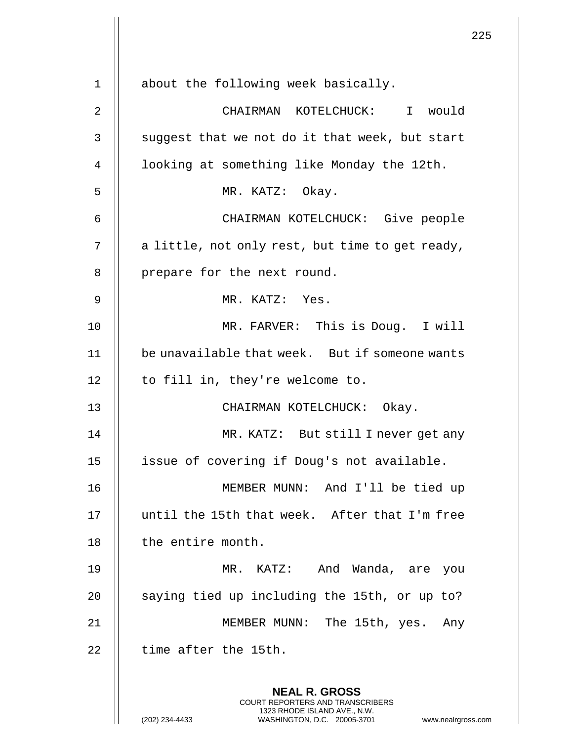about the following week basically.

CHAIRMAN KOTELCHUCK: I would suggest that we not do it that week, but start looking at something like Monday the 12th.

MR. KATZ: Okay.

CHAIRMAN KOTELCHUCK: Give people a little, not only rest, but time to get ready, prepare for the next round.

MR. KATZ: Yes.

MR. FARVER: This is Doug. I will be unavailable that week. But if someone wants to fill in, they're welcome to.

CHAIRMAN KOTELCHUCK: Okay.

MR. KATZ: But still I never get any issue of covering if Doug's not available.

MEMBER MUNN: And I'll be tied up until the 15th that week. After that I'm free the entire month.

MR. KATZ: And Wanda, are you saying tied up including the 15th, or up to?

MEMBER MUNN: The 15th, yes. Any time after the 15th.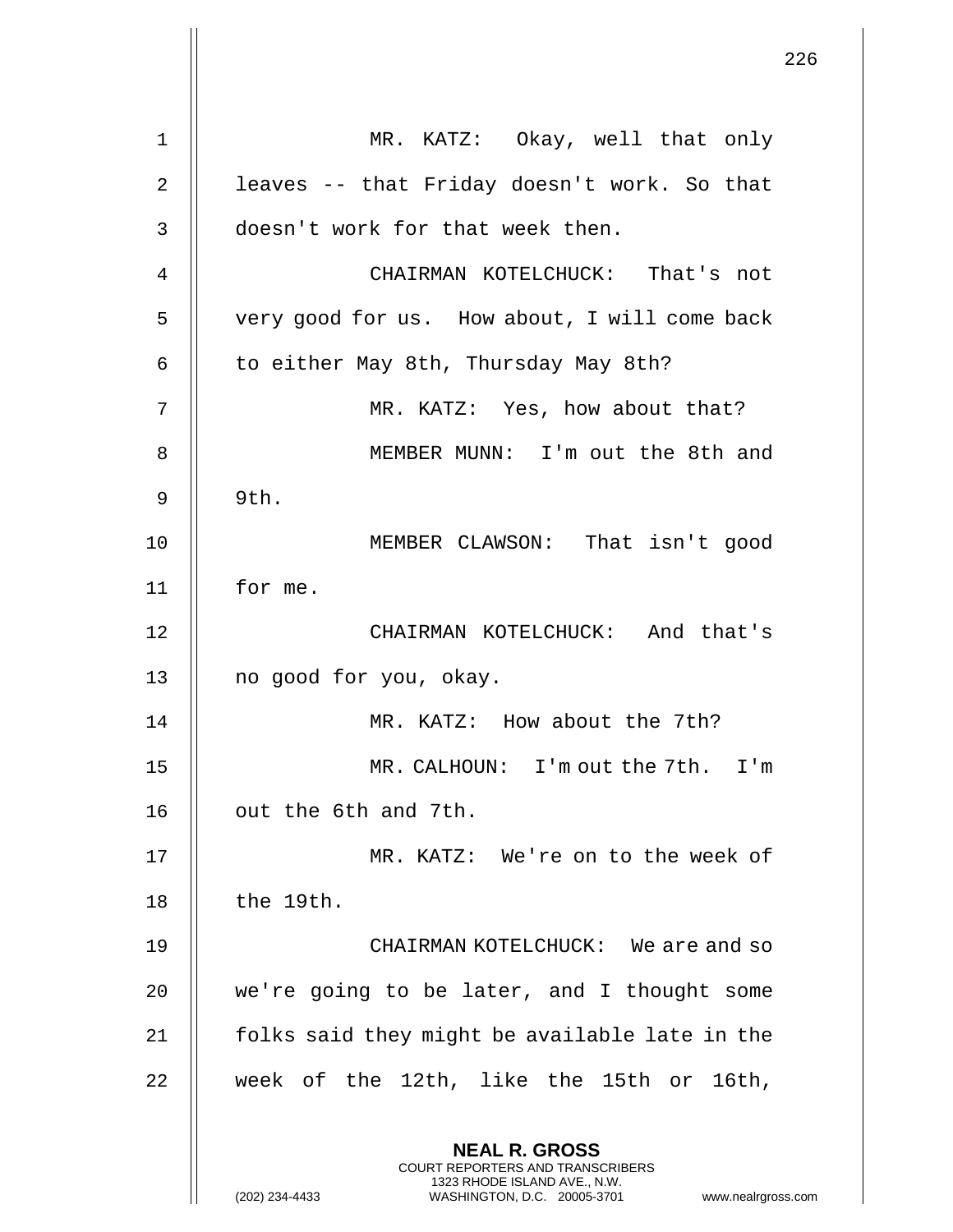MR. KATZ: Okay, well that only leaves -- that Friday doesn't work. So that doesn't work for that week then.

CHAIRMAN KOTELCHUCK: That's not very good for us. How about, I will come back to either May 8th, Thursday May 8th?

MR. KATZ: Yes, how about that?

MEMBER MUNN: I'm out the 8th and 9th.

MEMBER CLAWSON: That isn't good for me.

CHAIRMAN KOTELCHUCK: And that's no good for you, okay.

MR. KATZ: How about the 7th?

MR. CALHOUN: I'm out the 7th. I'm out the 6th and 7th.

MR. KATZ: We're on to the week of the 19th.

CHAIRMAN KOTELCHUCK: We are and so we're going to be later, and I thought some folks said they might be available late in the week of the 12th, like the 15th or 16th,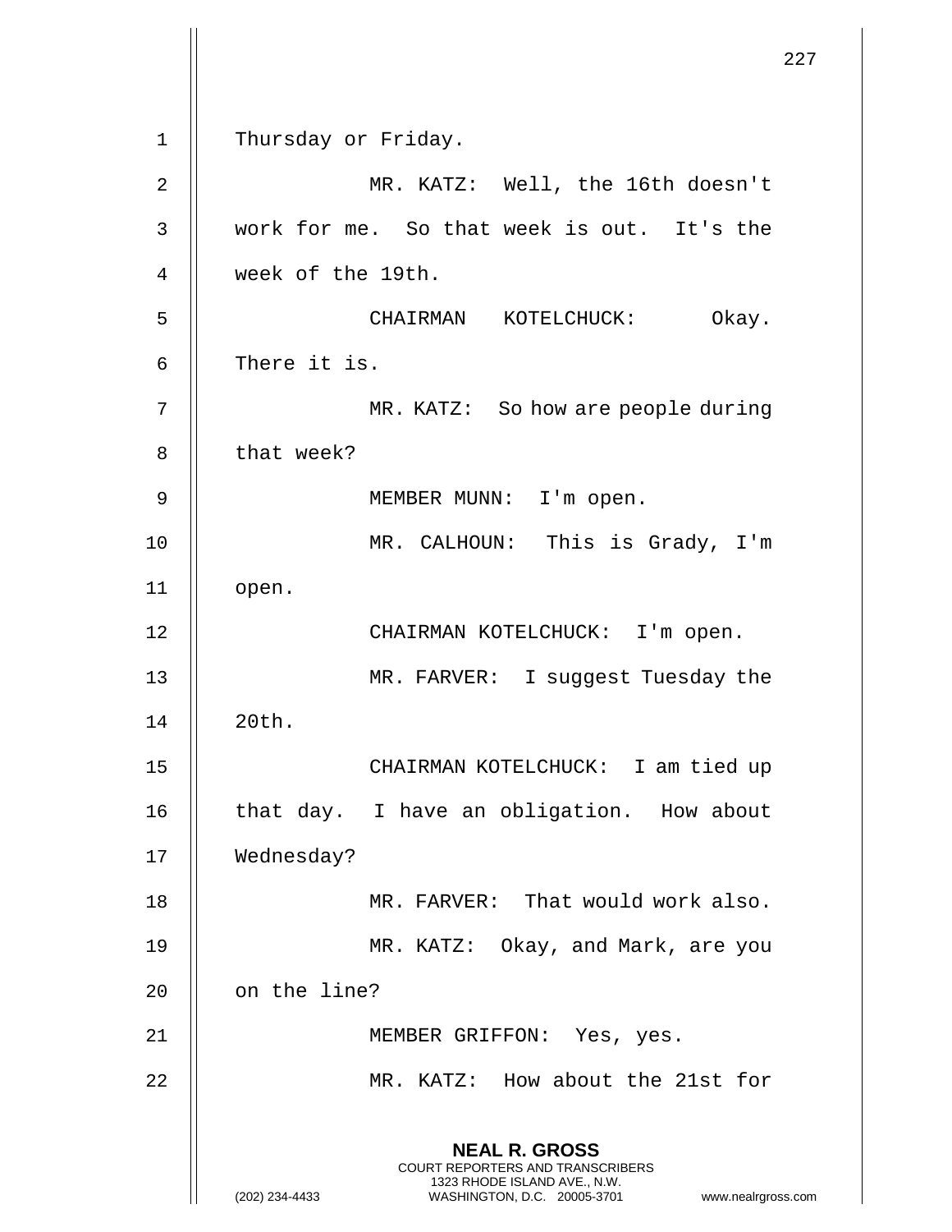Thursday or Friday.

MR. KATZ: Well, the 16th doesn't work for me. So that week is out. It's the week of the 19th.

CHAIRMAN KOTELCHUCK: Okay. There it is.

MR. KATZ: So how are people during that week?

MEMBER MUNN: I'm open.

MR. CALHOUN: This is Grady, I'm open.

CHAIRMAN KOTELCHUCK: I'm open.

MR. FARVER: I suggest Tuesday the 20th.

CHAIRMAN KOTELCHUCK: I am tied up that day. I have an obligation. How about Wednesday?

MR. FARVER: That would work also.

MR. KATZ: Okay, and Mark, are you on the line?

MEMBER GRIFFON: Yes, yes.

MR. KATZ: How about the 21st for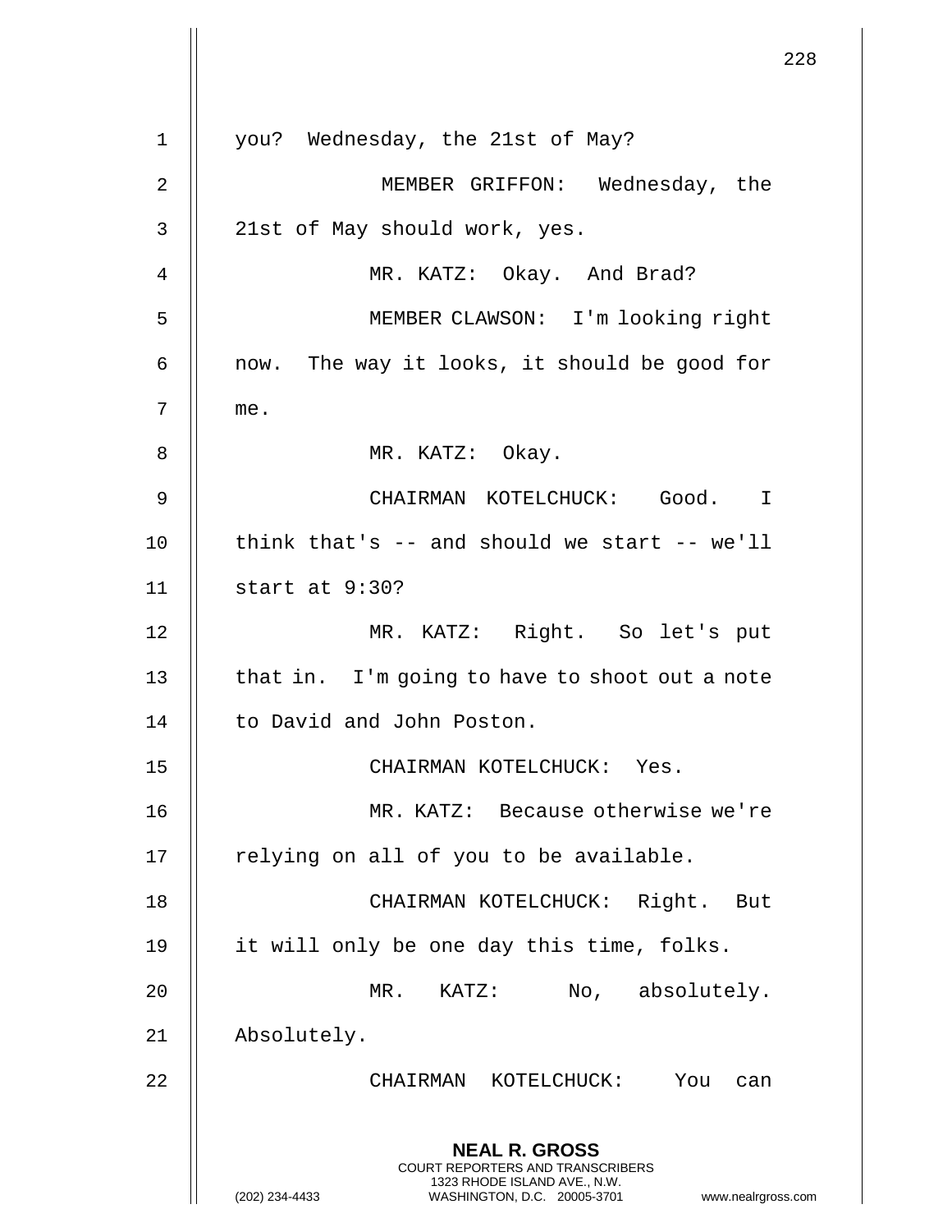you? Wednesday, the 21st of May?

MEMBER GRIFFON: Wednesday, the 21st of May should work, yes.

MR. KATZ: Okay. And Brad?

MEMBER CLAWSON: I'm looking right now. The way it looks, it should be good for me.

MR. KATZ: Okay.

CHAIRMAN KOTELCHUCK: Good. I think that's -- and should we start -- we'll start at 9:30?

MR. KATZ: Right. So let's put that in. I'm going to have to shoot out a note to David and John Poston.

CHAIRMAN KOTELCHUCK: Yes.

MR. KATZ: Because otherwise we're relying on all of you to be available.

CHAIRMAN KOTELCHUCK: Right. But it will only be one day this time, folks.

MR. KATZ: No, absolutely. Absolutely.

CHAIRMAN KOTELCHUCK: You can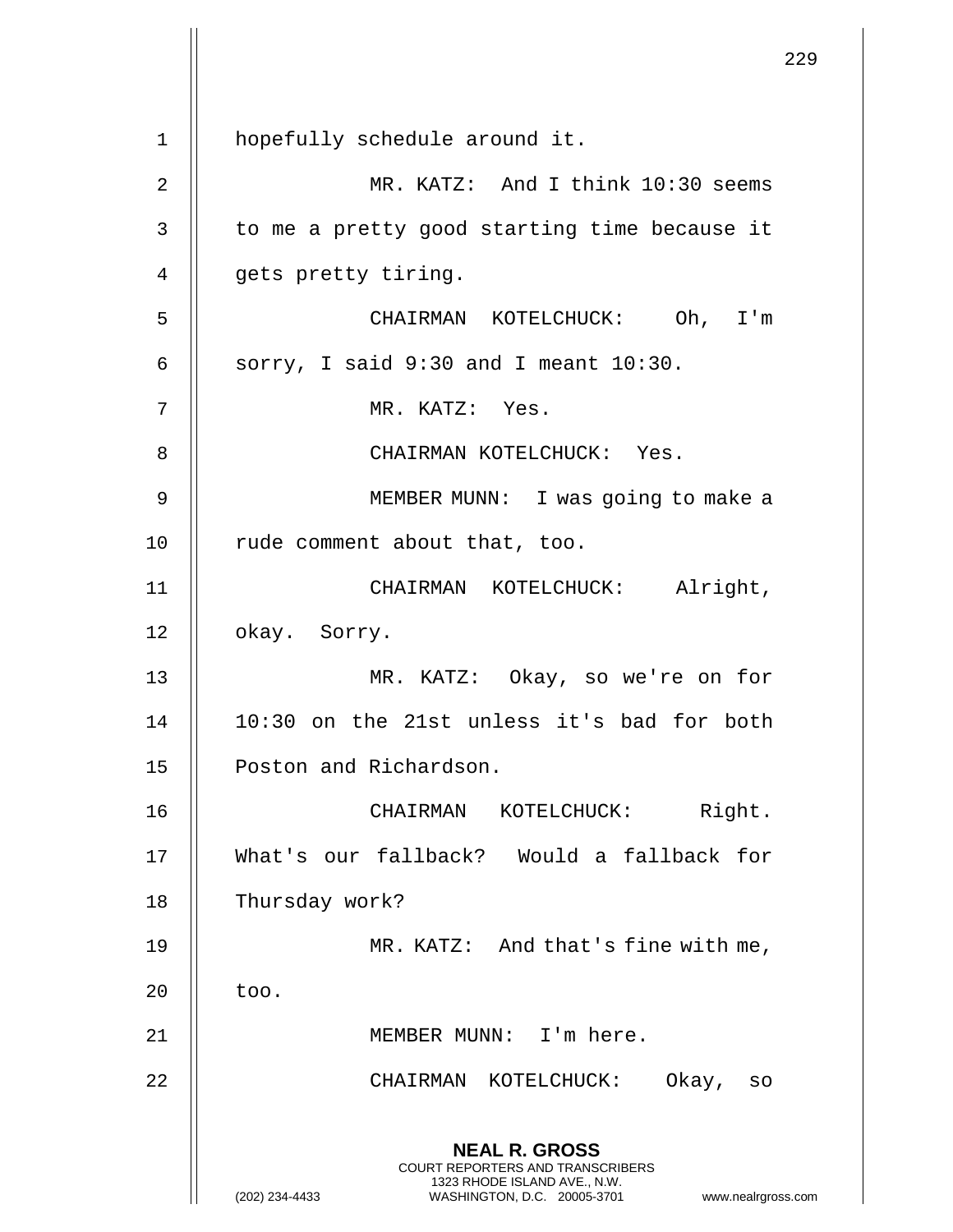hopefully schedule around it.

MR. KATZ: And I think 10:30 seems to me a pretty good starting time because it gets pretty tiring.

CHAIRMAN KOTELCHUCK: Oh, I'm sorry, I said 9:30 and I meant 10:30.

MR. KATZ: Yes.

CHAIRMAN KOTELCHUCK: Yes.

MEMBER MUNN: I was going to make a rude comment about that, too.

CHAIRMAN KOTELCHUCK: Alright, okay. Sorry.

MR. KATZ: Okay, so we're on for 10:30 on the 21st unless it's bad for both Poston and Richardson.

CHAIRMAN KOTELCHUCK: Right. What's our fallback? Would a fallback for Thursday work?

MR. KATZ: And that's fine with me, too.

MEMBER MUNN: I'm here.

CHAIRMAN KOTELCHUCK: Okay, so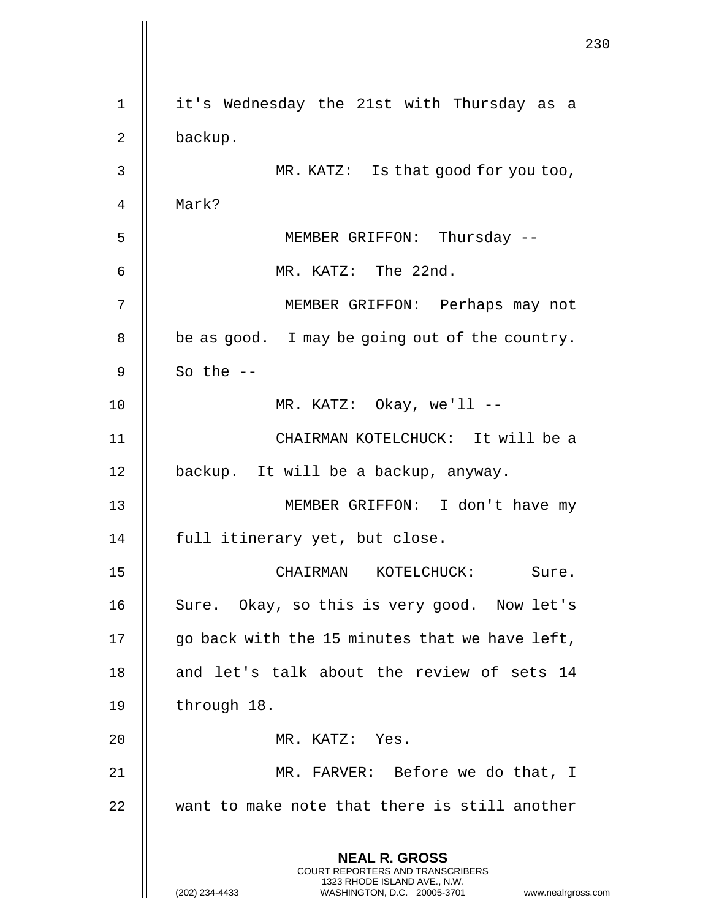it's Wednesday the 21st with Thursday as a backup.

MR. KATZ: Is that good for you too, Mark?

MEMBER GRIFFON: Thursday --

MR. KATZ: The 22nd.

MEMBER GRIFFON: Perhaps may not be as good. I may be going out of the country. So the --

MR. KATZ: Okay, we'll --

CHAIRMAN KOTELCHUCK: It will be a backup. It will be a backup, anyway.

MEMBER GRIFFON: I don't have my full itinerary yet, but close.

CHAIRMAN KOTELCHUCK: Sure. Sure. Okay, so this is very good. Now let's go back with the 15 minutes that we have left, and let's talk about the review of sets 14 through 18.

MR. KATZ: Yes.

MR. FARVER: Before we do that, I want to make note that there is still another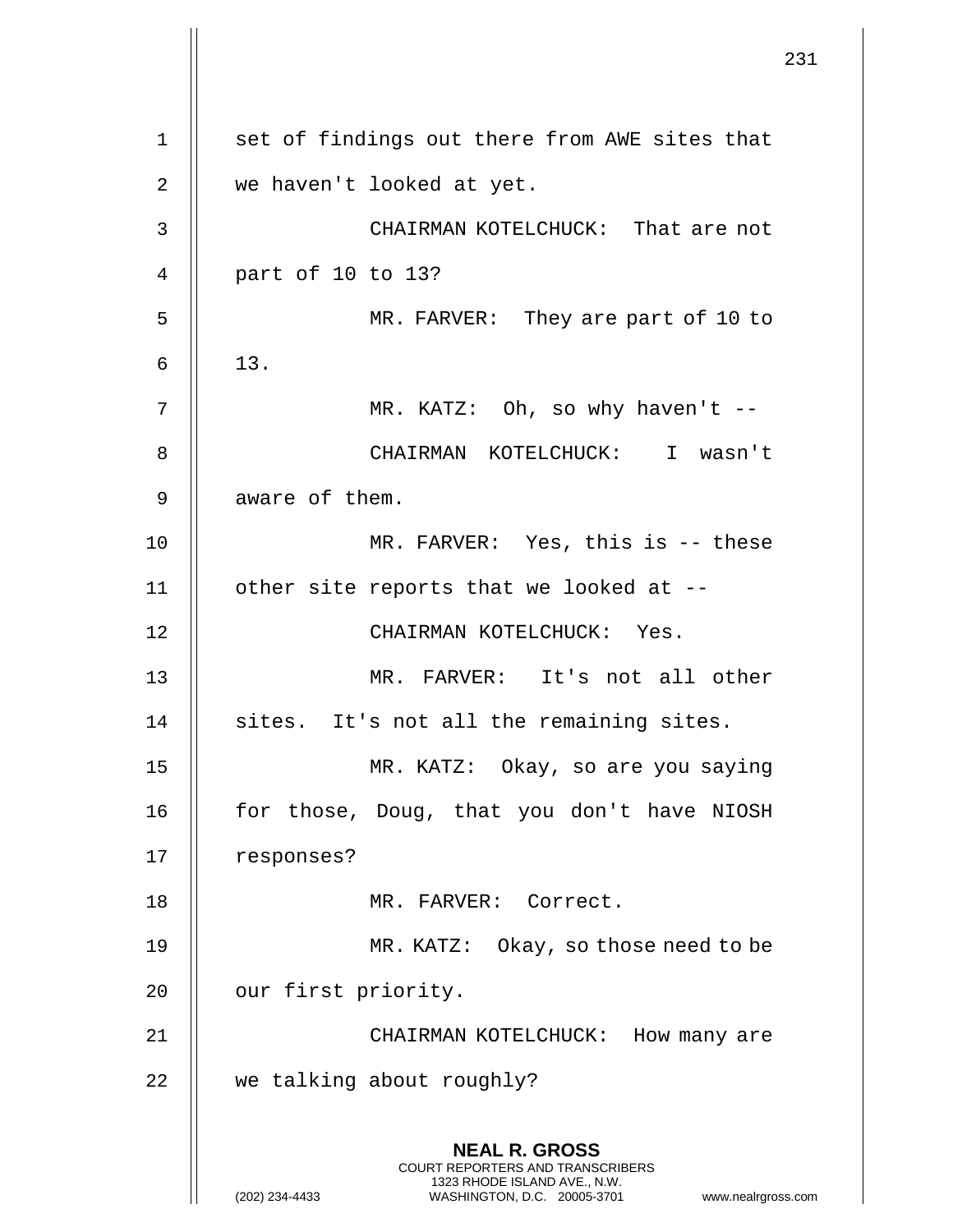set of findings out there from AWE sites that we haven't looked at yet.

CHAIRMAN KOTELCHUCK: That are not part of 10 to 13?

MR. FARVER: They are part of 10 to 13.

MR. KATZ: Oh, so why haven't --

CHAIRMAN KOTELCHUCK: I wasn't aware of them.

MR. FARVER: Yes, this is -- these other site reports that we looked at --

CHAIRMAN KOTELCHUCK: Yes.

MR. FARVER: It's not all other sites. It's not all the remaining sites.

MR. KATZ: Okay, so are you saying for those, Doug, that you don't have NIOSH responses?

MR. FARVER: Correct.

MR. KATZ: Okay, so those need to be our first priority.

CHAIRMAN KOTELCHUCK: How many are we talking about roughly?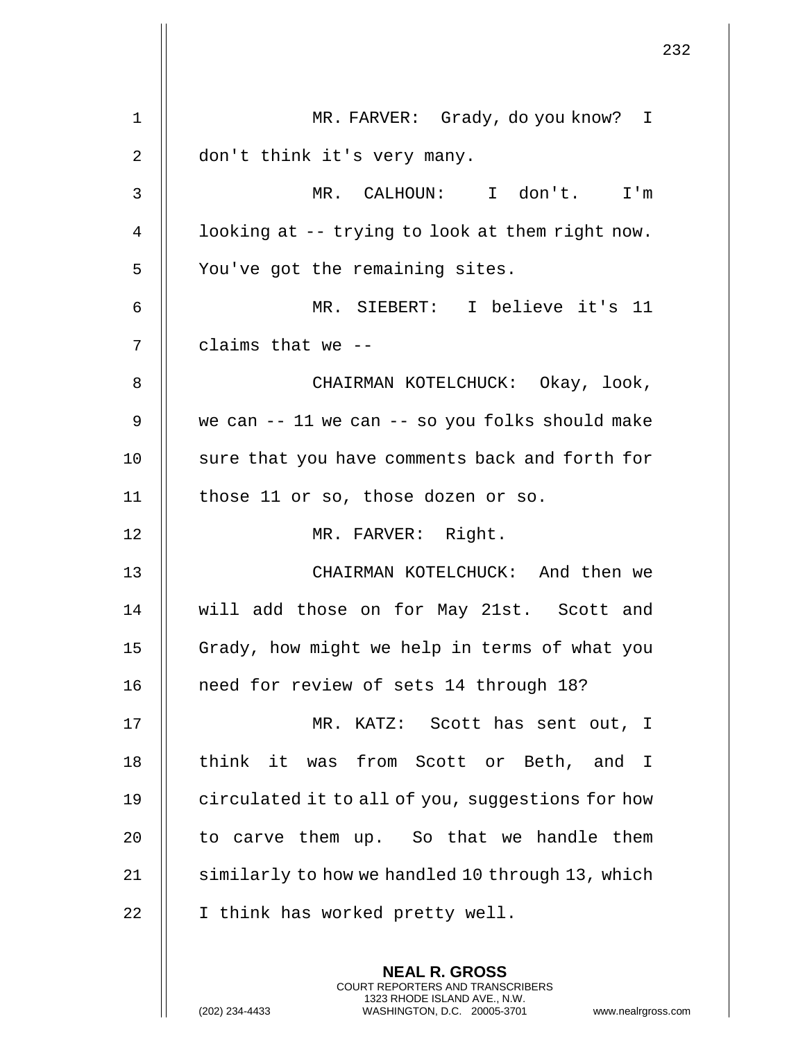MR. FARVER: Grady, do you know? I don't think it's very many.

MR. CALHOUN: I don't. I'm looking at -- trying to look at them right now. You've got the remaining sites.

MR. SIEBERT: I believe it's 11 claims that we --

CHAIRMAN KOTELCHUCK: Okay, look, we can -- 11 we can -- so you folks should make sure that you have comments back and forth for those 11 or so, those dozen or so.

MR. FARVER: Right.

CHAIRMAN KOTELCHUCK: And then we will add those on for May 21st. Scott and Grady, how might we help in terms of what you need for review of sets 14 through 18?

MR. KATZ: Scott has sent out, I think it was from Scott or Beth, and I circulated it to all of you, suggestions for how to carve them up. So that we handle them similarly to how we handled 10 through 13, which I think has worked pretty well.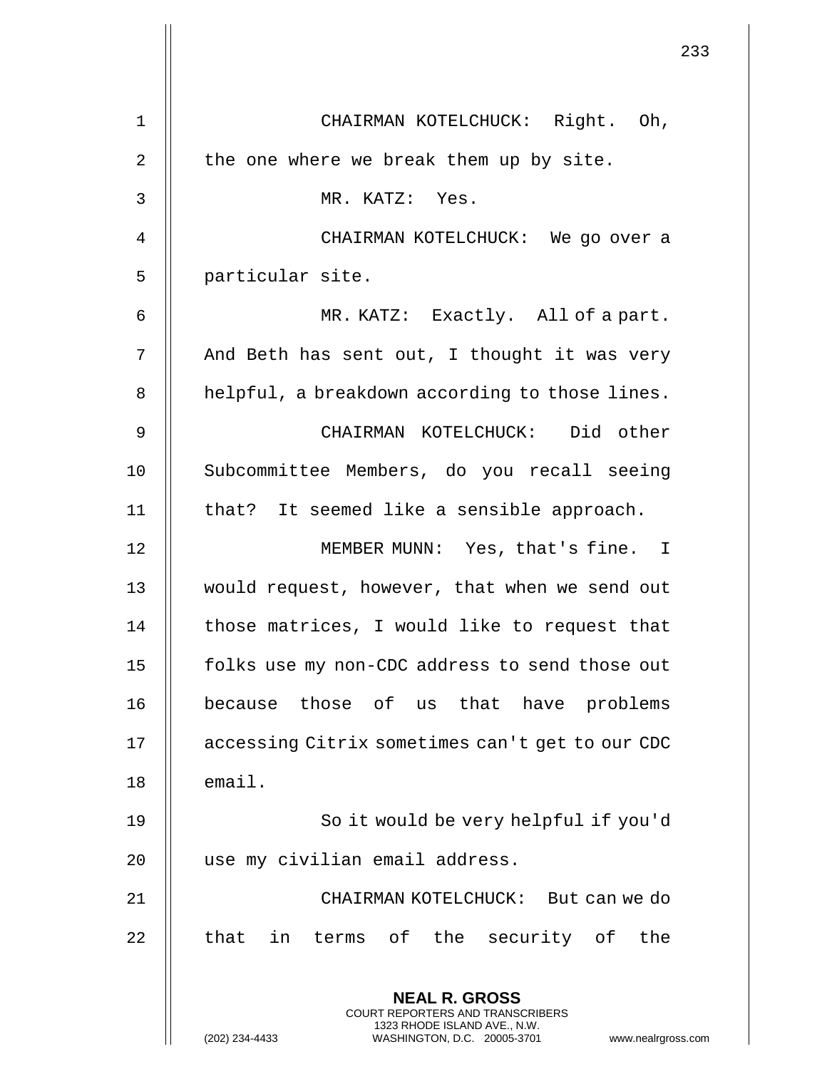CHAIRMAN KOTELCHUCK: Right. Oh, the one where we break them up by site.

MR. KATZ: Yes.

CHAIRMAN KOTELCHUCK: We go over a particular site.

MR. KATZ: Exactly. All of a part. And Beth has sent out, I thought it was very helpful, a breakdown according to those lines.

CHAIRMAN KOTELCHUCK: Did other Subcommittee Members, do you recall seeing that? It seemed like a sensible approach.

MEMBER MUNN: Yes, that's fine. I would request, however, that when we send out those matrices, I would like to request that folks use my non-CDC address to send those out because those of us that have problems accessing Citrix sometimes can't get to our CDC email.

So it would be very helpful if you'd use my civilian email address.

CHAIRMAN KOTELCHUCK: But can we do that in terms of the security of the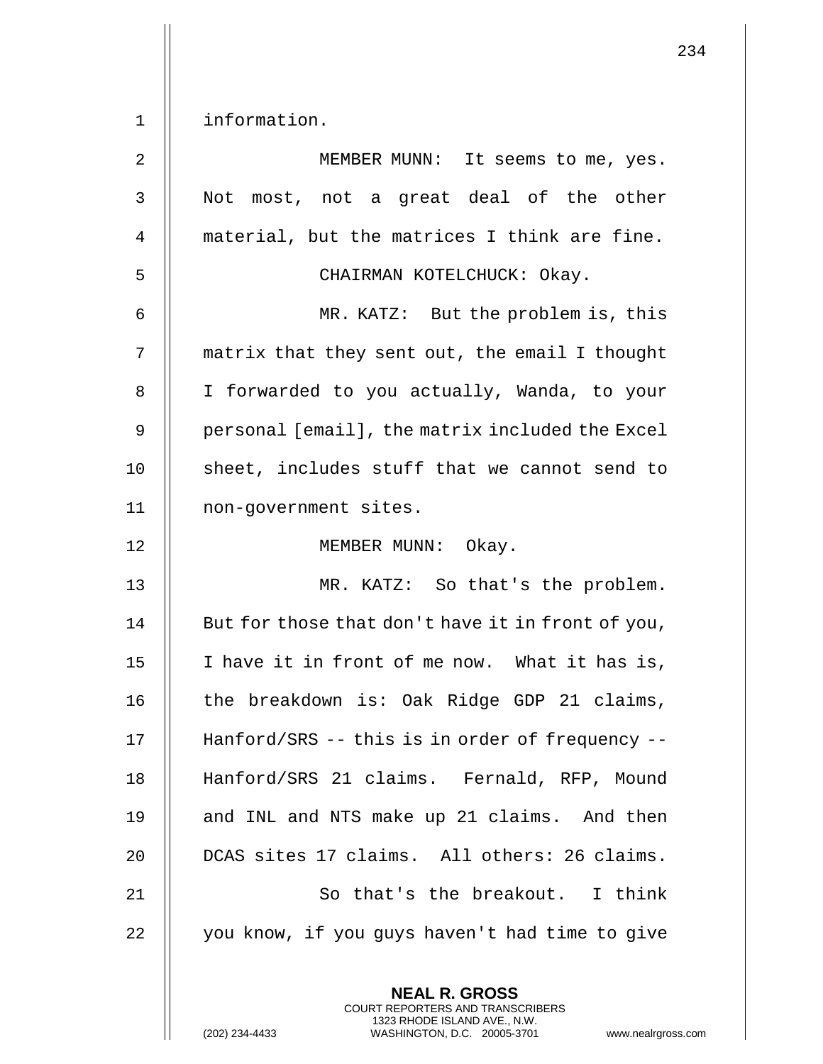information.

MEMBER MUNN: It seems to me, yes. Not most, not a great deal of the other material, but the matrices I think are fine.

CHAIRMAN KOTELCHUCK: Okay.

MR. KATZ: But the problem is, this matrix that they sent out, the email I thought I forwarded to you actually, Wanda, to your personal [email], the matrix included the Excel sheet, includes stuff that we cannot send to non-government sites.

MEMBER MUNN: Okay.

MR. KATZ: So that's the problem. But for those that don't have it in front of you, I have it in front of me now. What it has is, the breakdown is: Oak Ridge GDP 21 claims, Hanford/SRS -- this is in order of frequency -- Hanford/SRS 21 claims. Fernald, RFP, Mound and INL and NTS make up 21 claims. And then DCAS sites 17 claims. All others: 26 claims.

So that's the breakout. I think you know, if you guys haven't had time to give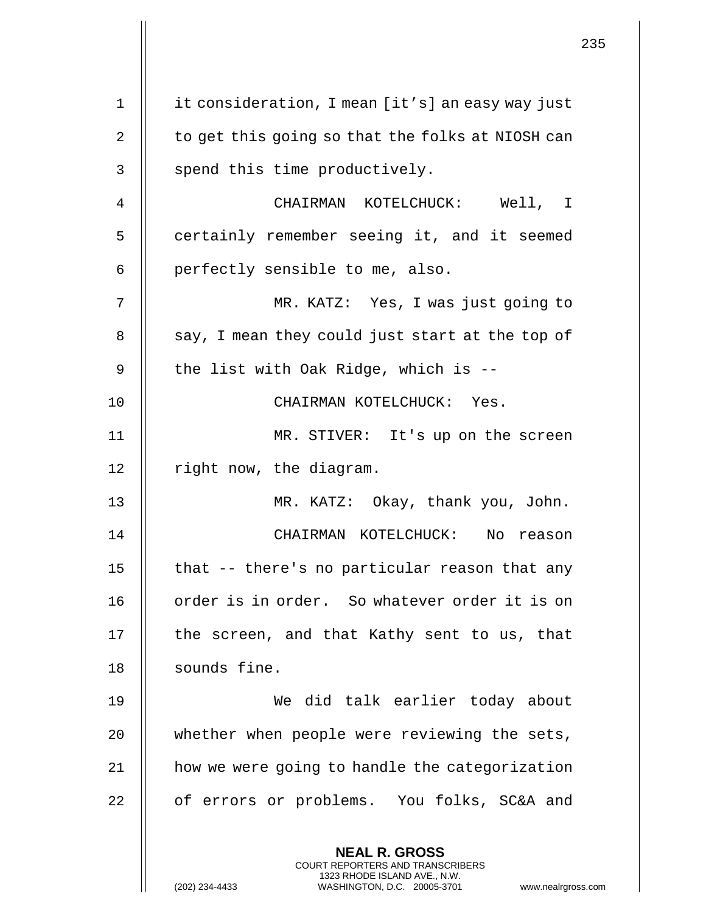it consideration, I mean [it’s] an easy way just to get this going so that the folks at NIOSH can spend this time productively.

CHAIRMAN KOTELCHUCK: Well, I certainly remember seeing it, and it seemed perfectly sensible to me, also.

MR. KATZ: Yes, I was just going to say, I mean they could just start at the top of the list with Oak Ridge, which is --

CHAIRMAN KOTELCHUCK: Yes.

MR. STIVER: It's up on the screen right now, the diagram.

MR. KATZ: Okay, thank you, John.

CHAIRMAN KOTELCHUCK: No reason that -- there's no particular reason that any order is in order. So whatever order it is on the screen, and that Kathy sent to us, that sounds fine.

We did talk earlier today about whether when people were reviewing the sets, how we were going to handle the categorization of errors or problems. You folks, SC&A and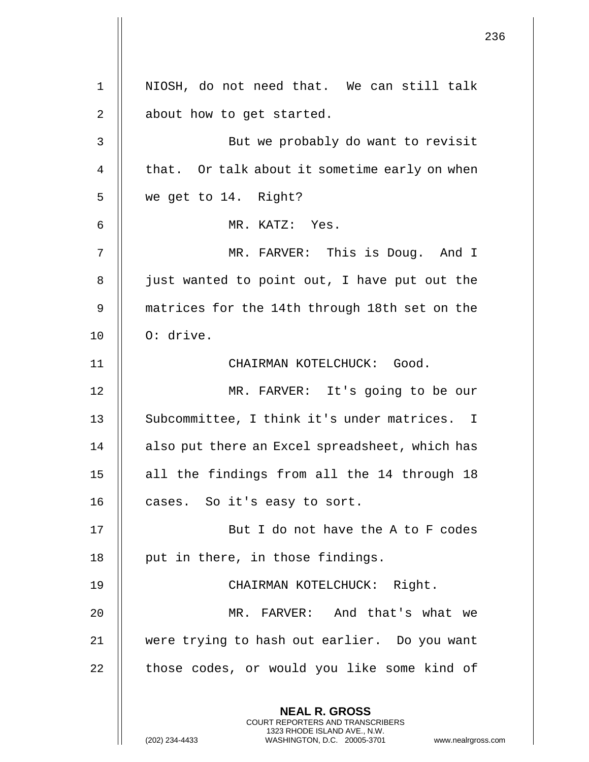NIOSH, do not need that. We can still talk about how to get started.

But we probably do want to revisit that. Or talk about it sometime early on when we get to 14. Right?

MR. KATZ: Yes.

MR. FARVER: This is Doug. And I just wanted to point out, I have put out the matrices for the 14th through 18th set on the O: drive.

CHAIRMAN KOTELCHUCK: Good.

MR. FARVER: It's going to be our Subcommittee, I think it's under matrices. I also put there an Excel spreadsheet, which has all the findings from all the 14 through 18 cases. So it's easy to sort.

But I do not have the A to F codes put in there, in those findings.

CHAIRMAN KOTELCHUCK: Right.

MR. FARVER: And that's what we were trying to hash out earlier. Do you want those codes, or would you like some kind of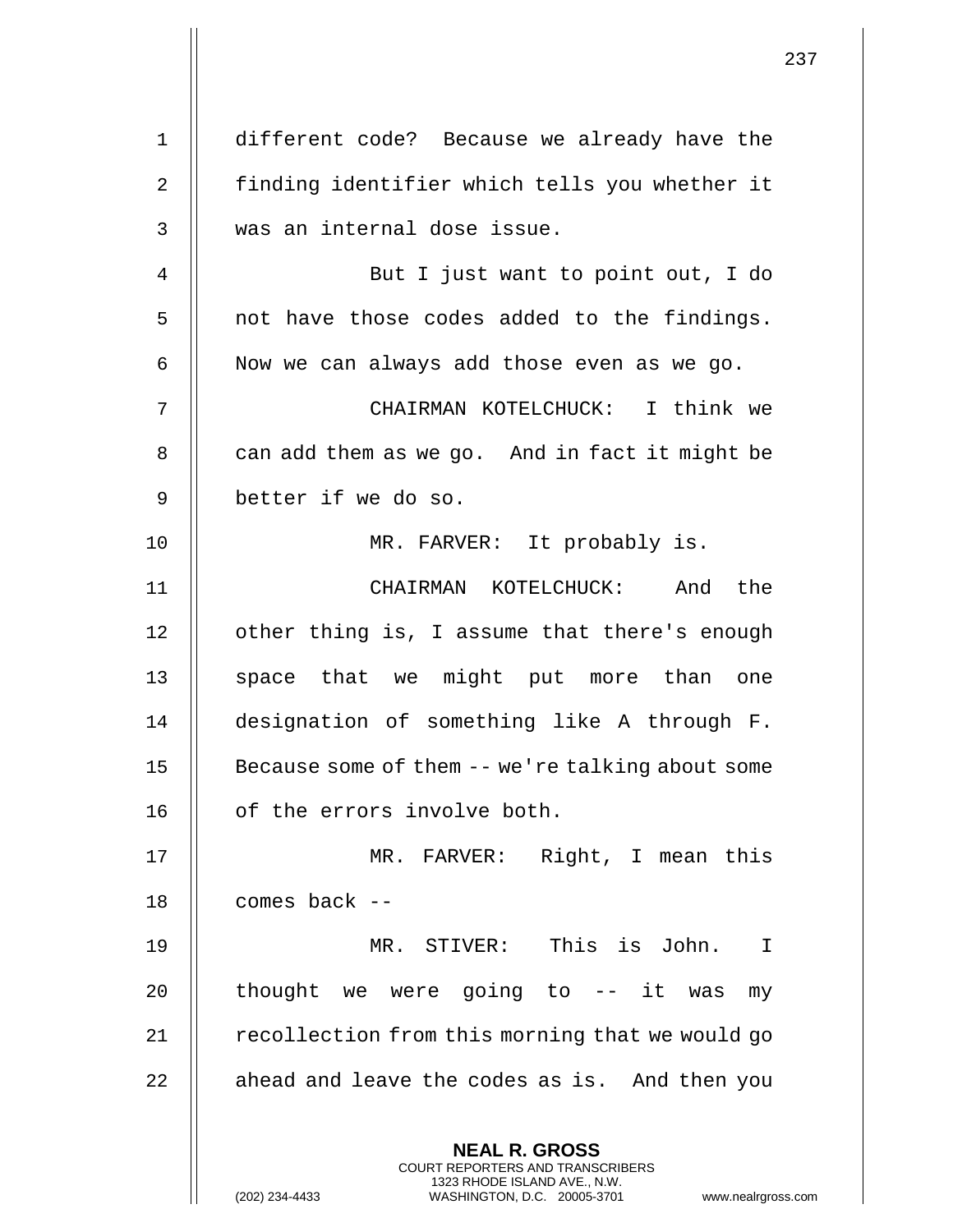different code? Because we already have the finding identifier which tells you whether it was an internal dose issue.

But I just want to point out, I do not have those codes added to the findings. Now we can always add those even as we go.

CHAIRMAN KOTELCHUCK: I think we can add them as we go. And in fact it might be better if we do so.

MR. FARVER: It probably is.

CHAIRMAN KOTELCHUCK: And the other thing is, I assume that there's enough space that we might put more than one designation of something like A through F. Because some of them -- we're talking about some of the errors involve both.

MR. FARVER: Right, I mean this comes back --

MR. STIVER: This is John. I thought we were going to -- it was my recollection from this morning that we would go ahead and leave the codes as is. And then you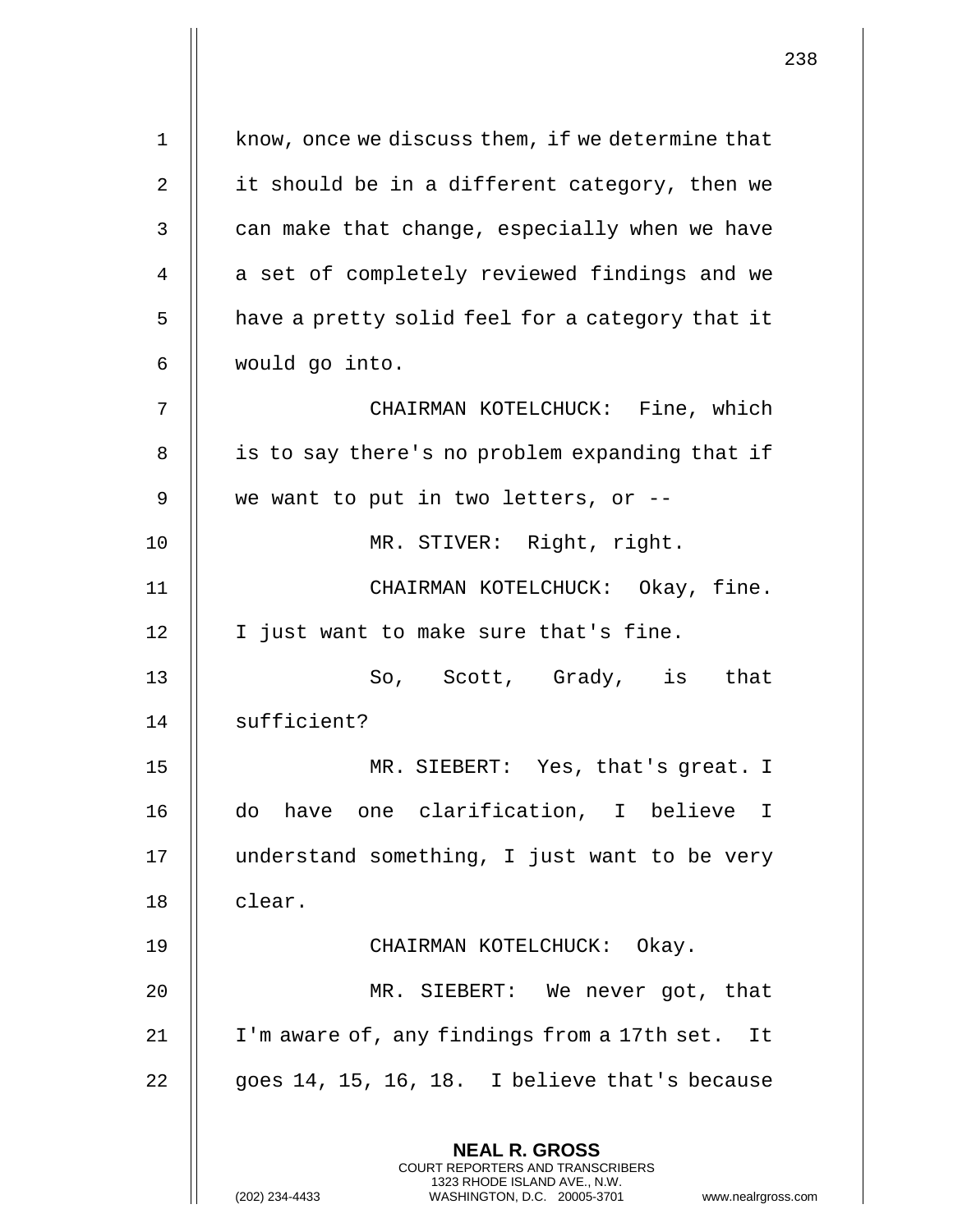know, once we discuss them, if we determine that it should be in a different category, then we can make that change, especially when we have a set of completely reviewed findings and we have a pretty solid feel for a category that it would go into.

CHAIRMAN KOTELCHUCK: Fine, which is to say there's no problem expanding that if we want to put in two letters, or --

MR. STIVER: Right, right.

CHAIRMAN KOTELCHUCK: Okay, fine. I just want to make sure that's fine.

So, Scott, Grady, is that sufficient?

MR. SIEBERT: Yes, that's great. I do have one clarification, I believe I understand something, I just want to be very clear.

CHAIRMAN KOTELCHUCK: Okay.

MR. SIEBERT: We never got, that I'm aware of, any findings from a 17th set. It goes 14, 15, 16, 18. I believe that's because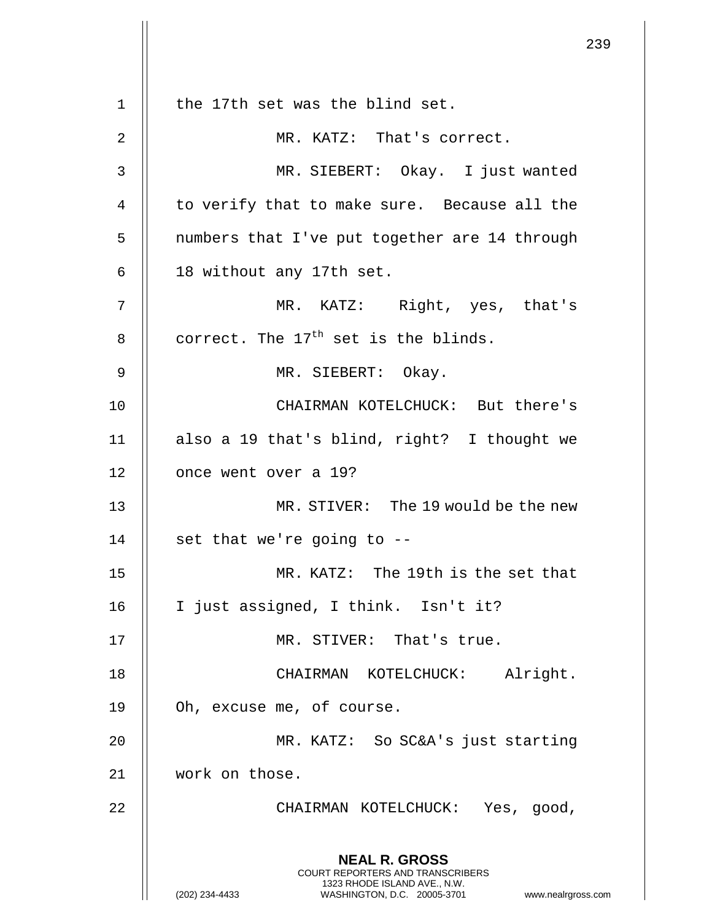the 17th set was the blind set.

MR. KATZ: That's correct.

MR. SIEBERT: Okay. I just wanted to verify that to make sure. Because all the numbers that I've put together are 14 through 18 without any 17th set.

MR. KATZ: Right, yes, that's correct. The $17^{th}$ set is the blinds.

MR. SIEBERT: Okay.

CHAIRMAN KOTELCHUCK: But there's also a 19 that's blind, right? I thought we once went over a 19?

MR. STIVER: The 19 would be the new set that we're going to --

MR. KATZ: The 19th is the set that I just assigned, I think. Isn't it?

MR. STIVER: That's true.

CHAIRMAN KOTELCHUCK: Alright. Oh, excuse me, of course.

MR. KATZ: So SC&A's just starting work on those.

CHAIRMAN KOTELCHUCK: Yes, good,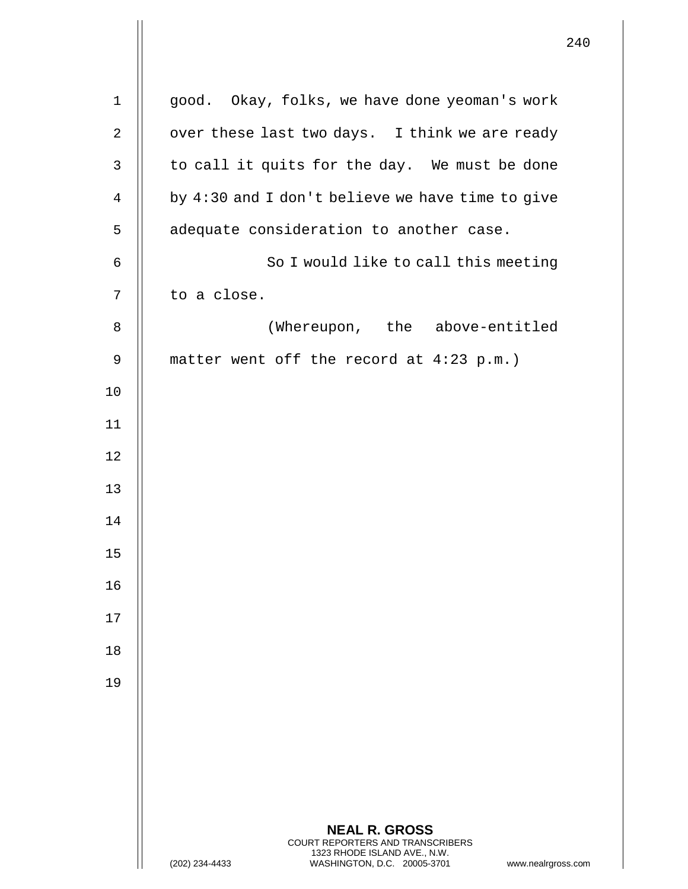good. Okay, folks, we have done yeoman's work over these last two days. I think we are ready to call it quits for the day. We must be done by 4:30 and I don't believe we have time to give adequate consideration to another case.

So I would like to call this meeting to a close.

(Whereupon, the above-entitled matter went off the record at 4:23 p.m.)